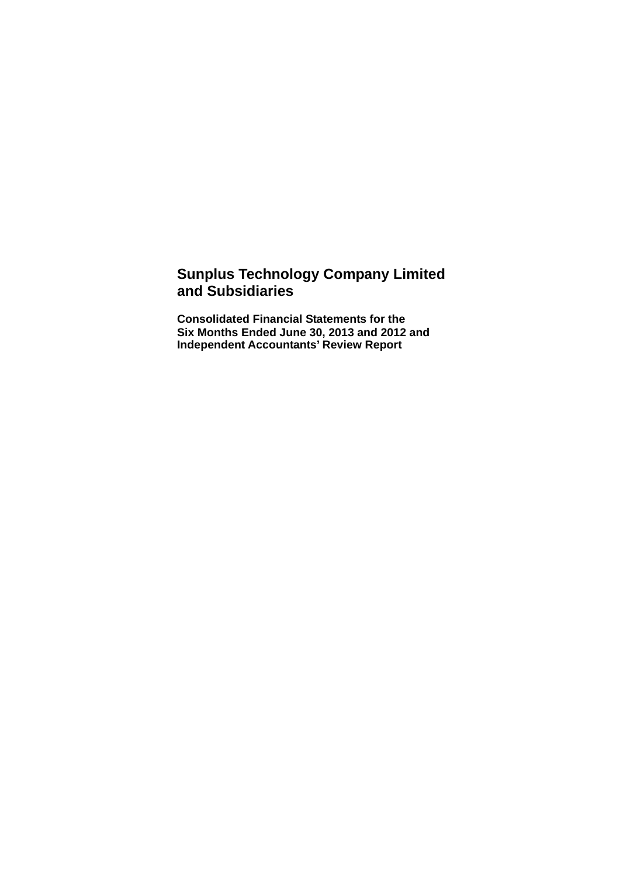# Sunplus Technology Company Limited and Subsidiaries

**Consolidated Financial Statements for the Six Months Ended June 30, 2013 and 2012 and Independent Accountants' Review Report**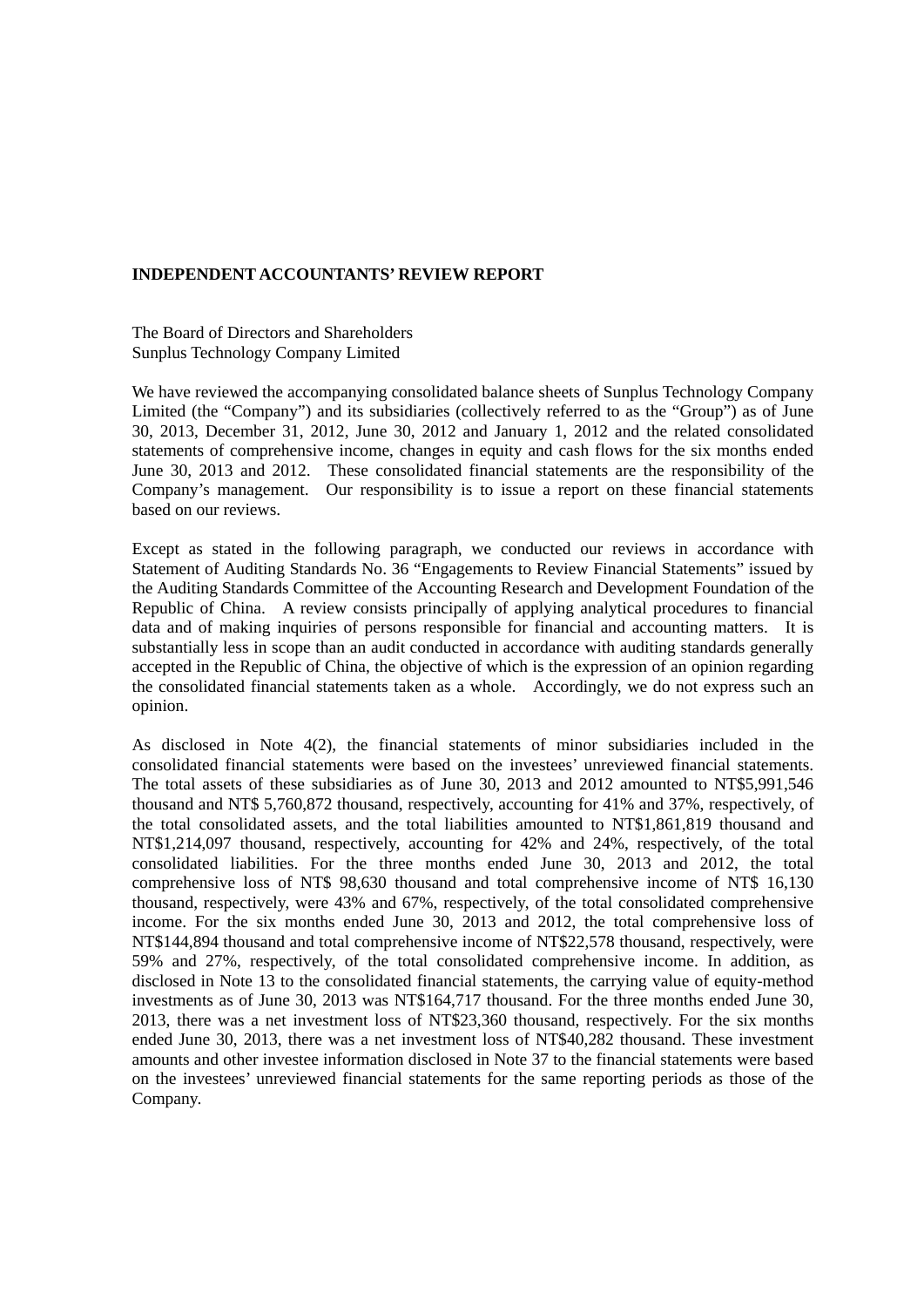**INDEPENDENT ACCOUNTANTS' REVIEW REPORT**

The Board of Directors and Shareholders
Sunplus Technology Company Limited

We have reviewed the accompanying consolidated balance sheets of Sunplus Technology Company Limited (the "Company") and its subsidiaries (collectively referred to as the "Group") as of June 30, 2013, December 31, 2012, June 30, 2012 and January 1, 2012 and the related consolidated statements of comprehensive income, changes in equity and cash flows for the six months ended June 30, 2013 and 2012. These consolidated financial statements are the responsibility of the Company's management. Our responsibility is to issue a report on these financial statements based on our reviews.

Except as stated in the following paragraph, we conducted our reviews in accordance with Statement of Auditing Standards No. 36 "Engagements to Review Financial Statements" issued by the Auditing Standards Committee of the Accounting Research and Development Foundation of the Republic of China. A review consists principally of applying analytical procedures to financial data and of making inquiries of persons responsible for financial and accounting matters. It is substantially less in scope than an audit conducted in accordance with auditing standards generally accepted in the Republic of China, the objective of which is the expression of an opinion regarding the consolidated financial statements taken as a whole. Accordingly, we do not express such an opinion.

As disclosed in Note 4(2), the financial statements of minor subsidiaries included in the consolidated financial statements were based on the investees' unreviewed financial statements. The total assets of these subsidiaries as of June 30, 2013 and 2012 amounted to NT$5,991,546 thousand and NT$ 5,760,872 thousand, respectively, accounting for 41% and 37%, respectively, of the total consolidated assets, and the total liabilities amounted to NT$1,861,819 thousand and NT$1,214,097 thousand, respectively, accounting for 42% and 24%, respectively, of the total consolidated liabilities. For the three months ended June 30, 2013 and 2012, the total comprehensive loss of NT$ 98,630 thousand and total comprehensive income of NT$ 16,130 thousand, respectively, were 43% and 67%, respectively, of the total consolidated comprehensive income. For the six months ended June 30, 2013 and 2012, the total comprehensive loss of NT$144,894 thousand and total comprehensive income of NT$22,578 thousand, respectively, were 59% and 27%, respectively, of the total consolidated comprehensive income. In addition, as disclosed in Note 13 to the consolidated financial statements, the carrying value of equity-method investments as of June 30, 2013 was NT$164,717 thousand. For the three months ended June 30, 2013, there was a net investment loss of NT$23,360 thousand, respectively. For the six months ended June 30, 2013, there was a net investment loss of NT$40,282 thousand. These investment amounts and other investee information disclosed in Note 37 to the financial statements were based on the investees' unreviewed financial statements for the same reporting periods as those of the Company.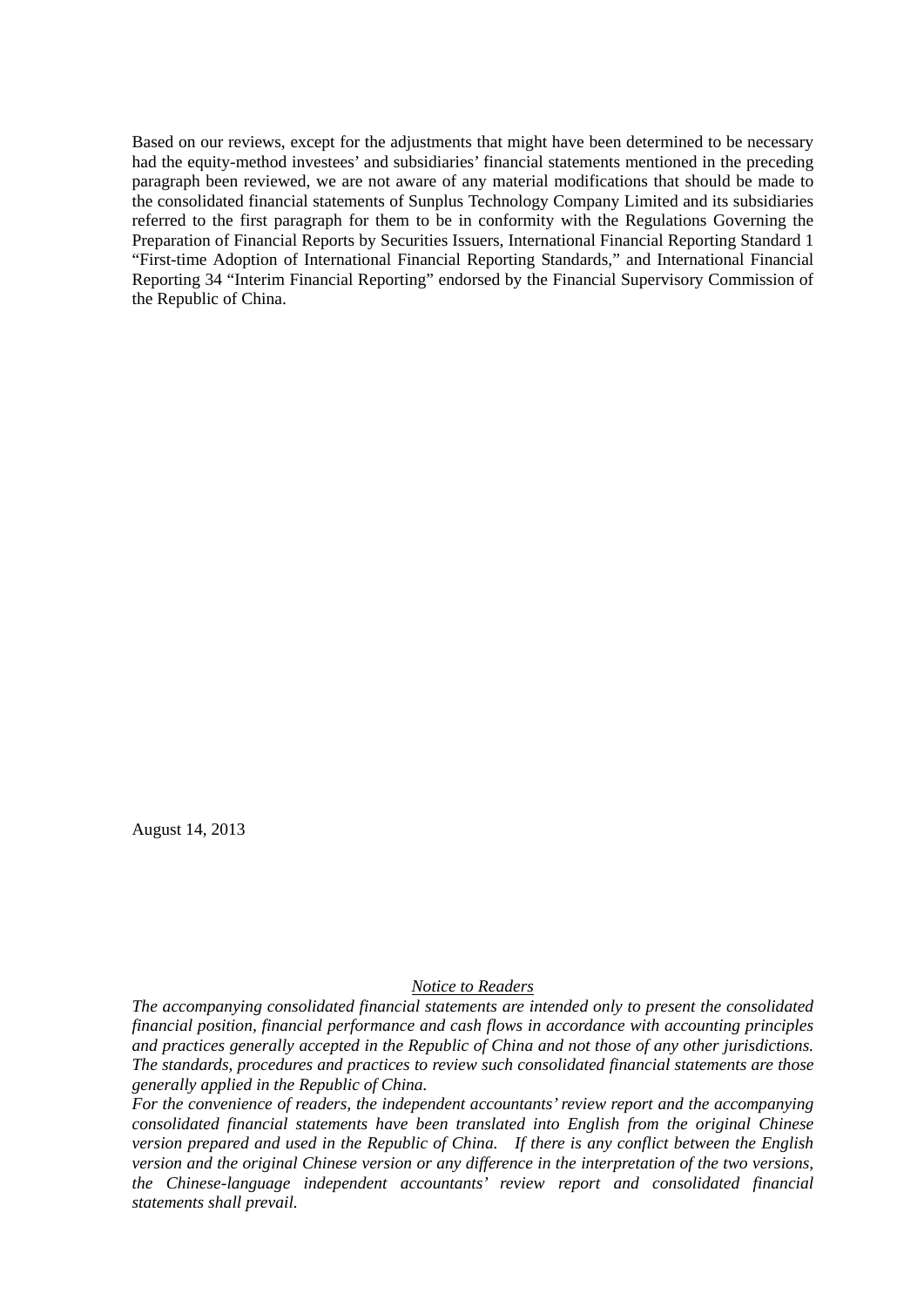Based on our reviews, except for the adjustments that might have been determined to be necessary had the equity-method investees' and subsidiaries' financial statements mentioned in the preceding paragraph been reviewed, we are not aware of any material modifications that should be made to the consolidated financial statements of Sunplus Technology Company Limited and its subsidiaries referred to the first paragraph for them to be in conformity with the Regulations Governing the Preparation of Financial Reports by Securities Issuers, International Financial Reporting Standard 1 "First-time Adoption of International Financial Reporting Standards," and International Financial Reporting 34 "Interim Financial Reporting" endorsed by the Financial Supervisory Commission of the Republic of China.

August 14, 2013

<u>*Notice to Readers*</u>

*The accompanying consolidated financial statements are intended only to present the consolidated financial position, financial performance and cash flows in accordance with accounting principles and practices generally accepted in the Republic of China and not those of any other jurisdictions. The standards, procedures and practices to review such consolidated financial statements are those generally applied in the Republic of China.*

*For the convenience of readers, the independent accountants' review report and the accompanying consolidated financial statements have been translated into English from the original Chinese version prepared and used in the Republic of China. If there is any conflict between the English version and the original Chinese version or any difference in the interpretation of the two versions, the Chinese-language independent accountants' review report and consolidated financial statements shall prevail.*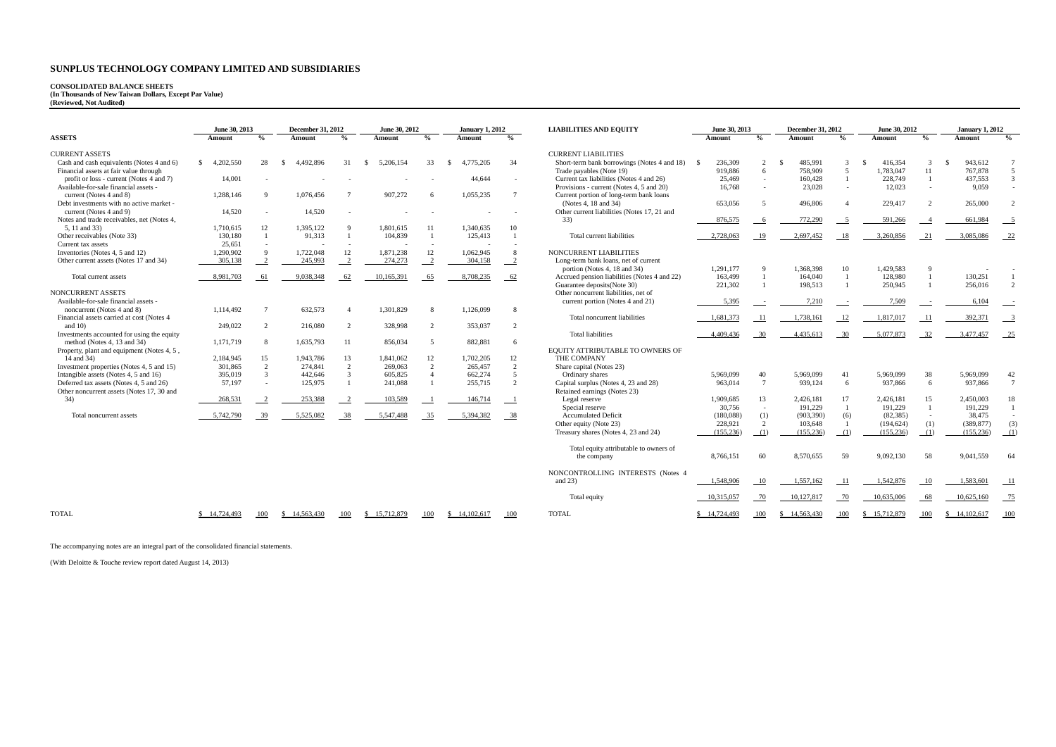# SUNPLUS TECHNOLOGY COMPANY LIMITED AND SUBSIDIARIES

**CONSOLIDATED BALANCE SHEETS**
**(In Thousands of New Taiwan Dollars, Except Par Value)**
**(Reviewed, Not Audited)**

| ASSETS | June 30, 2013 Amount | % | December 31, 2012 Amount | % | June 30, 2012 Amount | % | January 1, 2012 Amount | % |
|---|---|---|---|---|---|---|---|---|
| CURRENT ASSETS | | | | | | | | |
| Cash and cash equivalents (Notes 4 and 6) | $ 4,202,550 | 28 | $ 4,492,896 | 31 | $ 5,206,154 | 33 | $ 4,775,205 | 34 |
| Financial assets at fair value through profit or loss - current (Notes 4 and 7) | 14,001 | - | - | - | - | - | 44,644 | - |
| Available-for-sale financial assets - current (Notes 4 and 8) | 1,288,146 | 9 | 1,076,456 | 7 | 907,272 | 6 | 1,055,235 | 7 |
| Debt investments with no active market - current (Notes 4 and 9) | 14,520 | - | 14,520 | - | - | - | - | - |
| Notes and trade receivables, net (Notes 4, 5, 11 and 33) | 1,710,615 | 12 | 1,395,122 | 9 | 1,801,615 | 11 | 1,340,635 | 10 |
| Other receivables (Note 33) | 130,180 | 1 | 91,313 | 1 | 104,839 | 1 | 125,413 | 1 |
| Current tax assets | 25,651 | - | - | - | - | - | - | - |
| Inventories (Notes 4, 5 and 12) | 1,290,902 | 9 | 1,722,048 | 12 | 1,871,238 | 12 | 1,062,945 | 8 |
| Other current assets (Notes 17 and 34) | 305,138 | 2 | 245,993 | 2 | 274,273 | 2 | 304,158 | 2 |
| Total current assets | 8,981,703 | 61 | 9,038,348 | 62 | 10,165,391 | 65 | 8,708,235 | 62 |
| NONCURRENT ASSETS | | | | | | | | |
| Available-for-sale financial assets - noncurrent (Notes 4 and 8) | 1,114,492 | 7 | 632,573 | 4 | 1,301,829 | 8 | 1,126,099 | 8 |
| Financial assets carried at cost (Notes 4 and 10) | 249,022 | 2 | 216,080 | 2 | 328,998 | 2 | 353,037 | 2 |
| Investments accounted for using the equity method (Notes 4, 13 and 34) | 1,171,719 | 8 | 1,635,793 | 11 | 856,034 | 5 | 882,881 | 6 |
| Property, plant and equipment (Notes 4, 5, 14 and 34) | 2,184,945 | 15 | 1,943,786 | 13 | 1,841,062 | 12 | 1,702,205 | 12 |
| Investment properties (Notes 4, 5 and 15) | 301,865 | 2 | 274,841 | 2 | 269,063 | 2 | 265,457 | 2 |
| Intangible assets (Notes 4, 5 and 16) | 395,019 | 3 | 442,646 | 3 | 605,825 | 4 | 662,274 | 5 |
| Deferred tax assets (Notes 4, 5 and 26) | 57,197 | - | 125,975 | 1 | 241,088 | 1 | 255,715 | 2 |
| Other noncurrent assets (Notes 17, 30 and 34) | 268,531 | 2 | 253,388 | 2 | 103,589 | 1 | 146,714 | 1 |
| Total noncurrent assets | 5,742,790 | 39 | 5,525,082 | 38 | 5,547,488 | 35 | 5,394,382 | 38 |
| TOTAL | $ 14,724,493 | 100 | $ 14,563,430 | 100 | $ 15,712,879 | 100 | $ 14,102,617 | 100 |

| LIABILITIES AND EQUITY | June 30, 2013 Amount | % | December 31, 2012 Amount | % | June 30, 2012 Amount | % | January 1, 2012 Amount | % |
|---|---|---|---|---|---|---|---|---|
| CURRENT LIABILITIES | | | | | | | | |
| Short-term bank borrowings (Notes 4 and 18) | $ 236,309 | 2 | $ 485,991 | 3 | $ 416,354 | 3 | $ 943,612 | 7 |
| Trade payables (Note 19) | 919,886 | 6 | 758,909 | 5 | 1,783,047 | 11 | 767,878 | 5 |
| Current tax liabilities (Notes 4 and 26) | 25,469 | - | 160,428 | 1 | 228,749 | 1 | 437,553 | 3 |
| Provisions - current (Notes 4, 5 and 20) | 16,768 | - | 23,028 | - | 12,023 | - | 9,059 | - |
| Current portion of long-term bank loans (Notes 4, 18 and 34) | 653,056 | 5 | 496,806 | 4 | 229,417 | 2 | 265,000 | 2 |
| Other current liabilities (Notes 17, 21 and 33) | 876,575 | 6 | 772,290 | 5 | 591,266 | 4 | 661,984 | 5 |
| Total current liabilities | 2,728,063 | 19 | 2,697,452 | 18 | 3,260,856 | 21 | 3,085,086 | 22 |
| NONCURRENT LIABILITIES | | | | | | | | |
| Long-term bank loans, net of current portion (Notes 4, 18 and 34) | 1,291,177 | 9 | 1,368,398 | 10 | 1,429,583 | 9 | - | - |
| Accrued pension liabilities (Notes 4 and 22) | 163,499 | 1 | 164,040 | 1 | 128,980 | 1 | 130,251 | 1 |
| Guarantee deposits(Note 30) | 221,302 | 1 | 198,513 | 1 | 250,945 | 1 | 256,016 | 2 |
| Other noncurrent liabilities, net of current portion (Notes 4 and 21) | 5,395 | - | 7,210 | - | 7,509 | - | 6,104 | - |
| Total noncurrent liabilities | 1,681,373 | 11 | 1,738,161 | 12 | 1,817,017 | 11 | 392,371 | 3 |
| Total liabilities | 4,409,436 | 30 | 4,435,613 | 30 | 5,077,873 | 32 | 3,477,457 | 25 |
| EQUITY ATTRIBUTABLE TO OWNERS OF THE COMPANY | | | | | | | | |
| Share capital (Notes 23) | | | | | | | | |
| Ordinary shares | 5,969,099 | 40 | 5,969,099 | 41 | 5,969,099 | 38 | 5,969,099 | 42 |
| Capital surplus (Notes 4, 23 and 28) | 963,014 | 7 | 939,124 | 6 | 937,866 | 6 | 937,866 | 7 |
| Retained earnings (Notes 23) | | | | | | | | |
| Legal reserve | 1,909,685 | 13 | 2,426,181 | 17 | 2,426,181 | 15 | 2,450,003 | 18 |
| Special reserve | 30,756 | - | 191,229 | 1 | 191,229 | 1 | 191,229 | 1 |
| Accumulated Deficit | (180,088) | (1) | (903,390) | (6) | (82,385) | - | 38,475 | - |
| Other equity (Note 23) | 228,921 | 2 | 103,648 | 1 | (194,624) | (1) | (389,877) | (3) |
| Treasury shares (Notes 4, 23 and 24) | (155,236) | (1) | (155,236) | (1) | (155,236) | (1) | (155,236) | (1) |
| Total equity attributable to owners of the company | 8,766,151 | 60 | 8,570,655 | 59 | 9,092,130 | 58 | 9,041,559 | 64 |
| NONCONTROLLING INTERESTS (Notes 4 and 23) | 1,548,906 | 10 | 1,557,162 | 11 | 1,542,876 | 10 | 1,583,601 | 11 |
| Total equity | 10,315,057 | 70 | 10,127,817 | 70 | 10,635,006 | 68 | 10,625,160 | 75 |
| TOTAL | $ 14,724,493 | 100 | $ 14,563,430 | 100 | $ 15,712,879 | 100 | $ 14,102,617 | 100 |

The accompanying notes are an integral part of the consolidated financial statements.

(With Deloitte & Touche review report dated August 14, 2013)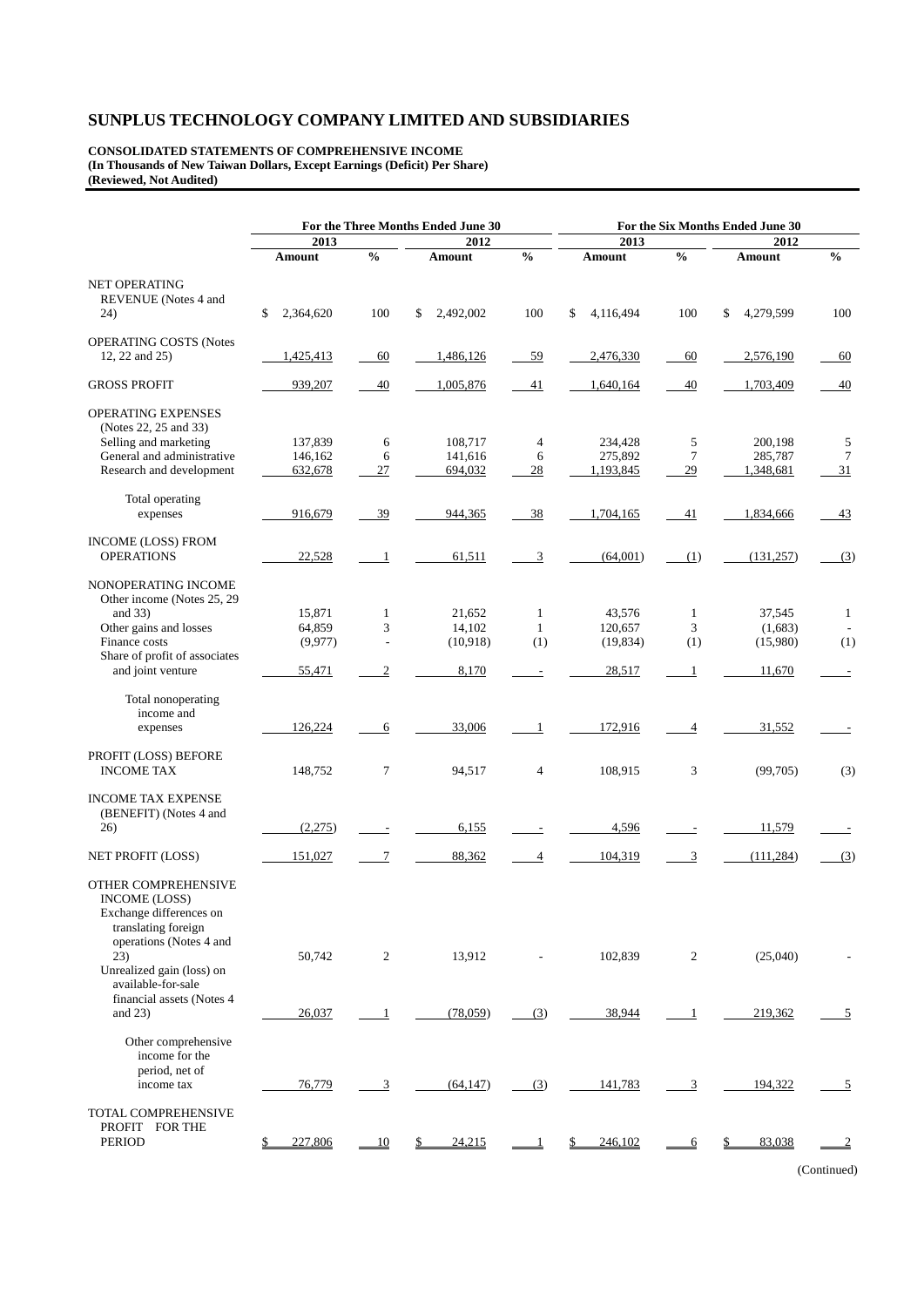# SUNPLUS TECHNOLOGY COMPANY LIMITED AND SUBSIDIARIES

**CONSOLIDATED STATEMENTS OF COMPREHENSIVE INCOME**
**(In Thousands of New Taiwan Dollars, Except Earnings (Deficit) Per Share)**
**(Reviewed, Not Audited)**

| | For the Three Months Ended June 30 | | | | For the Six Months Ended June 30 | | | |
|---|---|---|---|---|---|---|---|---|
| | 2013 | | 2012 | | 2013 | | 2012 | |
| | Amount | % | Amount | % | Amount | % | Amount | % |
| NET OPERATING REVENUE (Notes 4 and 24) | $ 2,364,620 | 100 | $ 2,492,002 | 100 | $ 4,116,494 | 100 | $ 4,279,599 | 100 |
| OPERATING COSTS (Notes 12, 22 and 25) | 1,425,413 | 60 | 1,486,126 | 59 | 2,476,330 | 60 | 2,576,190 | 60 |
| GROSS PROFIT | 939,207 | 40 | 1,005,876 | 41 | 1,640,164 | 40 | 1,703,409 | 40 |
| OPERATING EXPENSES (Notes 22, 25 and 33) | | | | | | | | |
| Selling and marketing | 137,839 | 6 | 108,717 | 4 | 234,428 | 5 | 200,198 | 5 |
| General and administrative | 146,162 | 6 | 141,616 | 6 | 275,892 | 7 | 285,787 | 7 |
| Research and development | 632,678 | 27 | 694,032 | 28 | 1,193,845 | 29 | 1,348,681 | 31 |
| Total operating expenses | 916,679 | 39 | 944,365 | 38 | 1,704,165 | 41 | 1,834,666 | 43 |
| INCOME (LOSS) FROM OPERATIONS | 22,528 | 1 | 61,511 | 3 | (64,001) | (1) | (131,257) | (3) |
| NONOPERATING INCOME | | | | | | | | |
| Other income (Notes 25, 29 and 33) | 15,871 | 1 | 21,652 | 1 | 43,576 | 1 | 37,545 | 1 |
| Other gains and losses | 64,859 | 3 | 14,102 | 1 | 120,657 | 3 | (1,683) | - |
| Finance costs | (9,977) | - | (10,918) | (1) | (19,834) | (1) | (15,980) | (1) |
| Share of profit of associates and joint venture | 55,471 | 2 | 8,170 | - | 28,517 | 1 | 11,670 | - |
| Total nonoperating income and expenses | 126,224 | 6 | 33,006 | 1 | 172,916 | 4 | 31,552 | - |
| PROFIT (LOSS) BEFORE INCOME TAX | 148,752 | 7 | 94,517 | 4 | 108,915 | 3 | (99,705) | (3) |
| INCOME TAX EXPENSE (BENEFIT) (Notes 4 and 26) | (2,275) | - | 6,155 | - | 4,596 | - | 11,579 | - |
| NET PROFIT (LOSS) | 151,027 | 7 | 88,362 | 4 | 104,319 | 3 | (111,284) | (3) |
| OTHER COMPREHENSIVE INCOME (LOSS) | | | | | | | | |
| Exchange differences on translating foreign operations (Notes 4 and 23) | 50,742 | 2 | 13,912 | - | 102,839 | 2 | (25,040) | - |
| Unrealized gain (loss) on available-for-sale financial assets (Notes 4 and 23) | 26,037 | 1 | (78,059) | (3) | 38,944 | 1 | 219,362 | 5 |
| Other comprehensive income for the period, net of income tax | 76,779 | 3 | (64,147) | (3) | 141,783 | 3 | 194,322 | 5 |
| TOTAL COMPREHENSIVE PROFIT FOR THE PERIOD | $ 227,806 | 10 | $ 24,215 | 1 | $ 246,102 | 6 | $ 83,038 | 2 |

(Continued)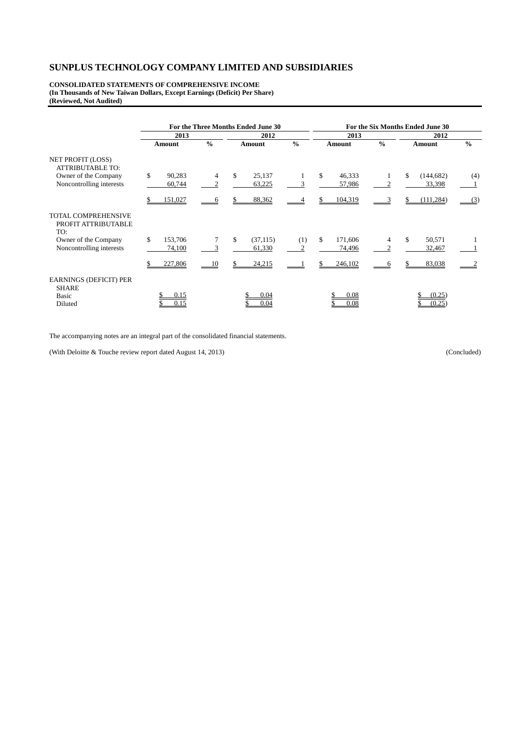# SUNPLUS TECHNOLOGY COMPANY LIMITED AND SUBSIDIARIES

**CONSOLIDATED STATEMENTS OF COMPREHENSIVE INCOME**
**(In Thousands of New Taiwan Dollars, Except Earnings (Deficit) Per Share)**
**(Reviewed, Not Audited)**

| | For the Three Months Ended June 30 | | | | For the Six Months Ended June 30 | | | |
|---|---|---|---|---|---|---|---|---|
| | 2013 | | 2012 | | 2013 | | 2012 | |
| | Amount | % | Amount | % | Amount | % | Amount | % |
| NET PROFIT (LOSS) ATTRIBUTABLE TO: | | | | | | | | |
| Owner of the Company | $ 90,283 | 4 | $ 25,137 | 1 | $ 46,333 | 1 | $ (144,682) | (4) |
| Noncontrolling interests | 60,744 | 2 | 63,225 | 3 | 57,986 | 2 | 33,398 | 1 |
| | $ 151,027 | 6 | $ 88,362 | 4 | $ 104,319 | 3 | $ (111,284) | (3) |
| TOTAL COMPREHENSIVE PROFIT ATTRIBUTABLE TO: | | | | | | | | |
| Owner of the Company | $ 153,706 | 7 | $ (37,115) | (1) | $ 171,606 | 4 | $ 50,571 | 1 |
| Noncontrolling interests | 74,100 | 3 | 61,330 | 2 | 74,496 | 2 | 32,467 | 1 |
| | $ 227,806 | 10 | $ 24,215 | 1 | $ 246,102 | 6 | $ 83,038 | 2 |
| EARNINGS (DEFICIT) PER SHARE | | | | | | | | |
| Basic | $ 0.15 | | $ 0.04 | | $ 0.08 | | $ (0.25) | |
| Diluted | $ 0.15 | | $ 0.04 | | $ 0.08 | | $ (0.25) | |

The accompanying notes are an integral part of the consolidated financial statements.

(With Deloitte & Touche review report dated August 14, 2013) (Concluded)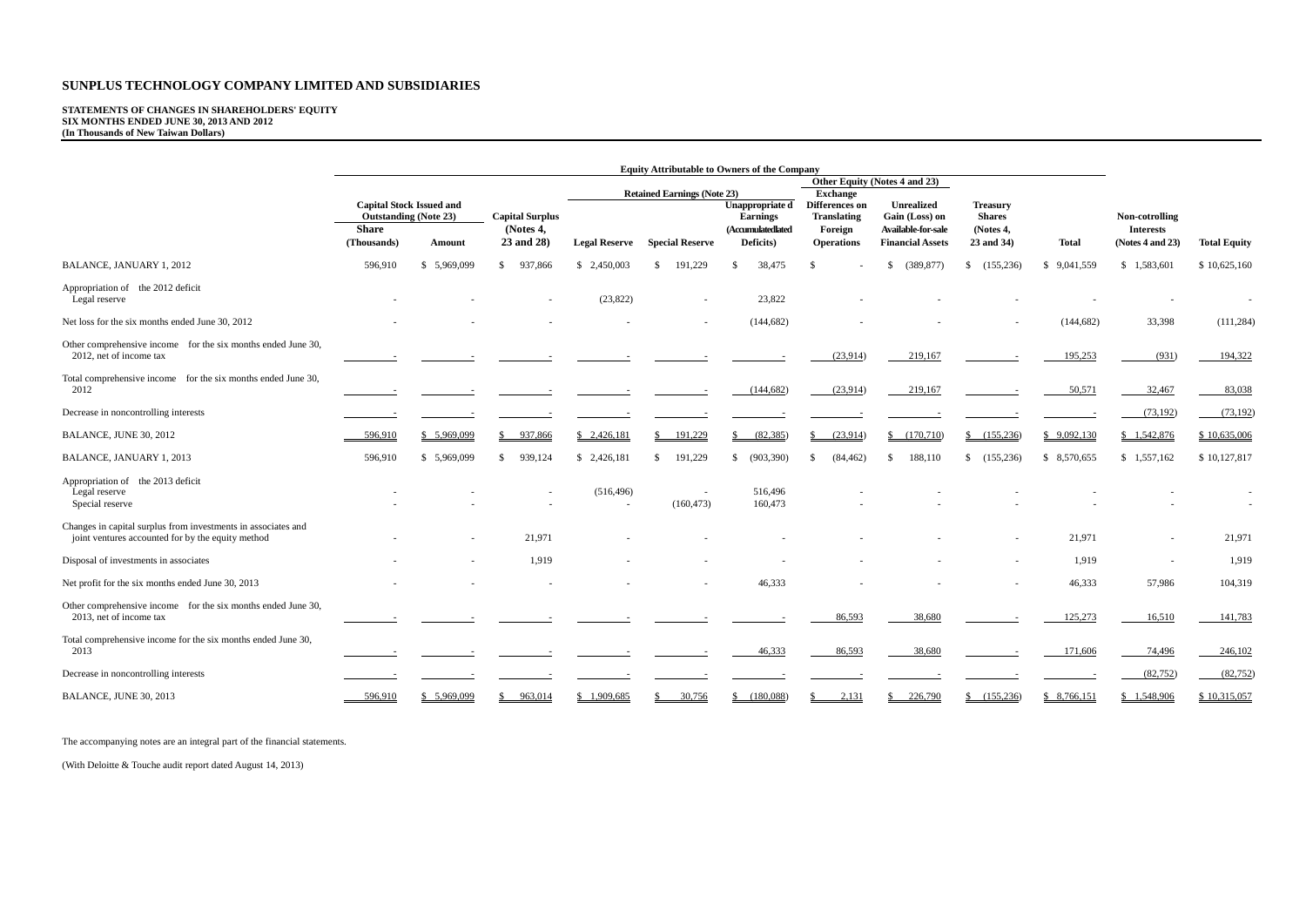# SUNPLUS TECHNOLOGY COMPANY LIMITED AND SUBSIDIARIES

**STATEMENTS OF CHANGES IN SHAREHOLDERS' EQUITY**
**SIX MONTHS ENDED JUNE 30, 2013 AND 2012**
**(In Thousands of New Taiwan Dollars)**

| | Equity Attributable to Owners of the Company | | | | | | | | | | | |
|---|---|---|---|---|---|---|---|---|---|---|---|---|
| | Capital Stock Issued and Outstanding (Note 23) | | Capital Surplus (Notes 4, 23 and 28) | Retained Earnings (Note 23) | | | Other Equity (Notes 4 and 23) | | Treasury Shares (Notes 4, 23 and 34) | Total | Non-cotrolling Interests (Notes 4 and 23) | Total Equity |
| | Share (Thousands) | Amount | | Legal Reserve | Special Reserve | Unappropriate d Earnings (Accumulatedlated Deficits) | Exchange Differences on Translating Foreign Operations | Unrealized Gain (Loss) on Available-for-sale Financial Assets | | | | |
| BALANCE, JANUARY 1, 2012 | 596,910 | $ 5,969,099 | $ 937,866 | $ 2,450,003 | $ 191,229 | $ 38,475 | $ - | $ (389,877) | $ (155,236) | $ 9,041,559 | $ 1,583,601 | $ 10,625,160 |
| Appropriation of the 2012 deficit | | | | | | | | | | | | |
| Legal reserve | - | - | - | (23,822) | - | 23,822 | - | - | - | - | - | - |
| Net loss for the six months ended June 30, 2012 | - | - | - | - | - | (144,682) | - | - | - | (144,682) | 33,398 | (111,284) |
| Other comprehensive income for the six months ended June 30, 2012, net of income tax | - | - | - | - | - | - | (23,914) | 219,167 | - | 195,253 | (931) | 194,322 |
| Total comprehensive income for the six months ended June 30, 2012 | - | - | - | - | - | (144,682) | (23,914) | 219,167 | - | 50,571 | 32,467 | 83,038 |
| Decrease in noncontrolling interests | - | - | - | - | - | - | - | - | - | - | (73,192) | (73,192) |
| BALANCE, JUNE 30, 2012 | 596,910 | $ 5,969,099 | $ 937,866 | $ 2,426,181 | $ 191,229 | $ (82,385) | $ (23,914) | $ (170,710) | $ (155,236) | $ 9,092,130 | $ 1,542,876 | $ 10,635,006 |
| BALANCE, JANUARY 1, 2013 | 596,910 | $ 5,969,099 | $ 939,124 | $ 2,426,181 | $ 191,229 | $ (903,390) | $ (84,462) | $ 188,110 | $ (155,236) | $ 8,570,655 | $ 1,557,162 | $ 10,127,817 |
| Appropriation of the 2013 deficit | | | | | | | | | | | | |
| Legal reserve | - | - | - | (516,496) | - | 516,496 | - | - | - | - | - | - |
| Special reserve | - | - | - | - | (160,473) | 160,473 | - | - | - | - | - | - |
| Changes in capital surplus from investments in associates and joint ventures accounted for by the equity method | - | - | 21,971 | - | - | - | - | - | - | 21,971 | - | 21,971 |
| Disposal of investments in associates | - | - | 1,919 | - | - | - | - | - | - | 1,919 | - | 1,919 |
| Net profit for the six months ended June 30, 2013 | - | - | - | - | - | 46,333 | - | - | - | 46,333 | 57,986 | 104,319 |
| Other comprehensive income for the six months ended June 30, 2013, net of income tax | - | - | - | - | - | - | 86,593 | 38,680 | - | 125,273 | 16,510 | 141,783 |
| Total comprehensive income for the six months ended June 30, 2013 | - | - | - | - | - | 46,333 | 86,593 | 38,680 | - | 171,606 | 74,496 | 246,102 |
| Decrease in noncontrolling interests | - | - | - | - | - | - | - | - | - | - | (82,752) | (82,752) |
| BALANCE, JUNE 30, 2013 | 596,910 | $ 5,969,099 | $ 963,014 | $ 1,909,685 | $ 30,756 | $ (180,088) | $ 2,131 | $ 226,790 | $ (155,236) | $ 8,766,151 | $ 1,548,906 | $ 10,315,057 |

The accompanying notes are an integral part of the financial statements.

(With Deloitte & Touche audit report dated August 14, 2013)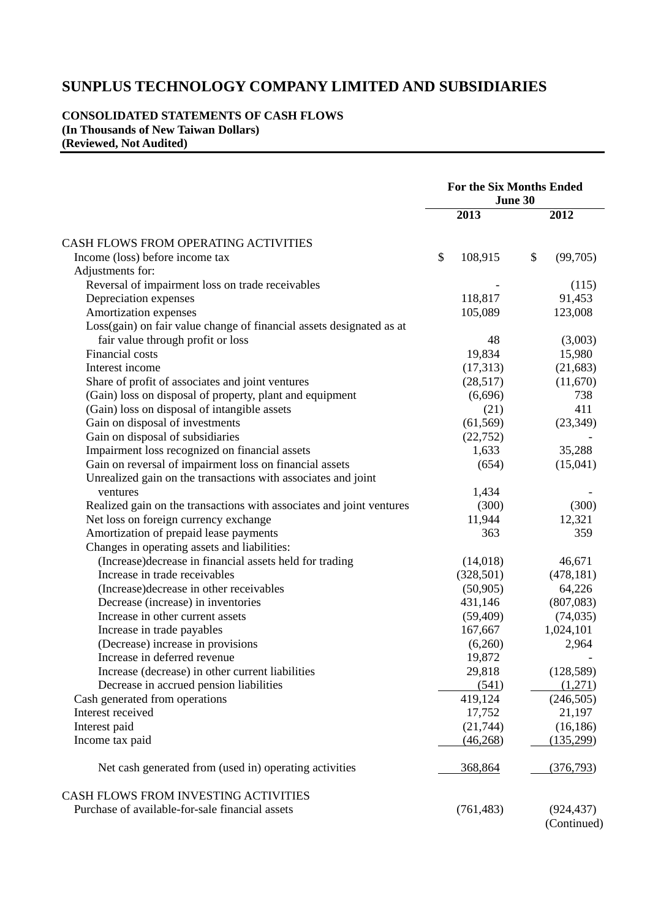# SUNPLUS TECHNOLOGY COMPANY LIMITED AND SUBSIDIARIES

**CONSOLIDATED STATEMENTS OF CASH FLOWS**
**(In Thousands of New Taiwan Dollars)**
**(Reviewed, Not Audited)**

| | For the Six Months Ended June 30 | |
|---|---|---|
| | **2013** | **2012** |
| CASH FLOWS FROM OPERATING ACTIVITIES | | |
| Income (loss) before income tax | $ 108,915 | $ (99,705) |
| Adjustments for: | | |
| Reversal of impairment loss on trade receivables | - | (115) |
| Depreciation expenses | 118,817 | 91,453 |
| Amortization expenses | 105,089 | 123,008 |
| Loss(gain) on fair value change of financial assets designated as at fair value through profit or loss | 48 | (3,003) |
| Financial costs | 19,834 | 15,980 |
| Interest income | (17,313) | (21,683) |
| Share of profit of associates and joint ventures | (28,517) | (11,670) |
| (Gain) loss on disposal of property, plant and equipment | (6,696) | 738 |
| (Gain) loss on disposal of intangible assets | (21) | 411 |
| Gain on disposal of investments | (61,569) | (23,349) |
| Gain on disposal of subsidiaries | (22,752) | - |
| Impairment loss recognized on financial assets | 1,633 | 35,288 |
| Gain on reversal of impairment loss on financial assets | (654) | (15,041) |
| Unrealized gain on the transactions with associates and joint ventures | 1,434 | - |
| Realized gain on the transactions with associates and joint ventures | (300) | (300) |
| Net loss on foreign currency exchange | 11,944 | 12,321 |
| Amortization of prepaid lease payments | 363 | 359 |
| Changes in operating assets and liabilities: | | |
| (Increase)decrease in financial assets held for trading | (14,018) | 46,671 |
| Increase in trade receivables | (328,501) | (478,181) |
| (Increase)decrease in other receivables | (50,905) | 64,226 |
| Decrease (increase) in inventories | 431,146 | (807,083) |
| Increase in other current assets | (59,409) | (74,035) |
| Increase in trade payables | 167,667 | 1,024,101 |
| (Decrease) increase in provisions | (6,260) | 2,964 |
| Increase in deferred revenue | 19,872 | - |
| Increase (decrease) in other current liabilities | 29,818 | (128,589) |
| Decrease in accrued pension liabilities | (541) | (1,271) |
| Cash generated from operations | 419,124 | (246,505) |
| Interest received | 17,752 | 21,197 |
| Interest paid | (21,744) | (16,186) |
| Income tax paid | (46,268) | (135,299) |
| Net cash generated from (used in) operating activities | 368,864 | (376,793) |
| CASH FLOWS FROM INVESTING ACTIVITIES | | |
| Purchase of available-for-sale financial assets | (761,483) | (924,437) |

(Continued)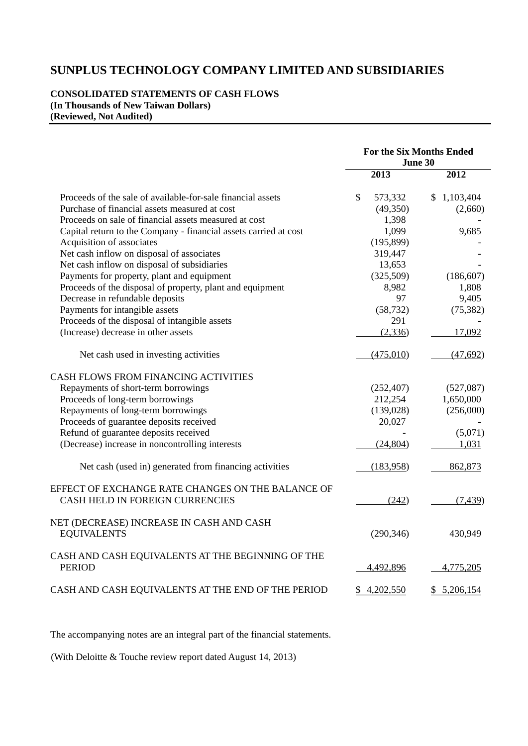# SUNPLUS TECHNOLOGY COMPANY LIMITED AND SUBSIDIARIES

**CONSOLIDATED STATEMENTS OF CASH FLOWS**
**(In Thousands of New Taiwan Dollars)**
**(Reviewed, Not Audited)**

| | For the Six Months Ended June 30 | |
|---|---|---|
| | 2013 | 2012 |
| Proceeds of the sale of available-for-sale financial assets | $ 573,332 | $ 1,103,404 |
| Purchase of financial assets measured at cost | (49,350) | (2,660) |
| Proceeds on sale of financial assets measured at cost | 1,398 | - |
| Capital return to the Company - financial assets carried at cost | 1,099 | 9,685 |
| Acquisition of associates | (195,899) | - |
| Net cash inflow on disposal of associates | 319,447 | - |
| Net cash inflow on disposal of subsidiaries | 13,653 | - |
| Payments for property, plant and equipment | (325,509) | (186,607) |
| Proceeds of the disposal of property, plant and equipment | 8,982 | 1,808 |
| Decrease in refundable deposits | 97 | 9,405 |
| Payments for intangible assets | (58,732) | (75,382) |
| Proceeds of the disposal of intangible assets | 291 | - |
| (Increase) decrease in other assets | (2,336) | 17,092 |
| Net cash used in investing activities | (475,010) | (47,692) |
| CASH FLOWS FROM FINANCING ACTIVITIES | | |
| Repayments of short-term borrowings | (252,407) | (527,087) |
| Proceeds of long-term borrowings | 212,254 | 1,650,000 |
| Repayments of long-term borrowings | (139,028) | (256,000) |
| Proceeds of guarantee deposits received | 20,027 | - |
| Refund of guarantee deposits received | - | (5,071) |
| (Decrease) increase in noncontrolling interests | (24,804) | 1,031 |
| Net cash (used in) generated from financing activities | (183,958) | 862,873 |
| EFFECT OF EXCHANGE RATE CHANGES ON THE BALANCE OF CASH HELD IN FOREIGN CURRENCIES | (242) | (7,439) |
| NET (DECREASE) INCREASE IN CASH AND CASH EQUIVALENTS | (290,346) | 430,949 |
| CASH AND CASH EQUIVALENTS AT THE BEGINNING OF THE PERIOD | 4,492,896 | 4,775,205 |
| CASH AND CASH EQUIVALENTS AT THE END OF THE PERIOD | $ 4,202,550 | $ 5,206,154 |

The accompanying notes are an integral part of the financial statements.

(With Deloitte & Touche review report dated August 14, 2013)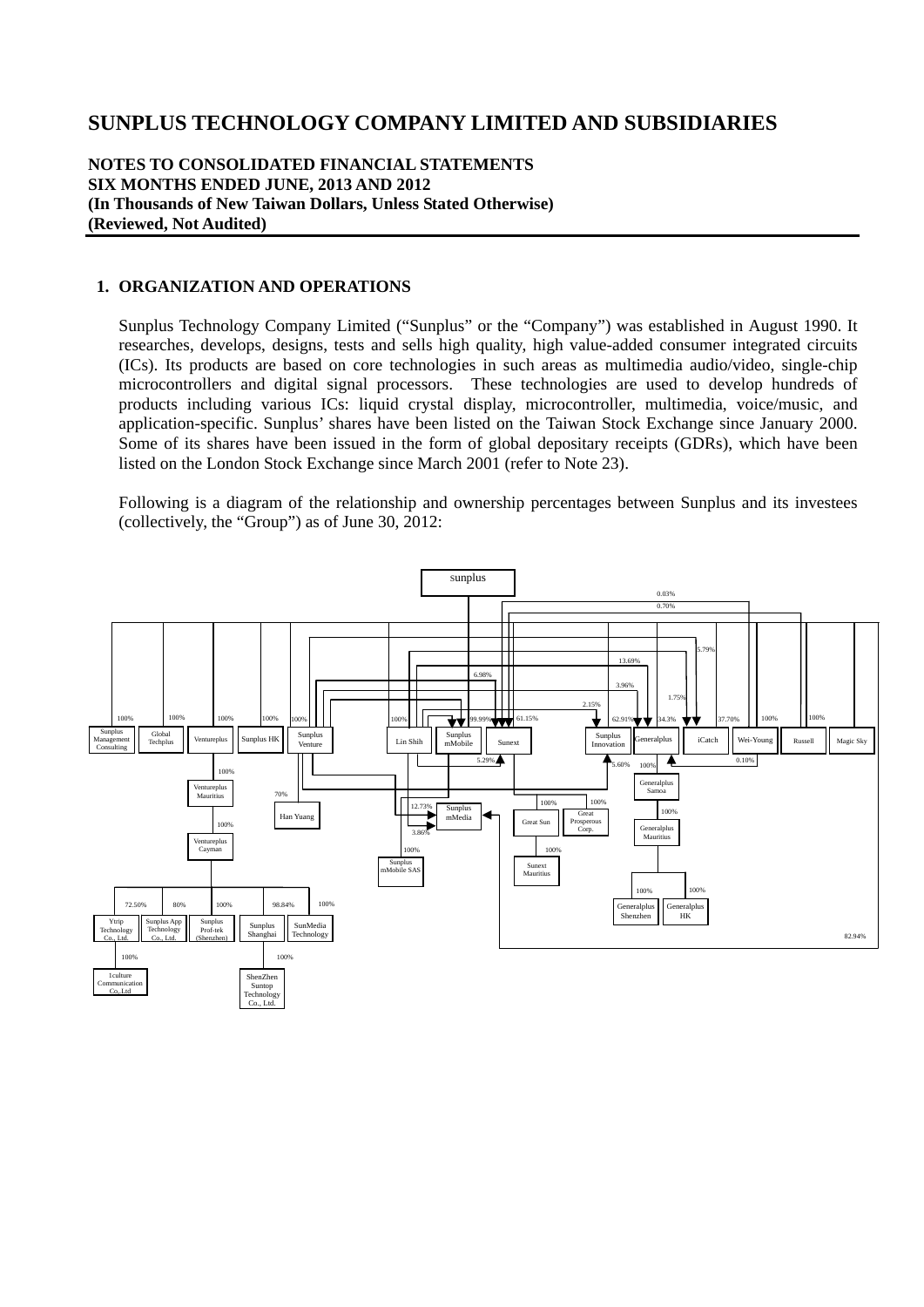# SUNPLUS TECHNOLOGY COMPANY LIMITED AND SUBSIDIARIES

**NOTES TO CONSOLIDATED FINANCIAL STATEMENTS**
**SIX MONTHS ENDED JUNE, 2013 AND 2012**
**(In Thousands of New Taiwan Dollars, Unless Stated Otherwise)**
**(Reviewed, Not Audited)**

## 1. ORGANIZATION AND OPERATIONS

Sunplus Technology Company Limited ("Sunplus" or the "Company") was established in August 1990. It researches, develops, designs, tests and sells high quality, high value-added consumer integrated circuits (ICs). Its products are based on core technologies in such areas as multimedia audio/video, single-chip microcontrollers and digital signal processors. These technologies are used to develop hundreds of products including various ICs: liquid crystal display, microcontroller, multimedia, voice/music, and application-specific. Sunplus' shares have been listed on the Taiwan Stock Exchange since January 2000. Some of its shares have been issued in the form of global depositary receipts (GDRs), which have been listed on the London Stock Exchange since March 2001 (refer to Note 23).

Following is a diagram of the relationship and ownership percentages between Sunplus and its investees (collectively, the "Group") as of June 30, 2012:

sunplus

0.03% 0.70% 5.79% 13.69% 6.98% 3.96% 1.75% 2.15%

100% Sunplus Management Consulting | 100% Global Techplus | 100% Ventureplus | 100% Sunplus HK | 100% Sunplus Venture | 100% Lin Shih | 99.99% Sunplus mMobile | 61.15% Sunext | Sunplus Innovation | 62.91% Generalplus | 34.3% iCatch | 37.70% Wei-Young | 100% Russell | 100% Magic Sky

5.29% 5.60% 0.10%

Ventureplus — 100% — Ventureplus Mauritius — 100% — Ventureplus Cayman

Ventureplus Cayman: 72.50% Ytrip Technology Co., Ltd. (100% 1culture Communication Co., Ltd); 80% Sunplus App Technology Co., Ltd.; 100% Sunplus Prof-tek (Shenzhen); Sunplus Shanghai (100% ShenZhen Suntop Technology Co., Ltd.); 98.84% ... 100% SunMedia Technology

Sunplus Venture — 70% — Han Yuang

12.73% Sunplus mMedia; 3.86%; 82.94%

Lin Shih — 100% — Sunplus mMobile SAS

Sunext — 100% Great Sun; 100% Great Prosperous Corp.; 100% Sunext Mauritius

Generalplus — 100% — Generalplus Samoa — 100% — Generalplus Mauritius — 100% Generalplus Shenzhen; 100% Generalplus HK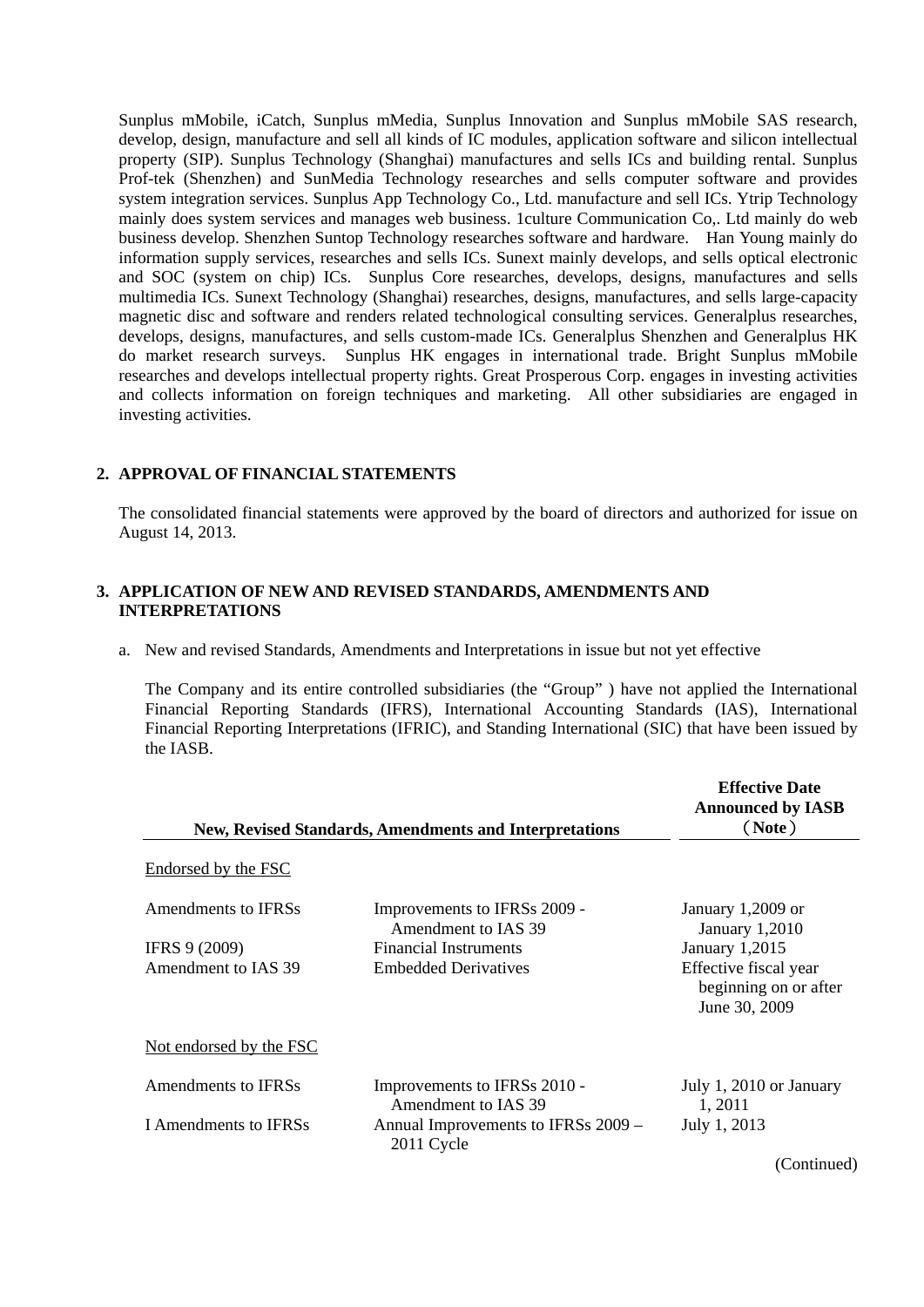Sunplus mMobile, iCatch, Sunplus mMedia, Sunplus Innovation and Sunplus mMobile SAS research, develop, design, manufacture and sell all kinds of IC modules, application software and silicon intellectual property (SIP). Sunplus Technology (Shanghai) manufactures and sells ICs and building rental. Sunplus Prof-tek (Shenzhen) and SunMedia Technology researches and sells computer software and provides system integration services. Sunplus App Technology Co., Ltd. manufacture and sell ICs. Ytrip Technology mainly does system services and manages web business. 1culture Communication Co,. Ltd mainly do web business develop. Shenzhen Suntop Technology researches software and hardware. Han Young mainly do information supply services, researches and sells ICs. Sunext mainly develops, and sells optical electronic and SOC (system on chip) ICs. Sunplus Core researches, develops, designs, manufactures and sells multimedia ICs. Sunext Technology (Shanghai) researches, designs, manufactures, and sells large-capacity magnetic disc and software and renders related technological consulting services. Generalplus researches, develops, designs, manufactures, and sells custom-made ICs. Generalplus Shenzhen and Generalplus HK do market research surveys. Sunplus HK engages in international trade. Bright Sunplus mMobile researches and develops intellectual property rights. Great Prosperous Corp. engages in investing activities and collects information on foreign techniques and marketing. All other subsidiaries are engaged in investing activities.

## 2. APPROVAL OF FINANCIAL STATEMENTS

The consolidated financial statements were approved by the board of directors and authorized for issue on August 14, 2013.

## 3. APPLICATION OF NEW AND REVISED STANDARDS, AMENDMENTS AND INTERPRETATIONS

a. New and revised Standards, Amendments and Interpretations in issue but not yet effective

The Company and its entire controlled subsidiaries (the "Group" ) have not applied the International Financial Reporting Standards (IFRS), International Accounting Standards (IAS), International Financial Reporting Interpretations (IFRIC), and Standing International (SIC) that have been issued by the IASB.

| New, Revised Standards, Amendments and Interpretations | | Effective Date Announced by IASB （Note） |
|---|---|---|
| Endorsed by the FSC | | |
| Amendments to IFRSs | Improvements to IFRSs 2009 - Amendment to IAS 39 | January 1,2009 or January 1,2010 |
| IFRS 9 (2009) | Financial Instruments | January 1,2015 |
| Amendment to IAS 39 | Embedded Derivatives | Effective fiscal year beginning on or after June 30, 2009 |
| Not endorsed by the FSC | | |
| Amendments to IFRSs | Improvements to IFRSs 2010 - Amendment to IAS 39 | July 1, 2010 or January 1, 2011 |
| I Amendments to IFRSs | Annual Improvements to IFRSs 2009 – 2011 Cycle | July 1, 2013 |

(Continued)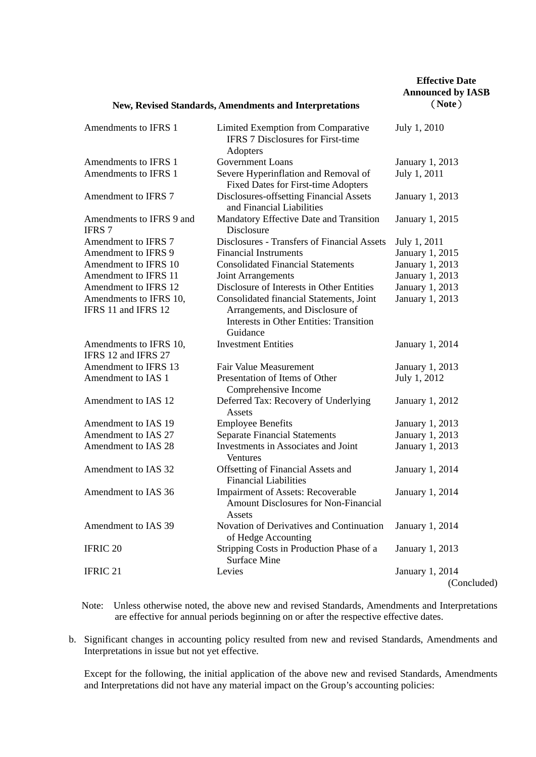| New, Revised Standards, Amendments and Interpretations | | Effective Date Announced by IASB （Note） |
|---|---|---|
| Amendments to IFRS 1 | Limited Exemption from Comparative IFRS 7 Disclosures for First-time Adopters | July 1, 2010 |
| Amendments to IFRS 1 | Government Loans | January 1, 2013 |
| Amendments to IFRS 1 | Severe Hyperinflation and Removal of Fixed Dates for First-time Adopters | July 1, 2011 |
| Amendment to IFRS 7 | Disclosures-offsetting Financial Assets and Financial Liabilities | January 1, 2013 |
| Amendments to IFRS 9 and IFRS 7 | Mandatory Effective Date and Transition Disclosure | January 1, 2015 |
| Amendment to IFRS 7 | Disclosures - Transfers of Financial Assets | July 1, 2011 |
| Amendment to IFRS 9 | Financial Instruments | January 1, 2015 |
| Amendment to IFRS 10 | Consolidated Financial Statements | January 1, 2013 |
| Amendment to IFRS 11 | Joint Arrangements | January 1, 2013 |
| Amendment to IFRS 12 | Disclosure of Interests in Other Entities | January 1, 2013 |
| Amendments to IFRS 10, IFRS 11 and IFRS 12 | Consolidated financial Statements, Joint Arrangements, and Disclosure of Interests in Other Entities: Transition Guidance | January 1, 2013 |
| Amendments to IFRS 10, IFRS 12 and IFRS 27 | Investment Entities | January 1, 2014 |
| Amendment to IFRS 13 | Fair Value Measurement | January 1, 2013 |
| Amendment to IAS 1 | Presentation of Items of Other Comprehensive Income | July 1, 2012 |
| Amendment to IAS 12 | Deferred Tax: Recovery of Underlying Assets | January 1, 2012 |
| Amendment to IAS 19 | Employee Benefits | January 1, 2013 |
| Amendment to IAS 27 | Separate Financial Statements | January 1, 2013 |
| Amendment to IAS 28 | Investments in Associates and Joint Ventures | January 1, 2013 |
| Amendment to IAS 32 | Offsetting of Financial Assets and Financial Liabilities | January 1, 2014 |
| Amendment to IAS 36 | Impairment of Assets: Recoverable Amount Disclosures for Non-Financial Assets | January 1, 2014 |
| Amendment to IAS 39 | Novation of Derivatives and Continuation of Hedge Accounting | January 1, 2014 |
| IFRIC 20 | Stripping Costs in Production Phase of a Surface Mine | January 1, 2013 |
| IFRIC 21 | Levies | January 1, 2014 |

(Concluded)

Note: Unless otherwise noted, the above new and revised Standards, Amendments and Interpretations are effective for annual periods beginning on or after the respective effective dates.

b. Significant changes in accounting policy resulted from new and revised Standards, Amendments and Interpretations in issue but not yet effective.

Except for the following, the initial application of the above new and revised Standards, Amendments and Interpretations did not have any material impact on the Group's accounting policies: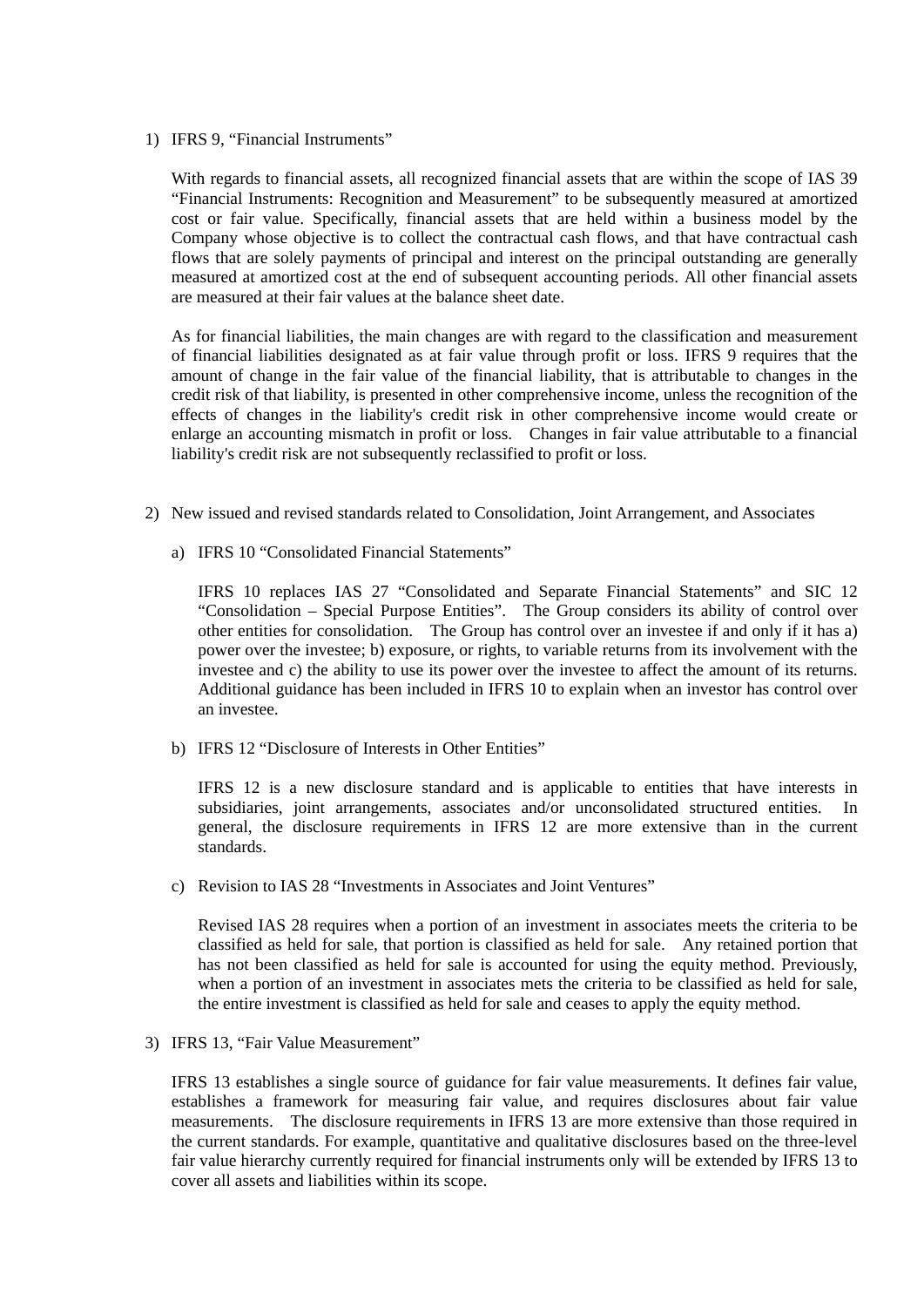1) IFRS 9, "Financial Instruments"

   With regards to financial assets, all recognized financial assets that are within the scope of IAS 39 "Financial Instruments: Recognition and Measurement" to be subsequently measured at amortized cost or fair value. Specifically, financial assets that are held within a business model by the Company whose objective is to collect the contractual cash flows, and that have contractual cash flows that are solely payments of principal and interest on the principal outstanding are generally measured at amortized cost at the end of subsequent accounting periods. All other financial assets are measured at their fair values at the balance sheet date.

   As for financial liabilities, the main changes are with regard to the classification and measurement of financial liabilities designated as at fair value through profit or loss. IFRS 9 requires that the amount of change in the fair value of the financial liability, that is attributable to changes in the credit risk of that liability, is presented in other comprehensive income, unless the recognition of the effects of changes in the liability's credit risk in other comprehensive income would create or enlarge an accounting mismatch in profit or loss. Changes in fair value attributable to a financial liability's credit risk are not subsequently reclassified to profit or loss.

2) New issued and revised standards related to Consolidation, Joint Arrangement, and Associates

   a) IFRS 10 "Consolidated Financial Statements"

      IFRS 10 replaces IAS 27 "Consolidated and Separate Financial Statements" and SIC 12 "Consolidation – Special Purpose Entities". The Group considers its ability of control over other entities for consolidation. The Group has control over an investee if and only if it has a) power over the investee; b) exposure, or rights, to variable returns from its involvement with the investee and c) the ability to use its power over the investee to affect the amount of its returns. Additional guidance has been included in IFRS 10 to explain when an investor has control over an investee.

   b) IFRS 12 "Disclosure of Interests in Other Entities"

      IFRS 12 is a new disclosure standard and is applicable to entities that have interests in subsidiaries, joint arrangements, associates and/or unconsolidated structured entities. In general, the disclosure requirements in IFRS 12 are more extensive than in the current standards.

   c) Revision to IAS 28 "Investments in Associates and Joint Ventures"

      Revised IAS 28 requires when a portion of an investment in associates meets the criteria to be classified as held for sale, that portion is classified as held for sale. Any retained portion that has not been classified as held for sale is accounted for using the equity method. Previously, when a portion of an investment in associates mets the criteria to be classified as held for sale, the entire investment is classified as held for sale and ceases to apply the equity method.

3) IFRS 13, "Fair Value Measurement"

   IFRS 13 establishes a single source of guidance for fair value measurements. It defines fair value, establishes a framework for measuring fair value, and requires disclosures about fair value measurements. The disclosure requirements in IFRS 13 are more extensive than those required in the current standards. For example, quantitative and qualitative disclosures based on the three-level fair value hierarchy currently required for financial instruments only will be extended by IFRS 13 to cover all assets and liabilities within its scope.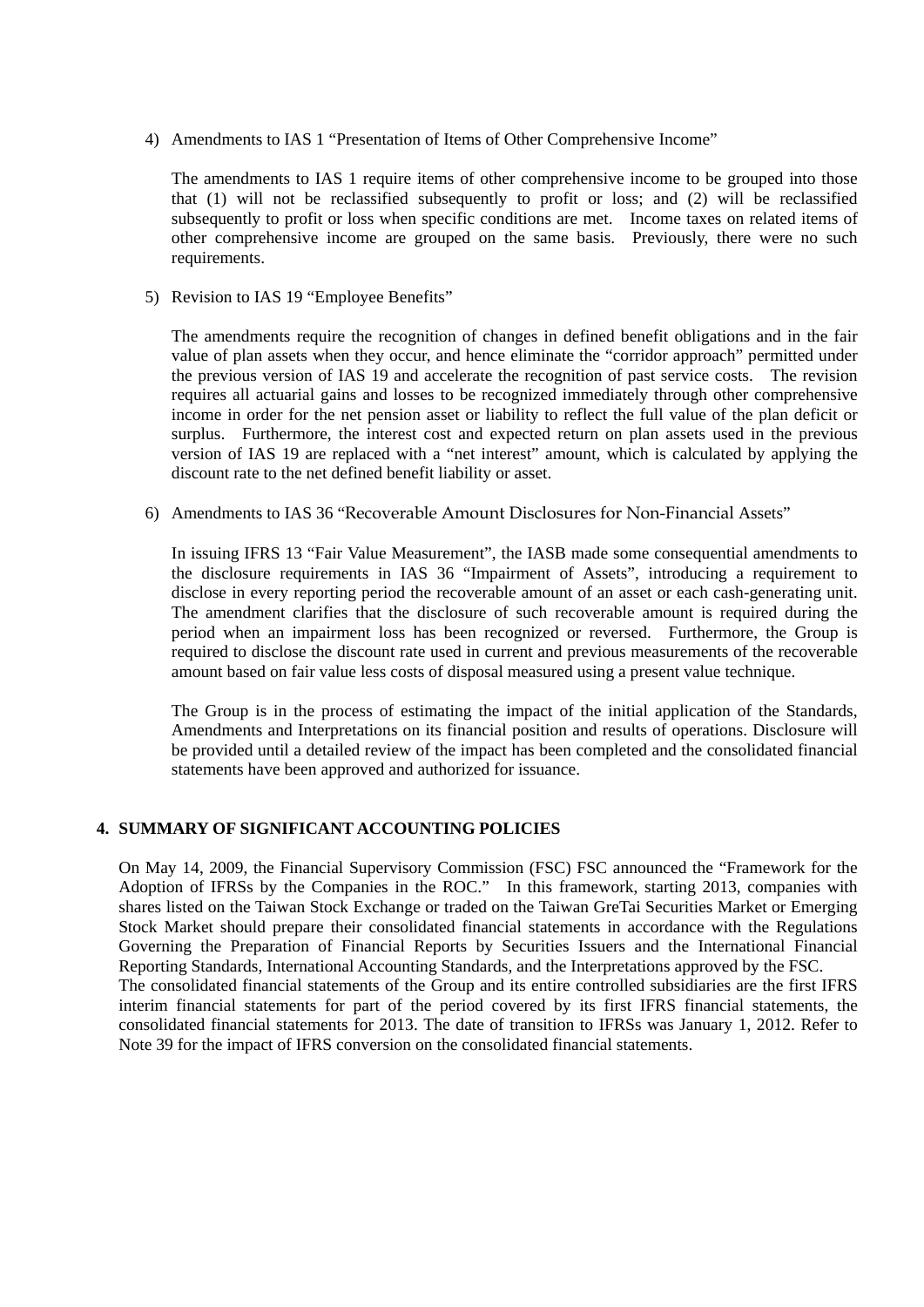4) Amendments to IAS 1 "Presentation of Items of Other Comprehensive Income"

The amendments to IAS 1 require items of other comprehensive income to be grouped into those that (1) will not be reclassified subsequently to profit or loss; and (2) will be reclassified subsequently to profit or loss when specific conditions are met. Income taxes on related items of other comprehensive income are grouped on the same basis. Previously, there were no such requirements.

5) Revision to IAS 19 "Employee Benefits"

The amendments require the recognition of changes in defined benefit obligations and in the fair value of plan assets when they occur, and hence eliminate the "corridor approach" permitted under the previous version of IAS 19 and accelerate the recognition of past service costs. The revision requires all actuarial gains and losses to be recognized immediately through other comprehensive income in order for the net pension asset or liability to reflect the full value of the plan deficit or surplus. Furthermore, the interest cost and expected return on plan assets used in the previous version of IAS 19 are replaced with a "net interest" amount, which is calculated by applying the discount rate to the net defined benefit liability or asset.

6) Amendments to IAS 36 "Recoverable Amount Disclosures for Non-Financial Assets"

In issuing IFRS 13 "Fair Value Measurement", the IASB made some consequential amendments to the disclosure requirements in IAS 36 "Impairment of Assets", introducing a requirement to disclose in every reporting period the recoverable amount of an asset or each cash-generating unit. The amendment clarifies that the disclosure of such recoverable amount is required during the period when an impairment loss has been recognized or reversed. Furthermore, the Group is required to disclose the discount rate used in current and previous measurements of the recoverable amount based on fair value less costs of disposal measured using a present value technique.

The Group is in the process of estimating the impact of the initial application of the Standards, Amendments and Interpretations on its financial position and results of operations. Disclosure will be provided until a detailed review of the impact has been completed and the consolidated financial statements have been approved and authorized for issuance.

## 4. SUMMARY OF SIGNIFICANT ACCOUNTING POLICIES

On May 14, 2009, the Financial Supervisory Commission (FSC) FSC announced the "Framework for the Adoption of IFRSs by the Companies in the ROC." In this framework, starting 2013, companies with shares listed on the Taiwan Stock Exchange or traded on the Taiwan GreTai Securities Market or Emerging Stock Market should prepare their consolidated financial statements in accordance with the Regulations Governing the Preparation of Financial Reports by Securities Issuers and the International Financial Reporting Standards, International Accounting Standards, and the Interpretations approved by the FSC.

The consolidated financial statements of the Group and its entire controlled subsidiaries are the first IFRS interim financial statements for part of the period covered by its first IFRS financial statements, the consolidated financial statements for 2013. The date of transition to IFRSs was January 1, 2012. Refer to Note 39 for the impact of IFRS conversion on the consolidated financial statements.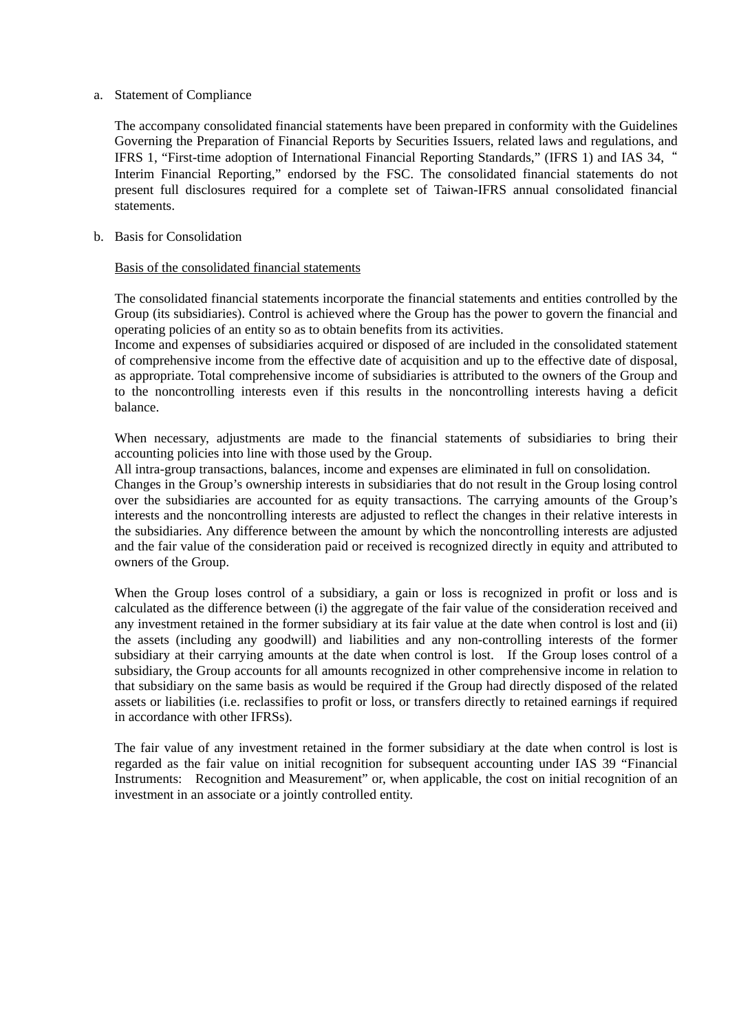a. Statement of Compliance

The accompany consolidated financial statements have been prepared in conformity with the Guidelines Governing the Preparation of Financial Reports by Securities Issuers, related laws and regulations, and IFRS 1, “First-time adoption of International Financial Reporting Standards,” (IFRS 1) and IAS 34, “Interim Financial Reporting,” endorsed by the FSC. The consolidated financial statements do not present full disclosures required for a complete set of Taiwan-IFRS annual consolidated financial statements.

b. Basis for Consolidation

<u>Basis of the consolidated financial statements</u>

The consolidated financial statements incorporate the financial statements and entities controlled by the Group (its subsidiaries). Control is achieved where the Group has the power to govern the financial and operating policies of an entity so as to obtain benefits from its activities.
Income and expenses of subsidiaries acquired or disposed of are included in the consolidated statement of comprehensive income from the effective date of acquisition and up to the effective date of disposal, as appropriate. Total comprehensive income of subsidiaries is attributed to the owners of the Group and to the noncontrolling interests even if this results in the noncontrolling interests having a deficit balance.

When necessary, adjustments are made to the financial statements of subsidiaries to bring their accounting policies into line with those used by the Group.
All intra-group transactions, balances, income and expenses are eliminated in full on consolidation.
Changes in the Group’s ownership interests in subsidiaries that do not result in the Group losing control over the subsidiaries are accounted for as equity transactions. The carrying amounts of the Group’s interests and the noncontrolling interests are adjusted to reflect the changes in their relative interests in the subsidiaries. Any difference between the amount by which the noncontrolling interests are adjusted and the fair value of the consideration paid or received is recognized directly in equity and attributed to owners of the Group.

When the Group loses control of a subsidiary, a gain or loss is recognized in profit or loss and is calculated as the difference between (i) the aggregate of the fair value of the consideration received and any investment retained in the former subsidiary at its fair value at the date when control is lost and (ii) the assets (including any goodwill) and liabilities and any non-controlling interests of the former subsidiary at their carrying amounts at the date when control is lost. If the Group loses control of a subsidiary, the Group accounts for all amounts recognized in other comprehensive income in relation to that subsidiary on the same basis as would be required if the Group had directly disposed of the related assets or liabilities (i.e. reclassifies to profit or loss, or transfers directly to retained earnings if required in accordance with other IFRSs).

The fair value of any investment retained in the former subsidiary at the date when control is lost is regarded as the fair value on initial recognition for subsequent accounting under IAS 39 “Financial Instruments: Recognition and Measurement” or, when applicable, the cost on initial recognition of an investment in an associate or a jointly controlled entity.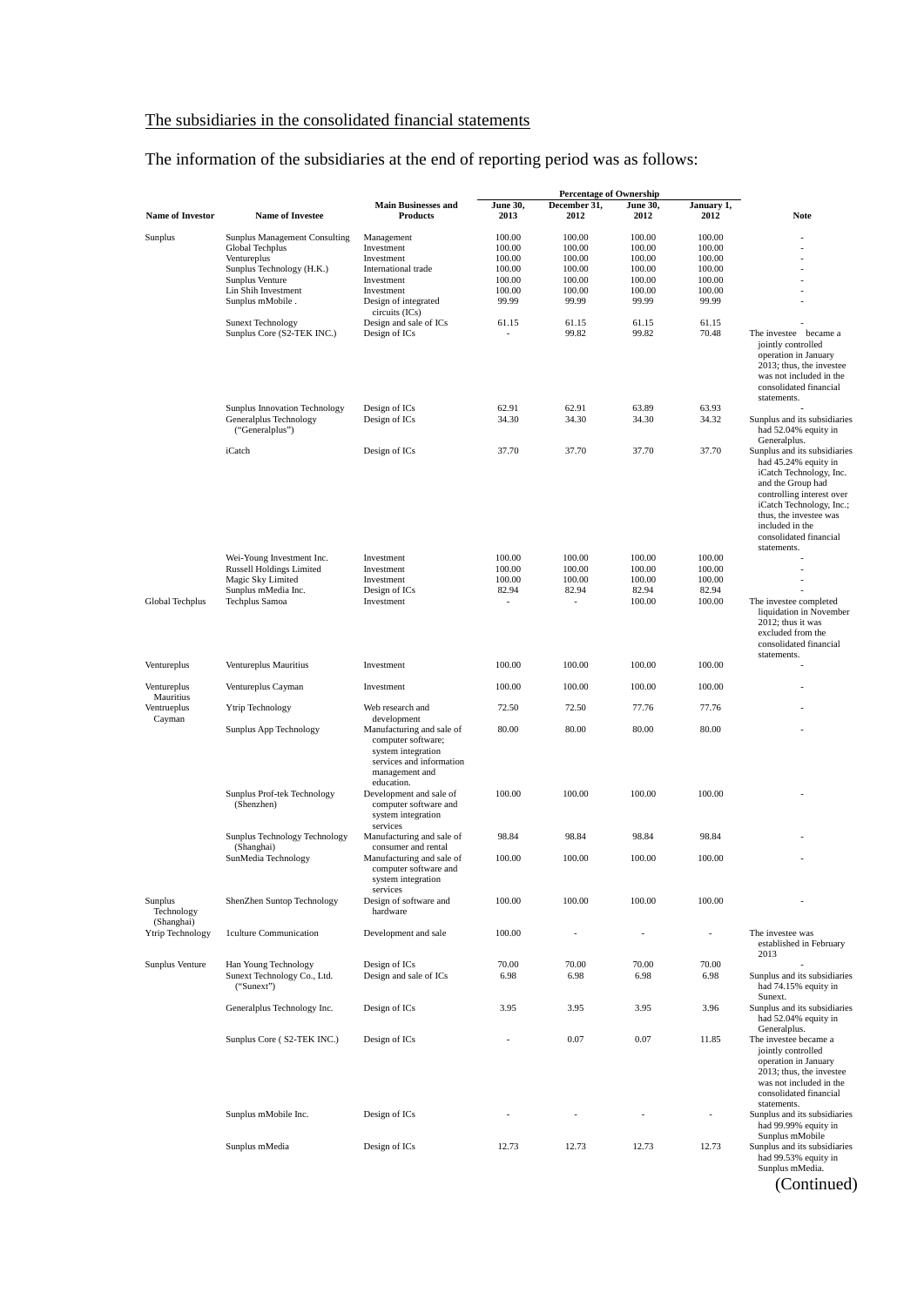The subsidiaries in the consolidated financial statements

The information of the subsidiaries at the end of reporting period was as follows:

| Name of Investor | Name of Investee | Main Businesses and Products | Percentage of Ownership | | | | Note |
|---|---|---|---|---|---|---|---|
| | | | June 30, 2013 | December 31, 2012 | June 30, 2012 | January 1, 2012 | |
| Sunplus | Sunplus Management Consulting | Management | 100.00 | 100.00 | 100.00 | 100.00 | - |
| | Global Techplus | Investment | 100.00 | 100.00 | 100.00 | 100.00 | - |
| | Ventureplus | Investment | 100.00 | 100.00 | 100.00 | 100.00 | - |
| | Sunplus Technology (H.K.) | International trade | 100.00 | 100.00 | 100.00 | 100.00 | - |
| | Sunplus Venture | Investment | 100.00 | 100.00 | 100.00 | 100.00 | - |
| | Lin Shih Investment | Investment | 100.00 | 100.00 | 100.00 | 100.00 | - |
| | Sunplus mMobile . | Design of integrated circuits (ICs) | 99.99 | 99.99 | 99.99 | 99.99 | - |
| | Sunext Technology | Design and sale of ICs | 61.15 | 61.15 | 61.15 | 61.15 | - |
| | Sunplus Core (S2-TEK INC.) | Design of ICs | - | 99.82 | 99.82 | 70.48 | The investee became a jointly controlled operation in January 2013; thus, the investee was not included in the consolidated financial statements. |
| | Sunplus Innovation Technology | Design of ICs | 62.91 | 62.91 | 63.89 | 63.93 | - |
| | Generalplus Technology ("Generalplus") | Design of ICs | 34.30 | 34.30 | 34.30 | 34.32 | Sunplus and its subsidiaries had 52.04% equity in Generalplus. |
| | iCatch | Design of ICs | 37.70 | 37.70 | 37.70 | 37.70 | Sunplus and its subsidiaries had 45.24% equity in iCatch Technology, Inc. and the Group had controlling interest over iCatch Technology, Inc.; thus, the investee was included in the consolidated financial statements. |
| | Wei-Young Investment Inc. | Investment | 100.00 | 100.00 | 100.00 | 100.00 | - |
| | Russell Holdings Limited | Investment | 100.00 | 100.00 | 100.00 | 100.00 | - |
| | Magic Sky Limited | Investment | 100.00 | 100.00 | 100.00 | 100.00 | - |
| | Sunplus mMedia Inc. | Design of ICs | 82.94 | 82.94 | 82.94 | 82.94 | - |
| Global Techplus | Techplus Samoa | Investment | - | - | 100.00 | 100.00 | The investee completed liquidation in November 2012; thus it was excluded from the consolidated financial statements. |
| Ventureplus | Ventureplus Mauritius | Investment | 100.00 | 100.00 | 100.00 | 100.00 | - |
| Ventureplus Mauritius | Ventureplus Cayman | Investment | 100.00 | 100.00 | 100.00 | 100.00 | - |
| Ventrueplus Cayman | Ytrip Technology | Web research and development | 72.50 | 72.50 | 77.76 | 77.76 | - |
| | Sunplus App Technology | Manufacturing and sale of computer software; system integration services and information management and education. | 80.00 | 80.00 | 80.00 | 80.00 | - |
| | Sunplus Prof-tek Technology (Shenzhen) | Development and sale of computer software and system integration services | 100.00 | 100.00 | 100.00 | 100.00 | - |
| | Sunplus Technology Technology (Shanghai) | Manufacturing and sale of consumer and rental | 98.84 | 98.84 | 98.84 | 98.84 | - |
| | SunMedia Technology | Manufacturing and sale of computer software and system integration services | 100.00 | 100.00 | 100.00 | 100.00 | - |
| Sunplus Technology (Shanghai) | ShenZhen Suntop Technology | Design of software and hardware | 100.00 | 100.00 | 100.00 | 100.00 | - |
| Ytrip Technology | 1culture Communication | Development and sale | 100.00 | - | - | - | The investee was established in February 2013 |
| Sunplus Venture | Han Young Technology | Design of ICs | 70.00 | 70.00 | 70.00 | 70.00 | - |
| | Sunext Technology Co., Ltd. ("Sunext") | Design and sale of ICs | 6.98 | 6.98 | 6.98 | 6.98 | Sunplus and its subsidiaries had 74.15% equity in Sunext. |
| | Generalplus Technology Inc. | Design of ICs | 3.95 | 3.95 | 3.95 | 3.96 | Sunplus and its subsidiaries had 52.04% equity in Generalplus. |
| | Sunplus Core ( S2-TEK INC.) | Design of ICs | - | 0.07 | 0.07 | 11.85 | The investee became a jointly controlled operation in January 2013; thus, the investee was not included in the consolidated financial statements. |
| | Sunplus mMobile Inc. | Design of ICs | - | - | - | - | Sunplus and its subsidiaries had 99.99% equity in Sunplus mMobile |
| | Sunplus mMedia | Design of ICs | 12.73 | 12.73 | 12.73 | 12.73 | Sunplus and its subsidiaries had 99.53% equity in Sunplus mMedia. |

(Continued)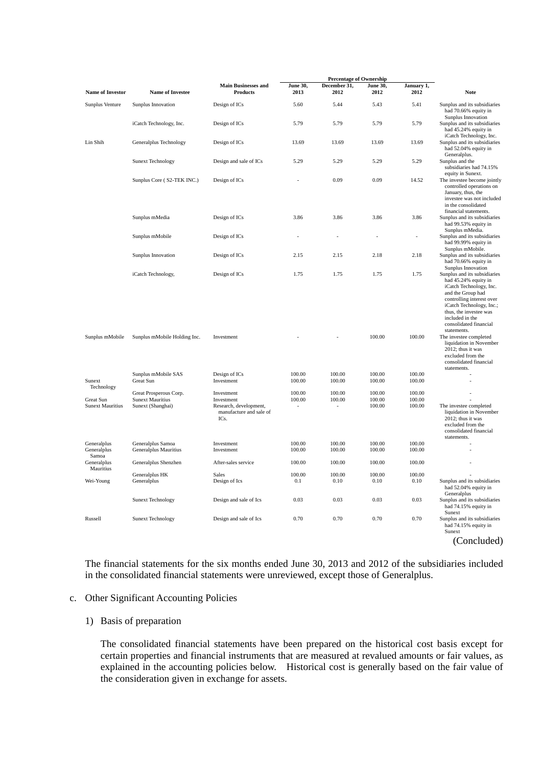| Name of Investor | Name of Investee | Main Businesses and Products | Percentage of Ownership | | | | Note |
|---|---|---|---|---|---|---|---|
| | | | June 30, 2013 | December 31, 2012 | June 30, 2012 | January 1, 2012 | |
| Sunplus Venture | Sunplus Innovation | Design of ICs | 5.60 | 5.44 | 5.43 | 5.41 | Sunplus and its subsidiaries had 70.66% equity in Sunplus Innovation |
| | iCatch Technology, Inc. | Design of ICs | 5.79 | 5.79 | 5.79 | 5.79 | Sunplus and its subsidiaries had 45.24% equity in iCatch Technology, Inc. |
| Lin Shih | Generalplus Technology | Design of ICs | 13.69 | 13.69 | 13.69 | 13.69 | Sunplus and its subsidiaries had 52.04% equity in Generalplus. |
| | Sunext Technology | Design and sale of ICs | 5.29 | 5.29 | 5.29 | 5.29 | Sunplus and the subsidiaries had 74.15% equity in Sunext. |
| | Sunplus Core ( S2-TEK INC.) | Design of ICs | - | 0.09 | 0.09 | 14.52 | The investee become jointly controlled operations on January, thus, the investee was not included in the consolidated financial statements. |
| | Sunplus mMedia | Design of ICs | 3.86 | 3.86 | 3.86 | 3.86 | Sunplus and its subsidiaries had 99.53% equity in Sunplus mMedia. |
| | Sunplus mMobile | Design of ICs | - | - | - | - | Sunplus and its subsidiaries had 99.99% equity in Sunplus mMobile. |
| | Sunplus Innovation | Design of ICs | 2.15 | 2.15 | 2.18 | 2.18 | Sunplus and its subsidiaries had 70.66% equity in Sunplus Innovation |
| | iCatch Technology, | Design of ICs | 1.75 | 1.75 | 1.75 | 1.75 | Sunplus and its subsidiaries had 45.24% equity in iCatch Technology, Inc. and the Group had controlling interest over iCatch Technology, Inc.; thus, the investee was included in the consolidated financial statements. |
| Sunplus mMobile | Sunplus mMobile Holding Inc. | Investment | - | - | 100.00 | 100.00 | The investee completed liquidation in November 2012; thus it was excluded from the consolidated financial statements. |
| | Sunplus mMobile SAS | Design of ICs | 100.00 | 100.00 | 100.00 | 100.00 | - |
| Sunext Technology | Great Sun | Investment | 100.00 | 100.00 | 100.00 | 100.00 | - |
| | Great Prosperous Corp. | Investment | 100.00 | 100.00 | 100.00 | 100.00 | - |
| Great Sun | Sunext Mauritius | Investment | 100.00 | 100.00 | 100.00 | 100.00 | - |
| Sunext Mauritius | Sunext (Shanghai) | Research, development, manufacture and sale of ICs. | - | - | 100.00 | 100.00 | The investee completed liquidation in November 2012; thus it was excluded from the consolidated financial statements. |
| Generalplus | Generalplus Samoa | Investment | 100.00 | 100.00 | 100.00 | 100.00 | - |
| Generalplus Samoa | Generalplus Mauritius | Investment | 100.00 | 100.00 | 100.00 | 100.00 | - |
| Generalplus Mauritius | Generalplus Shenzhen | After-sales service | 100.00 | 100.00 | 100.00 | 100.00 | - |
| | Generalplus HK | Sales | 100.00 | 100.00 | 100.00 | 100.00 | - |
| Wei-Young | Generalplus | Design of Ics | 0.1 | 0.10 | 0.10 | 0.10 | Sunplus and its subsidiaries had 52.04% equity in Generalplus |
| | Sunext Technology | Design and sale of Ics | 0.03 | 0.03 | 0.03 | 0.03 | Sunplus and its subsidiaries had 74.15% equity in Sunext |
| Russell | Sunext Technology | Design and sale of Ics | 0.70 | 0.70 | 0.70 | 0.70 | Sunplus and its subsidiaries had 74.15% equity in Sunext |

(Concluded)

The financial statements for the six months ended June 30, 2013 and 2012 of the subsidiaries included in the consolidated financial statements were unreviewed, except those of Generalplus.

c. Other Significant Accounting Policies

1) Basis of preparation

The consolidated financial statements have been prepared on the historical cost basis except for certain properties and financial instruments that are measured at revalued amounts or fair values, as explained in the accounting policies below. Historical cost is generally based on the fair value of the consideration given in exchange for assets.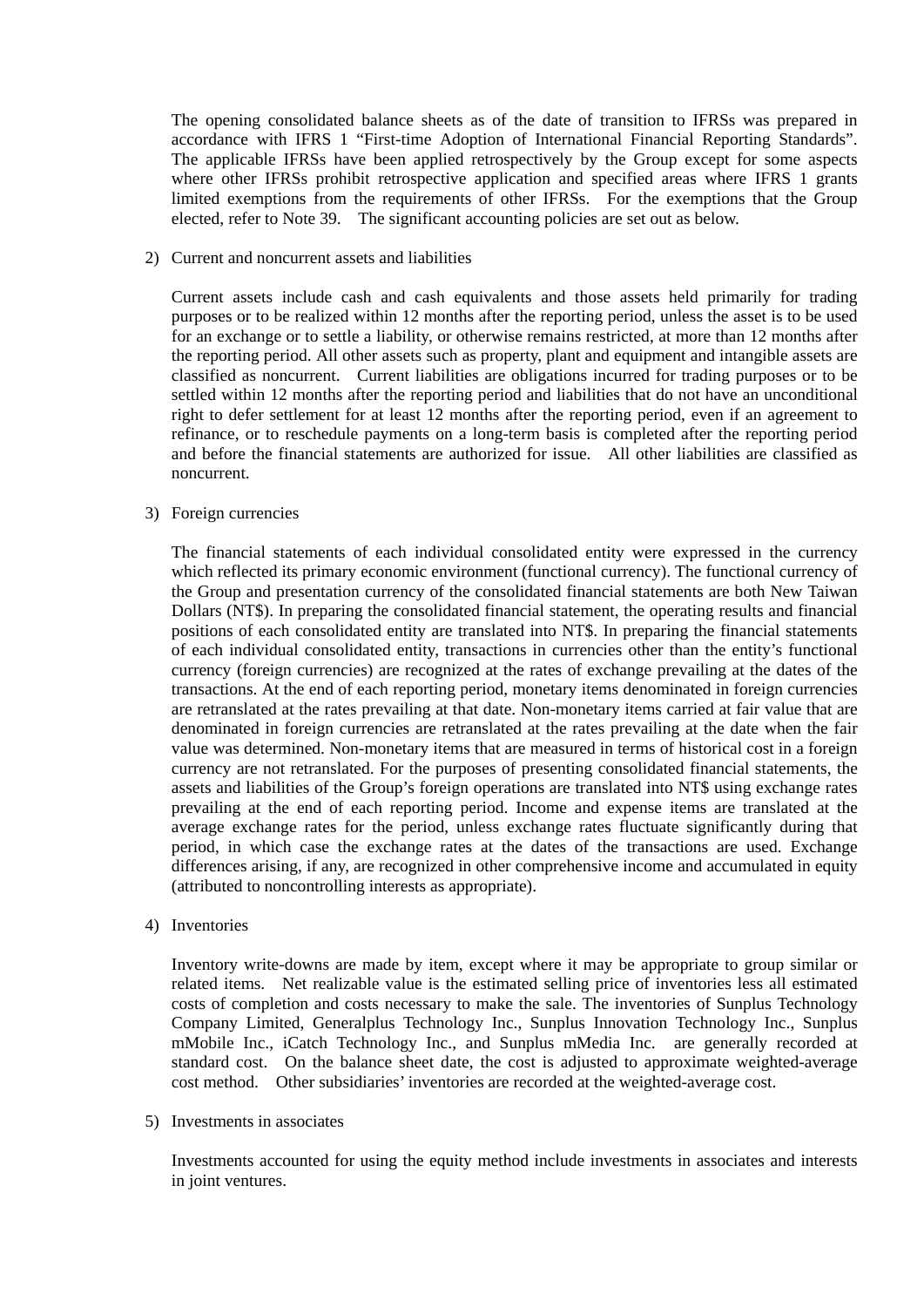The opening consolidated balance sheets as of the date of transition to IFRSs was prepared in accordance with IFRS 1 “First-time Adoption of International Financial Reporting Standards”. The applicable IFRSs have been applied retrospectively by the Group except for some aspects where other IFRSs prohibit retrospective application and specified areas where IFRS 1 grants limited exemptions from the requirements of other IFRSs. For the exemptions that the Group elected, refer to Note 39. The significant accounting policies are set out as below.

2) Current and noncurrent assets and liabilities

Current assets include cash and cash equivalents and those assets held primarily for trading purposes or to be realized within 12 months after the reporting period, unless the asset is to be used for an exchange or to settle a liability, or otherwise remains restricted, at more than 12 months after the reporting period. All other assets such as property, plant and equipment and intangible assets are classified as noncurrent. Current liabilities are obligations incurred for trading purposes or to be settled within 12 months after the reporting period and liabilities that do not have an unconditional right to defer settlement for at least 12 months after the reporting period, even if an agreement to refinance, or to reschedule payments on a long-term basis is completed after the reporting period and before the financial statements are authorized for issue. All other liabilities are classified as noncurrent.

3) Foreign currencies

The financial statements of each individual consolidated entity were expressed in the currency which reflected its primary economic environment (functional currency). The functional currency of the Group and presentation currency of the consolidated financial statements are both New Taiwan Dollars (NT$). In preparing the consolidated financial statement, the operating results and financial positions of each consolidated entity are translated into NT$. In preparing the financial statements of each individual consolidated entity, transactions in currencies other than the entity’s functional currency (foreign currencies) are recognized at the rates of exchange prevailing at the dates of the transactions. At the end of each reporting period, monetary items denominated in foreign currencies are retranslated at the rates prevailing at that date. Non-monetary items carried at fair value that are denominated in foreign currencies are retranslated at the rates prevailing at the date when the fair value was determined. Non-monetary items that are measured in terms of historical cost in a foreign currency are not retranslated. For the purposes of presenting consolidated financial statements, the assets and liabilities of the Group’s foreign operations are translated into NT$ using exchange rates prevailing at the end of each reporting period. Income and expense items are translated at the average exchange rates for the period, unless exchange rates fluctuate significantly during that period, in which case the exchange rates at the dates of the transactions are used. Exchange differences arising, if any, are recognized in other comprehensive income and accumulated in equity (attributed to noncontrolling interests as appropriate).

4) Inventories

Inventory write-downs are made by item, except where it may be appropriate to group similar or related items. Net realizable value is the estimated selling price of inventories less all estimated costs of completion and costs necessary to make the sale. The inventories of Sunplus Technology Company Limited, Generalplus Technology Inc., Sunplus Innovation Technology Inc., Sunplus mMobile Inc., iCatch Technology Inc., and Sunplus mMedia Inc. are generally recorded at standard cost. On the balance sheet date, the cost is adjusted to approximate weighted-average cost method. Other subsidiaries’ inventories are recorded at the weighted-average cost.

5) Investments in associates

Investments accounted for using the equity method include investments in associates and interests in joint ventures.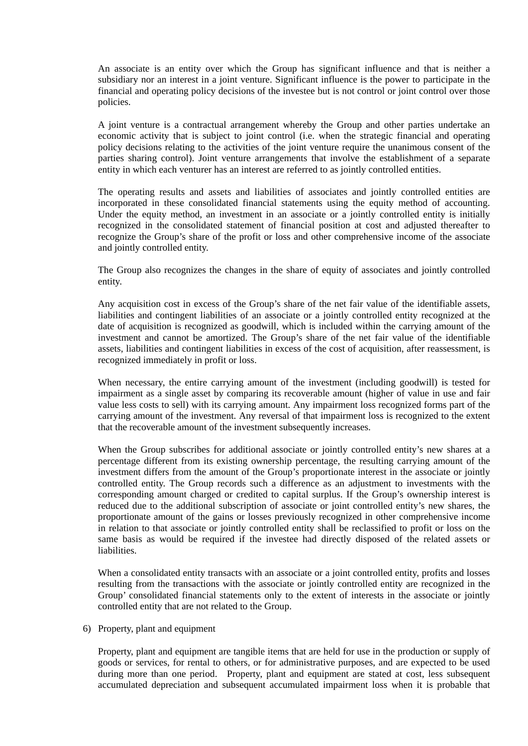An associate is an entity over which the Group has significant influence and that is neither a subsidiary nor an interest in a joint venture. Significant influence is the power to participate in the financial and operating policy decisions of the investee but is not control or joint control over those policies.

A joint venture is a contractual arrangement whereby the Group and other parties undertake an economic activity that is subject to joint control (i.e. when the strategic financial and operating policy decisions relating to the activities of the joint venture require the unanimous consent of the parties sharing control). Joint venture arrangements that involve the establishment of a separate entity in which each venturer has an interest are referred to as jointly controlled entities.

The operating results and assets and liabilities of associates and jointly controlled entities are incorporated in these consolidated financial statements using the equity method of accounting. Under the equity method, an investment in an associate or a jointly controlled entity is initially recognized in the consolidated statement of financial position at cost and adjusted thereafter to recognize the Group's share of the profit or loss and other comprehensive income of the associate and jointly controlled entity.

The Group also recognizes the changes in the share of equity of associates and jointly controlled entity.

Any acquisition cost in excess of the Group's share of the net fair value of the identifiable assets, liabilities and contingent liabilities of an associate or a jointly controlled entity recognized at the date of acquisition is recognized as goodwill, which is included within the carrying amount of the investment and cannot be amortized. The Group's share of the net fair value of the identifiable assets, liabilities and contingent liabilities in excess of the cost of acquisition, after reassessment, is recognized immediately in profit or loss.

When necessary, the entire carrying amount of the investment (including goodwill) is tested for impairment as a single asset by comparing its recoverable amount (higher of value in use and fair value less costs to sell) with its carrying amount. Any impairment loss recognized forms part of the carrying amount of the investment. Any reversal of that impairment loss is recognized to the extent that the recoverable amount of the investment subsequently increases.

When the Group subscribes for additional associate or jointly controlled entity's new shares at a percentage different from its existing ownership percentage, the resulting carrying amount of the investment differs from the amount of the Group's proportionate interest in the associate or jointly controlled entity. The Group records such a difference as an adjustment to investments with the corresponding amount charged or credited to capital surplus. If the Group's ownership interest is reduced due to the additional subscription of associate or joint controlled entity's new shares, the proportionate amount of the gains or losses previously recognized in other comprehensive income in relation to that associate or jointly controlled entity shall be reclassified to profit or loss on the same basis as would be required if the investee had directly disposed of the related assets or liabilities.

When a consolidated entity transacts with an associate or a joint controlled entity, profits and losses resulting from the transactions with the associate or jointly controlled entity are recognized in the Group' consolidated financial statements only to the extent of interests in the associate or jointly controlled entity that are not related to the Group.

6) Property, plant and equipment

Property, plant and equipment are tangible items that are held for use in the production or supply of goods or services, for rental to others, or for administrative purposes, and are expected to be used during more than one period. Property, plant and equipment are stated at cost, less subsequent accumulated depreciation and subsequent accumulated impairment loss when it is probable that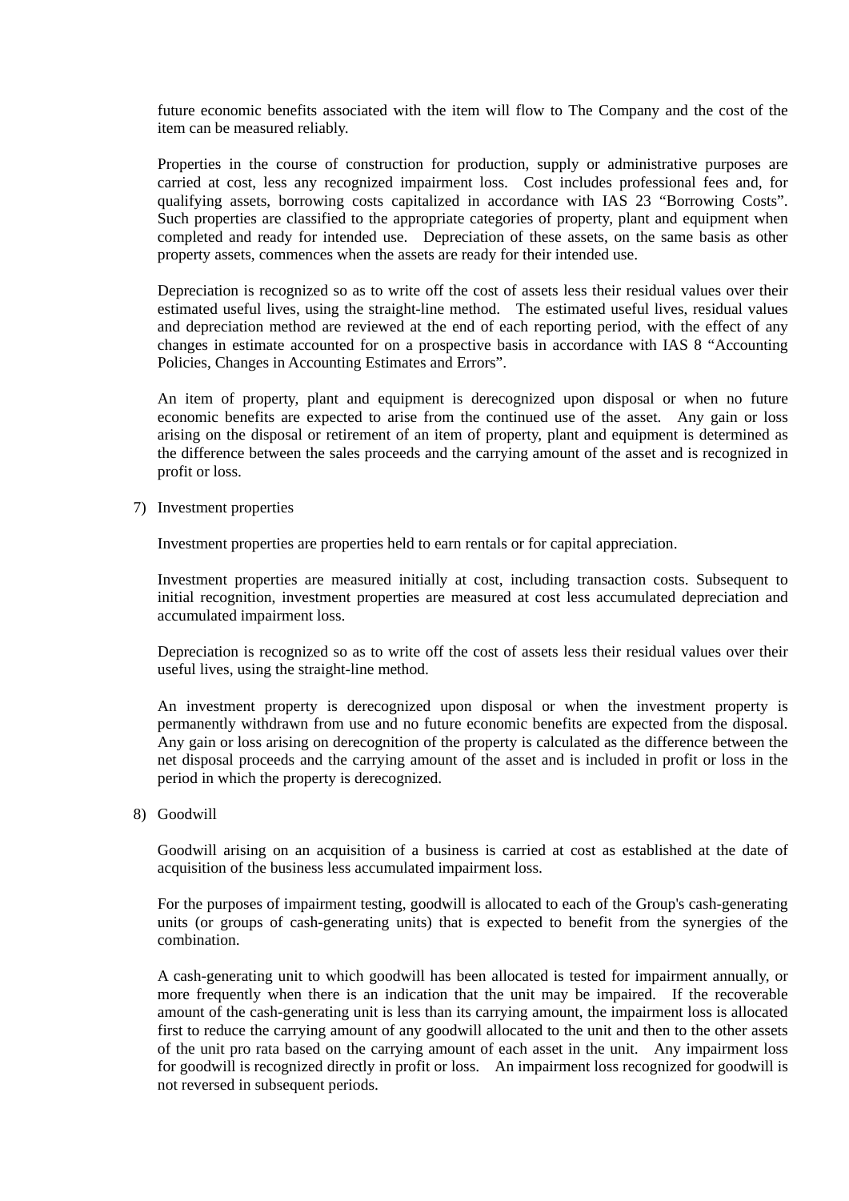future economic benefits associated with the item will flow to The Company and the cost of the item can be measured reliably.

Properties in the course of construction for production, supply or administrative purposes are carried at cost, less any recognized impairment loss. Cost includes professional fees and, for qualifying assets, borrowing costs capitalized in accordance with IAS 23 "Borrowing Costs". Such properties are classified to the appropriate categories of property, plant and equipment when completed and ready for intended use. Depreciation of these assets, on the same basis as other property assets, commences when the assets are ready for their intended use.

Depreciation is recognized so as to write off the cost of assets less their residual values over their estimated useful lives, using the straight-line method. The estimated useful lives, residual values and depreciation method are reviewed at the end of each reporting period, with the effect of any changes in estimate accounted for on a prospective basis in accordance with IAS 8 "Accounting Policies, Changes in Accounting Estimates and Errors".

An item of property, plant and equipment is derecognized upon disposal or when no future economic benefits are expected to arise from the continued use of the asset. Any gain or loss arising on the disposal or retirement of an item of property, plant and equipment is determined as the difference between the sales proceeds and the carrying amount of the asset and is recognized in profit or loss.

7) Investment properties

Investment properties are properties held to earn rentals or for capital appreciation.

Investment properties are measured initially at cost, including transaction costs. Subsequent to initial recognition, investment properties are measured at cost less accumulated depreciation and accumulated impairment loss.

Depreciation is recognized so as to write off the cost of assets less their residual values over their useful lives, using the straight-line method.

An investment property is derecognized upon disposal or when the investment property is permanently withdrawn from use and no future economic benefits are expected from the disposal. Any gain or loss arising on derecognition of the property is calculated as the difference between the net disposal proceeds and the carrying amount of the asset and is included in profit or loss in the period in which the property is derecognized.

8) Goodwill

Goodwill arising on an acquisition of a business is carried at cost as established at the date of acquisition of the business less accumulated impairment loss.

For the purposes of impairment testing, goodwill is allocated to each of the Group's cash-generating units (or groups of cash-generating units) that is expected to benefit from the synergies of the combination.

A cash-generating unit to which goodwill has been allocated is tested for impairment annually, or more frequently when there is an indication that the unit may be impaired. If the recoverable amount of the cash-generating unit is less than its carrying amount, the impairment loss is allocated first to reduce the carrying amount of any goodwill allocated to the unit and then to the other assets of the unit pro rata based on the carrying amount of each asset in the unit. Any impairment loss for goodwill is recognized directly in profit or loss. An impairment loss recognized for goodwill is not reversed in subsequent periods.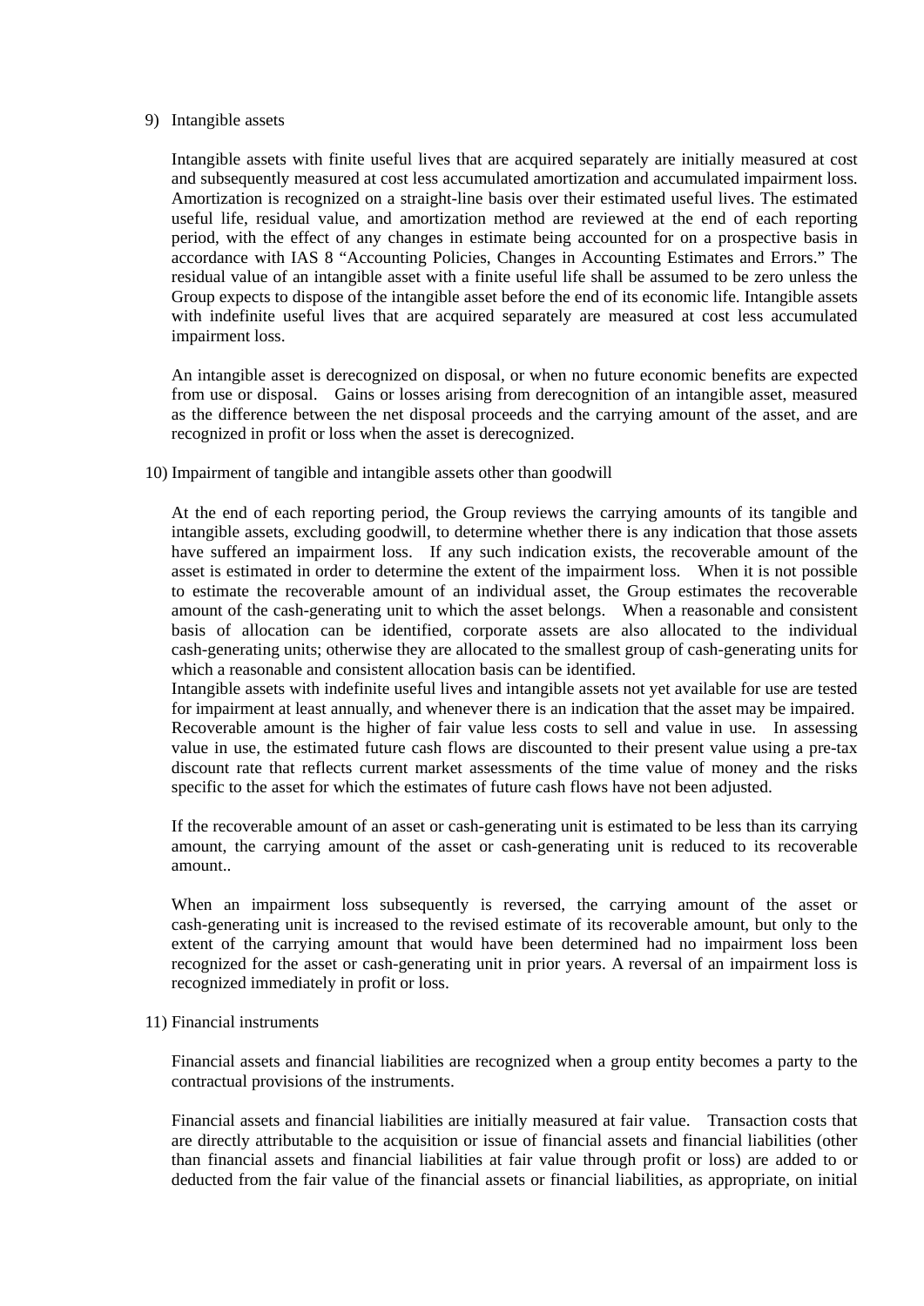9) Intangible assets

Intangible assets with finite useful lives that are acquired separately are initially measured at cost and subsequently measured at cost less accumulated amortization and accumulated impairment loss. Amortization is recognized on a straight-line basis over their estimated useful lives. The estimated useful life, residual value, and amortization method are reviewed at the end of each reporting period, with the effect of any changes in estimate being accounted for on a prospective basis in accordance with IAS 8 "Accounting Policies, Changes in Accounting Estimates and Errors." The residual value of an intangible asset with a finite useful life shall be assumed to be zero unless the Group expects to dispose of the intangible asset before the end of its economic life. Intangible assets with indefinite useful lives that are acquired separately are measured at cost less accumulated impairment loss.

An intangible asset is derecognized on disposal, or when no future economic benefits are expected from use or disposal. Gains or losses arising from derecognition of an intangible asset, measured as the difference between the net disposal proceeds and the carrying amount of the asset, and are recognized in profit or loss when the asset is derecognized.

10) Impairment of tangible and intangible assets other than goodwill

At the end of each reporting period, the Group reviews the carrying amounts of its tangible and intangible assets, excluding goodwill, to determine whether there is any indication that those assets have suffered an impairment loss. If any such indication exists, the recoverable amount of the asset is estimated in order to determine the extent of the impairment loss. When it is not possible to estimate the recoverable amount of an individual asset, the Group estimates the recoverable amount of the cash-generating unit to which the asset belongs. When a reasonable and consistent basis of allocation can be identified, corporate assets are also allocated to the individual cash-generating units; otherwise they are allocated to the smallest group of cash-generating units for which a reasonable and consistent allocation basis can be identified.
Intangible assets with indefinite useful lives and intangible assets not yet available for use are tested for impairment at least annually, and whenever there is an indication that the asset may be impaired. Recoverable amount is the higher of fair value less costs to sell and value in use. In assessing value in use, the estimated future cash flows are discounted to their present value using a pre-tax discount rate that reflects current market assessments of the time value of money and the risks specific to the asset for which the estimates of future cash flows have not been adjusted.

If the recoverable amount of an asset or cash-generating unit is estimated to be less than its carrying amount, the carrying amount of the asset or cash-generating unit is reduced to its recoverable amount..

When an impairment loss subsequently is reversed, the carrying amount of the asset or cash-generating unit is increased to the revised estimate of its recoverable amount, but only to the extent of the carrying amount that would have been determined had no impairment loss been recognized for the asset or cash-generating unit in prior years. A reversal of an impairment loss is recognized immediately in profit or loss.

11) Financial instruments

Financial assets and financial liabilities are recognized when a group entity becomes a party to the contractual provisions of the instruments.

Financial assets and financial liabilities are initially measured at fair value. Transaction costs that are directly attributable to the acquisition or issue of financial assets and financial liabilities (other than financial assets and financial liabilities at fair value through profit or loss) are added to or deducted from the fair value of the financial assets or financial liabilities, as appropriate, on initial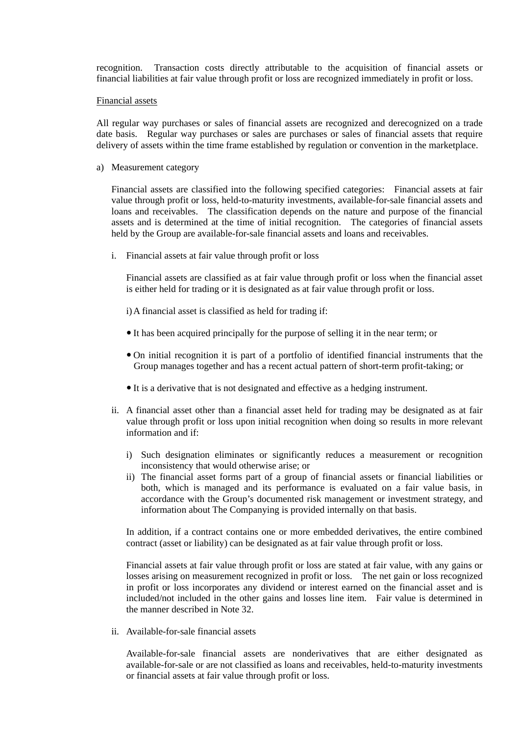recognition. Transaction costs directly attributable to the acquisition of financial assets or financial liabilities at fair value through profit or loss are recognized immediately in profit or loss.

Financial assets

All regular way purchases or sales of financial assets are recognized and derecognized on a trade date basis. Regular way purchases or sales are purchases or sales of financial assets that require delivery of assets within the time frame established by regulation or convention in the marketplace.

a) Measurement category

   Financial assets are classified into the following specified categories: Financial assets at fair value through profit or loss, held-to-maturity investments, available-for-sale financial assets and loans and receivables. The classification depends on the nature and purpose of the financial assets and is determined at the time of initial recognition. The categories of financial assets held by the Group are available-for-sale financial assets and loans and receivables.

   i. Financial assets at fair value through profit or loss

      Financial assets are classified as at fair value through profit or loss when the financial asset is either held for trading or it is designated as at fair value through profit or loss.

      i) A financial asset is classified as held for trading if:

      - It has been acquired principally for the purpose of selling it in the near term; or
      - On initial recognition it is part of a portfolio of identified financial instruments that the Group manages together and has a recent actual pattern of short-term profit-taking; or
      - It is a derivative that is not designated and effective as a hedging instrument.

   ii. A financial asset other than a financial asset held for trading may be designated as at fair value through profit or loss upon initial recognition when doing so results in more relevant information and if:

      i) Such designation eliminates or significantly reduces a measurement or recognition inconsistency that would otherwise arise; or
      ii) The financial asset forms part of a group of financial assets or financial liabilities or both, which is managed and its performance is evaluated on a fair value basis, in accordance with the Group's documented risk management or investment strategy, and information about The Companying is provided internally on that basis.

      In addition, if a contract contains one or more embedded derivatives, the entire combined contract (asset or liability) can be designated as at fair value through profit or loss.

      Financial assets at fair value through profit or loss are stated at fair value, with any gains or losses arising on measurement recognized in profit or loss. The net gain or loss recognized in profit or loss incorporates any dividend or interest earned on the financial asset and is included/not included in the other gains and losses line item. Fair value is determined in the manner described in Note 32.

   ii. Available-for-sale financial assets

      Available-for-sale financial assets are nonderivatives that are either designated as available-for-sale or are not classified as loans and receivables, held-to-maturity investments or financial assets at fair value through profit or loss.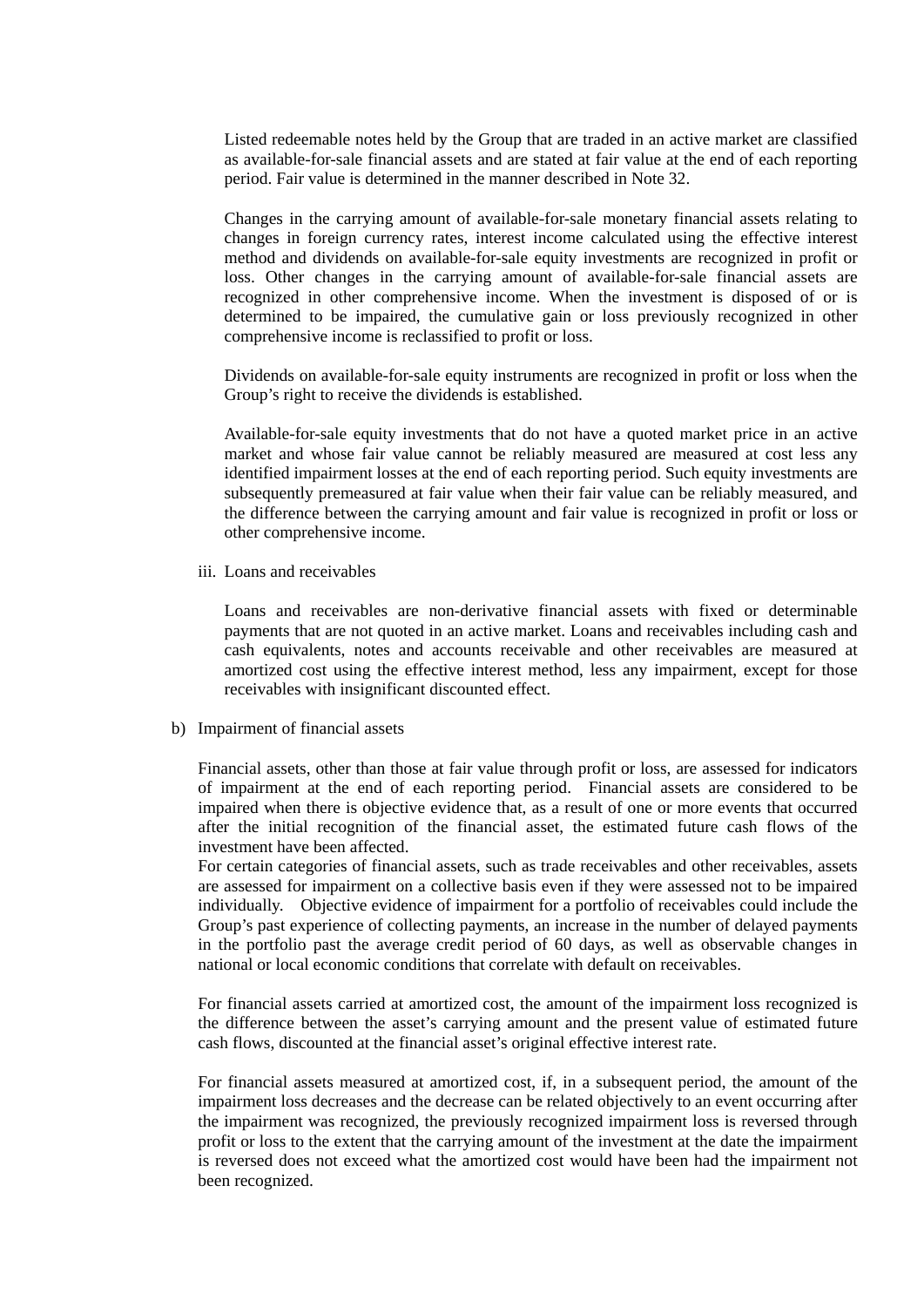Listed redeemable notes held by the Group that are traded in an active market are classified as available-for-sale financial assets and are stated at fair value at the end of each reporting period. Fair value is determined in the manner described in Note 32.

Changes in the carrying amount of available-for-sale monetary financial assets relating to changes in foreign currency rates, interest income calculated using the effective interest method and dividends on available-for-sale equity investments are recognized in profit or loss. Other changes in the carrying amount of available-for-sale financial assets are recognized in other comprehensive income. When the investment is disposed of or is determined to be impaired, the cumulative gain or loss previously recognized in other comprehensive income is reclassified to profit or loss.

Dividends on available-for-sale equity instruments are recognized in profit or loss when the Group's right to receive the dividends is established.

Available-for-sale equity investments that do not have a quoted market price in an active market and whose fair value cannot be reliably measured are measured at cost less any identified impairment losses at the end of each reporting period. Such equity investments are subsequently premeasured at fair value when their fair value can be reliably measured, and the difference between the carrying amount and fair value is recognized in profit or loss or other comprehensive income.

iii. Loans and receivables

Loans and receivables are non-derivative financial assets with fixed or determinable payments that are not quoted in an active market. Loans and receivables including cash and cash equivalents, notes and accounts receivable and other receivables are measured at amortized cost using the effective interest method, less any impairment, except for those receivables with insignificant discounted effect.

b) Impairment of financial assets

Financial assets, other than those at fair value through profit or loss, are assessed for indicators of impairment at the end of each reporting period. Financial assets are considered to be impaired when there is objective evidence that, as a result of one or more events that occurred after the initial recognition of the financial asset, the estimated future cash flows of the investment have been affected.

For certain categories of financial assets, such as trade receivables and other receivables, assets are assessed for impairment on a collective basis even if they were assessed not to be impaired individually. Objective evidence of impairment for a portfolio of receivables could include the Group's past experience of collecting payments, an increase in the number of delayed payments in the portfolio past the average credit period of 60 days, as well as observable changes in national or local economic conditions that correlate with default on receivables.

For financial assets carried at amortized cost, the amount of the impairment loss recognized is the difference between the asset's carrying amount and the present value of estimated future cash flows, discounted at the financial asset's original effective interest rate.

For financial assets measured at amortized cost, if, in a subsequent period, the amount of the impairment loss decreases and the decrease can be related objectively to an event occurring after the impairment was recognized, the previously recognized impairment loss is reversed through profit or loss to the extent that the carrying amount of the investment at the date the impairment is reversed does not exceed what the amortized cost would have been had the impairment not been recognized.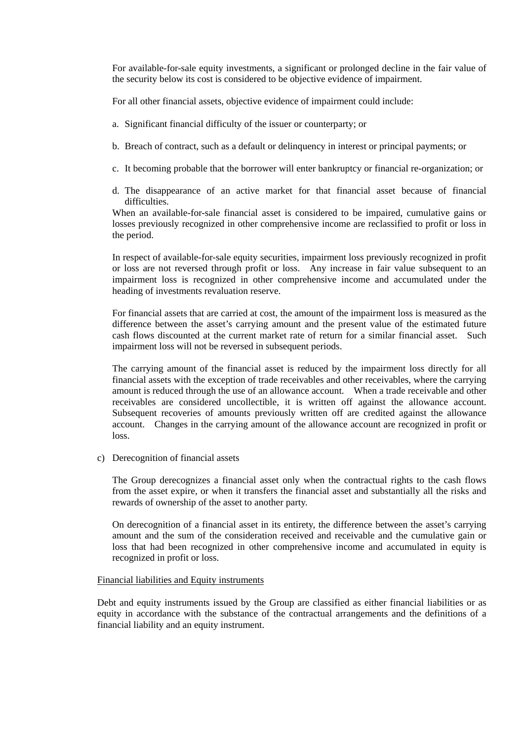For available-for-sale equity investments, a significant or prolonged decline in the fair value of the security below its cost is considered to be objective evidence of impairment.

For all other financial assets, objective evidence of impairment could include:

a. Significant financial difficulty of the issuer or counterparty; or

b. Breach of contract, such as a default or delinquency in interest or principal payments; or

c. It becoming probable that the borrower will enter bankruptcy or financial re-organization; or

d. The disappearance of an active market for that financial asset because of financial difficulties.

When an available-for-sale financial asset is considered to be impaired, cumulative gains or losses previously recognized in other comprehensive income are reclassified to profit or loss in the period.

In respect of available-for-sale equity securities, impairment loss previously recognized in profit or loss are not reversed through profit or loss. Any increase in fair value subsequent to an impairment loss is recognized in other comprehensive income and accumulated under the heading of investments revaluation reserve.

For financial assets that are carried at cost, the amount of the impairment loss is measured as the difference between the asset's carrying amount and the present value of the estimated future cash flows discounted at the current market rate of return for a similar financial asset. Such impairment loss will not be reversed in subsequent periods.

The carrying amount of the financial asset is reduced by the impairment loss directly for all financial assets with the exception of trade receivables and other receivables, where the carrying amount is reduced through the use of an allowance account. When a trade receivable and other receivables are considered uncollectible, it is written off against the allowance account. Subsequent recoveries of amounts previously written off are credited against the allowance account. Changes in the carrying amount of the allowance account are recognized in profit or loss.

c) Derecognition of financial assets

The Group derecognizes a financial asset only when the contractual rights to the cash flows from the asset expire, or when it transfers the financial asset and substantially all the risks and rewards of ownership of the asset to another party.

On derecognition of a financial asset in its entirety, the difference between the asset's carrying amount and the sum of the consideration received and receivable and the cumulative gain or loss that had been recognized in other comprehensive income and accumulated in equity is recognized in profit or loss.

Financial liabilities and Equity instruments

Debt and equity instruments issued by the Group are classified as either financial liabilities or as equity in accordance with the substance of the contractual arrangements and the definitions of a financial liability and an equity instrument.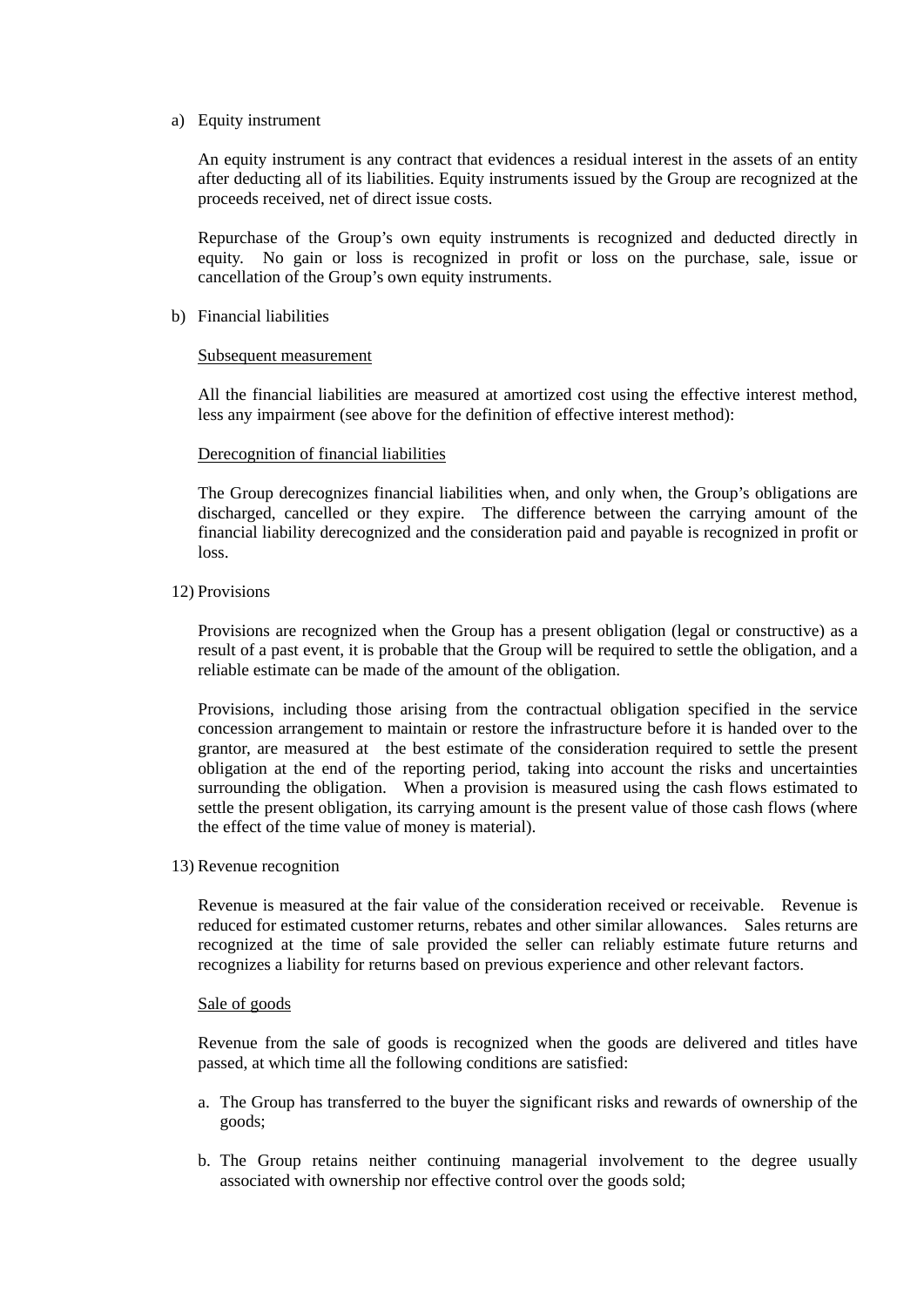a) Equity instrument

An equity instrument is any contract that evidences a residual interest in the assets of an entity after deducting all of its liabilities. Equity instruments issued by the Group are recognized at the proceeds received, net of direct issue costs.

Repurchase of the Group's own equity instruments is recognized and deducted directly in equity. No gain or loss is recognized in profit or loss on the purchase, sale, issue or cancellation of the Group's own equity instruments.

b) Financial liabilities

<u>Subsequent measurement</u>

All the financial liabilities are measured at amortized cost using the effective interest method, less any impairment (see above for the definition of effective interest method):

<u>Derecognition of financial liabilities</u>

The Group derecognizes financial liabilities when, and only when, the Group's obligations are discharged, cancelled or they expire. The difference between the carrying amount of the financial liability derecognized and the consideration paid and payable is recognized in profit or loss.

12) Provisions

Provisions are recognized when the Group has a present obligation (legal or constructive) as a result of a past event, it is probable that the Group will be required to settle the obligation, and a reliable estimate can be made of the amount of the obligation.

Provisions, including those arising from the contractual obligation specified in the service concession arrangement to maintain or restore the infrastructure before it is handed over to the grantor, are measured at the best estimate of the consideration required to settle the present obligation at the end of the reporting period, taking into account the risks and uncertainties surrounding the obligation. When a provision is measured using the cash flows estimated to settle the present obligation, its carrying amount is the present value of those cash flows (where the effect of the time value of money is material).

13) Revenue recognition

Revenue is measured at the fair value of the consideration received or receivable. Revenue is reduced for estimated customer returns, rebates and other similar allowances. Sales returns are recognized at the time of sale provided the seller can reliably estimate future returns and recognizes a liability for returns based on previous experience and other relevant factors.

<u>Sale of goods</u>

Revenue from the sale of goods is recognized when the goods are delivered and titles have passed, at which time all the following conditions are satisfied:

a. The Group has transferred to the buyer the significant risks and rewards of ownership of the goods;

b. The Group retains neither continuing managerial involvement to the degree usually associated with ownership nor effective control over the goods sold;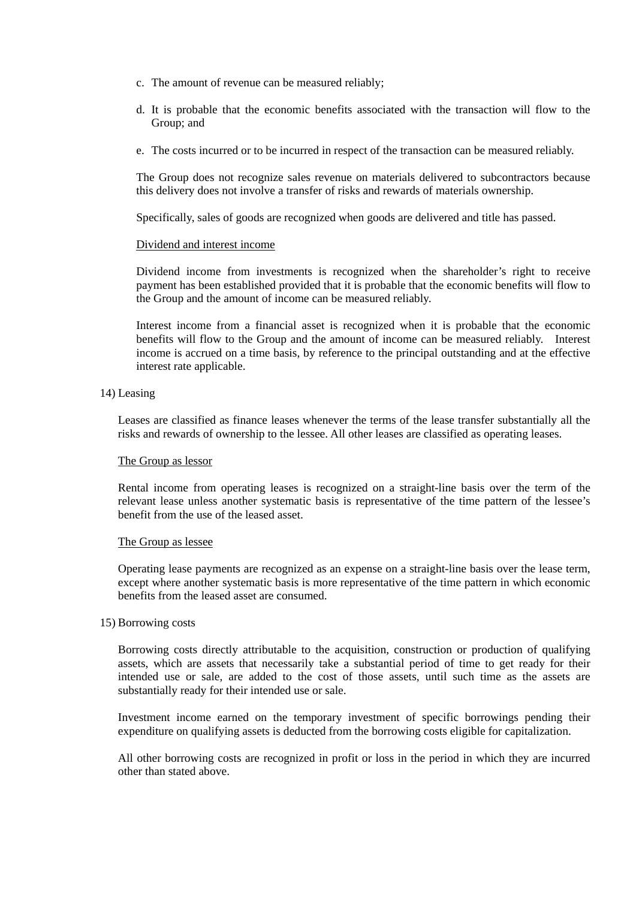c. The amount of revenue can be measured reliably;

d. It is probable that the economic benefits associated with the transaction will flow to the Group; and

e. The costs incurred or to be incurred in respect of the transaction can be measured reliably.

The Group does not recognize sales revenue on materials delivered to subcontractors because this delivery does not involve a transfer of risks and rewards of materials ownership.

Specifically, sales of goods are recognized when goods are delivered and title has passed.

Dividend and interest income

Dividend income from investments is recognized when the shareholder's right to receive payment has been established provided that it is probable that the economic benefits will flow to the Group and the amount of income can be measured reliably.

Interest income from a financial asset is recognized when it is probable that the economic benefits will flow to the Group and the amount of income can be measured reliably. Interest income is accrued on a time basis, by reference to the principal outstanding and at the effective interest rate applicable.

14) Leasing

Leases are classified as finance leases whenever the terms of the lease transfer substantially all the risks and rewards of ownership to the lessee. All other leases are classified as operating leases.

The Group as lessor

Rental income from operating leases is recognized on a straight-line basis over the term of the relevant lease unless another systematic basis is representative of the time pattern of the lessee's benefit from the use of the leased asset.

The Group as lessee

Operating lease payments are recognized as an expense on a straight-line basis over the lease term, except where another systematic basis is more representative of the time pattern in which economic benefits from the leased asset are consumed.

15) Borrowing costs

Borrowing costs directly attributable to the acquisition, construction or production of qualifying assets, which are assets that necessarily take a substantial period of time to get ready for their intended use or sale, are added to the cost of those assets, until such time as the assets are substantially ready for their intended use or sale.

Investment income earned on the temporary investment of specific borrowings pending their expenditure on qualifying assets is deducted from the borrowing costs eligible for capitalization.

All other borrowing costs are recognized in profit or loss in the period in which they are incurred other than stated above.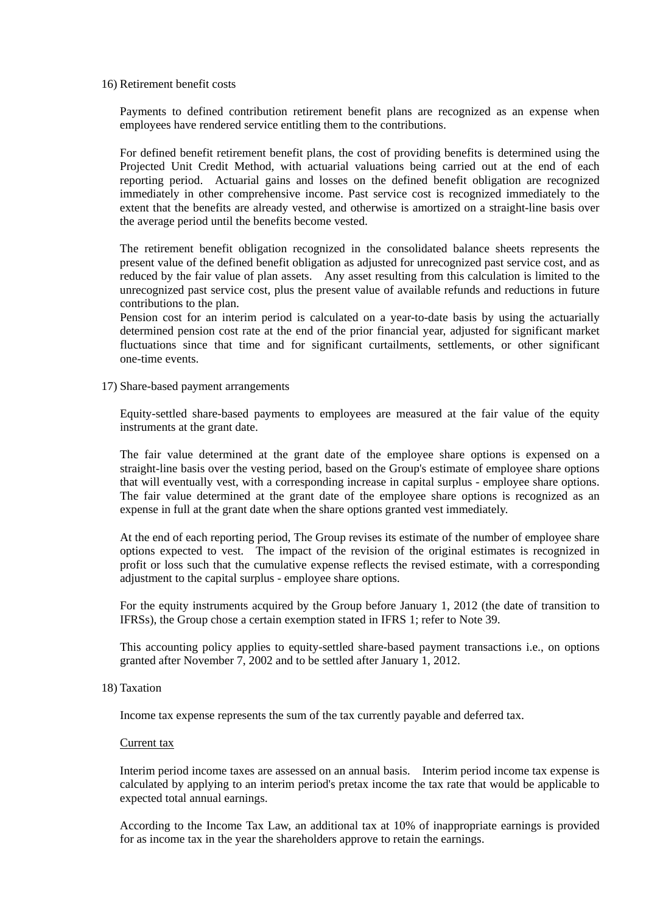16) Retirement benefit costs

Payments to defined contribution retirement benefit plans are recognized as an expense when employees have rendered service entitling them to the contributions.

For defined benefit retirement benefit plans, the cost of providing benefits is determined using the Projected Unit Credit Method, with actuarial valuations being carried out at the end of each reporting period. Actuarial gains and losses on the defined benefit obligation are recognized immediately in other comprehensive income. Past service cost is recognized immediately to the extent that the benefits are already vested, and otherwise is amortized on a straight-line basis over the average period until the benefits become vested.

The retirement benefit obligation recognized in the consolidated balance sheets represents the present value of the defined benefit obligation as adjusted for unrecognized past service cost, and as reduced by the fair value of plan assets. Any asset resulting from this calculation is limited to the unrecognized past service cost, plus the present value of available refunds and reductions in future contributions to the plan.

Pension cost for an interim period is calculated on a year-to-date basis by using the actuarially determined pension cost rate at the end of the prior financial year, adjusted for significant market fluctuations since that time and for significant curtailments, settlements, or other significant one-time events.

17) Share-based payment arrangements

Equity-settled share-based payments to employees are measured at the fair value of the equity instruments at the grant date.

The fair value determined at the grant date of the employee share options is expensed on a straight-line basis over the vesting period, based on the Group's estimate of employee share options that will eventually vest, with a corresponding increase in capital surplus - employee share options. The fair value determined at the grant date of the employee share options is recognized as an expense in full at the grant date when the share options granted vest immediately.

At the end of each reporting period, The Group revises its estimate of the number of employee share options expected to vest. The impact of the revision of the original estimates is recognized in profit or loss such that the cumulative expense reflects the revised estimate, with a corresponding adjustment to the capital surplus - employee share options.

For the equity instruments acquired by the Group before January 1, 2012 (the date of transition to IFRSs), the Group chose a certain exemption stated in IFRS 1; refer to Note 39.

This accounting policy applies to equity-settled share-based payment transactions i.e., on options granted after November 7, 2002 and to be settled after January 1, 2012.

18) Taxation

Income tax expense represents the sum of the tax currently payable and deferred tax.

Current tax

Interim period income taxes are assessed on an annual basis. Interim period income tax expense is calculated by applying to an interim period's pretax income the tax rate that would be applicable to expected total annual earnings.

According to the Income Tax Law, an additional tax at 10% of inappropriate earnings is provided for as income tax in the year the shareholders approve to retain the earnings.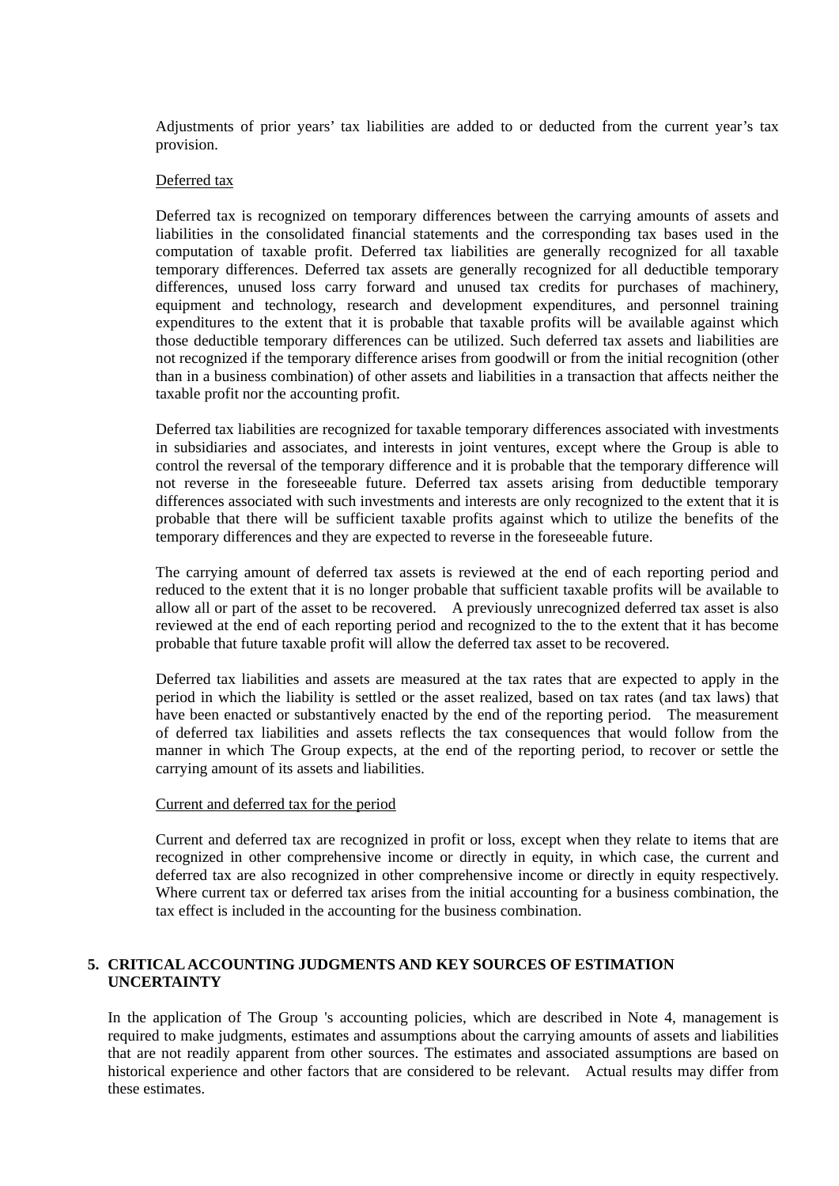Adjustments of prior years' tax liabilities are added to or deducted from the current year's tax provision.

Deferred tax

Deferred tax is recognized on temporary differences between the carrying amounts of assets and liabilities in the consolidated financial statements and the corresponding tax bases used in the computation of taxable profit. Deferred tax liabilities are generally recognized for all taxable temporary differences. Deferred tax assets are generally recognized for all deductible temporary differences, unused loss carry forward and unused tax credits for purchases of machinery, equipment and technology, research and development expenditures, and personnel training expenditures to the extent that it is probable that taxable profits will be available against which those deductible temporary differences can be utilized. Such deferred tax assets and liabilities are not recognized if the temporary difference arises from goodwill or from the initial recognition (other than in a business combination) of other assets and liabilities in a transaction that affects neither the taxable profit nor the accounting profit.

Deferred tax liabilities are recognized for taxable temporary differences associated with investments in subsidiaries and associates, and interests in joint ventures, except where the Group is able to control the reversal of the temporary difference and it is probable that the temporary difference will not reverse in the foreseeable future. Deferred tax assets arising from deductible temporary differences associated with such investments and interests are only recognized to the extent that it is probable that there will be sufficient taxable profits against which to utilize the benefits of the temporary differences and they are expected to reverse in the foreseeable future.

The carrying amount of deferred tax assets is reviewed at the end of each reporting period and reduced to the extent that it is no longer probable that sufficient taxable profits will be available to allow all or part of the asset to be recovered. A previously unrecognized deferred tax asset is also reviewed at the end of each reporting period and recognized to the to the extent that it has become probable that future taxable profit will allow the deferred tax asset to be recovered.

Deferred tax liabilities and assets are measured at the tax rates that are expected to apply in the period in which the liability is settled or the asset realized, based on tax rates (and tax laws) that have been enacted or substantively enacted by the end of the reporting period. The measurement of deferred tax liabilities and assets reflects the tax consequences that would follow from the manner in which The Group expects, at the end of the reporting period, to recover or settle the carrying amount of its assets and liabilities.

Current and deferred tax for the period

Current and deferred tax are recognized in profit or loss, except when they relate to items that are recognized in other comprehensive income or directly in equity, in which case, the current and deferred tax are also recognized in other comprehensive income or directly in equity respectively. Where current tax or deferred tax arises from the initial accounting for a business combination, the tax effect is included in the accounting for the business combination.

## 5. CRITICAL ACCOUNTING JUDGMENTS AND KEY SOURCES OF ESTIMATION UNCERTAINTY

In the application of The Group 's accounting policies, which are described in Note 4, management is required to make judgments, estimates and assumptions about the carrying amounts of assets and liabilities that are not readily apparent from other sources. The estimates and associated assumptions are based on historical experience and other factors that are considered to be relevant. Actual results may differ from these estimates.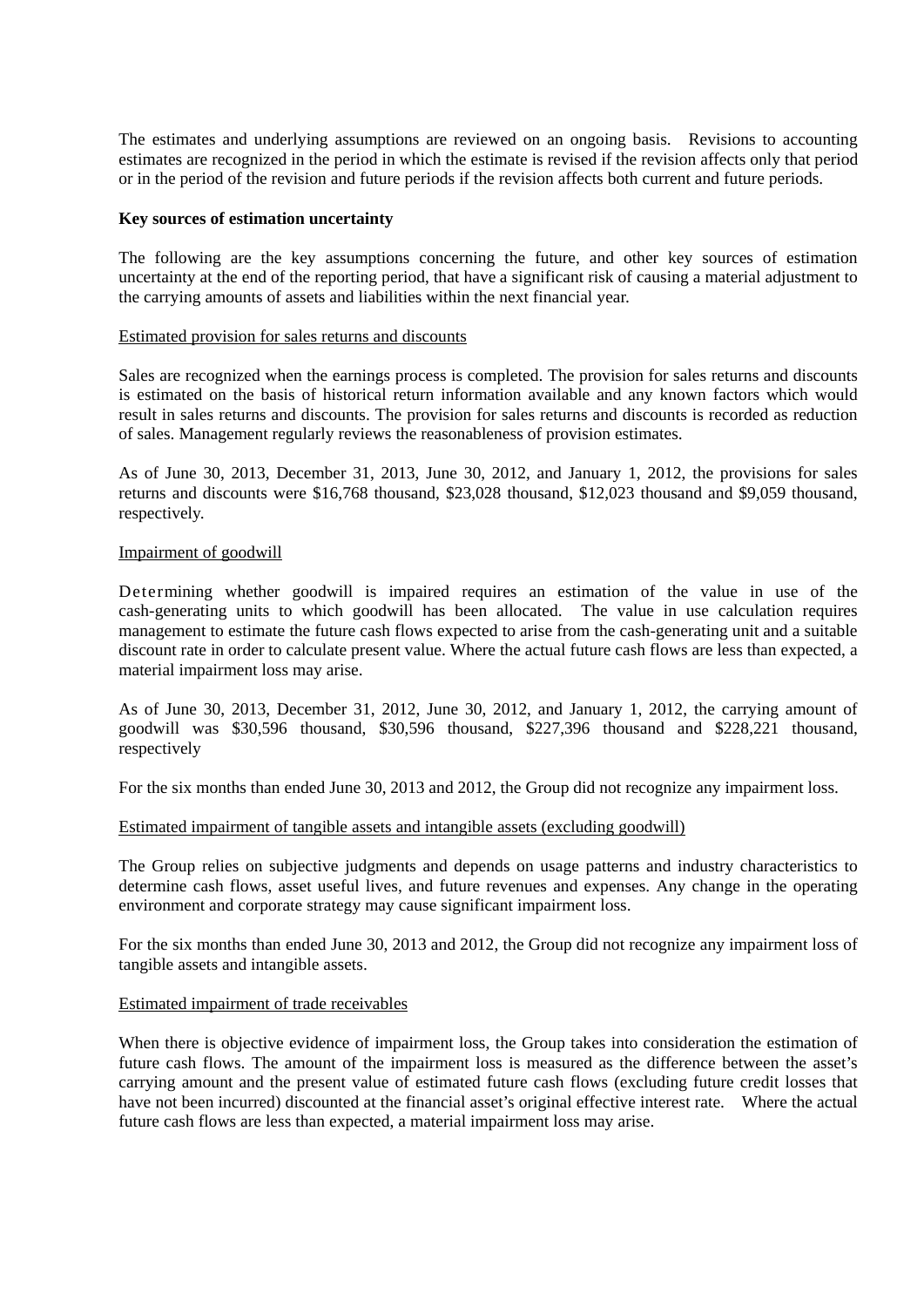The estimates and underlying assumptions are reviewed on an ongoing basis. Revisions to accounting estimates are recognized in the period in which the estimate is revised if the revision affects only that period or in the period of the revision and future periods if the revision affects both current and future periods.

**Key sources of estimation uncertainty**

The following are the key assumptions concerning the future, and other key sources of estimation uncertainty at the end of the reporting period, that have a significant risk of causing a material adjustment to the carrying amounts of assets and liabilities within the next financial year.

Estimated provision for sales returns and discounts

Sales are recognized when the earnings process is completed. The provision for sales returns and discounts is estimated on the basis of historical return information available and any known factors which would result in sales returns and discounts. The provision for sales returns and discounts is recorded as reduction of sales. Management regularly reviews the reasonableness of provision estimates.

As of June 30, 2013, December 31, 2013, June 30, 2012, and January 1, 2012, the provisions for sales returns and discounts were $16,768 thousand, $23,028 thousand, $12,023 thousand and $9,059 thousand, respectively.

Impairment of goodwill

Determining whether goodwill is impaired requires an estimation of the value in use of the cash-generating units to which goodwill has been allocated. The value in use calculation requires management to estimate the future cash flows expected to arise from the cash-generating unit and a suitable discount rate in order to calculate present value. Where the actual future cash flows are less than expected, a material impairment loss may arise.

As of June 30, 2013, December 31, 2012, June 30, 2012, and January 1, 2012, the carrying amount of goodwill was $30,596 thousand, $30,596 thousand, $227,396 thousand and $228,221 thousand, respectively

For the six months than ended June 30, 2013 and 2012, the Group did not recognize any impairment loss.

Estimated impairment of tangible assets and intangible assets (excluding goodwill)

The Group relies on subjective judgments and depends on usage patterns and industry characteristics to determine cash flows, asset useful lives, and future revenues and expenses. Any change in the operating environment and corporate strategy may cause significant impairment loss.

For the six months than ended June 30, 2013 and 2012, the Group did not recognize any impairment loss of tangible assets and intangible assets.

Estimated impairment of trade receivables

When there is objective evidence of impairment loss, the Group takes into consideration the estimation of future cash flows. The amount of the impairment loss is measured as the difference between the asset's carrying amount and the present value of estimated future cash flows (excluding future credit losses that have not been incurred) discounted at the financial asset's original effective interest rate. Where the actual future cash flows are less than expected, a material impairment loss may arise.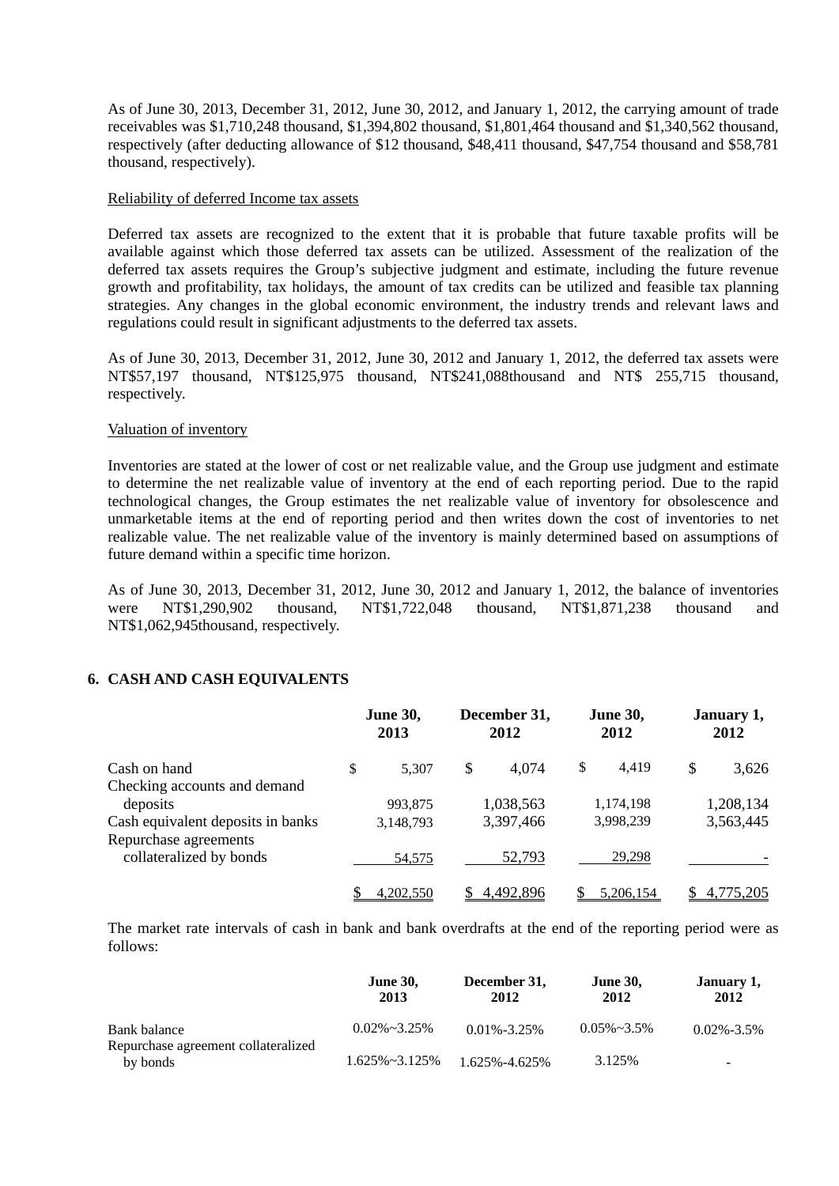As of June 30, 2013, December 31, 2012, June 30, 2012, and January 1, 2012, the carrying amount of trade receivables was $1,710,248 thousand, $1,394,802 thousand, $1,801,464 thousand and $1,340,562 thousand, respectively (after deducting allowance of $12 thousand, $48,411 thousand, $47,754 thousand and $58,781 thousand, respectively).

Reliability of deferred Income tax assets

Deferred tax assets are recognized to the extent that it is probable that future taxable profits will be available against which those deferred tax assets can be utilized. Assessment of the realization of the deferred tax assets requires the Group's subjective judgment and estimate, including the future revenue growth and profitability, tax holidays, the amount of tax credits can be utilized and feasible tax planning strategies. Any changes in the global economic environment, the industry trends and relevant laws and regulations could result in significant adjustments to the deferred tax assets.

As of June 30, 2013, December 31, 2012, June 30, 2012 and January 1, 2012, the deferred tax assets were NT$57,197 thousand, NT$125,975 thousand, NT$241,088thousand and NT$ 255,715 thousand, respectively.

Valuation of inventory

Inventories are stated at the lower of cost or net realizable value, and the Group use judgment and estimate to determine the net realizable value of inventory at the end of each reporting period. Due to the rapid technological changes, the Group estimates the net realizable value of inventory for obsolescence and unmarketable items at the end of reporting period and then writes down the cost of inventories to net realizable value. The net realizable value of the inventory is mainly determined based on assumptions of future demand within a specific time horizon.

As of June 30, 2013, December 31, 2012, June 30, 2012 and January 1, 2012, the balance of inventories were NT$1,290,902 thousand, NT$1,722,048 thousand, NT$1,871,238 thousand and NT$1,062,945thousand, respectively.

## 6. CASH AND CASH EQUIVALENTS

| | June 30, 2013 | December 31, 2012 | June 30, 2012 | January 1, 2012 |
|---|---|---|---|---|
| Cash on hand | $ 5,307 | $ 4,074 | $ 4,419 | $ 3,626 |
| Checking accounts and demand deposits | 993,875 | 1,038,563 | 1,174,198 | 1,208,134 |
| Cash equivalent deposits in banks | 3,148,793 | 3,397,466 | 3,998,239 | 3,563,445 |
| Repurchase agreements collateralized by bonds | 54,575 | 52,793 | 29,298 | - |
| | $ 4,202,550 | $ 4,492,896 | $ 5,206,154 | $ 4,775,205 |

The market rate intervals of cash in bank and bank overdrafts at the end of the reporting period were as follows:

| | June 30, 2013 | December 31, 2012 | June 30, 2012 | January 1, 2012 |
|---|---|---|---|---|
| Bank balance | 0.02%~3.25% | 0.01%-3.25% | 0.05%~3.5% | 0.02%-3.5% |
| Repurchase agreement collateralized by bonds | 1.625%~3.125% | 1.625%-4.625% | 3.125% | - |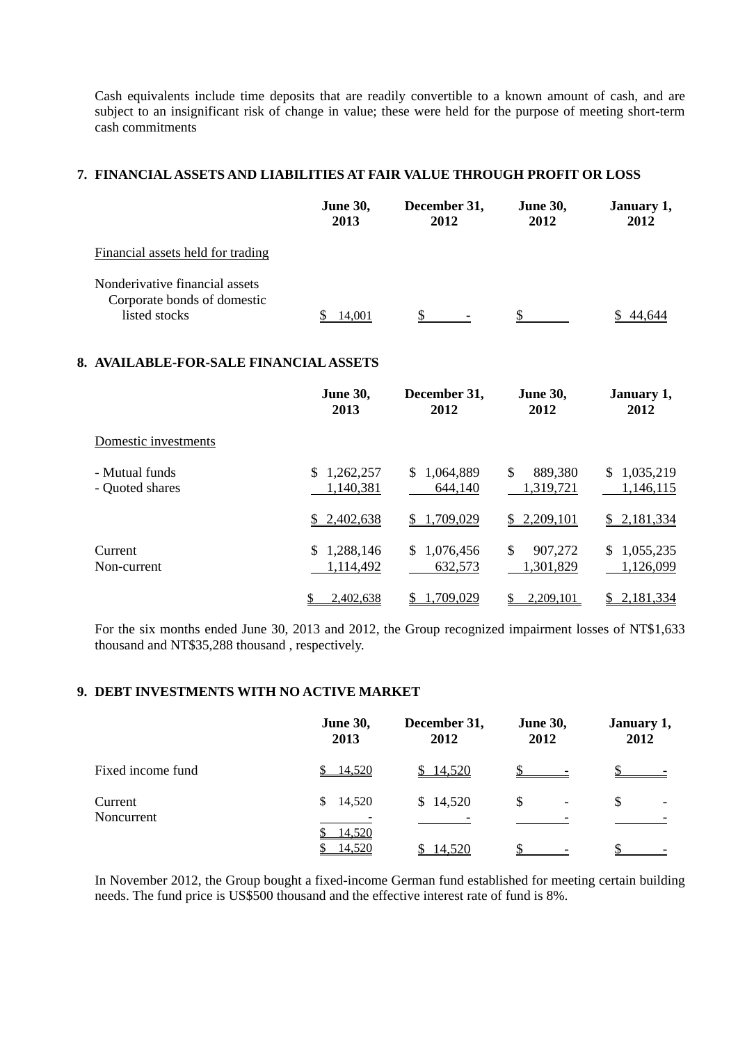Cash equivalents include time deposits that are readily convertible to a known amount of cash, and are subject to an insignificant risk of change in value; these were held for the purpose of meeting short-term cash commitments

## 7. FINANCIAL ASSETS AND LIABILITIES AT FAIR VALUE THROUGH PROFIT OR LOSS

| | June 30, 2013 | December 31, 2012 | June 30, 2012 | January 1, 2012 |
|---|---|---|---|---|
| Financial assets held for trading | | | | |
| Nonderivative financial assets | | | | |
| Corporate bonds of domestic listed stocks | $ 14,001 | $ - | $ | $ 44,644 |

## 8. AVAILABLE-FOR-SALE FINANCIAL ASSETS

| | June 30, 2013 | December 31, 2012 | June 30, 2012 | January 1, 2012 |
|---|---|---|---|---|
| Domestic investments | | | | |
| - Mutual funds | $ 1,262,257 | $ 1,064,889 | $ 889,380 | $ 1,035,219 |
| - Quoted shares | 1,140,381 | 644,140 | 1,319,721 | 1,146,115 |
| | $ 2,402,638 | $ 1,709,029 | $ 2,209,101 | $ 2,181,334 |
| Current | $ 1,288,146 | $ 1,076,456 | $ 907,272 | $ 1,055,235 |
| Non-current | 1,114,492 | 632,573 | 1,301,829 | 1,126,099 |
| | $ 2,402,638 | $ 1,709,029 | $ 2,209,101 | $ 2,181,334 |

For the six months ended June 30, 2013 and 2012, the Group recognized impairment losses of NT$1,633 thousand and NT$35,288 thousand , respectively.

## 9. DEBT INVESTMENTS WITH NO ACTIVE MARKET

| | June 30, 2013 | December 31, 2012 | June 30, 2012 | January 1, 2012 |
|---|---|---|---|---|
| Fixed income fund | $ 14,520 | $ 14,520 | $ - | $ - |
| Current | $ 14,520 | $ 14,520 | $ - | $ - |
| Noncurrent | - | - | - | - |
| | $ 14,520 | | | |
| | $ 14,520 | $ 14,520 | $ - | $ - |

In November 2012, the Group bought a fixed-income German fund established for meeting certain building needs. The fund price is US$500 thousand and the effective interest rate of fund is 8%.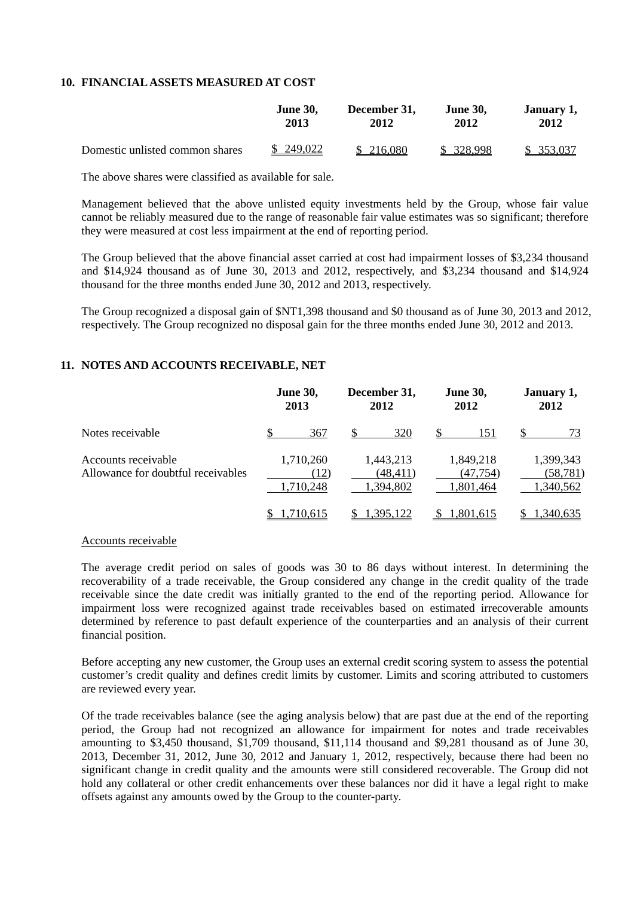## 10. FINANCIAL ASSETS MEASURED AT COST

| | June 30, 2013 | December 31, 2012 | June 30, 2012 | January 1, 2012 |
|---|---|---|---|---|
| Domestic unlisted common shares | $ 249,022 | $ 216,080 | $ 328,998 | $ 353,037 |

The above shares were classified as available for sale.

Management believed that the above unlisted equity investments held by the Group, whose fair value cannot be reliably measured due to the range of reasonable fair value estimates was so significant; therefore they were measured at cost less impairment at the end of reporting period.

The Group believed that the above financial asset carried at cost had impairment losses of $3,234 thousand and $14,924 thousand as of June 30, 2013 and 2012, respectively, and $3,234 thousand and $14,924 thousand for the three months ended June 30, 2012 and 2013, respectively.

The Group recognized a disposal gain of $NT1,398 thousand and $0 thousand as of June 30, 2013 and 2012, respectively. The Group recognized no disposal gain for the three months ended June 30, 2012 and 2013.

## 11. NOTES AND ACCOUNTS RECEIVABLE, NET

| | June 30, 2013 | December 31, 2012 | June 30, 2012 | January 1, 2012 |
|---|---|---|---|---|
| Notes receivable | $ 367 | $ 320 | $ 151 | $ 73 |
| Accounts receivable | 1,710,260 | 1,443,213 | 1,849,218 | 1,399,343 |
| Allowance for doubtful receivables | (12) | (48,411) | (47,754) | (58,781) |
| | 1,710,248 | 1,394,802 | 1,801,464 | 1,340,562 |
| | $ 1,710,615 | $ 1,395,122 | $ 1,801,615 | $ 1,340,635 |

Accounts receivable

The average credit period on sales of goods was 30 to 86 days without interest. In determining the recoverability of a trade receivable, the Group considered any change in the credit quality of the trade receivable since the date credit was initially granted to the end of the reporting period. Allowance for impairment loss were recognized against trade receivables based on estimated irrecoverable amounts determined by reference to past default experience of the counterparties and an analysis of their current financial position.

Before accepting any new customer, the Group uses an external credit scoring system to assess the potential customer's credit quality and defines credit limits by customer. Limits and scoring attributed to customers are reviewed every year.

Of the trade receivables balance (see the aging analysis below) that are past due at the end of the reporting period, the Group had not recognized an allowance for impairment for notes and trade receivables amounting to $3,450 thousand, $1,709 thousand, $11,114 thousand and $9,281 thousand as of June 30, 2013, December 31, 2012, June 30, 2012 and January 1, 2012, respectively, because there had been no significant change in credit quality and the amounts were still considered recoverable. The Group did not hold any collateral or other credit enhancements over these balances nor did it have a legal right to make offsets against any amounts owed by the Group to the counter-party.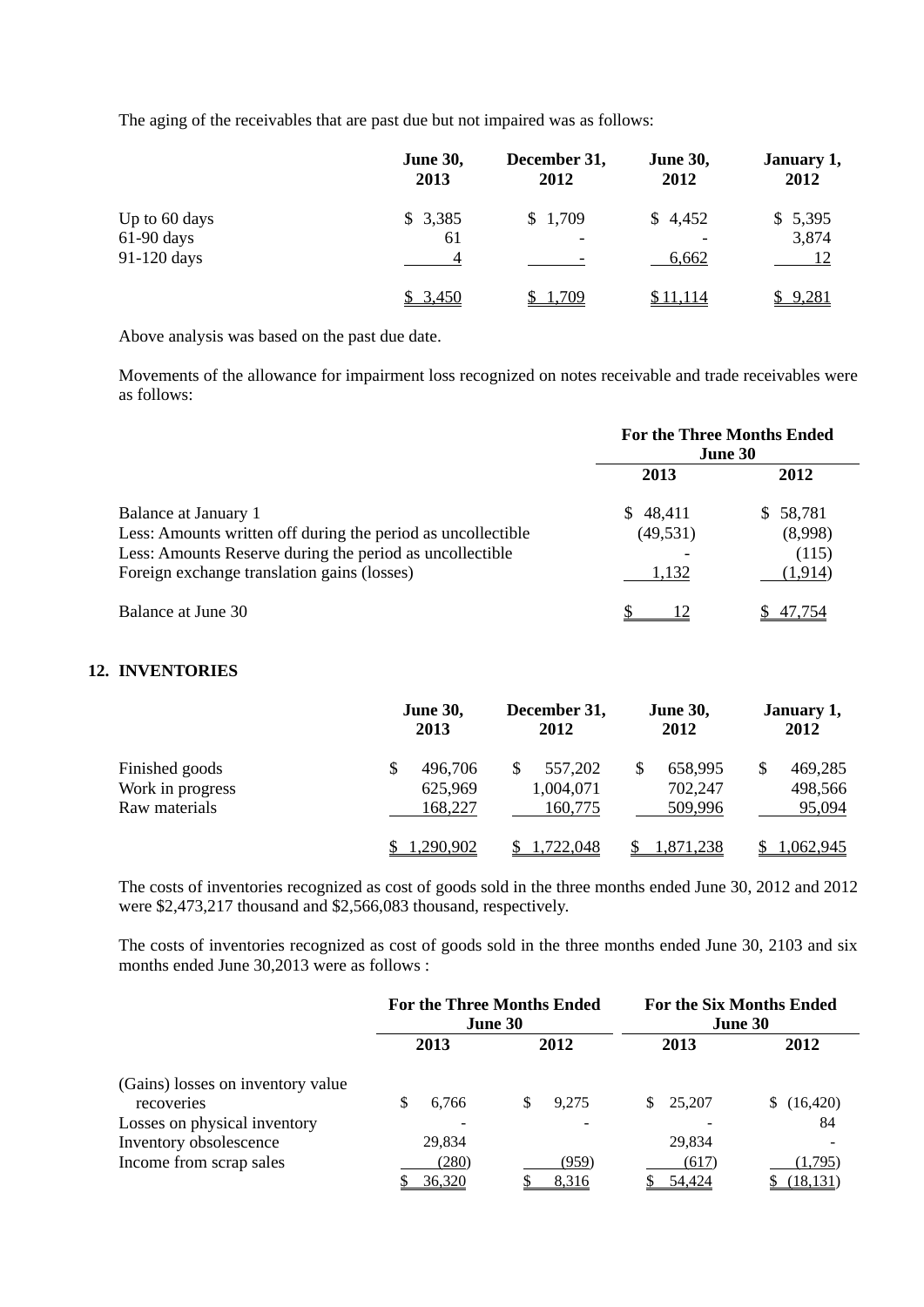The aging of the receivables that are past due but not impaired was as follows:

| | June 30, 2013 | December 31, 2012 | June 30, 2012 | January 1, 2012 |
|---|---|---|---|---|
| Up to 60 days | $ 3,385 | $ 1,709 | $ 4,452 | $ 5,395 |
| 61-90 days | 61 | - | - | 3,874 |
| 91-120 days | 4 | - | 6,662 | 12 |
| | $ 3,450 | $ 1,709 | $ 11,114 | $ 9,281 |

Above analysis was based on the past due date.

Movements of the allowance for impairment loss recognized on notes receivable and trade receivables were as follows:

| | For the Three Months Ended June 30 | |
|---|---|---|
| | 2013 | 2012 |
| Balance at January 1 | $ 48,411 | $ 58,781 |
| Less: Amounts written off during the period as uncollectible | (49,531) | (8,998) |
| Less: Amounts Reserve during the period as uncollectible | - | (115) |
| Foreign exchange translation gains (losses) | 1,132 | (1,914) |
| Balance at June 30 | $ 12 | $ 47,754 |

## 12. INVENTORIES

| | June 30, 2013 | December 31, 2012 | June 30, 2012 | January 1, 2012 |
|---|---|---|---|---|
| Finished goods | $ 496,706 | $ 557,202 | $ 658,995 | $ 469,285 |
| Work in progress | 625,969 | 1,004,071 | 702,247 | 498,566 |
| Raw materials | 168,227 | 160,775 | 509,996 | 95,094 |
| | $ 1,290,902 | $ 1,722,048 | $ 1,871,238 | $ 1,062,945 |

The costs of inventories recognized as cost of goods sold in the three months ended June 30, 2012 and 2012 were $2,473,217 thousand and $2,566,083 thousand, respectively.

The costs of inventories recognized as cost of goods sold in the three months ended June 30, 2103 and six months ended June 30,2013 were as follows :

| | For the Three Months Ended June 30 | | For the Six Months Ended June 30 | |
|---|---|---|---|---|
| | 2013 | 2012 | 2013 | 2012 |
| (Gains) losses on inventory value recoveries | $ 6,766 | $ 9,275 | $ 25,207 | $ (16,420) |
| Losses on physical inventory | - | - | - | 84 |
| Inventory obsolescence | 29,834 | | 29,834 | - |
| Income from scrap sales | (280) | (959) | (617) | (1,795) |
| | $ 36,320 | $ 8,316 | $ 54,424 | $ (18,131) |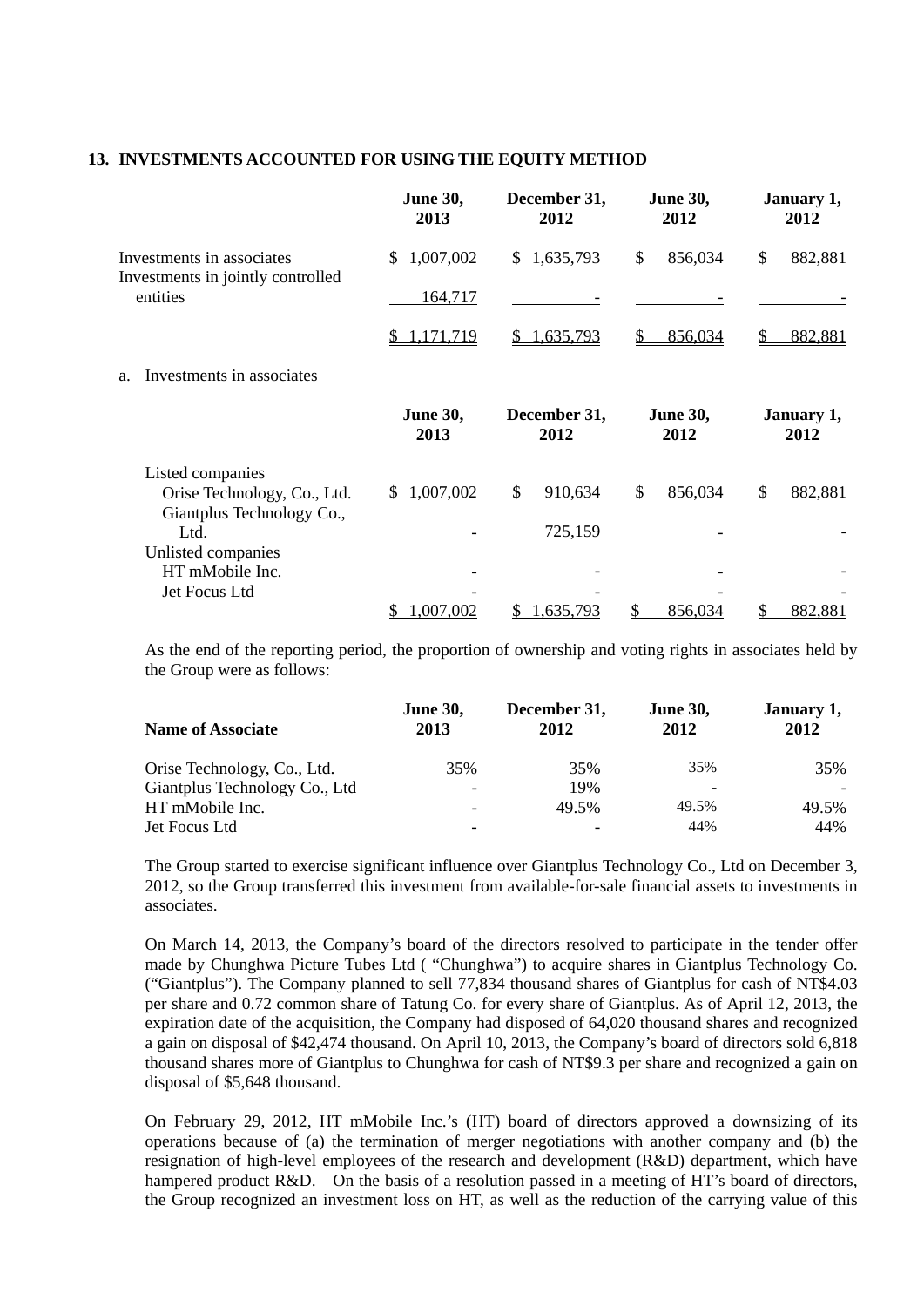## 13. INVESTMENTS ACCOUNTED FOR USING THE EQUITY METHOD

| | June 30, 2013 | December 31, 2012 | June 30, 2012 | January 1, 2012 |
|---|---|---|---|---|
| Investments in associates | $ 1,007,002 | $ 1,635,793 | $ 856,034 | $ 882,881 |
| Investments in jointly controlled entities | 164,717 | - | - | - |
| | $ 1,171,719 | $ 1,635,793 | $ 856,034 | $ 882,881 |

a. Investments in associates

| | June 30, 2013 | December 31, 2012 | June 30, 2012 | January 1, 2012 |
|---|---|---|---|---|
| Listed companies | | | | |
| Orise Technology, Co., Ltd. | $ 1,007,002 | $ 910,634 | $ 856,034 | $ 882,881 |
| Giantplus Technology Co., Ltd. | - | 725,159 | - | - |
| Unlisted companies | | | | |
| HT mMobile Inc. | - | - | - | - |
| Jet Focus Ltd | - | - | - | - |
| | $ 1,007,002 | $ 1,635,793 | $ 856,034 | $ 882,881 |

As the end of the reporting period, the proportion of ownership and voting rights in associates held by the Group were as follows:

| Name of Associate | June 30, 2013 | December 31, 2012 | June 30, 2012 | January 1, 2012 |
|---|---|---|---|---|
| Orise Technology, Co., Ltd. | 35% | 35% | 35% | 35% |
| Giantplus Technology Co., Ltd | - | 19% | - | - |
| HT mMobile Inc. | - | 49.5% | 49.5% | 49.5% |
| Jet Focus Ltd | - | - | 44% | 44% |

The Group started to exercise significant influence over Giantplus Technology Co., Ltd on December 3, 2012, so the Group transferred this investment from available-for-sale financial assets to investments in associates.

On March 14, 2013, the Company's board of the directors resolved to participate in the tender offer made by Chunghwa Picture Tubes Ltd ( "Chunghwa") to acquire shares in Giantplus Technology Co. ("Giantplus"). The Company planned to sell 77,834 thousand shares of Giantplus for cash of NT$4.03 per share and 0.72 common share of Tatung Co. for every share of Giantplus. As of April 12, 2013, the expiration date of the acquisition, the Company had disposed of 64,020 thousand shares and recognized a gain on disposal of $42,474 thousand. On April 10, 2013, the Company's board of directors sold 6,818 thousand shares more of Giantplus to Chunghwa for cash of NT$9.3 per share and recognized a gain on disposal of $5,648 thousand.

On February 29, 2012, HT mMobile Inc.'s (HT) board of directors approved a downsizing of its operations because of (a) the termination of merger negotiations with another company and (b) the resignation of high-level employees of the research and development (R&D) department, which have hampered product R&D. On the basis of a resolution passed in a meeting of HT's board of directors, the Group recognized an investment loss on HT, as well as the reduction of the carrying value of this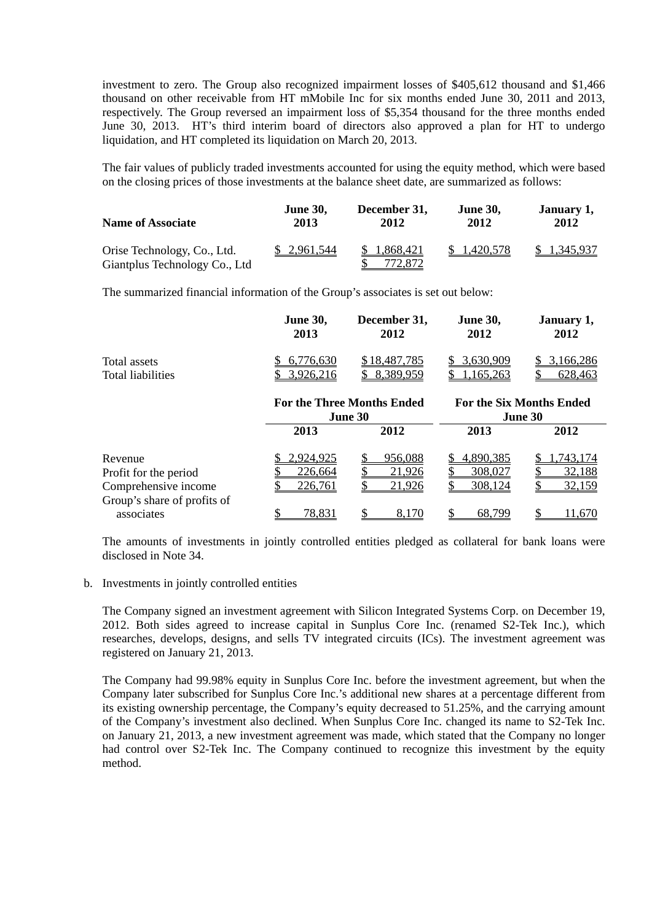investment to zero. The Group also recognized impairment losses of $405,612 thousand and $1,466 thousand on other receivable from HT mMobile Inc for six months ended June 30, 2011 and 2013, respectively. The Group reversed an impairment loss of $5,354 thousand for the three months ended June 30, 2013. HT's third interim board of directors also approved a plan for HT to undergo liquidation, and HT completed its liquidation on March 20, 2013.

The fair values of publicly traded investments accounted for using the equity method, which were based on the closing prices of those investments at the balance sheet date, are summarized as follows:

| Name of Associate | June 30, 2013 | December 31, 2012 | June 30, 2012 | January 1, 2012 |
|---|---|---|---|---|
| Orise Technology, Co., Ltd. | $ 2,961,544 | $ 1,868,421 | $ 1,420,578 | $ 1,345,937 |
| Giantplus Technology Co., Ltd | | $ 772,872 | | |

The summarized financial information of the Group's associates is set out below:

| | June 30, 2013 | December 31, 2012 | June 30, 2012 | January 1, 2012 |
|---|---|---|---|---|
| Total assets | $ 6,776,630 | $ 18,487,785 | $ 3,630,909 | $ 3,166,286 |
| Total liabilities | $ 3,926,216 | $ 8,389,959 | $ 1,165,263 | $ 628,463 |

| | For the Three Months Ended June 30 | | For the Six Months Ended June 30 | |
|---|---|---|---|---|
| | 2013 | 2012 | 2013 | 2012 |
| Revenue | $ 2,924,925 | $ 956,088 | $ 4,890,385 | $ 1,743,174 |
| Profit for the period | $ 226,664 | $ 21,926 | $ 308,027 | $ 32,188 |
| Comprehensive income | $ 226,761 | $ 21,926 | $ 308,124 | $ 32,159 |
| Group's share of profits of associates | $ 78,831 | $ 8,170 | $ 68,799 | $ 11,670 |

The amounts of investments in jointly controlled entities pledged as collateral for bank loans were disclosed in Note 34.

b. Investments in jointly controlled entities

The Company signed an investment agreement with Silicon Integrated Systems Corp. on December 19, 2012. Both sides agreed to increase capital in Sunplus Core Inc. (renamed S2-Tek Inc.), which researches, develops, designs, and sells TV integrated circuits (ICs). The investment agreement was registered on January 21, 2013.

The Company had 99.98% equity in Sunplus Core Inc. before the investment agreement, but when the Company later subscribed for Sunplus Core Inc.'s additional new shares at a percentage different from its existing ownership percentage, the Company's equity decreased to 51.25%, and the carrying amount of the Company's investment also declined. When Sunplus Core Inc. changed its name to S2-Tek Inc. on January 21, 2013, a new investment agreement was made, which stated that the Company no longer had control over S2-Tek Inc. The Company continued to recognize this investment by the equity method.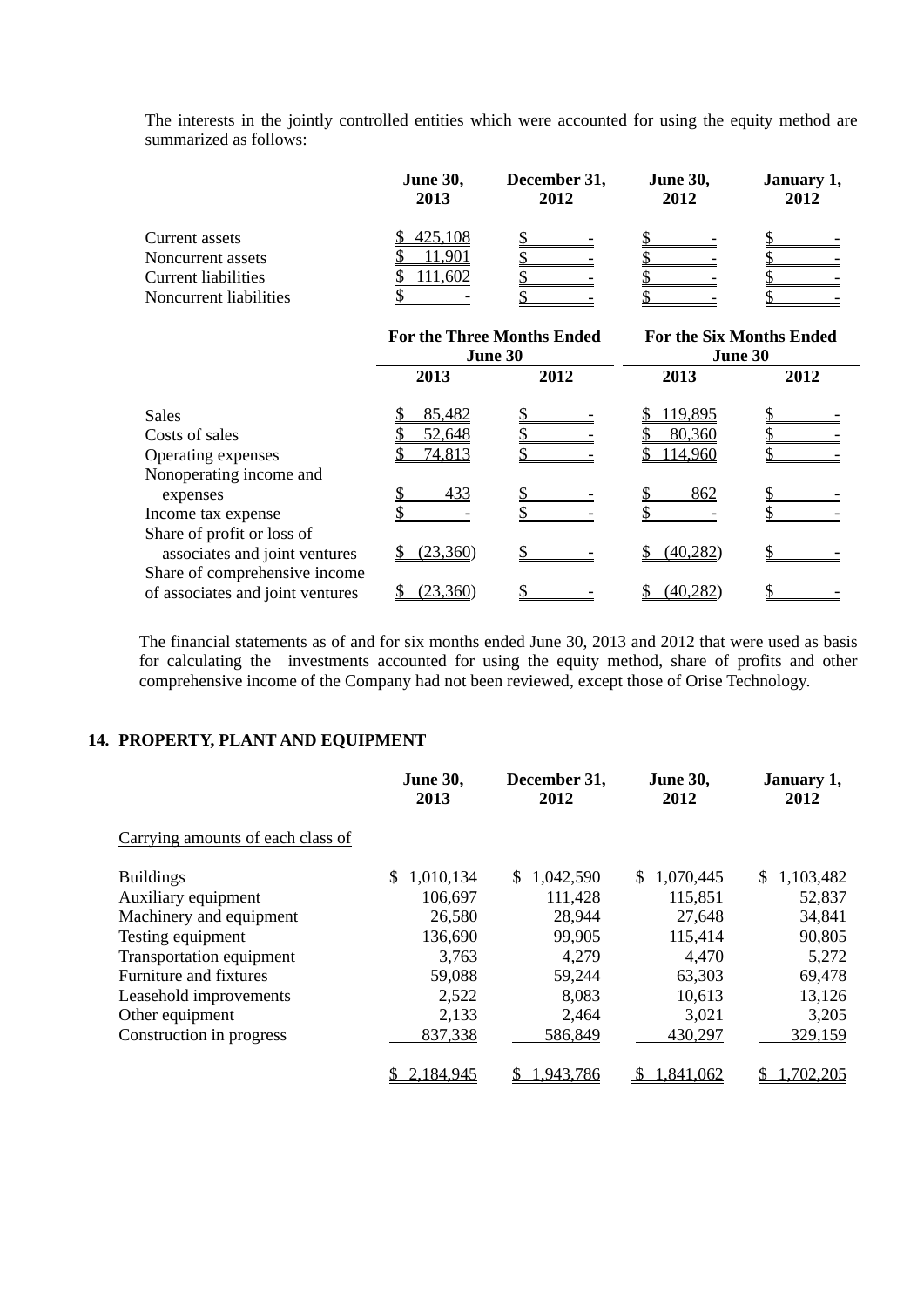The interests in the jointly controlled entities which were accounted for using the equity method are summarized as follows:

| | June 30, 2013 | December 31, 2012 | June 30, 2012 | January 1, 2012 |
|---|---|---|---|---|
| Current assets | $ 425,108 | $ - | $ - | $ - |
| Noncurrent assets | $ 11,901 | $ - | $ - | $ - |
| Current liabilities | $ 111,602 | $ - | $ - | $ - |
| Noncurrent liabilities | $ - | $ - | $ - | $ - |

| | For the Three Months Ended June 30 | | For the Six Months Ended June 30 | |
|---|---|---|---|---|
| | 2013 | 2012 | 2013 | 2012 |
| Sales | $ 85,482 | $ - | $ 119,895 | $ - |
| Costs of sales | $ 52,648 | $ - | $ 80,360 | $ - |
| Operating expenses | $ 74,813 | $ - | $ 114,960 | $ - |
| Nonoperating income and expenses | $ 433 | $ - | $ 862 | $ - |
| Income tax expense | $ - | $ - | $ - | $ - |
| Share of profit or loss of associates and joint ventures | $ (23,360) | $ - | $ (40,282) | $ - |
| Share of comprehensive income of associates and joint ventures | $ (23,360) | $ - | $ (40,282) | $ - |

The financial statements as of and for six months ended June 30, 2013 and 2012 that were used as basis for calculating the investments accounted for using the equity method, share of profits and other comprehensive income of the Company had not been reviewed, except those of Orise Technology.

## 14. PROPERTY, PLANT AND EQUIPMENT

| | June 30, 2013 | December 31, 2012 | June 30, 2012 | January 1, 2012 |
|---|---|---|---|---|
| Carrying amounts of each class of | | | | |
| Buildings | $ 1,010,134 | $ 1,042,590 | $ 1,070,445 | $ 1,103,482 |
| Auxiliary equipment | 106,697 | 111,428 | 115,851 | 52,837 |
| Machinery and equipment | 26,580 | 28,944 | 27,648 | 34,841 |
| Testing equipment | 136,690 | 99,905 | 115,414 | 90,805 |
| Transportation equipment | 3,763 | 4,279 | 4,470 | 5,272 |
| Furniture and fixtures | 59,088 | 59,244 | 63,303 | 69,478 |
| Leasehold improvements | 2,522 | 8,083 | 10,613 | 13,126 |
| Other equipment | 2,133 | 2,464 | 3,021 | 3,205 |
| Construction in progress | 837,338 | 586,849 | 430,297 | 329,159 |
| | $ 2,184,945 | $ 1,943,786 | $ 1,841,062 | $ 1,702,205 |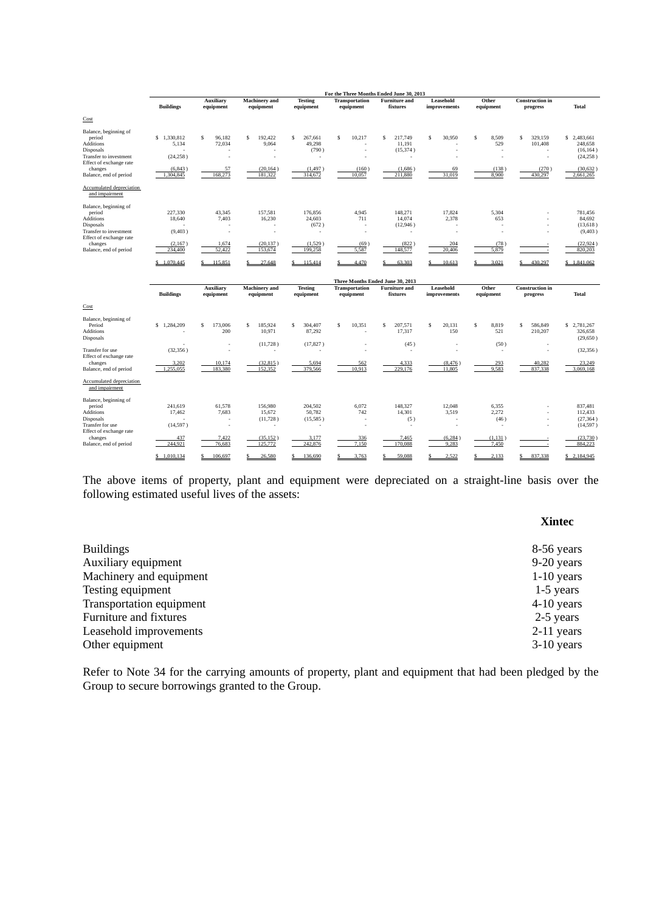| | For the Three Months Ended June 30, 2013 | | | | | | | | | |
|---|---|---|---|---|---|---|---|---|---|---|
| | Buildings | Auxiliary equipment | Machinery and equipment | Testing equipment | Transportation equipment | Furniture and fixtures | Leasehold improvements | Other equipment | Construction in progress | Total |
| Cost | | | | | | | | | | |
| Balance, beginning of period | $ 1,330,812 | $ 96,182 | $ 192,422 | $ 267,661 | $ 10,217 | $ 217,749 | $ 30,950 | $ 8,509 | $ 329,159 | $ 2,483,661 |
| Additions | 5,134 | 72,034 | 9,064 | 49,298 | - | 11,191 | - | 529 | 101,408 | 248,658 |
| Disposals | - | - | - | (790 ) | - | (15,374 ) | - | - | - | (16,164 ) |
| Transfer to investment | (24,258 ) | - | - | - | - | - | - | - | - | (24,258 ) |
| Effect of exchange rate changes | (6,843 ) | 57 | (20,164 ) | (1,497 ) | (160 ) | (1,686 ) | 69 | (138 ) | (270 ) | (30,632 ) |
| Balance, end of period | 1,304,845 | 168,273 | 181,322 | 314,672 | 10,057 | 211,880 | 31,019 | 8,900 | 430,297 | 2,661,265 |
| Accumulated depreciation and impairment | | | | | | | | | | |
| Balance, beginning of period | 227,330 | 43,345 | 157,581 | 176,856 | 4,945 | 148,271 | 17,824 | 5,304 | - | 781,456 |
| Additions | 18,640 | 7,403 | 16,230 | 24,603 | 711 | 14,074 | 2,378 | 653 | - | 84,692 |
| Disposals | - | - | - | (672 ) | - | (12,946 ) | - | - | - | (13,618 ) |
| Transfer to investment | (9,403 ) | - | - | - | - | - | - | - | - | (9,403 ) |
| Effect of exchange rate changes | (2,167 ) | 1,674 | (20,137 ) | (1,529 ) | (69 ) | (822 ) | 204 | (78 ) | - | (22,924 ) |
| Balance, end of period | 234,400 | 52,422 | 153,674 | 199,258 | 5,587 | 148,577 | 20,406 | 5,879 | - | 820,203 |
| | $ 1,070,445 | $ 115,851 | $ 27,648 | $ 115,414 | $ 4,470 | $ 63,303 | $ 10,613 | $ 3,021 | $ 430,297 | $ 1,841,062 |

| | Three Months Ended June 30, 2013 | | | | | | | | | |
|---|---|---|---|---|---|---|---|---|---|---|
| | Buildings | Auxiliary equipment | Machinery and equipment | Testing equipment | Transportation equipment | Furniture and fixtures | Leasehold improvements | Other equipment | Construction in progress | Total |
| Cost | | | | | | | | | | |
| Balance, beginning of Period | $ 1,284,209 | $ 173,006 | $ 185,924 | $ 304,407 | $ 10,351 | $ 207,571 | $ 20,131 | $ 8,819 | $ 586,849 | $ 2,781,267 |
| Additions | - | 200 | 10,971 | 87,292 | - | 17,317 | 150 | 521 | 210,207 | 326,658 |
| Disposals | - | - | (11,728 ) | (17,827 ) | - | (45 ) | - | (50 ) | - | (29,650 ) |
| Transfer for use | (32,356 ) | - | - | - | - | - | - | - | - | (32,356 ) |
| Effect of exchange rate changes | 3,202 | 10,174 | (32,815 ) | 5,694 | 562 | 4,333 | (8,476 ) | 293 | 40,282 | 23,249 |
| Balance, end of period | 1,255,055 | 183,380 | 152,352 | 379,566 | 10,913 | 229,176 | 11,805 | 9,583 | 837,338 | 3,069,168 |
| Accumulated depreciation and impairment | | | | | | | | | | |
| Balance, beginning of period | 241,619 | 61,578 | 156,980 | 204,502 | 6,072 | 148,327 | 12,048 | 6,355 | - | 837,481 |
| Additions | 17,462 | 7,683 | 15,672 | 50,782 | 742 | 14,301 | 3,519 | 2,272 | - | 112,433 |
| Disposals | - | - | (11,728 ) | (15,585 ) | - | (5 ) | - | (46 ) | - | (27,364 ) |
| Transfer for use | (14,597 ) | - | - | - | - | - | - | - | - | (14,597 ) |
| Effect of exchange rate changes | 437 | 7,422 | (35,152 ) | 3,177 | 336 | 7,465 | (6,284 ) | (1,131 ) | - | (23,730 ) |
| Balance, end of period | 244,921 | 76,683 | 125,772 | 242,876 | 7,150 | 170,088 | 9,283 | 7,450 | - | 884,223 |
| | $ 1,010,134 | $ 106,697 | $ 26,580 | $ 136,690 | $ 3,763 | $ 59,088 | $ 2,522 | $ 2,133 | $ 837,338 | $ 2,184,945 |

The above items of property, plant and equipment were depreciated on a straight-line basis over the following estimated useful lives of the assets:

| | Xintec |
|---|---|
| Buildings | 8-56 years |
| Auxiliary equipment | 9-20 years |
| Machinery and equipment | 1-10 years |
| Testing equipment | 1-5 years |
| Transportation equipment | 4-10 years |
| Furniture and fixtures | 2-5 years |
| Leasehold improvements | 2-11 years |
| Other equipment | 3-10 years |

Refer to Note 34 for the carrying amounts of property, plant and equipment that had been pledged by the Group to secure borrowings granted to the Group.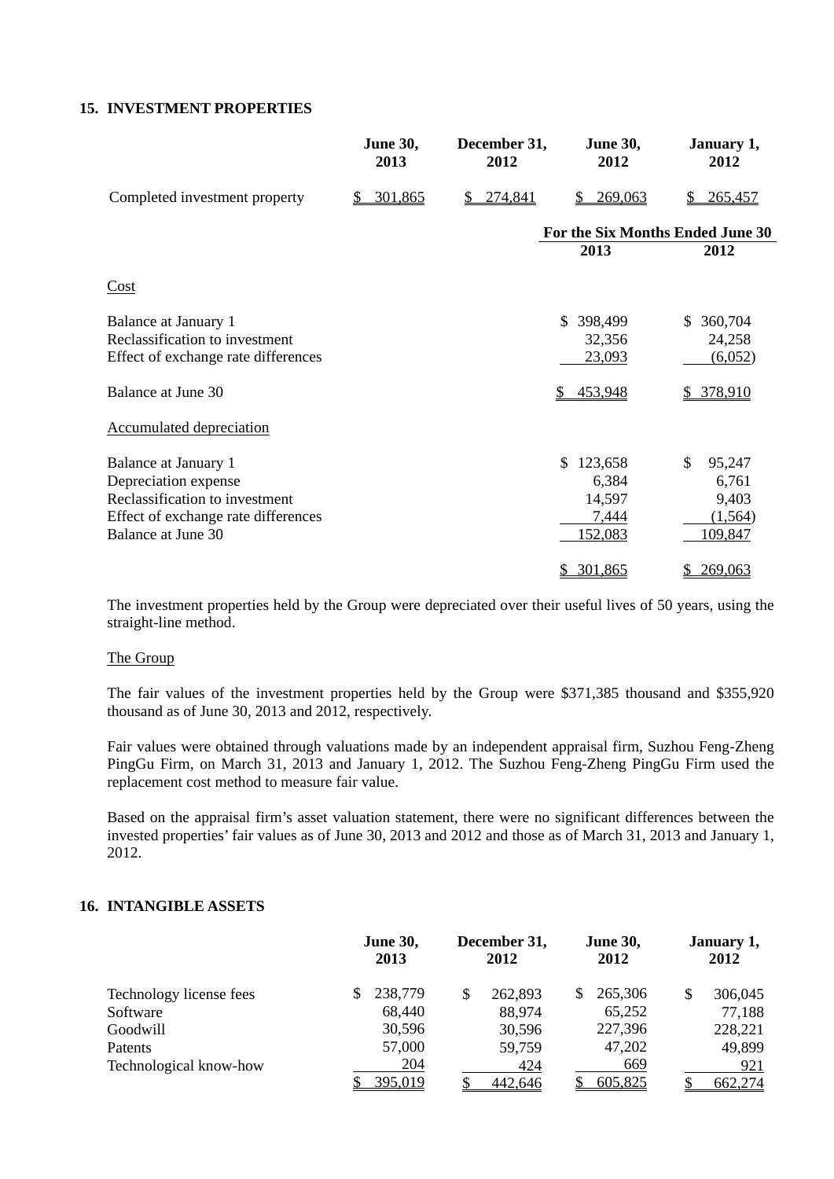## 15. INVESTMENT PROPERTIES

| | June 30, 2013 | December 31, 2012 | June 30, 2012 | January 1, 2012 |
|---|---|---|---|---|
| Completed investment property | $ 301,865 | $ 274,841 | $ 269,063 | $ 265,457 |

| | For the Six Months Ended June 30 | |
|---|---|---|
| | 2013 | 2012 |
| Cost | | |
| Balance at January 1 | $ 398,499 | $ 360,704 |
| Reclassification to investment | 32,356 | 24,258 |
| Effect of exchange rate differences | 23,093 | (6,052) |
| Balance at June 30 | $ 453,948 | $ 378,910 |
| Accumulated depreciation | | |
| Balance at January 1 | $ 123,658 | $ 95,247 |
| Depreciation expense | 6,384 | 6,761 |
| Reclassification to investment | 14,597 | 9,403 |
| Effect of exchange rate differences | 7,444 | (1,564) |
| Balance at June 30 | 152,083 | 109,847 |
| | $ 301,865 | $ 269,063 |

The investment properties held by the Group were depreciated over their useful lives of 50 years, using the straight-line method.

The Group

The fair values of the investment properties held by the Group were $371,385 thousand and $355,920 thousand as of June 30, 2013 and 2012, respectively.

Fair values were obtained through valuations made by an independent appraisal firm, Suzhou Feng-Zheng PingGu Firm, on March 31, 2013 and January 1, 2012. The Suzhou Feng-Zheng PingGu Firm used the replacement cost method to measure fair value.

Based on the appraisal firm's asset valuation statement, there were no significant differences between the invested properties' fair values as of June 30, 2013 and 2012 and those as of March 31, 2013 and January 1, 2012.

## 16. INTANGIBLE ASSETS

| | June 30, 2013 | December 31, 2012 | June 30, 2012 | January 1, 2012 |
|---|---|---|---|---|
| Technology license fees | $ 238,779 | $ 262,893 | $ 265,306 | $ 306,045 |
| Software | 68,440 | 88,974 | 65,252 | 77,188 |
| Goodwill | 30,596 | 30,596 | 227,396 | 228,221 |
| Patents | 57,000 | 59,759 | 47,202 | 49,899 |
| Technological know-how | 204 | 424 | 669 | 921 |
| | $ 395,019 | $ 442,646 | $ 605,825 | $ 662,274 |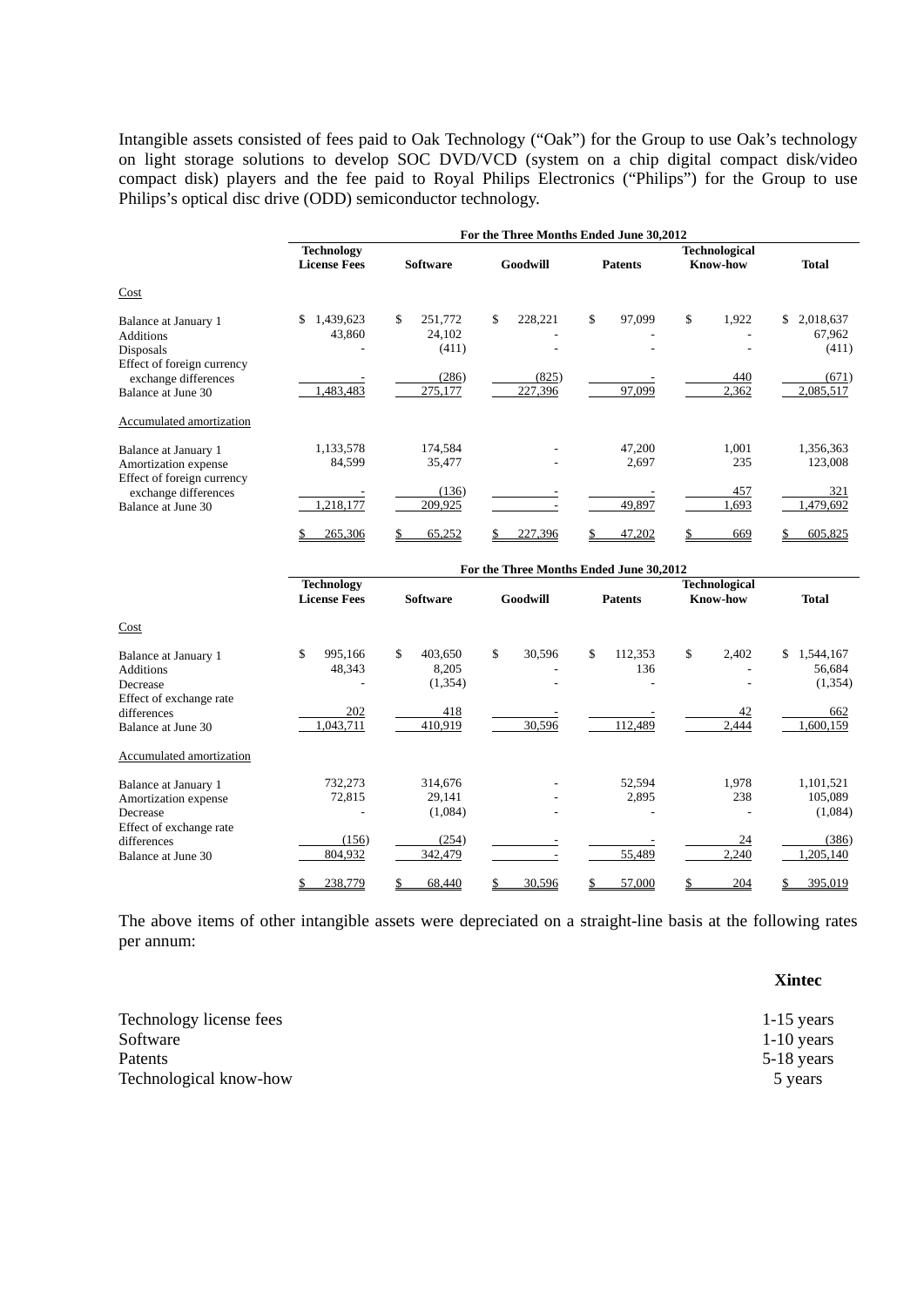Intangible assets consisted of fees paid to Oak Technology ("Oak") for the Group to use Oak's technology on light storage solutions to develop SOC DVD/VCD (system on a chip digital compact disk/video compact disk) players and the fee paid to Royal Philips Electronics ("Philips") for the Group to use Philips's optical disc drive (ODD) semiconductor technology.

| | For the Three Months Ended June 30,2012 | | | | | |
|---|---|---|---|---|---|---|
| | **Technology License Fees** | **Software** | **Goodwill** | **Patents** | **Technological Know-how** | **Total** |
| Cost | | | | | | |
| Balance at January 1 | $ 1,439,623 | $ 251,772 | $ 228,221 | $ 97,099 | $ 1,922 | $ 2,018,637 |
| Additions | 43,860 | 24,102 | - | - | - | 67,962 |
| Disposals | - | (411) | - | - | - | (411) |
| Effect of foreign currency exchange differences | - | (286) | (825) | - | 440 | (671) |
| Balance at June 30 | 1,483,483 | 275,177 | 227,396 | 97,099 | 2,362 | 2,085,517 |
| Accumulated amortization | | | | | | |
| Balance at January 1 | 1,133,578 | 174,584 | - | 47,200 | 1,001 | 1,356,363 |
| Amortization expense | 84,599 | 35,477 | - | 2,697 | 235 | 123,008 |
| Effect of foreign currency exchange differences | - | (136) | - | - | 457 | 321 |
| Balance at June 30 | 1,218,177 | 209,925 | - | 49,897 | 1,693 | 1,479,692 |
| | $ 265,306 | $ 65,252 | $ 227,396 | $ 47,202 | $ 669 | $ 605,825 |

| | For the Three Months Ended June 30,2012 | | | | | |
|---|---|---|---|---|---|---|
| | **Technology License Fees** | **Software** | **Goodwill** | **Patents** | **Technological Know-how** | **Total** |
| Cost | | | | | | |
| Balance at January 1 | $ 995,166 | $ 403,650 | $ 30,596 | $ 112,353 | $ 2,402 | $ 1,544,167 |
| Additions | 48,343 | 8,205 | - | 136 | - | 56,684 |
| Decrease | - | (1,354) | - | - | - | (1,354) |
| Effect of exchange rate differences | 202 | 418 | - | - | 42 | 662 |
| Balance at June 30 | 1,043,711 | 410,919 | 30,596 | 112,489 | 2,444 | 1,600,159 |
| Accumulated amortization | | | | | | |
| Balance at January 1 | 732,273 | 314,676 | - | 52,594 | 1,978 | 1,101,521 |
| Amortization expense | 72,815 | 29,141 | - | 2,895 | 238 | 105,089 |
| Decrease | - | (1,084) | - | - | - | (1,084) |
| Effect of exchange rate differences | (156) | (254) | - | - | 24 | (386) |
| Balance at June 30 | 804,932 | 342,479 | - | 55,489 | 2,240 | 1,205,140 |
| | $ 238,779 | $ 68,440 | $ 30,596 | $ 57,000 | $ 204 | $ 395,019 |

The above items of other intangible assets were depreciated on a straight-line basis at the following rates per annum:

| | **Xintec** |
|---|---|
| Technology license fees | 1-15 years |
| Software | 1-10 years |
| Patents | 5-18 years |
| Technological know-how | 5 years |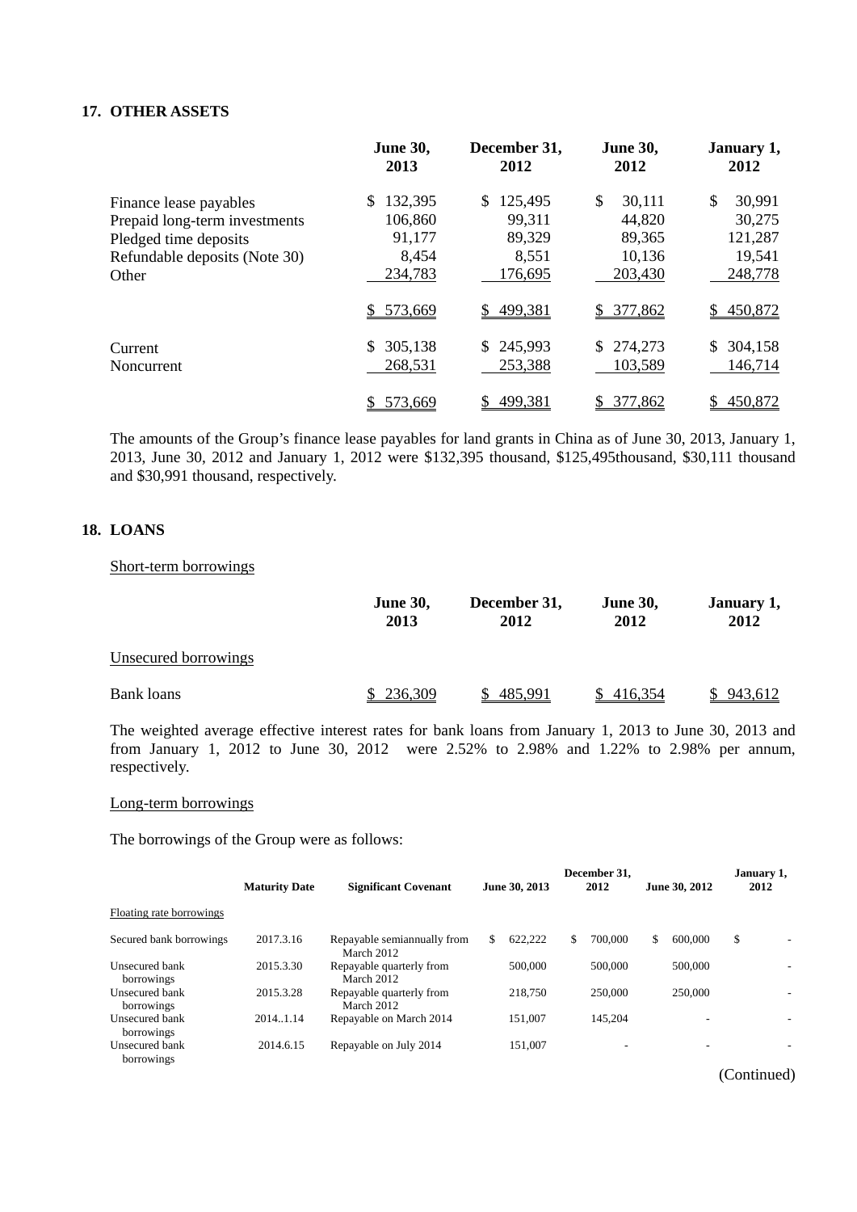## 17. OTHER ASSETS

| | June 30, 2013 | December 31, 2012 | June 30, 2012 | January 1, 2012 |
|---|---|---|---|---|
| Finance lease payables | $ 132,395 | $ 125,495 | $ 30,111 | $ 30,991 |
| Prepaid long-term investments | 106,860 | 99,311 | 44,820 | 30,275 |
| Pledged time deposits | 91,177 | 89,329 | 89,365 | 121,287 |
| Refundable deposits (Note 30) | 8,454 | 8,551 | 10,136 | 19,541 |
| Other | 234,783 | 176,695 | 203,430 | 248,778 |
| | $ 573,669 | $ 499,381 | $ 377,862 | $ 450,872 |
| Current | $ 305,138 | $ 245,993 | $ 274,273 | $ 304,158 |
| Noncurrent | 268,531 | 253,388 | 103,589 | 146,714 |
| | $ 573,669 | $ 499,381 | $ 377,862 | $ 450,872 |

The amounts of the Group's finance lease payables for land grants in China as of June 30, 2013, January 1, 2013, June 30, 2012 and January 1, 2012 were $132,395 thousand, $125,495thousand, $30,111 thousand and $30,991 thousand, respectively.

## 18. LOANS

Short-term borrowings

| | June 30, 2013 | December 31, 2012 | June 30, 2012 | January 1, 2012 |
|---|---|---|---|---|
| Unsecured borrowings | | | | |
| Bank loans | $ 236,309 | $ 485,991 | $ 416,354 | $ 943,612 |

The weighted average effective interest rates for bank loans from January 1, 2013 to June 30, 2013 and from January 1, 2012 to June 30, 2012 were 2.52% to 2.98% and 1.22% to 2.98% per annum, respectively.

Long-term borrowings

The borrowings of the Group were as follows:

| | Maturity Date | Significant Covenant | June 30, 2013 | December 31, 2012 | June 30, 2012 | January 1, 2012 |
|---|---|---|---|---|---|---|
| Floating rate borrowings | | | | | | |
| Secured bank borrowings | 2017.3.16 | Repayable semiannually from March 2012 | $ 622,222 | $ 700,000 | $ 600,000 | $ - |
| Unsecured bank borrowings | 2015.3.30 | Repayable quarterly from March 2012 | 500,000 | 500,000 | 500,000 | - |
| Unsecured bank borrowings | 2015.3.28 | Repayable quarterly from March 2012 | 218,750 | 250,000 | 250,000 | - |
| Unsecured bank borrowings | 2014..1.14 | Repayable on March 2014 | 151,007 | 145,204 | - | - |
| Unsecured bank borrowings | 2014.6.15 | Repayable on July 2014 | 151,007 | - | - | - |

(Continued)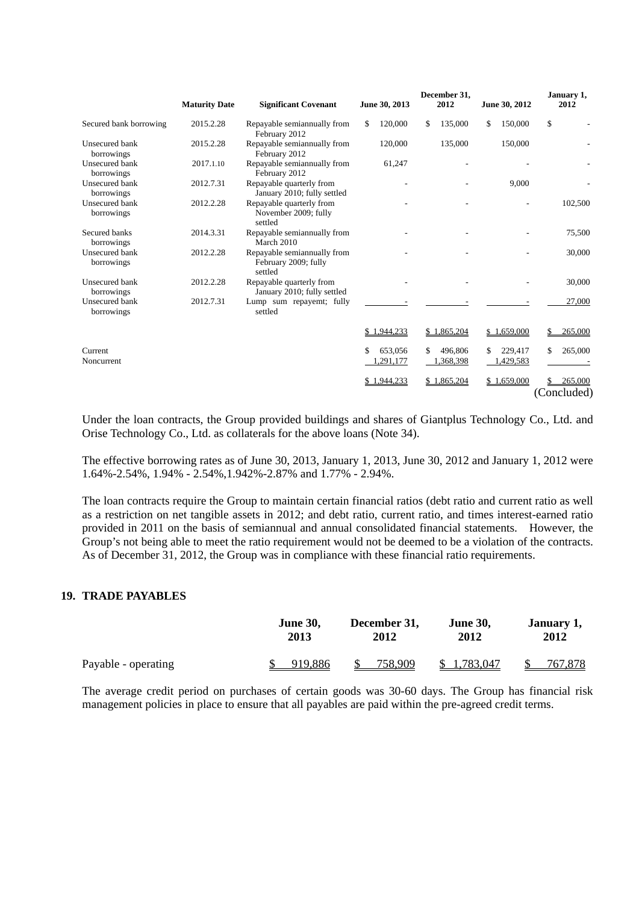| | Maturity Date | Significant Covenant | June 30, 2013 | December 31, 2012 | June 30, 2012 | January 1, 2012 |
|---|---|---|---|---|---|---|
| Secured bank borrowing | 2015.2.28 | Repayable semiannually from February 2012 | $ 120,000 | $ 135,000 | $ 150,000 | $ - |
| Unsecured bank borrowings | 2015.2.28 | Repayable semiannually from February 2012 | 120,000 | 135,000 | 150,000 | - |
| Unsecured bank borrowings | 2017.1.10 | Repayable semiannually from February 2012 | 61,247 | - | - | - |
| Unsecured bank borrowings | 2012.7.31 | Repayable quarterly from January 2010; fully settled | - | - | 9,000 | - |
| Unsecured bank borrowings | 2012.2.28 | Repayable quarterly from November 2009; fully settled | - | - | - | 102,500 |
| Secured banks borrowings | 2014.3.31 | Repayable semiannually from March 2010 | - | - | - | 75,500 |
| Unsecured bank borrowings | 2012.2.28 | Repayable semiannually from February 2009; fully settled | - | - | - | 30,000 |
| Unsecured bank borrowings | 2012.2.28 | Repayable quarterly from January 2010; fully settled | - | - | - | 30,000 |
| Unsecured bank borrowings | 2012.7.31 | Lump sum repayemt; fully settled | - | - | - | 27,000 |
| | | | $ 1,944,233 | $ 1,865,204 | $ 1,659,000 | $ 265,000 |
| Current | | | $ 653,056 | $ 496,806 | $ 229,417 | $ 265,000 |
| Noncurrent | | | 1,291,177 | 1,368,398 | 1,429,583 | - |
| | | | $ 1,944,233 | $ 1,865,204 | $ 1,659,000 | $ 265,000 |

(Concluded)

Under the loan contracts, the Group provided buildings and shares of Giantplus Technology Co., Ltd. and Orise Technology Co., Ltd. as collaterals for the above loans (Note 34).

The effective borrowing rates as of June 30, 2013, January 1, 2013, June 30, 2012 and January 1, 2012 were 1.64%-2.54%, 1.94% - 2.54%,1.942%-2.87% and 1.77% - 2.94%.

The loan contracts require the Group to maintain certain financial ratios (debt ratio and current ratio as well as a restriction on net tangible assets in 2012; and debt ratio, current ratio, and times interest-earned ratio provided in 2011 on the basis of semiannual and annual consolidated financial statements. However, the Group's not being able to meet the ratio requirement would not be deemed to be a violation of the contracts. As of December 31, 2012, the Group was in compliance with these financial ratio requirements.

## 19. TRADE PAYABLES

| | June 30, 2013 | December 31, 2012 | June 30, 2012 | January 1, 2012 |
|---|---|---|---|---|
| Payable - operating | $ 919,886 | $ 758,909 | $ 1,783,047 | $ 767,878 |

The average credit period on purchases of certain goods was 30-60 days. The Group has financial risk management policies in place to ensure that all payables are paid within the pre-agreed credit terms.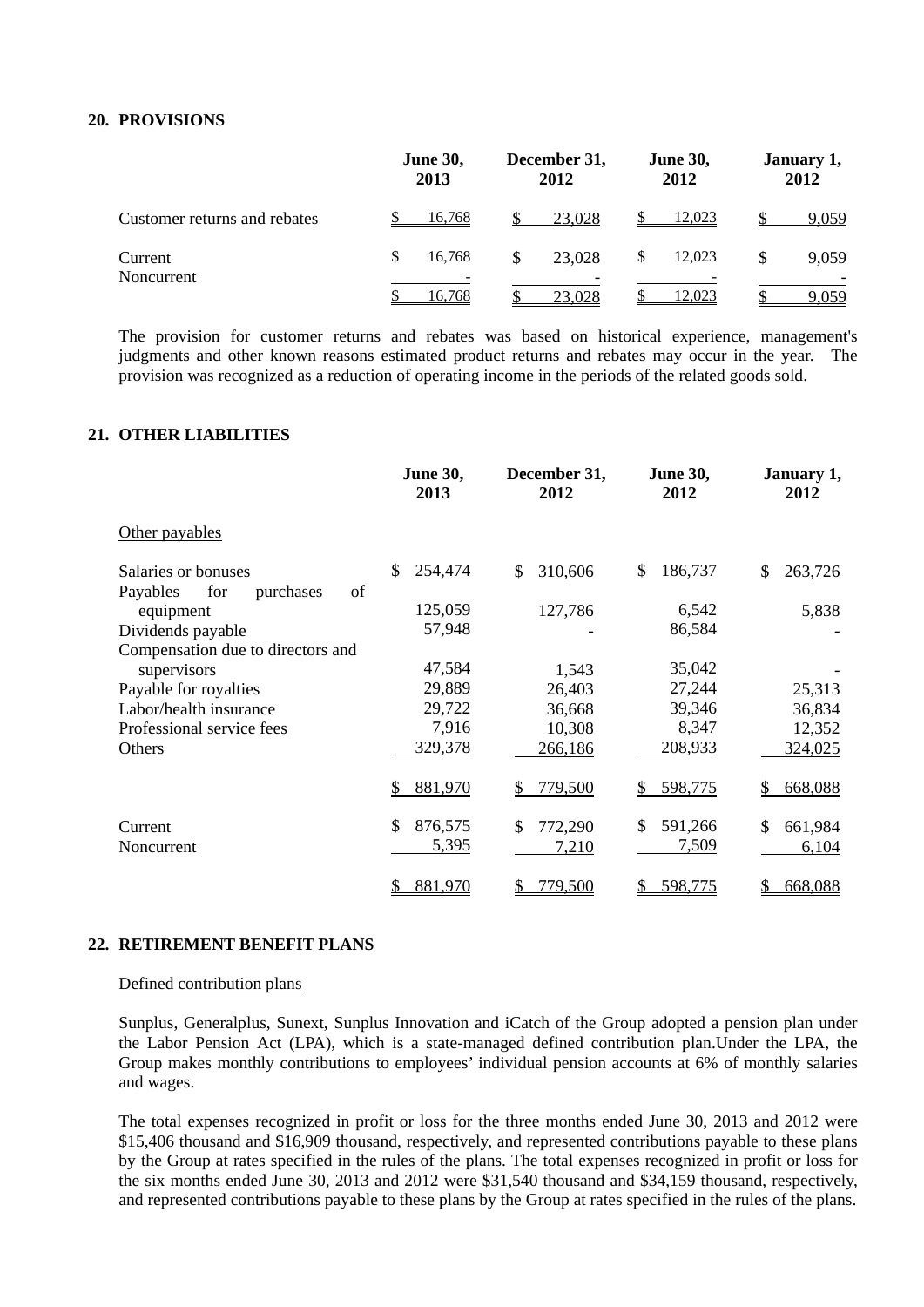**20. PROVISIONS**

| | June 30, 2013 | December 31, 2012 | June 30, 2012 | January 1, 2012 |
|---|---|---|---|---|
| Customer returns and rebates | $ 16,768 | $ 23,028 | $ 12,023 | $ 9,059 |
| Current | $ 16,768 | $ 23,028 | $ 12,023 | $ 9,059 |
| Noncurrent | - | - | - | - |
| | $ 16,768 | $ 23,028 | $ 12,023 | $ 9,059 |

The provision for customer returns and rebates was based on historical experience, management's judgments and other known reasons estimated product returns and rebates may occur in the year. The provision was recognized as a reduction of operating income in the periods of the related goods sold.

**21. OTHER LIABILITIES**

| | June 30, 2013 | December 31, 2012 | June 30, 2012 | January 1, 2012 |
|---|---|---|---|---|
| Other payables | | | | |
| Salaries or bonuses | $ 254,474 | $ 310,606 | $ 186,737 | $ 263,726 |
| Payables for purchases of equipment | 125,059 | 127,786 | 6,542 | 5,838 |
| Dividends payable | 57,948 | - | 86,584 | - |
| Compensation due to directors and supervisors | 47,584 | 1,543 | 35,042 | - |
| Payable for royalties | 29,889 | 26,403 | 27,244 | 25,313 |
| Labor/health insurance | 29,722 | 36,668 | 39,346 | 36,834 |
| Professional service fees | 7,916 | 10,308 | 8,347 | 12,352 |
| Others | 329,378 | 266,186 | 208,933 | 324,025 |
| | $ 881,970 | $ 779,500 | $ 598,775 | $ 668,088 |
| Current | $ 876,575 | $ 772,290 | $ 591,266 | $ 661,984 |
| Noncurrent | 5,395 | 7,210 | 7,509 | 6,104 |
| | $ 881,970 | $ 779,500 | $ 598,775 | $ 668,088 |

**22. RETIREMENT BENEFIT PLANS**

Defined contribution plans

Sunplus, Generalplus, Sunext, Sunplus Innovation and iCatch of the Group adopted a pension plan under the Labor Pension Act (LPA), which is a state-managed defined contribution plan.Under the LPA, the Group makes monthly contributions to employees' individual pension accounts at 6% of monthly salaries and wages.

The total expenses recognized in profit or loss for the three months ended June 30, 2013 and 2012 were $15,406 thousand and $16,909 thousand, respectively, and represented contributions payable to these plans by the Group at rates specified in the rules of the plans. The total expenses recognized in profit or loss for the six months ended June 30, 2013 and 2012 were $31,540 thousand and $34,159 thousand, respectively, and represented contributions payable to these plans by the Group at rates specified in the rules of the plans.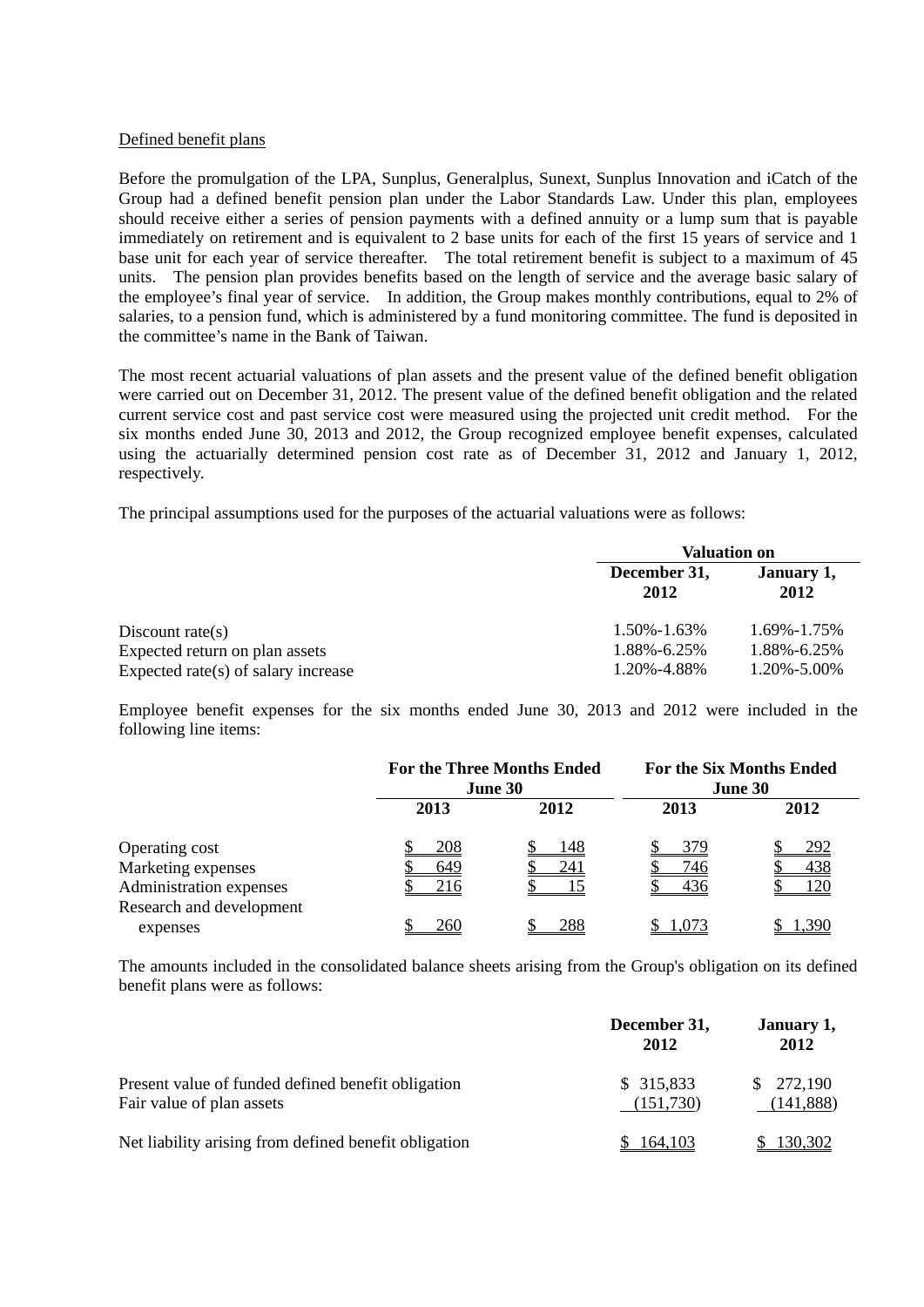Defined benefit plans

Before the promulgation of the LPA, Sunplus, Generalplus, Sunext, Sunplus Innovation and iCatch of the Group had a defined benefit pension plan under the Labor Standards Law. Under this plan, employees should receive either a series of pension payments with a defined annuity or a lump sum that is payable immediately on retirement and is equivalent to 2 base units for each of the first 15 years of service and 1 base unit for each year of service thereafter. The total retirement benefit is subject to a maximum of 45 units. The pension plan provides benefits based on the length of service and the average basic salary of the employee's final year of service. In addition, the Group makes monthly contributions, equal to 2% of salaries, to a pension fund, which is administered by a fund monitoring committee. The fund is deposited in the committee's name in the Bank of Taiwan.

The most recent actuarial valuations of plan assets and the present value of the defined benefit obligation were carried out on December 31, 2012. The present value of the defined benefit obligation and the related current service cost and past service cost were measured using the projected unit credit method. For the six months ended June 30, 2013 and 2012, the Group recognized employee benefit expenses, calculated using the actuarially determined pension cost rate as of December 31, 2012 and January 1, 2012, respectively.

The principal assumptions used for the purposes of the actuarial valuations were as follows:

| | Valuation on | |
|---|---|---|
| | **December 31, 2012** | **January 1, 2012** |
| Discount rate(s) | 1.50%-1.63% | 1.69%-1.75% |
| Expected return on plan assets | 1.88%-6.25% | 1.88%-6.25% |
| Expected rate(s) of salary increase | 1.20%-4.88% | 1.20%-5.00% |

Employee benefit expenses for the six months ended June 30, 2013 and 2012 were included in the following line items:

| | For the Three Months Ended June 30 | | For the Six Months Ended June 30 | |
|---|---|---|---|---|
| | **2013** | **2012** | **2013** | **2012** |
| Operating cost | $ 208 | $ 148 | $ 379 | $ 292 |
| Marketing expenses | $ 649 | $ 241 | $ 746 | $ 438 |
| Administration expenses | $ 216 | $ 15 | $ 436 | $ 120 |
| Research and development expenses | $ 260 | $ 288 | $ 1,073 | $ 1,390 |

The amounts included in the consolidated balance sheets arising from the Group's obligation on its defined benefit plans were as follows:

| | December 31, 2012 | January 1, 2012 |
|---|---|---|
| Present value of funded defined benefit obligation | $ 315,833 | $ 272,190 |
| Fair value of plan assets | (151,730) | (141,888) |
| Net liability arising from defined benefit obligation | $ 164,103 | $ 130,302 |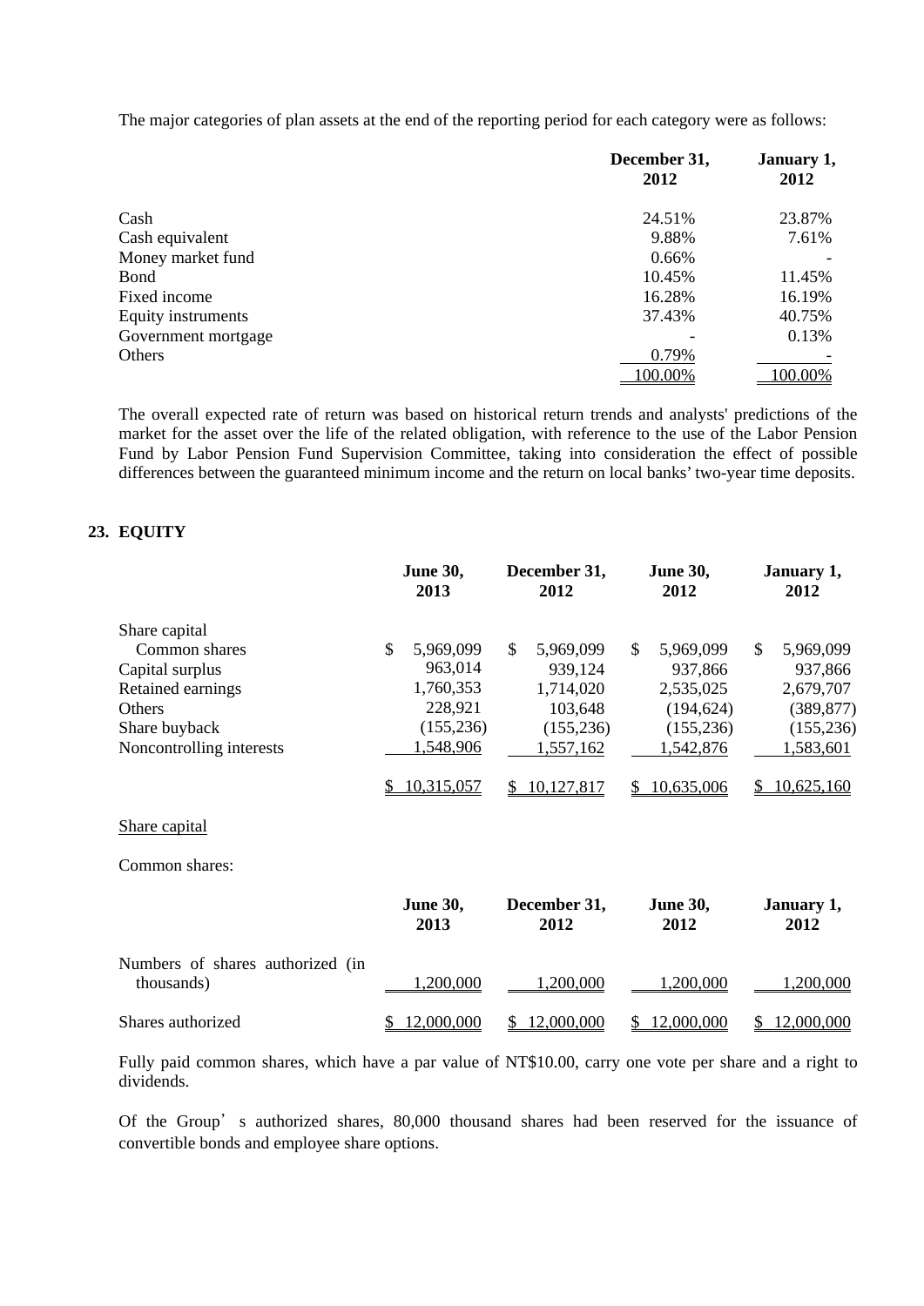The major categories of plan assets at the end of the reporting period for each category were as follows:

| | December 31, 2012 | January 1, 2012 |
|---|---|---|
| Cash | 24.51% | 23.87% |
| Cash equivalent | 9.88% | 7.61% |
| Money market fund | 0.66% | - |
| Bond | 10.45% | 11.45% |
| Fixed income | 16.28% | 16.19% |
| Equity instruments | 37.43% | 40.75% |
| Government mortgage | - | 0.13% |
| Others | 0.79% | - |
| | 100.00% | 100.00% |

The overall expected rate of return was based on historical return trends and analysts' predictions of the market for the asset over the life of the related obligation, with reference to the use of the Labor Pension Fund by Labor Pension Fund Supervision Committee, taking into consideration the effect of possible differences between the guaranteed minimum income and the return on local banks' two-year time deposits.

## 23. EQUITY

| | June 30, 2013 | December 31, 2012 | June 30, 2012 | January 1, 2012 |
|---|---|---|---|---|
| Share capital | | | | |
| Common shares | $ 5,969,099 | $ 5,969,099 | $ 5,969,099 | $ 5,969,099 |
| Capital surplus | 963,014 | 939,124 | 937,866 | 937,866 |
| Retained earnings | 1,760,353 | 1,714,020 | 2,535,025 | 2,679,707 |
| Others | 228,921 | 103,648 | (194,624) | (389,877) |
| Share buyback | (155,236) | (155,236) | (155,236) | (155,236) |
| Noncontrolling interests | 1,548,906 | 1,557,162 | 1,542,876 | 1,583,601 |
| | $ 10,315,057 | $ 10,127,817 | $ 10,635,006 | $ 10,625,160 |

Share capital

Common shares:

| | June 30, 2013 | December 31, 2012 | June 30, 2012 | January 1, 2012 |
|---|---|---|---|---|
| Numbers of shares authorized (in thousands) | 1,200,000 | 1,200,000 | 1,200,000 | 1,200,000 |
| Shares authorized | $ 12,000,000 | $ 12,000,000 | $ 12,000,000 | $ 12,000,000 |

Fully paid common shares, which have a par value of NT$10.00, carry one vote per share and a right to dividends.

Of the Group's authorized shares, 80,000 thousand shares had been reserved for the issuance of convertible bonds and employee share options.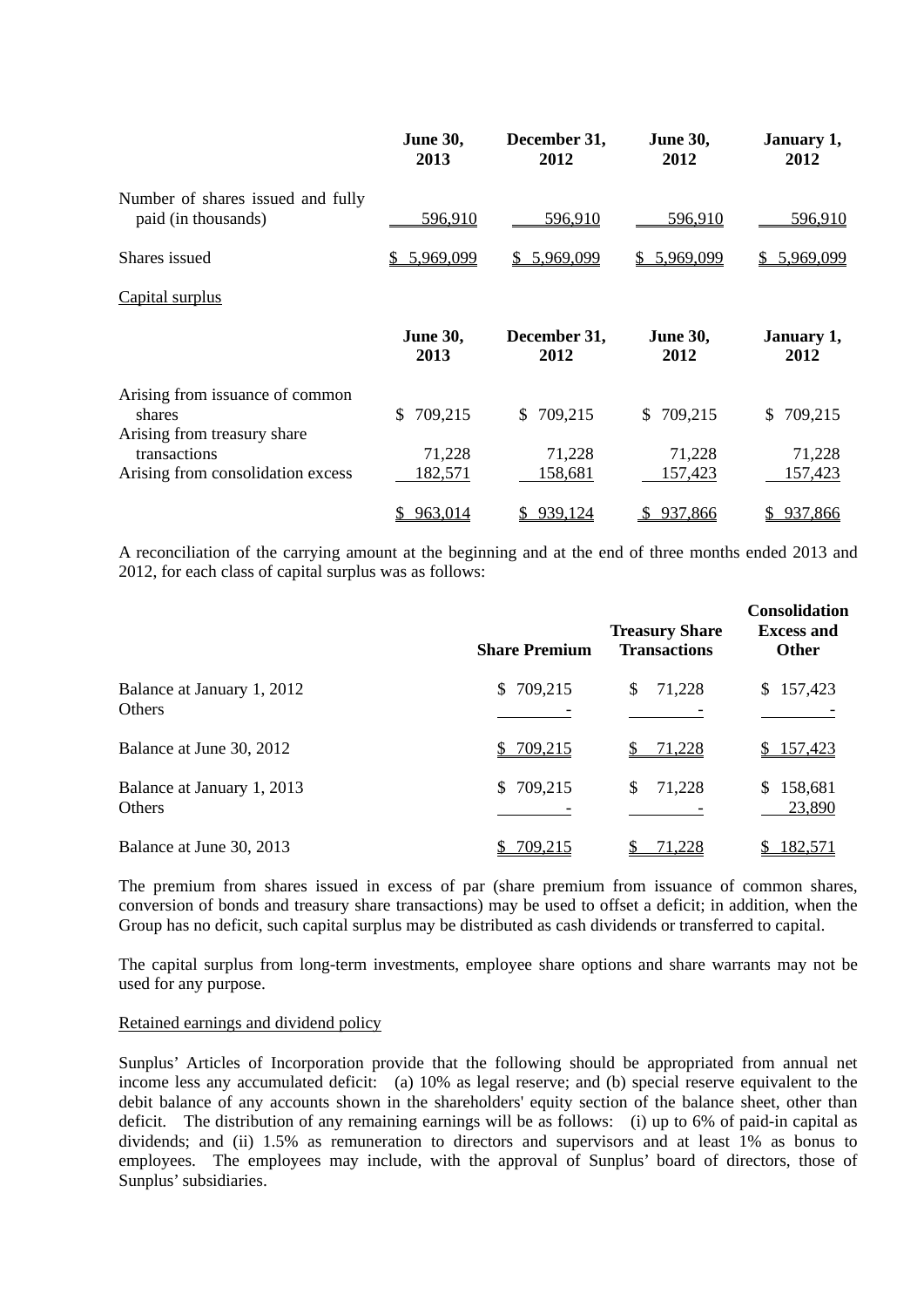|  | June 30, 2013 | December 31, 2012 | June 30, 2012 | January 1, 2012 |
|---|---|---|---|---|
| Number of shares issued and fully paid (in thousands) | 596,910 | 596,910 | 596,910 | 596,910 |
| Shares issued | $ 5,969,099 | $ 5,969,099 | $ 5,969,099 | $ 5,969,099 |

Capital surplus

|  | June 30, 2013 | December 31, 2012 | June 30, 2012 | January 1, 2012 |
|---|---|---|---|---|
| Arising from issuance of common shares | $ 709,215 | $ 709,215 | $ 709,215 | $ 709,215 |
| Arising from treasury share transactions | 71,228 | 71,228 | 71,228 | 71,228 |
| Arising from consolidation excess | 182,571 | 158,681 | 157,423 | 157,423 |
|  | $ 963,014 | $ 939,124 | $ 937,866 | $ 937,866 |

A reconciliation of the carrying amount at the beginning and at the end of three months ended 2013 and 2012, for each class of capital surplus was as follows:

|  | Share Premium | Treasury Share Transactions | Consolidation Excess and Other |
|---|---|---|---|
| Balance at January 1, 2012 | $ 709,215 | $ 71,228 | $ 157,423 |
| Others | - | - | - |
| Balance at June 30, 2012 | $ 709,215 | $ 71,228 | $ 157,423 |
| Balance at January 1, 2013 | $ 709,215 | $ 71,228 | $ 158,681 |
| Others | - | - | 23,890 |
| Balance at June 30, 2013 | $ 709,215 | $ 71,228 | $ 182,571 |

The premium from shares issued in excess of par (share premium from issuance of common shares, conversion of bonds and treasury share transactions) may be used to offset a deficit; in addition, when the Group has no deficit, such capital surplus may be distributed as cash dividends or transferred to capital.

The capital surplus from long-term investments, employee share options and share warrants may not be used for any purpose.

Retained earnings and dividend policy

Sunplus' Articles of Incorporation provide that the following should be appropriated from annual net income less any accumulated deficit: (a) 10% as legal reserve; and (b) special reserve equivalent to the debit balance of any accounts shown in the shareholders' equity section of the balance sheet, other than deficit. The distribution of any remaining earnings will be as follows: (i) up to 6% of paid-in capital as dividends; and (ii) 1.5% as remuneration to directors and supervisors and at least 1% as bonus to employees. The employees may include, with the approval of Sunplus' board of directors, those of Sunplus' subsidiaries.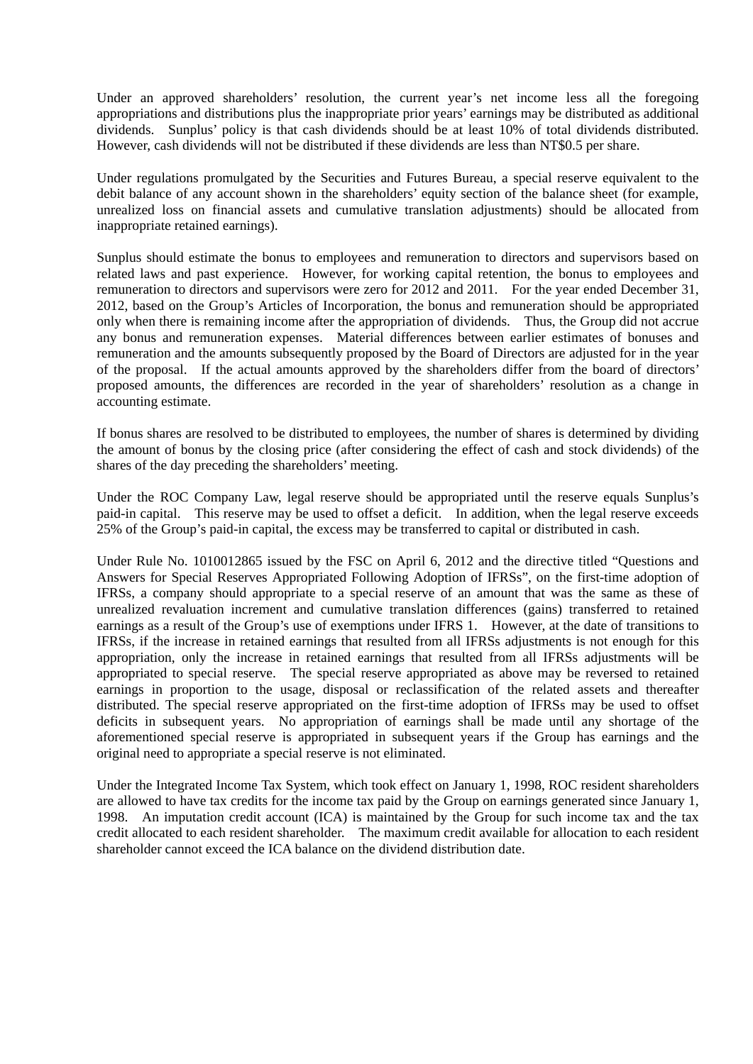Under an approved shareholders' resolution, the current year's net income less all the foregoing appropriations and distributions plus the inappropriate prior years' earnings may be distributed as additional dividends. Sunplus' policy is that cash dividends should be at least 10% of total dividends distributed. However, cash dividends will not be distributed if these dividends are less than NT$0.5 per share.

Under regulations promulgated by the Securities and Futures Bureau, a special reserve equivalent to the debit balance of any account shown in the shareholders' equity section of the balance sheet (for example, unrealized loss on financial assets and cumulative translation adjustments) should be allocated from inappropriate retained earnings).

Sunplus should estimate the bonus to employees and remuneration to directors and supervisors based on related laws and past experience. However, for working capital retention, the bonus to employees and remuneration to directors and supervisors were zero for 2012 and 2011. For the year ended December 31, 2012, based on the Group's Articles of Incorporation, the bonus and remuneration should be appropriated only when there is remaining income after the appropriation of dividends. Thus, the Group did not accrue any bonus and remuneration expenses. Material differences between earlier estimates of bonuses and remuneration and the amounts subsequently proposed by the Board of Directors are adjusted for in the year of the proposal. If the actual amounts approved by the shareholders differ from the board of directors' proposed amounts, the differences are recorded in the year of shareholders' resolution as a change in accounting estimate.

If bonus shares are resolved to be distributed to employees, the number of shares is determined by dividing the amount of bonus by the closing price (after considering the effect of cash and stock dividends) of the shares of the day preceding the shareholders' meeting.

Under the ROC Company Law, legal reserve should be appropriated until the reserve equals Sunplus's paid-in capital. This reserve may be used to offset a deficit. In addition, when the legal reserve exceeds 25% of the Group's paid-in capital, the excess may be transferred to capital or distributed in cash.

Under Rule No. 1010012865 issued by the FSC on April 6, 2012 and the directive titled "Questions and Answers for Special Reserves Appropriated Following Adoption of IFRSs", on the first-time adoption of IFRSs, a company should appropriate to a special reserve of an amount that was the same as these of unrealized revaluation increment and cumulative translation differences (gains) transferred to retained earnings as a result of the Group's use of exemptions under IFRS 1. However, at the date of transitions to IFRSs, if the increase in retained earnings that resulted from all IFRSs adjustments is not enough for this appropriation, only the increase in retained earnings that resulted from all IFRSs adjustments will be appropriated to special reserve. The special reserve appropriated as above may be reversed to retained earnings in proportion to the usage, disposal or reclassification of the related assets and thereafter distributed. The special reserve appropriated on the first-time adoption of IFRSs may be used to offset deficits in subsequent years. No appropriation of earnings shall be made until any shortage of the aforementioned special reserve is appropriated in subsequent years if the Group has earnings and the original need to appropriate a special reserve is not eliminated.

Under the Integrated Income Tax System, which took effect on January 1, 1998, ROC resident shareholders are allowed to have tax credits for the income tax paid by the Group on earnings generated since January 1, 1998. An imputation credit account (ICA) is maintained by the Group for such income tax and the tax credit allocated to each resident shareholder. The maximum credit available for allocation to each resident shareholder cannot exceed the ICA balance on the dividend distribution date.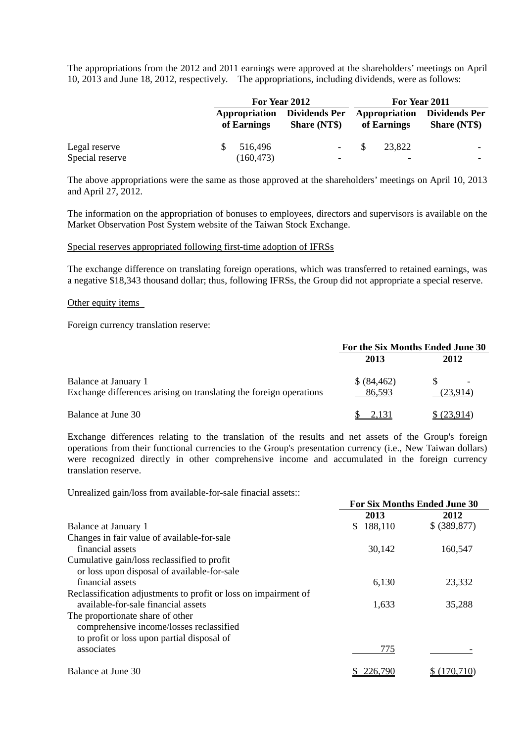The appropriations from the 2012 and 2011 earnings were approved at the shareholders' meetings on April 10, 2013 and June 18, 2012, respectively. The appropriations, including dividends, were as follows:

| | For Year 2012 | | For Year 2011 | |
|---|---|---|---|---|
| | Appropriation of Earnings | Dividends Per Share (NT$) | Appropriation of Earnings | Dividends Per Share (NT$) |
| Legal reserve | $ 516,496 | - | $ 23,822 | - |
| Special reserve | (160,473) | - | - | - |

The above appropriations were the same as those approved at the shareholders' meetings on April 10, 2013 and April 27, 2012.

The information on the appropriation of bonuses to employees, directors and supervisors is available on the Market Observation Post System website of the Taiwan Stock Exchange.

Special reserves appropriated following first-time adoption of IFRSs

The exchange difference on translating foreign operations, which was transferred to retained earnings, was a negative $18,343 thousand dollar; thus, following IFRSs, the Group did not appropriate a special reserve.

Other equity items

Foreign currency translation reserve:

| | For the Six Months Ended June 30 | |
|---|---|---|
| | 2013 | 2012 |
| Balance at January 1 | $ (84,462) | $ - |
| Exchange differences arising on translating the foreign operations | 86,593 | (23,914) |
| Balance at June 30 | $ 2,131 | $ (23,914) |

Exchange differences relating to the translation of the results and net assets of the Group's foreign operations from their functional currencies to the Group's presentation currency (i.e., New Taiwan dollars) were recognized directly in other comprehensive income and accumulated in the foreign currency translation reserve.

Unrealized gain/loss from available-for-sale finacial assets::

| | For Six Months Ended June 30 | |
|---|---|---|
| | 2013 | 2012 |
| Balance at January 1 | $ 188,110 | $ (389,877) |
| Changes in fair value of available-for-sale financial assets | 30,142 | 160,547 |
| Cumulative gain/loss reclassified to profit or loss upon disposal of available-for-sale financial assets | 6,130 | 23,332 |
| Reclassification adjustments to profit or loss on impairment of available-for-sale financial assets | 1,633 | 35,288 |
| The proportionate share of other comprehensive income/losses reclassified to profit or loss upon partial disposal of associates | 775 | - |
| Balance at June 30 | $ 226,790 | $ (170,710) |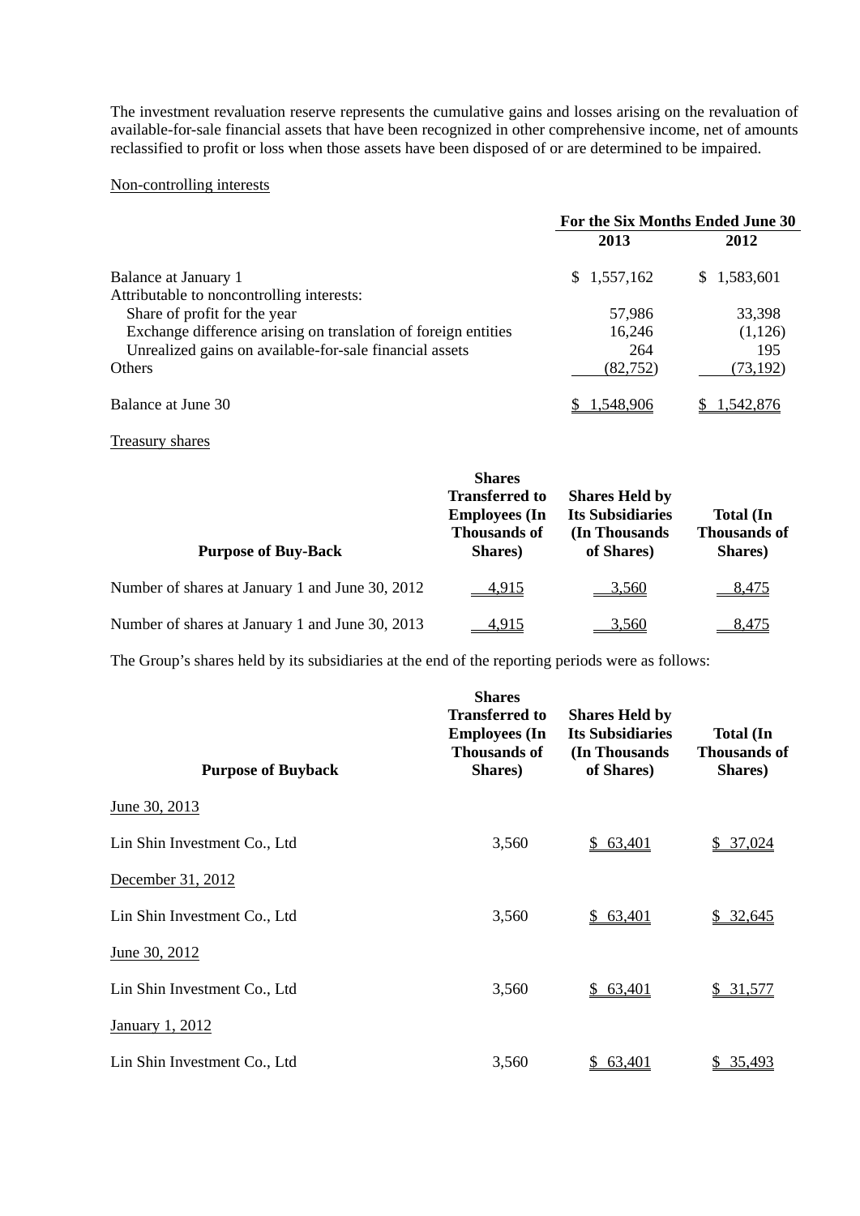The investment revaluation reserve represents the cumulative gains and losses arising on the revaluation of available-for-sale financial assets that have been recognized in other comprehensive income, net of amounts reclassified to profit or loss when those assets have been disposed of or are determined to be impaired.

Non-controlling interests

| | For the Six Months Ended June 30 | |
|---|---|---|
| | 2013 | 2012 |
| Balance at January 1 | $ 1,557,162 | $ 1,583,601 |
| Attributable to noncontrolling interests: | | |
| Share of profit for the year | 57,986 | 33,398 |
| Exchange difference arising on translation of foreign entities | 16,246 | (1,126) |
| Unrealized gains on available-for-sale financial assets | 264 | 195 |
| Others | (82,752) | (73,192) |
| Balance at June 30 | $ 1,548,906 | $ 1,542,876 |

Treasury shares

| Purpose of Buy-Back | Shares Transferred to Employees (In Thousands of Shares) | Shares Held by Its Subsidiaries (In Thousands of Shares) | Total (In Thousands of Shares) |
|---|---|---|---|
| Number of shares at January 1 and June 30, 2012 | 4,915 | 3,560 | 8,475 |
| Number of shares at January 1 and June 30, 2013 | 4,915 | 3,560 | 8,475 |

The Group's shares held by its subsidiaries at the end of the reporting periods were as follows:

| Purpose of Buyback | Shares Transferred to Employees (In Thousands of Shares) | Shares Held by Its Subsidiaries (In Thousands of Shares) | Total (In Thousands of Shares) |
|---|---|---|---|
| June 30, 2013 | | | |
| Lin Shin Investment Co., Ltd | 3,560 | $ 63,401 | $ 37,024 |
| December 31, 2012 | | | |
| Lin Shin Investment Co., Ltd | 3,560 | $ 63,401 | $ 32,645 |
| June 30, 2012 | | | |
| Lin Shin Investment Co., Ltd | 3,560 | $ 63,401 | $ 31,577 |
| January 1, 2012 | | | |
| Lin Shin Investment Co., Ltd | 3,560 | $ 63,401 | $ 35,493 |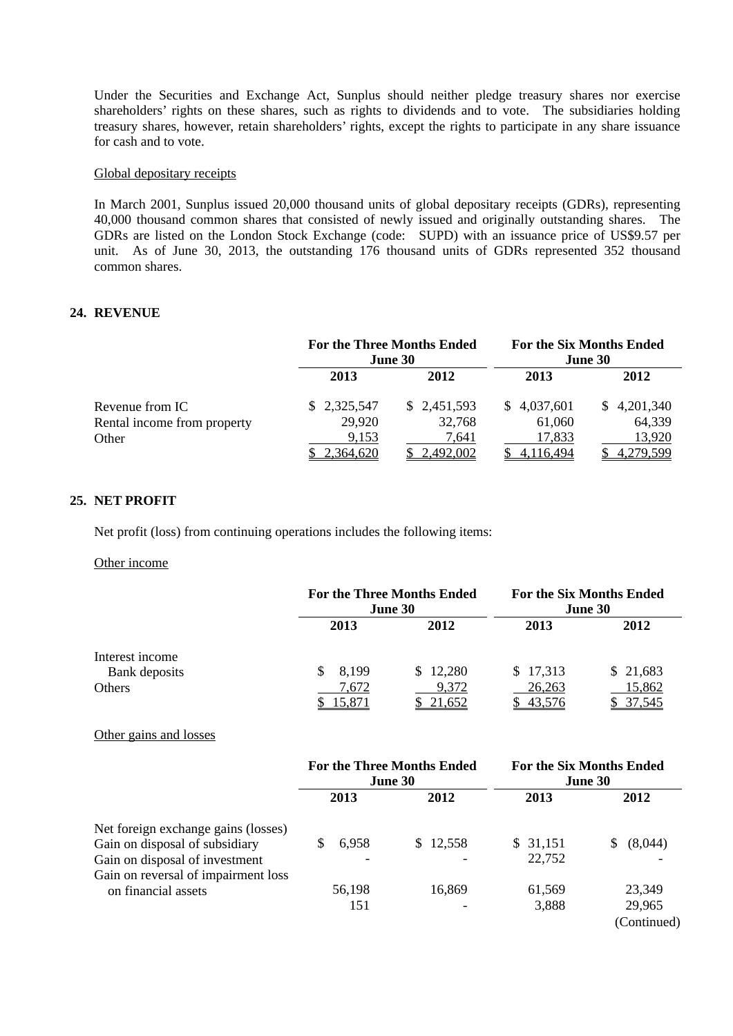Under the Securities and Exchange Act, Sunplus should neither pledge treasury shares nor exercise shareholders' rights on these shares, such as rights to dividends and to vote. The subsidiaries holding treasury shares, however, retain shareholders' rights, except the rights to participate in any share issuance for cash and to vote.

Global depositary receipts

In March 2001, Sunplus issued 20,000 thousand units of global depositary receipts (GDRs), representing 40,000 thousand common shares that consisted of newly issued and originally outstanding shares. The GDRs are listed on the London Stock Exchange (code: SUPD) with an issuance price of US$9.57 per unit. As of June 30, 2013, the outstanding 176 thousand units of GDRs represented 352 thousand common shares.

## 24. REVENUE

| | For the Three Months Ended June 30 | | For the Six Months Ended June 30 | |
|---|---|---|---|---|
| | 2013 | 2012 | 2013 | 2012 |
| Revenue from IC | $ 2,325,547 | $ 2,451,593 | $ 4,037,601 | $ 4,201,340 |
| Rental income from property | 29,920 | 32,768 | 61,060 | 64,339 |
| Other | 9,153 | 7,641 | 17,833 | 13,920 |
| | $ 2,364,620 | $ 2,492,002 | $ 4,116,494 | $ 4,279,599 |

## 25. NET PROFIT

Net profit (loss) from continuing operations includes the following items:

Other income

| | For the Three Months Ended June 30 | | For the Six Months Ended June 30 | |
|---|---|---|---|---|
| | 2013 | 2012 | 2013 | 2012 |
| Interest income | | | | |
| Bank deposits | $ 8,199 | $ 12,280 | $ 17,313 | $ 21,683 |
| Others | 7,672 | 9,372 | 26,263 | 15,862 |
| | $ 15,871 | $ 21,652 | $ 43,576 | $ 37,545 |

Other gains and losses

| | For the Three Months Ended June 30 | | For the Six Months Ended June 30 | |
|---|---|---|---|---|
| | 2013 | 2012 | 2013 | 2012 |
| Net foreign exchange gains (losses) | | | | |
| Gain on disposal of subsidiary | $ 6,958 | $ 12,558 | $ 31,151 | $ (8,044) |
| Gain on disposal of investment | - | - | 22,752 | - |
| Gain on reversal of impairment loss | | | | |
| on financial assets | 56,198 | 16,869 | 61,569 | 23,349 |
| | 151 | - | 3,888 | 29,965 |

(Continued)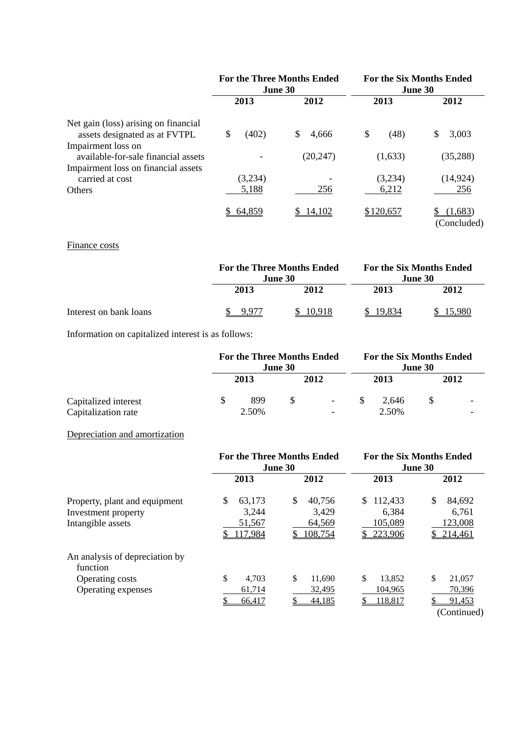| | For the Three Months Ended June 30 | | For the Six Months Ended June 30 | |
|---|---|---|---|---|
| | 2013 | 2012 | 2013 | 2012 |
| Net gain (loss) arising on financial assets designated as at FVTPL | $ (402) | $ 4,666 | $ (48) | $ 3,003 |
| Impairment loss on available-for-sale financial assets | - | (20,247) | (1,633) | (35,288) |
| Impairment loss on financial assets carried at cost | (3,234) | - | (3,234) | (14,924) |
| Others | 5,188 | 256 | 6,212 | 256 |
| | $ 64,859 | $ 14,102 | $120,657 | $ (1,683) |

(Concluded)

Finance costs

| | For the Three Months Ended June 30 | | For the Six Months Ended June 30 | |
|---|---|---|---|---|
| | 2013 | 2012 | 2013 | 2012 |
| Interest on bank loans | $ 9,977 | $ 10,918 | $ 19,834 | $ 15,980 |

Information on capitalized interest is as follows:

| | For the Three Months Ended June 30 | | For the Six Months Ended June 30 | |
|---|---|---|---|---|
| | 2013 | 2012 | 2013 | 2012 |
| Capitalized interest | $ 899 | $ - | $ 2,646 | $ - |
| Capitalization rate | 2.50% | - | 2.50% | - |

Depreciation and amortization

| | For the Three Months Ended June 30 | | For the Six Months Ended June 30 | |
|---|---|---|---|---|
| | 2013 | 2012 | 2013 | 2012 |
| Property, plant and equipment | $ 63,173 | $ 40,756 | $ 112,433 | $ 84,692 |
| Investment property | 3,244 | 3,429 | 6,384 | 6,761 |
| Intangible assets | 51,567 | 64,569 | 105,089 | 123,008 |
| | $ 117,984 | $ 108,754 | $ 223,906 | $ 214,461 |
| An analysis of depreciation by function | | | | |
| Operating costs | $ 4,703 | $ 11,690 | $ 13,852 | $ 21,057 |
| Operating expenses | 61,714 | 32,495 | 104,965 | 70,396 |
| | $ 66,417 | $ 44,185 | $ 118,817 | $ 91,453 |

(Continued)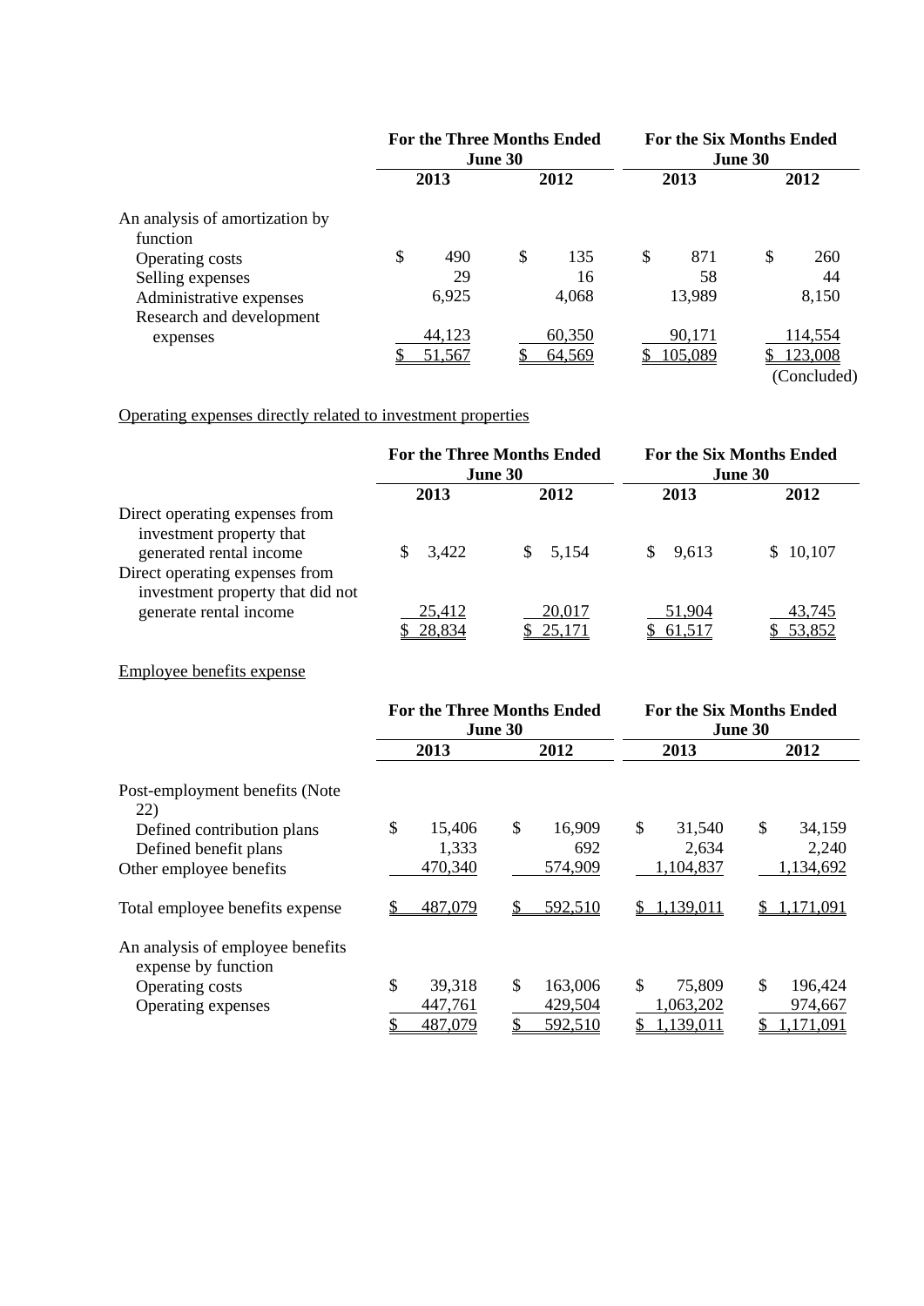| | For the Three Months Ended June 30 | | For the Six Months Ended June 30 | |
|---|---|---|---|---|
| | 2013 | 2012 | 2013 | 2012 |
| An analysis of amortization by function | | | | |
| Operating costs | $ 490 | $ 135 | $ 871 | $ 260 |
| Selling expenses | 29 | 16 | 58 | 44 |
| Administrative expenses | 6,925 | 4,068 | 13,989 | 8,150 |
| Research and development expenses | 44,123 | 60,350 | 90,171 | 114,554 |
| | $ 51,567 | $ 64,569 | $ 105,089 | $ 123,008 |

(Concluded)

Operating expenses directly related to investment properties

| | For the Three Months Ended June 30 | | For the Six Months Ended June 30 | |
|---|---|---|---|---|
| | 2013 | 2012 | 2013 | 2012 |
| Direct operating expenses from investment property that generated rental income | $ 3,422 | $ 5,154 | $ 9,613 | $ 10,107 |
| Direct operating expenses from investment property that did not generate rental income | 25,412 | 20,017 | 51,904 | 43,745 |
| | $ 28,834 | $ 25,171 | $ 61,517 | $ 53,852 |

Employee benefits expense

| | For the Three Months Ended June 30 | | For the Six Months Ended June 30 | |
|---|---|---|---|---|
| | 2013 | 2012 | 2013 | 2012 |
| Post-employment benefits (Note 22) | | | | |
| Defined contribution plans | $ 15,406 | $ 16,909 | $ 31,540 | $ 34,159 |
| Defined benefit plans | 1,333 | 692 | 2,634 | 2,240 |
| Other employee benefits | 470,340 | 574,909 | 1,104,837 | 1,134,692 |
| Total employee benefits expense | $ 487,079 | $ 592,510 | $ 1,139,011 | $ 1,171,091 |
| An analysis of employee benefits expense by function | | | | |
| Operating costs | $ 39,318 | $ 163,006 | $ 75,809 | $ 196,424 |
| Operating expenses | 447,761 | 429,504 | 1,063,202 | 974,667 |
| | $ 487,079 | $ 592,510 | $ 1,139,011 | $ 1,171,091 |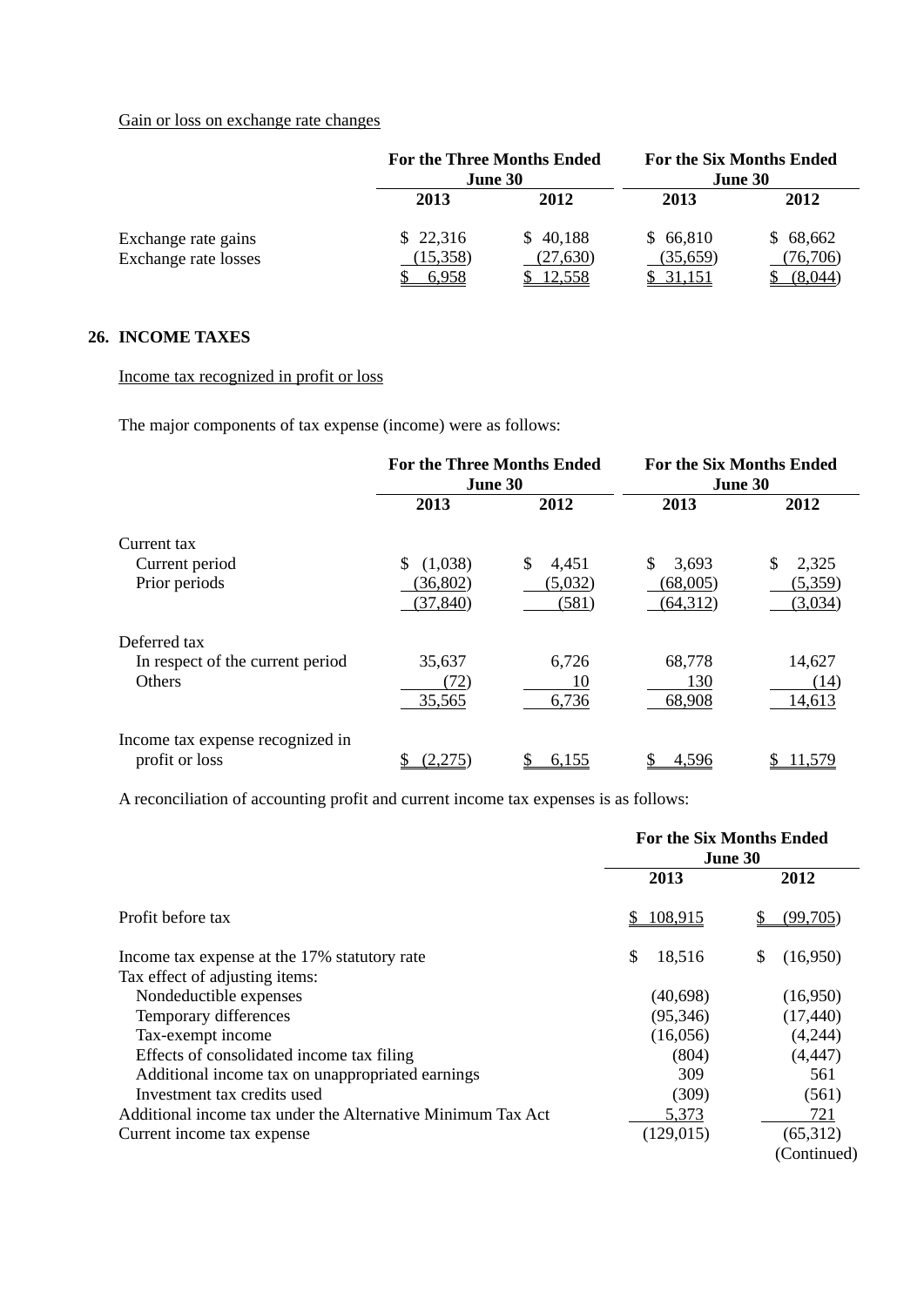Gain or loss on exchange rate changes

| | For the Three Months Ended June 30 | | For the Six Months Ended June 30 | |
|---|---|---|---|---|
| | 2013 | 2012 | 2013 | 2012 |
| Exchange rate gains | $ 22,316 | $ 40,188 | $ 66,810 | $ 68,662 |
| Exchange rate losses | (15,358) | (27,630) | (35,659) | (76,706) |
| | $ 6,958 | $ 12,558 | $ 31,151 | $ (8,044) |

## 26. INCOME TAXES

Income tax recognized in profit or loss

The major components of tax expense (income) were as follows:

| | For the Three Months Ended June 30 | | For the Six Months Ended June 30 | |
|---|---|---|---|---|
| | 2013 | 2012 | 2013 | 2012 |
| Current tax | | | | |
| Current period | $ (1,038) | $ 4,451 | $ 3,693 | $ 2,325 |
| Prior periods | (36,802) | (5,032) | (68,005) | (5,359) |
| | (37,840) | (581) | (64,312) | (3,034) |
| Deferred tax | | | | |
| In respect of the current period | 35,637 | 6,726 | 68,778 | 14,627 |
| Others | (72) | 10 | 130 | (14) |
| | 35,565 | 6,736 | 68,908 | 14,613 |
| Income tax expense recognized in profit or loss | $ (2,275) | $ 6,155 | $ 4,596 | $ 11,579 |

A reconciliation of accounting profit and current income tax expenses is as follows:

| | For the Six Months Ended June 30 | |
|---|---|---|
| | 2013 | 2012 |
| Profit before tax | $ 108,915 | $ (99,705) |
| Income tax expense at the 17% statutory rate | $ 18,516 | $ (16,950) |
| Tax effect of adjusting items: | | |
| Nondeductible expenses | (40,698) | (16,950) |
| Temporary differences | (95,346) | (17,440) |
| Tax-exempt income | (16,056) | (4,244) |
| Effects of consolidated income tax filing | (804) | (4,447) |
| Additional income tax on unappropriated earnings | 309 | 561 |
| Investment tax credits used | (309) | (561) |
| Additional income tax under the Alternative Minimum Tax Act | 5,373 | 721 |
| Current income tax expense | (129,015) | (65,312) |

(Continued)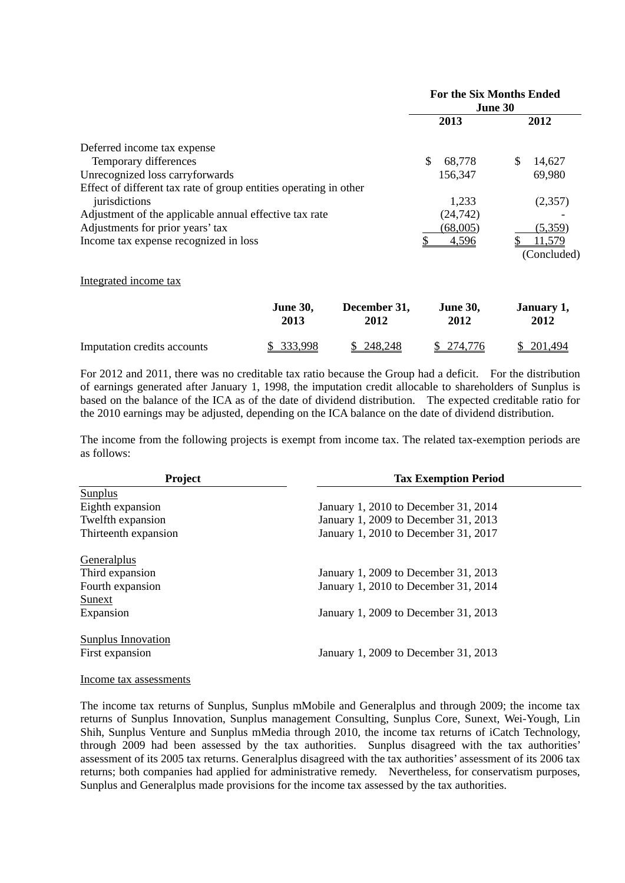| | For the Six Months Ended June 30 | |
|---|---|---|
| | 2013 | 2012 |
| Deferred income tax expense | | |
| Temporary differences | $ 68,778 | $ 14,627 |
| Unrecognized loss carryforwards | 156,347 | 69,980 |
| Effect of different tax rate of group entities operating in other jurisdictions | 1,233 | (2,357) |
| Adjustment of the applicable annual effective tax rate | (24,742) | - |
| Adjustments for prior years' tax | (68,005) | (5,359) |
| Income tax expense recognized in loss | $ 4,596 | $ 11,579 |

(Concluded)

Integrated income tax

| | June 30, 2013 | December 31, 2012 | June 30, 2012 | January 1, 2012 |
|---|---|---|---|---|
| Imputation credits accounts | $ 333,998 | $ 248,248 | $ 274,776 | $ 201,494 |

For 2012 and 2011, there was no creditable tax ratio because the Group had a deficit. For the distribution of earnings generated after January 1, 1998, the imputation credit allocable to shareholders of Sunplus is based on the balance of the ICA as of the date of dividend distribution. The expected creditable ratio for the 2010 earnings may be adjusted, depending on the ICA balance on the date of dividend distribution.

The income from the following projects is exempt from income tax. The related tax-exemption periods are as follows:

| Project | Tax Exemption Period |
|---|---|
| Sunplus | |
| Eighth expansion | January 1, 2010 to December 31, 2014 |
| Twelfth expansion | January 1, 2009 to December 31, 2013 |
| Thirteenth expansion | January 1, 2010 to December 31, 2017 |
| | |
| Generalplus | |
| Third expansion | January 1, 2009 to December 31, 2013 |
| Fourth expansion | January 1, 2010 to December 31, 2014 |
| Sunext | |
| Expansion | January 1, 2009 to December 31, 2013 |
| | |
| Sunplus Innovation | |
| First expansion | January 1, 2009 to December 31, 2013 |

Income tax assessments

The income tax returns of Sunplus, Sunplus mMobile and Generalplus and through 2009; the income tax returns of Sunplus Innovation, Sunplus management Consulting, Sunplus Core, Sunext, Wei-Yough, Lin Shih, Sunplus Venture and Sunplus mMedia through 2010, the income tax returns of iCatch Technology, through 2009 had been assessed by the tax authorities. Sunplus disagreed with the tax authorities' assessment of its 2005 tax returns. Generalplus disagreed with the tax authorities' assessment of its 2006 tax returns; both companies had applied for administrative remedy. Nevertheless, for conservatism purposes, Sunplus and Generalplus made provisions for the income tax assessed by the tax authorities.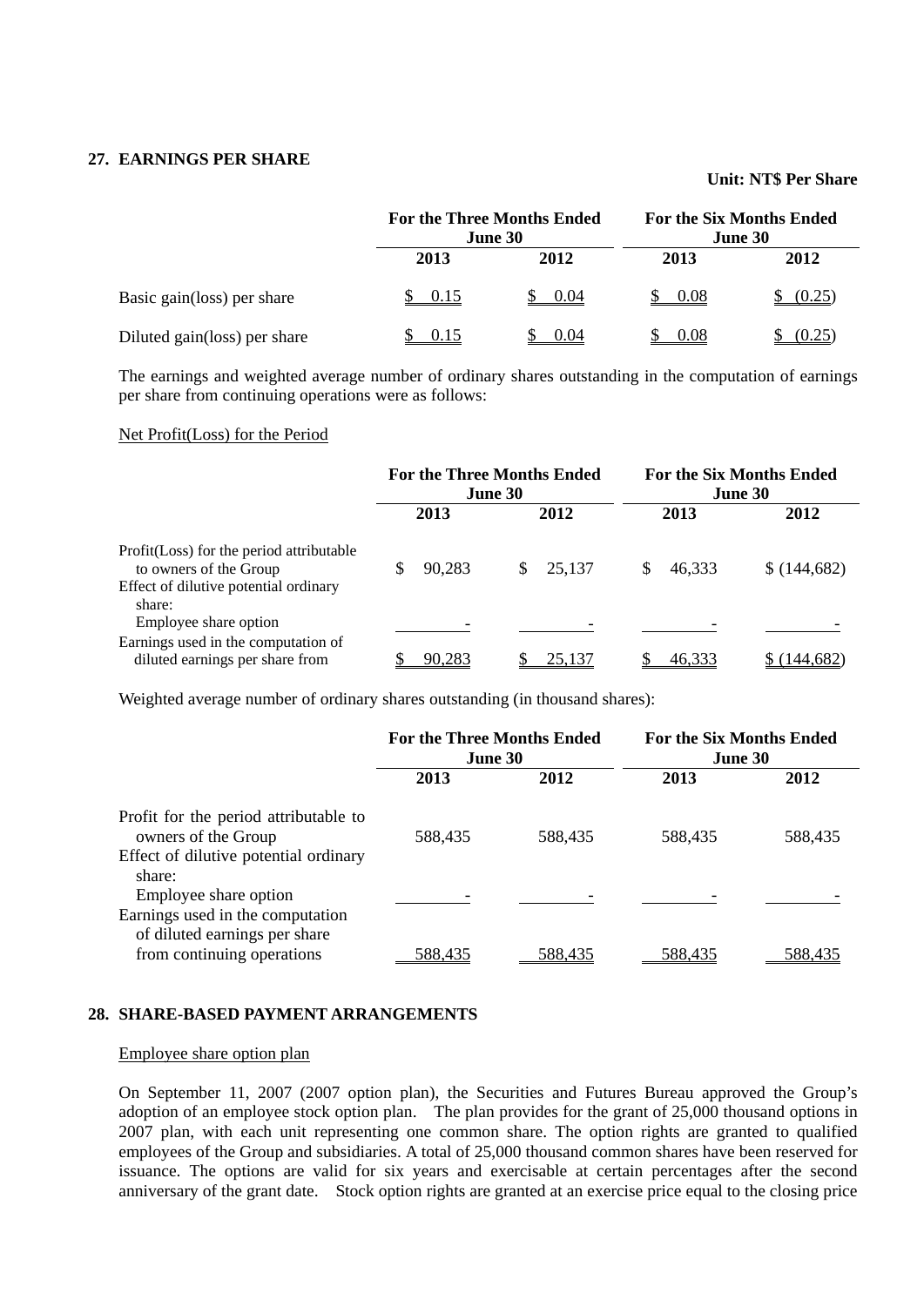## 27. EARNINGS PER SHARE

**Unit: NT$ Per Share**

| | For the Three Months Ended June 30 | | For the Six Months Ended June 30 | |
|---|---|---|---|---|
| | **2013** | **2012** | **2013** | **2012** |
| Basic gain(loss) per share | $ 0.15 | $ 0.04 | $ 0.08 | $ (0.25) |
| Diluted gain(loss) per share | $ 0.15 | $ 0.04 | $ 0.08 | $ (0.25) |

The earnings and weighted average number of ordinary shares outstanding in the computation of earnings per share from continuing operations were as follows:

Net Profit(Loss) for the Period

| | For the Three Months Ended June 30 | | For the Six Months Ended June 30 | |
|---|---|---|---|---|
| | **2013** | **2012** | **2013** | **2012** |
| Profit(Loss) for the period attributable to owners of the Group | $ 90,283 | $ 25,137 | $ 46,333 | $ (144,682) |
| Effect of dilutive potential ordinary share: | | | | |
| Employee share option | - | - | - | - |
| Earnings used in the computation of diluted earnings per share from | $ 90,283 | $ 25,137 | $ 46,333 | $ (144,682) |

Weighted average number of ordinary shares outstanding (in thousand shares):

| | For the Three Months Ended June 30 | | For the Six Months Ended June 30 | |
|---|---|---|---|---|
| | **2013** | **2012** | **2013** | **2012** |
| Profit for the period attributable to owners of the Group | 588,435 | 588,435 | 588,435 | 588,435 |
| Effect of dilutive potential ordinary share: | | | | |
| Employee share option | - | - | - | - |
| Earnings used in the computation of diluted earnings per share from continuing operations | 588,435 | 588,435 | 588,435 | 588,435 |

## 28. SHARE-BASED PAYMENT ARRANGEMENTS

Employee share option plan

On September 11, 2007 (2007 option plan), the Securities and Futures Bureau approved the Group's adoption of an employee stock option plan. The plan provides for the grant of 25,000 thousand options in 2007 plan, with each unit representing one common share. The option rights are granted to qualified employees of the Group and subsidiaries. A total of 25,000 thousand common shares have been reserved for issuance. The options are valid for six years and exercisable at certain percentages after the second anniversary of the grant date. Stock option rights are granted at an exercise price equal to the closing price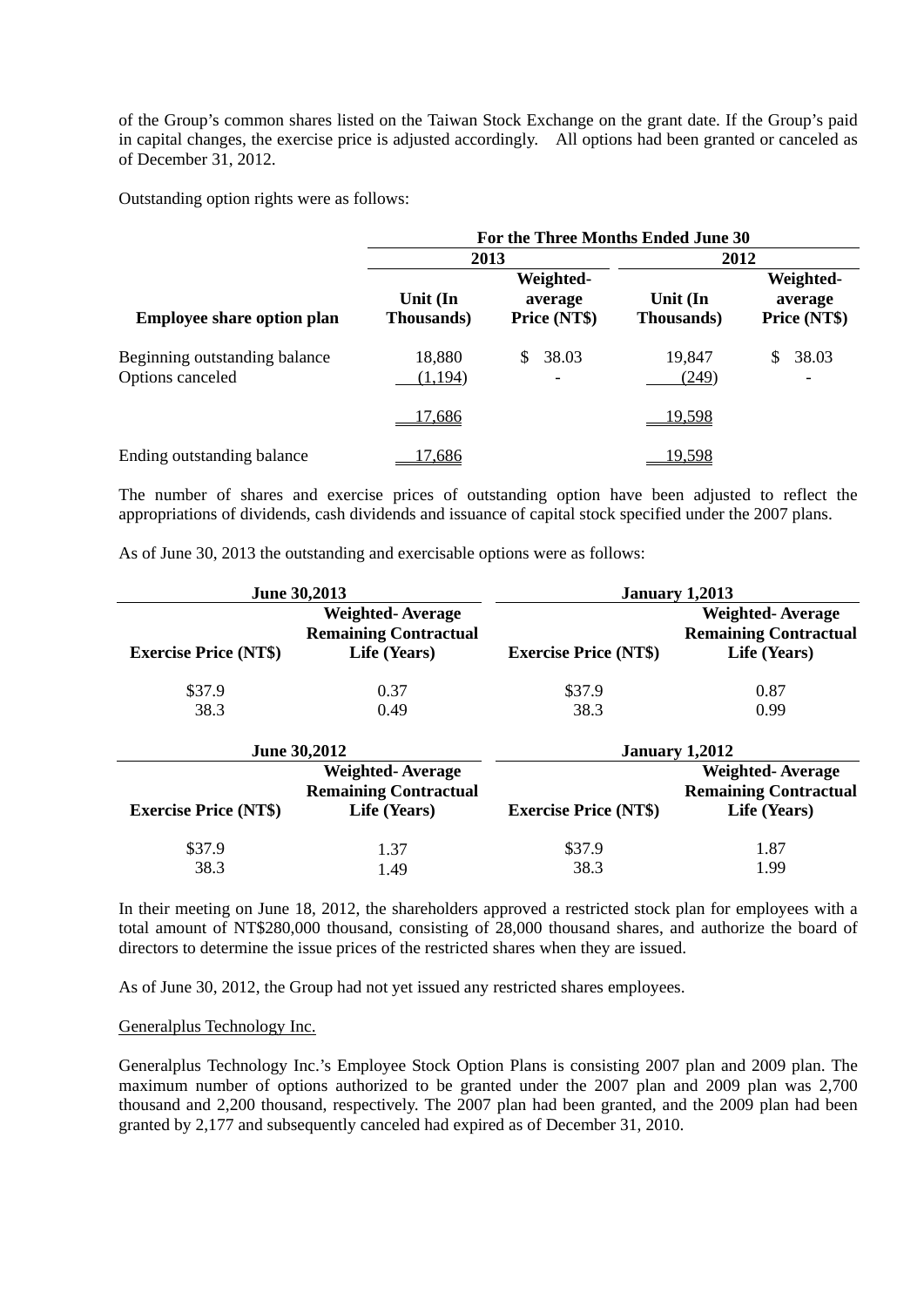of the Group's common shares listed on the Taiwan Stock Exchange on the grant date. If the Group's paid in capital changes, the exercise price is adjusted accordingly. All options had been granted or canceled as of December 31, 2012.

Outstanding option rights were as follows:

| | For the Three Months Ended June 30 | | | |
|---|---|---|---|---|
| | 2013 | | 2012 | |
| **Employee share option plan** | **Unit (In Thousands)** | **Weighted-average Price (NT$)** | **Unit (In Thousands)** | **Weighted-average Price (NT$)** |
| Beginning outstanding balance | 18,880 | $ 38.03 | 19,847 | $ 38.03 |
| Options canceled | (1,194) | - | (249) | - |
| | 17,686 | | 19,598 | |
| Ending outstanding balance | 17,686 | | 19,598 | |

The number of shares and exercise prices of outstanding option have been adjusted to reflect the appropriations of dividends, cash dividends and issuance of capital stock specified under the 2007 plans.

As of June 30, 2013 the outstanding and exercisable options were as follows:

| June 30,2013 | | January 1,2013 | |
|---|---|---|---|
| **Exercise Price (NT$)** | **Weighted- Average Remaining Contractual Life (Years)** | **Exercise Price (NT$)** | **Weighted- Average Remaining Contractual Life (Years)** |
| $37.9 | 0.37 | $37.9 | 0.87 |
| 38.3 | 0.49 | 38.3 | 0.99 |

| June 30,2012 | | January 1,2012 | |
|---|---|---|---|
| **Exercise Price (NT$)** | **Weighted- Average Remaining Contractual Life (Years)** | **Exercise Price (NT$)** | **Weighted- Average Remaining Contractual Life (Years)** |
| $37.9 | 1.37 | $37.9 | 1.87 |
| 38.3 | 1.49 | 38.3 | 1.99 |

In their meeting on June 18, 2012, the shareholders approved a restricted stock plan for employees with a total amount of NT$280,000 thousand, consisting of 28,000 thousand shares, and authorize the board of directors to determine the issue prices of the restricted shares when they are issued.

As of June 30, 2012, the Group had not yet issued any restricted shares employees.

Generalplus Technology Inc.

Generalplus Technology Inc.'s Employee Stock Option Plans is consisting 2007 plan and 2009 plan. The maximum number of options authorized to be granted under the 2007 plan and 2009 plan was 2,700 thousand and 2,200 thousand, respectively. The 2007 plan had been granted, and the 2009 plan had been granted by 2,177 and subsequently canceled had expired as of December 31, 2010.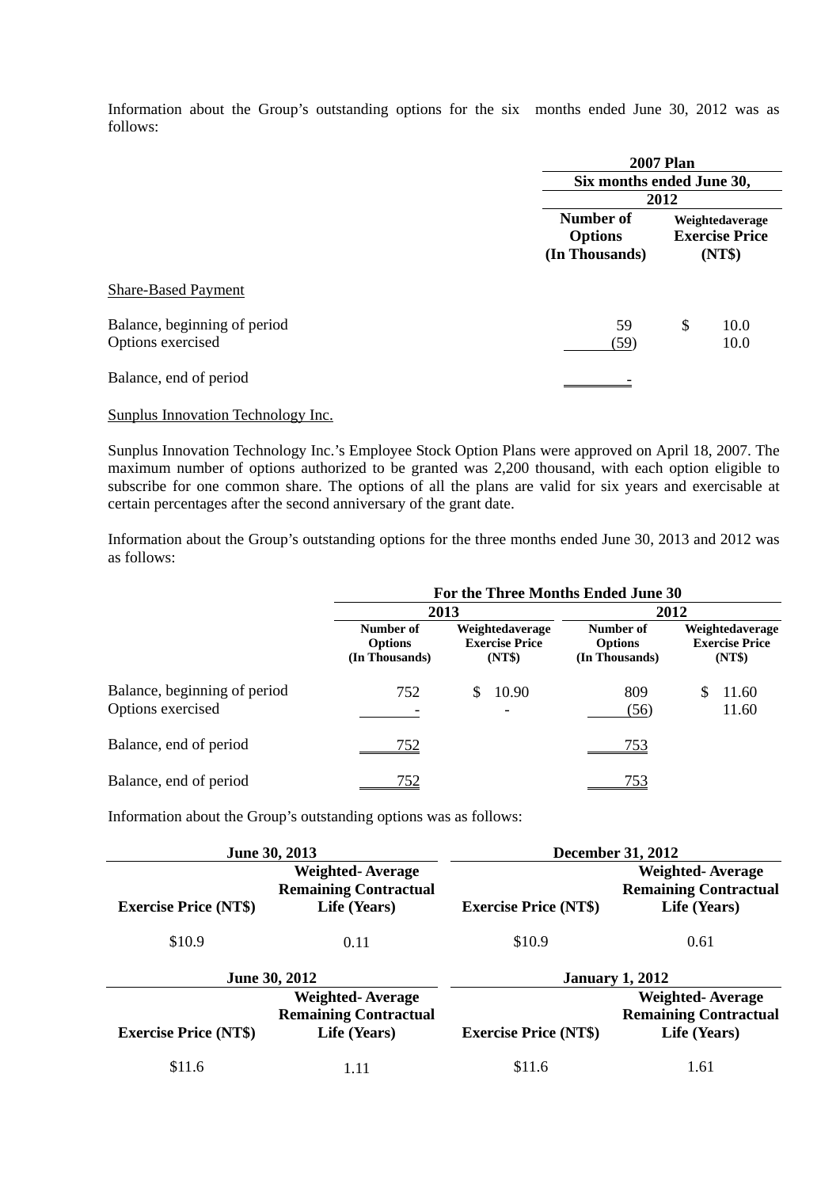Information about the Group's outstanding options for the six months ended June 30, 2012 was as follows:

| | 2007 Plan | |
|---|---|---|
| | Six months ended June 30, 2012 | |
| | Number of Options (In Thousands) | Weightedaverage Exercise Price (NT$) |
| Share-Based Payment | | |
| Balance, beginning of period | 59 | $ 10.0 |
| Options exercised | (59) | 10.0 |
| Balance, end of period | - | |

Sunplus Innovation Technology Inc.

Sunplus Innovation Technology Inc.'s Employee Stock Option Plans were approved on April 18, 2007. The maximum number of options authorized to be granted was 2,200 thousand, with each option eligible to subscribe for one common share. The options of all the plans are valid for six years and exercisable at certain percentages after the second anniversary of the grant date.

Information about the Group's outstanding options for the three months ended June 30, 2013 and 2012 was as follows:

| | For the Three Months Ended June 30 | | | |
|---|---|---|---|---|
| | 2013 | | 2012 | |
| | Number of Options (In Thousands) | Weightedaverage Exercise Price (NT$) | Number of Options (In Thousands) | Weightedaverage Exercise Price (NT$) |
| Balance, beginning of period | 752 | $ 10.90 | 809 | $ 11.60 |
| Options exercised | - | - | (56) | 11.60 |
| Balance, end of period | 752 | | 753 | |
| Balance, end of period | 752 | | 753 | |

Information about the Group's outstanding options was as follows:

| June 30, 2013 | | December 31, 2012 | |
|---|---|---|---|
| Exercise Price (NT$) | Weighted- Average Remaining Contractual Life (Years) | Exercise Price (NT$) | Weighted- Average Remaining Contractual Life (Years) |
| $10.9 | 0.11 | $10.9 | 0.61 |

| June 30, 2012 | | January 1, 2012 | |
|---|---|---|---|
| Exercise Price (NT$) | Weighted- Average Remaining Contractual Life (Years) | Exercise Price (NT$) | Weighted- Average Remaining Contractual Life (Years) |
| $11.6 | 1.11 | $11.6 | 1.61 |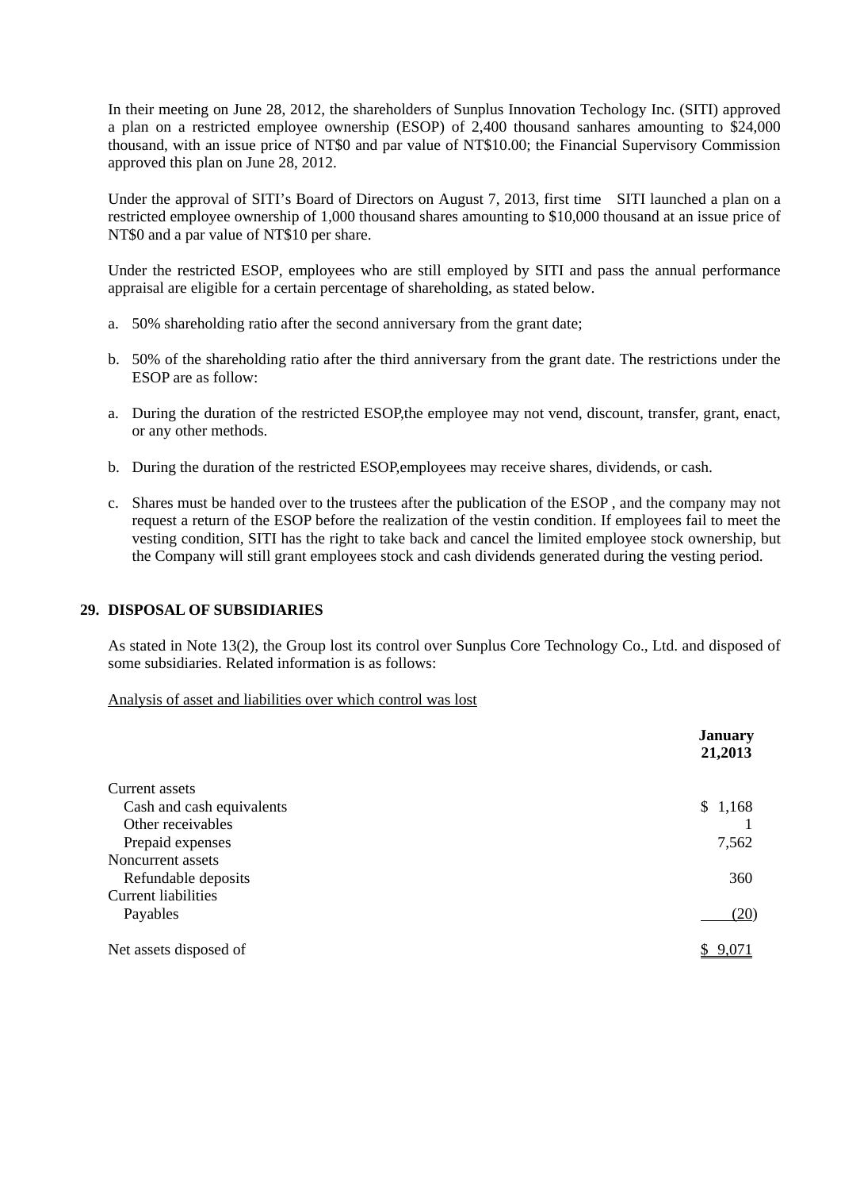In their meeting on June 28, 2012, the shareholders of Sunplus Innovation Techology Inc. (SITI) approved a plan on a restricted employee ownership (ESOP) of 2,400 thousand sanhares amounting to $24,000 thousand, with an issue price of NT$0 and par value of NT$10.00; the Financial Supervisory Commission approved this plan on June 28, 2012.

Under the approval of SITI's Board of Directors on August 7, 2013, first time SITI launched a plan on a restricted employee ownership of 1,000 thousand shares amounting to $10,000 thousand at an issue price of NT$0 and a par value of NT$10 per share.

Under the restricted ESOP, employees who are still employed by SITI and pass the annual performance appraisal are eligible for a certain percentage of shareholding, as stated below.

a. 50% shareholding ratio after the second anniversary from the grant date;

b. 50% of the shareholding ratio after the third anniversary from the grant date. The restrictions under the ESOP are as follow:

a. During the duration of the restricted ESOP,the employee may not vend, discount, transfer, grant, enact, or any other methods.

b. During the duration of the restricted ESOP,employees may receive shares, dividends, or cash.

c. Shares must be handed over to the trustees after the publication of the ESOP , and the company may not request a return of the ESOP before the realization of the vestin condition. If employees fail to meet the vesting condition, SITI has the right to take back and cancel the limited employee stock ownership, but the Company will still grant employees stock and cash dividends generated during the vesting period.

## 29. DISPOSAL OF SUBSIDIARIES

As stated in Note 13(2), the Group lost its control over Sunplus Core Technology Co., Ltd. and disposed of some subsidiaries. Related information is as follows:

Analysis of asset and liabilities over which control was lost

| | January 21,2013 |
|---|---|
| Current assets | |
| Cash and cash equivalents | $ 1,168 |
| Other receivables | 1 |
| Prepaid expenses | 7,562 |
| Noncurrent assets | |
| Refundable deposits | 360 |
| Current liabilities | |
| Payables | (20) |
| Net assets disposed of | $ 9,071 |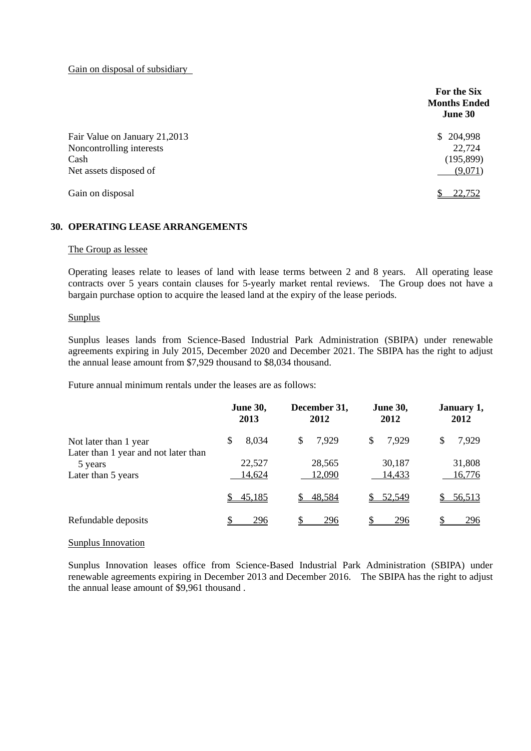Gain on disposal of subsidiary

| | For the Six Months Ended June 30 |
|---|---|
| Fair Value on January 21,2013 | $ 204,998 |
| Noncontrolling interests | 22,724 |
| Cash | (195,899) |
| Net assets disposed of | (9,071) |
| Gain on disposal | $ 22,752 |

## 30. OPERATING LEASE ARRANGEMENTS

The Group as lessee

Operating leases relate to leases of land with lease terms between 2 and 8 years. All operating lease contracts over 5 years contain clauses for 5-yearly market rental reviews. The Group does not have a bargain purchase option to acquire the leased land at the expiry of the lease periods.

Sunplus

Sunplus leases lands from Science-Based Industrial Park Administration (SBIPA) under renewable agreements expiring in July 2015, December 2020 and December 2021. The SBIPA has the right to adjust the annual lease amount from $7,929 thousand to $8,034 thousand.

Future annual minimum rentals under the leases are as follows:

| | June 30, 2013 | December 31, 2012 | June 30, 2012 | January 1, 2012 |
|---|---|---|---|---|
| Not later than 1 year | $ 8,034 | $ 7,929 | $ 7,929 | $ 7,929 |
| Later than 1 year and not later than 5 years | 22,527 | 28,565 | 30,187 | 31,808 |
| Later than 5 years | 14,624 | 12,090 | 14,433 | 16,776 |
| | $ 45,185 | $ 48,584 | $ 52,549 | $ 56,513 |
| Refundable deposits | $ 296 | $ 296 | $ 296 | $ 296 |

Sunplus Innovation

Sunplus Innovation leases office from Science-Based Industrial Park Administration (SBIPA) under renewable agreements expiring in December 2013 and December 2016. The SBIPA has the right to adjust the annual lease amount of $9,961 thousand .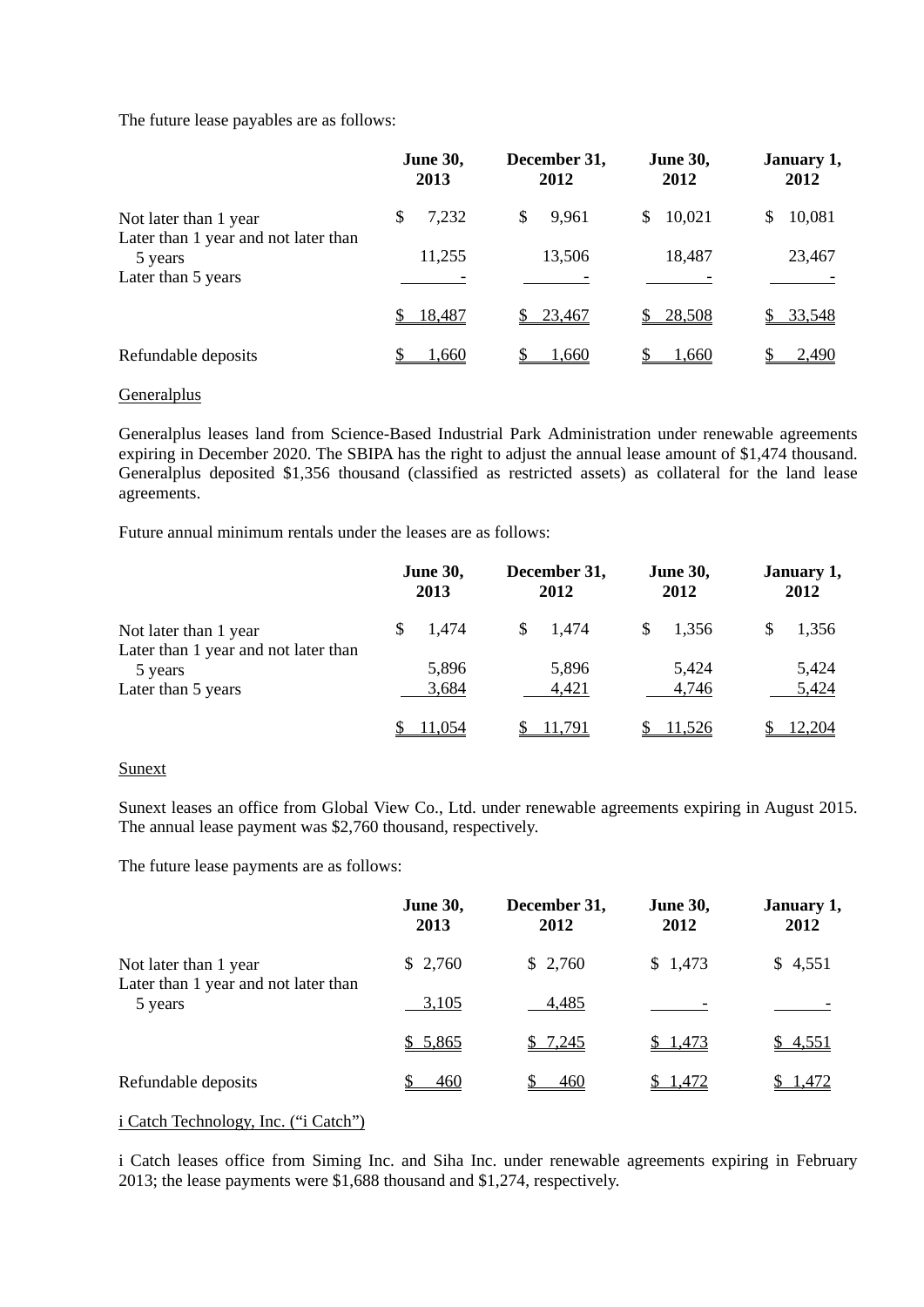The future lease payables are as follows:

| | June 30, 2013 | December 31, 2012 | June 30, 2012 | January 1, 2012 |
|---|---|---|---|---|
| Not later than 1 year | $ 7,232 | $ 9,961 | $ 10,021 | $ 10,081 |
| Later than 1 year and not later than 5 years | 11,255 | 13,506 | 18,487 | 23,467 |
| Later than 5 years | - | - | - | - |
| | $ 18,487 | $ 23,467 | $ 28,508 | $ 33,548 |
| Refundable deposits | $ 1,660 | $ 1,660 | $ 1,660 | $ 2,490 |

Generalplus

Generalplus leases land from Science-Based Industrial Park Administration under renewable agreements expiring in December 2020. The SBIPA has the right to adjust the annual lease amount of $1,474 thousand. Generalplus deposited $1,356 thousand (classified as restricted assets) as collateral for the land lease agreements.

Future annual minimum rentals under the leases are as follows:

| | June 30, 2013 | December 31, 2012 | June 30, 2012 | January 1, 2012 |
|---|---|---|---|---|
| Not later than 1 year | $ 1,474 | $ 1,474 | $ 1,356 | $ 1,356 |
| Later than 1 year and not later than 5 years | 5,896 | 5,896 | 5,424 | 5,424 |
| Later than 5 years | 3,684 | 4,421 | 4,746 | 5,424 |
| | $ 11,054 | $ 11,791 | $ 11,526 | $ 12,204 |

Sunext

Sunext leases an office from Global View Co., Ltd. under renewable agreements expiring in August 2015. The annual lease payment was $2,760 thousand, respectively.

The future lease payments are as follows:

| | June 30, 2013 | December 31, 2012 | June 30, 2012 | January 1, 2012 |
|---|---|---|---|---|
| Not later than 1 year | $ 2,760 | $ 2,760 | $ 1,473 | $ 4,551 |
| Later than 1 year and not later than 5 years | 3,105 | 4,485 | - | - |
| | $ 5,865 | $ 7,245 | $ 1,473 | $ 4,551 |
| Refundable deposits | $ 460 | $ 460 | $ 1,472 | $ 1,472 |

i Catch Technology, Inc. ("i Catch")

i Catch leases office from Siming Inc. and Siha Inc. under renewable agreements expiring in February 2013; the lease payments were $1,688 thousand and $1,274, respectively.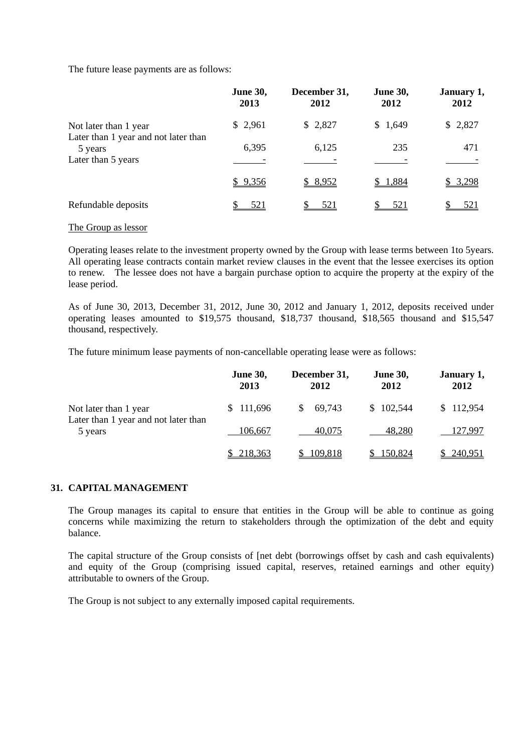The future lease payments are as follows:

| | June 30, 2013 | December 31, 2012 | June 30, 2012 | January 1, 2012 |
|---|---|---|---|---|
| Not later than 1 year | $ 2,961 | $ 2,827 | $ 1,649 | $ 2,827 |
| Later than 1 year and not later than 5 years | 6,395 | 6,125 | 235 | 471 |
| Later than 5 years | - | - | - | - |
| | $ 9,356 | $ 8,952 | $ 1,884 | $ 3,298 |
| Refundable deposits | $ 521 | $ 521 | $ 521 | $ 521 |

The Group as lessor

Operating leases relate to the investment property owned by the Group with lease terms between 1to 5years. All operating lease contracts contain market review clauses in the event that the lessee exercises its option to renew. The lessee does not have a bargain purchase option to acquire the property at the expiry of the lease period.

As of June 30, 2013, December 31, 2012, June 30, 2012 and January 1, 2012, deposits received under operating leases amounted to $19,575 thousand, $18,737 thousand, $18,565 thousand and $15,547 thousand, respectively.

The future minimum lease payments of non-cancellable operating lease were as follows:

| | June 30, 2013 | December 31, 2012 | June 30, 2012 | January 1, 2012 |
|---|---|---|---|---|
| Not later than 1 year | $ 111,696 | $ 69,743 | $ 102,544 | $ 112,954 |
| Later than 1 year and not later than 5 years | 106,667 | 40,075 | 48,280 | 127,997 |
| | $ 218,363 | $ 109,818 | $ 150,824 | $ 240,951 |

## 31. CAPITAL MANAGEMENT

The Group manages its capital to ensure that entities in the Group will be able to continue as going concerns while maximizing the return to stakeholders through the optimization of the debt and equity balance.

The capital structure of the Group consists of [net debt (borrowings offset by cash and cash equivalents) and equity of the Group (comprising issued capital, reserves, retained earnings and other equity) attributable to owners of the Group.

The Group is not subject to any externally imposed capital requirements.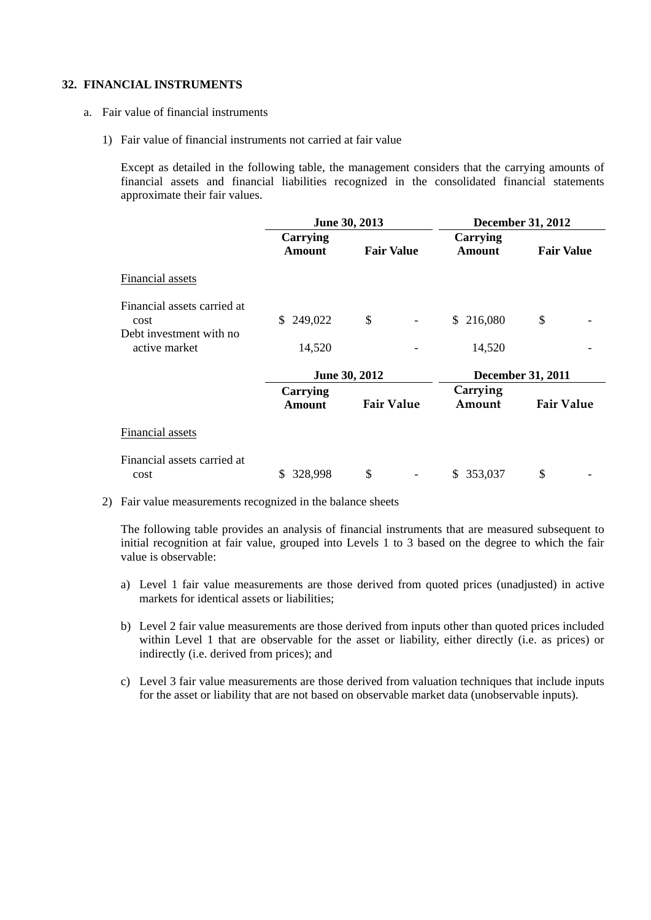## 32. FINANCIAL INSTRUMENTS

a. Fair value of financial instruments

1) Fair value of financial instruments not carried at fair value

Except as detailed in the following table, the management considers that the carrying amounts of financial assets and financial liabilities recognized in the consolidated financial statements approximate their fair values.

| | June 30, 2013 | | December 31, 2012 | |
|---|---|---|---|---|
| | Carrying Amount | Fair Value | Carrying Amount | Fair Value |
| Financial assets | | | | |
| Financial assets carried at cost | $ 249,022 | $ - | $ 216,080 | $ - |
| Debt investment with no active market | 14,520 | - | 14,520 | - |

| | June 30, 2012 | | December 31, 2011 | |
|---|---|---|---|---|
| | Carrying Amount | Fair Value | Carrying Amount | Fair Value |
| Financial assets | | | | |
| Financial assets carried at cost | $ 328,998 | $ - | $ 353,037 | $ - |

2) Fair value measurements recognized in the balance sheets

The following table provides an analysis of financial instruments that are measured subsequent to initial recognition at fair value, grouped into Levels 1 to 3 based on the degree to which the fair value is observable:

a) Level 1 fair value measurements are those derived from quoted prices (unadjusted) in active markets for identical assets or liabilities;

b) Level 2 fair value measurements are those derived from inputs other than quoted prices included within Level 1 that are observable for the asset or liability, either directly (i.e. as prices) or indirectly (i.e. derived from prices); and

c) Level 3 fair value measurements are those derived from valuation techniques that include inputs for the asset or liability that are not based on observable market data (unobservable inputs).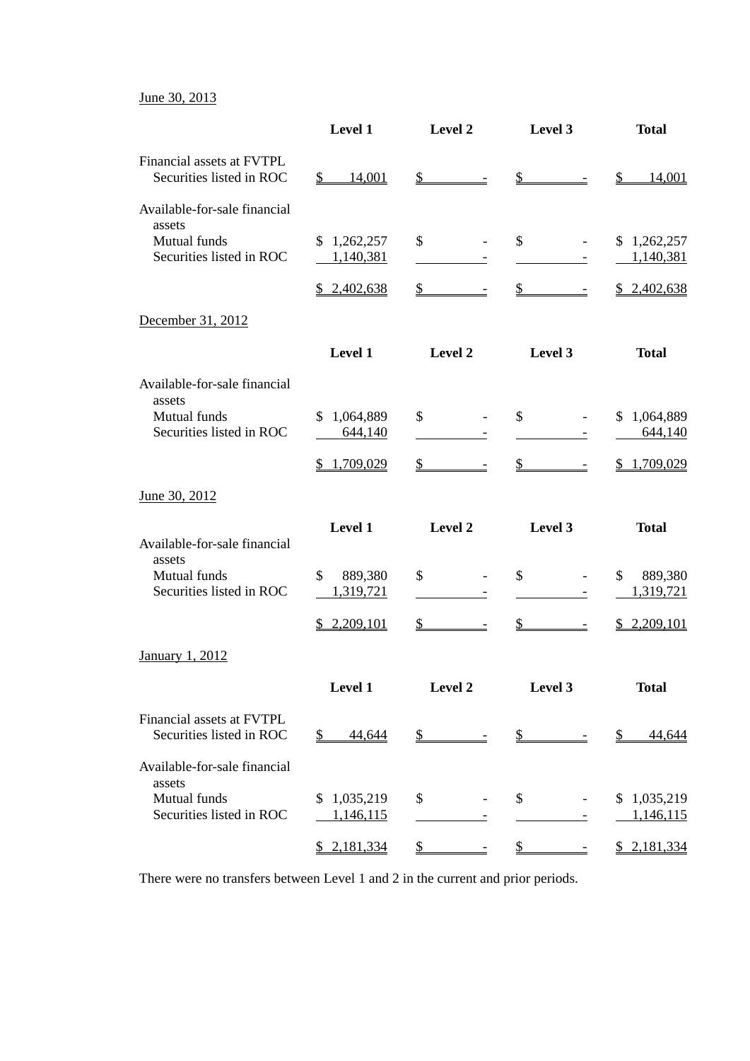June 30, 2013

| | Level 1 | Level 2 | Level 3 | Total |
|---|---|---|---|---|
| Financial assets at FVTPL | | | | |
| Securities listed in ROC | $ 14,001 | $ - | $ - | $ 14,001 |
| Available-for-sale financial assets | | | | |
| Mutual funds | $ 1,262,257 | $ - | $ - | $ 1,262,257 |
| Securities listed in ROC | 1,140,381 | - | - | 1,140,381 |
| | $ 2,402,638 | $ - | $ - | $ 2,402,638 |

December 31, 2012

| | Level 1 | Level 2 | Level 3 | Total |
|---|---|---|---|---|
| Available-for-sale financial assets | | | | |
| Mutual funds | $ 1,064,889 | $ - | $ - | $ 1,064,889 |
| Securities listed in ROC | 644,140 | - | - | 644,140 |
| | $ 1,709,029 | $ - | $ - | $ 1,709,029 |

June 30, 2012

| | Level 1 | Level 2 | Level 3 | Total |
|---|---|---|---|---|
| Available-for-sale financial assets | | | | |
| Mutual funds | $ 889,380 | $ - | $ - | $ 889,380 |
| Securities listed in ROC | 1,319,721 | - | - | 1,319,721 |
| | $ 2,209,101 | $ - | $ - | $ 2,209,101 |

January 1, 2012

| | Level 1 | Level 2 | Level 3 | Total |
|---|---|---|---|---|
| Financial assets at FVTPL | | | | |
| Securities listed in ROC | $ 44,644 | $ - | $ - | $ 44,644 |
| Available-for-sale financial assets | | | | |
| Mutual funds | $ 1,035,219 | $ - | $ - | $ 1,035,219 |
| Securities listed in ROC | 1,146,115 | - | - | 1,146,115 |
| | $ 2,181,334 | $ - | $ - | $ 2,181,334 |

There were no transfers between Level 1 and 2 in the current and prior periods.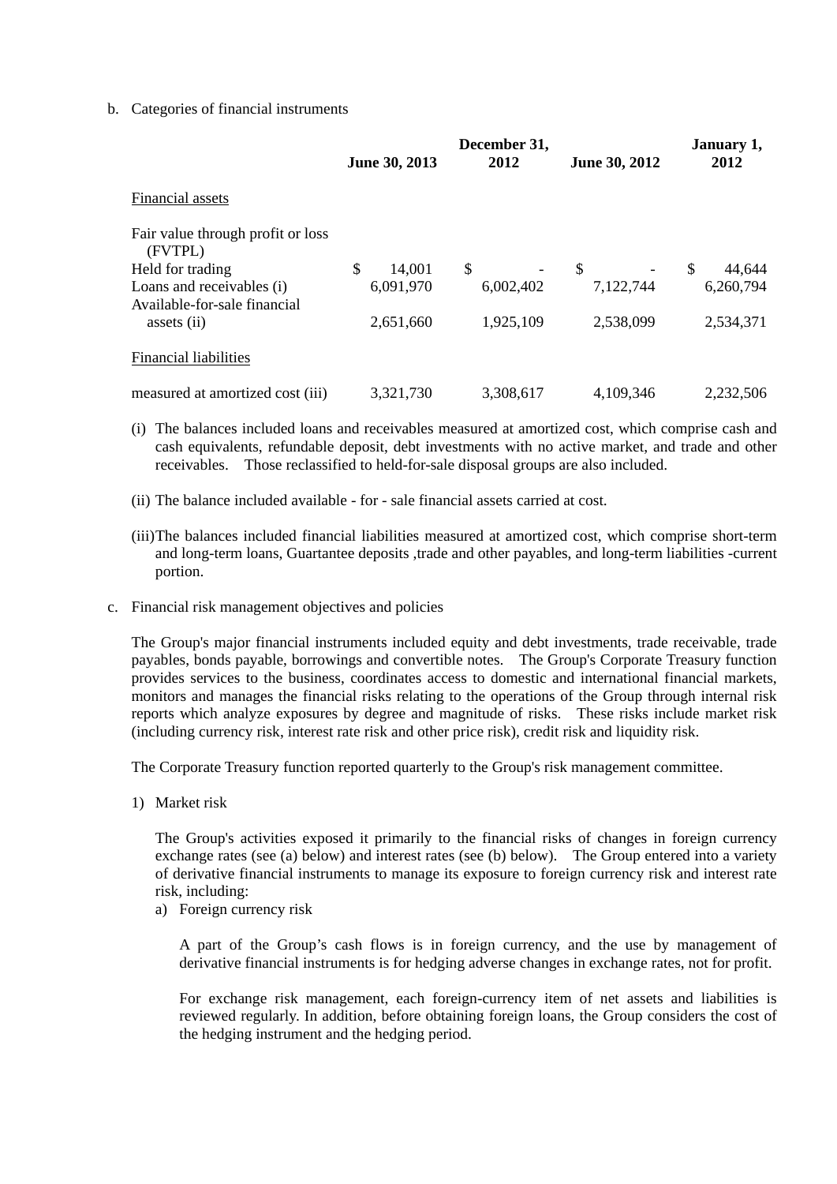b. Categories of financial instruments

| | June 30, 2013 | December 31, 2012 | June 30, 2012 | January 1, 2012 |
|---|---|---|---|---|
| Financial assets | | | | |
| Fair value through profit or loss (FVTPL) | | | | |
| Held for trading | $ 14,001 | $ - | $ - | $ 44,644 |
| Loans and receivables (i) | 6,091,970 | 6,002,402 | 7,122,744 | 6,260,794 |
| Available-for-sale financial assets (ii) | 2,651,660 | 1,925,109 | 2,538,099 | 2,534,371 |
| Financial liabilities | | | | |
| measured at amortized cost (iii) | 3,321,730 | 3,308,617 | 4,109,346 | 2,232,506 |

(i) The balances included loans and receivables measured at amortized cost, which comprise cash and cash equivalents, refundable deposit, debt investments with no active market, and trade and other receivables. Those reclassified to held-for-sale disposal groups are also included.

(ii) The balance included available - for - sale financial assets carried at cost.

(iii) The balances included financial liabilities measured at amortized cost, which comprise short-term and long-term loans, Guarantee deposits ,trade and other payables, and long-term liabilities -current portion.

c. Financial risk management objectives and policies

The Group's major financial instruments included equity and debt investments, trade receivable, trade payables, bonds payable, borrowings and convertible notes. The Group's Corporate Treasury function provides services to the business, coordinates access to domestic and international financial markets, monitors and manages the financial risks relating to the operations of the Group through internal risk reports which analyze exposures by degree and magnitude of risks. These risks include market risk (including currency risk, interest rate risk and other price risk), credit risk and liquidity risk.

The Corporate Treasury function reported quarterly to the Group's risk management committee.

1) Market risk

The Group's activities exposed it primarily to the financial risks of changes in foreign currency exchange rates (see (a) below) and interest rates (see (b) below). The Group entered into a variety of derivative financial instruments to manage its exposure to foreign currency risk and interest rate risk, including:

a) Foreign currency risk

A part of the Group's cash flows is in foreign currency, and the use by management of derivative financial instruments is for hedging adverse changes in exchange rates, not for profit.

For exchange risk management, each foreign-currency item of net assets and liabilities is reviewed regularly. In addition, before obtaining foreign loans, the Group considers the cost of the hedging instrument and the hedging period.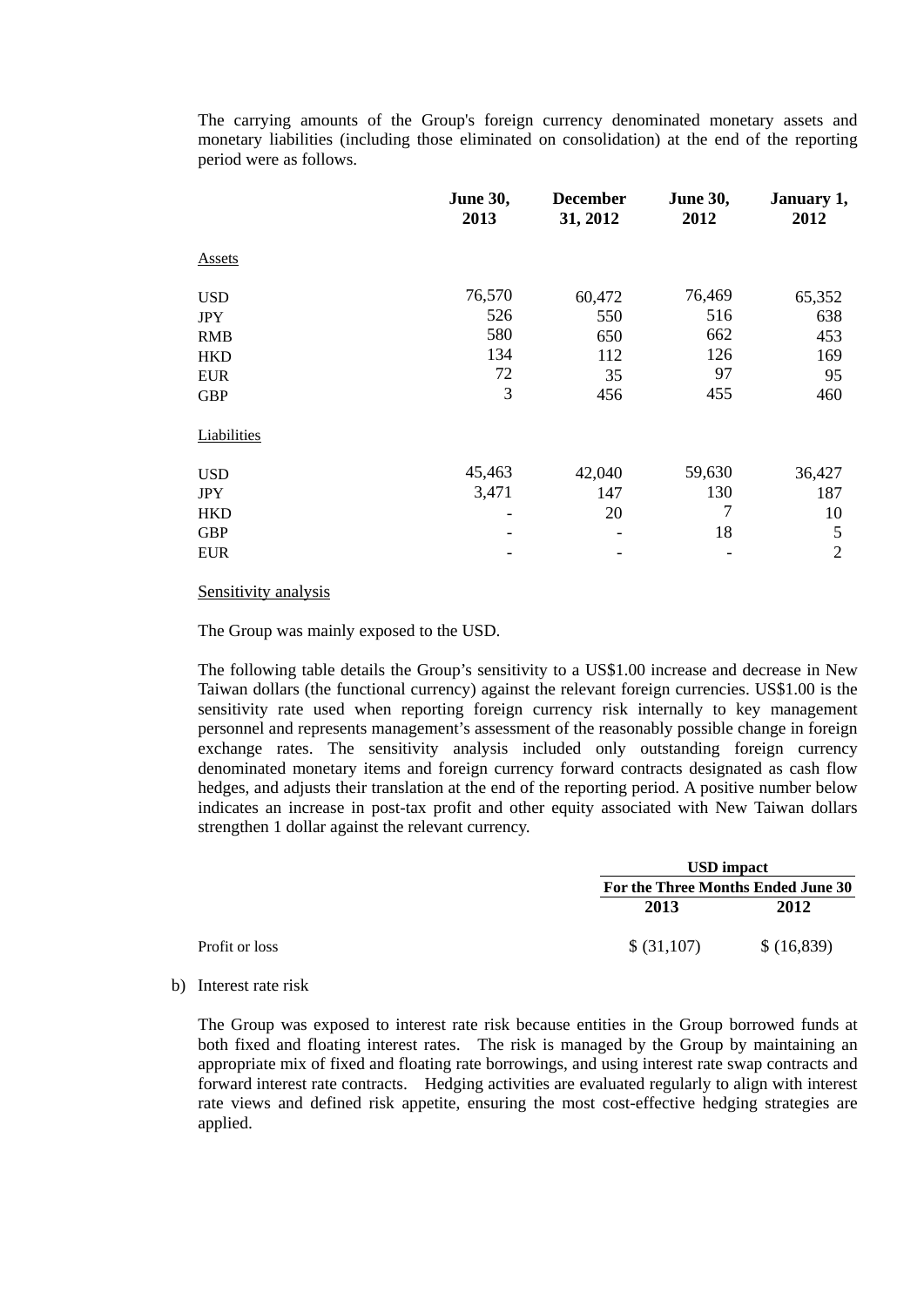The carrying amounts of the Group's foreign currency denominated monetary assets and monetary liabilities (including those eliminated on consolidation) at the end of the reporting period were as follows.

| | June 30, 2013 | December 31, 2012 | June 30, 2012 | January 1, 2012 |
|---|---|---|---|---|
| Assets | | | | |
| USD | 76,570 | 60,472 | 76,469 | 65,352 |
| JPY | 526 | 550 | 516 | 638 |
| RMB | 580 | 650 | 662 | 453 |
| HKD | 134 | 112 | 126 | 169 |
| EUR | 72 | 35 | 97 | 95 |
| GBP | 3 | 456 | 455 | 460 |
| Liabilities | | | | |
| USD | 45,463 | 42,040 | 59,630 | 36,427 |
| JPY | 3,471 | 147 | 130 | 187 |
| HKD | - | 20 | 7 | 10 |
| GBP | - | - | 18 | 5 |
| EUR | - | - | - | 2 |

Sensitivity analysis

The Group was mainly exposed to the USD.

The following table details the Group's sensitivity to a US$1.00 increase and decrease in New Taiwan dollars (the functional currency) against the relevant foreign currencies. US$1.00 is the sensitivity rate used when reporting foreign currency risk internally to key management personnel and represents management's assessment of the reasonably possible change in foreign exchange rates. The sensitivity analysis included only outstanding foreign currency denominated monetary items and foreign currency forward contracts designated as cash flow hedges, and adjusts their translation at the end of the reporting period. A positive number below indicates an increase in post-tax profit and other equity associated with New Taiwan dollars strengthen 1 dollar against the relevant currency.

| | USD impact | |
|---|---|---|
| | For the Three Months Ended June 30 | |
| | 2013 | 2012 |
| Profit or loss | $ (31,107) | $ (16,839) |

b) Interest rate risk

The Group was exposed to interest rate risk because entities in the Group borrowed funds at both fixed and floating interest rates. The risk is managed by the Group by maintaining an appropriate mix of fixed and floating rate borrowings, and using interest rate swap contracts and forward interest rate contracts. Hedging activities are evaluated regularly to align with interest rate views and defined risk appetite, ensuring the most cost-effective hedging strategies are applied.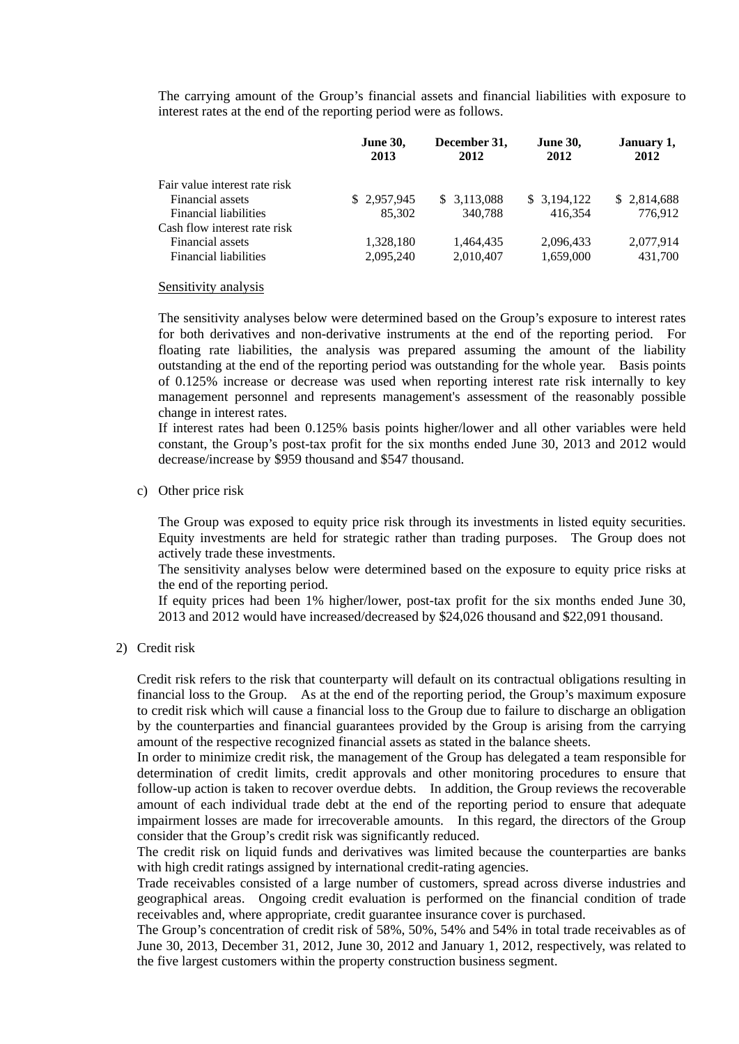The carrying amount of the Group's financial assets and financial liabilities with exposure to interest rates at the end of the reporting period were as follows.

| | June 30, 2013 | December 31, 2012 | June 30, 2012 | January 1, 2012 |
|---|---|---|---|---|
| Fair value interest rate risk | | | | |
| Financial assets | $ 2,957,945 | $ 3,113,088 | $ 3,194,122 | $ 2,814,688 |
| Financial liabilities | 85,302 | 340,788 | 416,354 | 776,912 |
| Cash flow interest rate risk | | | | |
| Financial assets | 1,328,180 | 1,464,435 | 2,096,433 | 2,077,914 |
| Financial liabilities | 2,095,240 | 2,010,407 | 1,659,000 | 431,700 |

Sensitivity analysis

The sensitivity analyses below were determined based on the Group's exposure to interest rates for both derivatives and non-derivative instruments at the end of the reporting period. For floating rate liabilities, the analysis was prepared assuming the amount of the liability outstanding at the end of the reporting period was outstanding for the whole year. Basis points of 0.125% increase or decrease was used when reporting interest rate risk internally to key management personnel and represents management's assessment of the reasonably possible change in interest rates.

If interest rates had been 0.125% basis points higher/lower and all other variables were held constant, the Group's post-tax profit for the six months ended June 30, 2013 and 2012 would decrease/increase by $959 thousand and $547 thousand.

c) Other price risk

The Group was exposed to equity price risk through its investments in listed equity securities. Equity investments are held for strategic rather than trading purposes. The Group does not actively trade these investments.

The sensitivity analyses below were determined based on the exposure to equity price risks at the end of the reporting period.

If equity prices had been 1% higher/lower, post-tax profit for the six months ended June 30, 2013 and 2012 would have increased/decreased by $24,026 thousand and $22,091 thousand.

2) Credit risk

Credit risk refers to the risk that counterparty will default on its contractual obligations resulting in financial loss to the Group. As at the end of the reporting period, the Group's maximum exposure to credit risk which will cause a financial loss to the Group due to failure to discharge an obligation by the counterparties and financial guarantees provided by the Group is arising from the carrying amount of the respective recognized financial assets as stated in the balance sheets.

In order to minimize credit risk, the management of the Group has delegated a team responsible for determination of credit limits, credit approvals and other monitoring procedures to ensure that follow-up action is taken to recover overdue debts. In addition, the Group reviews the recoverable amount of each individual trade debt at the end of the reporting period to ensure that adequate impairment losses are made for irrecoverable amounts. In this regard, the directors of the Group consider that the Group's credit risk was significantly reduced.

The credit risk on liquid funds and derivatives was limited because the counterparties are banks with high credit ratings assigned by international credit-rating agencies.

Trade receivables consisted of a large number of customers, spread across diverse industries and geographical areas. Ongoing credit evaluation is performed on the financial condition of trade receivables and, where appropriate, credit guarantee insurance cover is purchased.

The Group's concentration of credit risk of 58%, 50%, 54% and 54% in total trade receivables as of June 30, 2013, December 31, 2012, June 30, 2012 and January 1, 2012, respectively, was related to the five largest customers within the property construction business segment.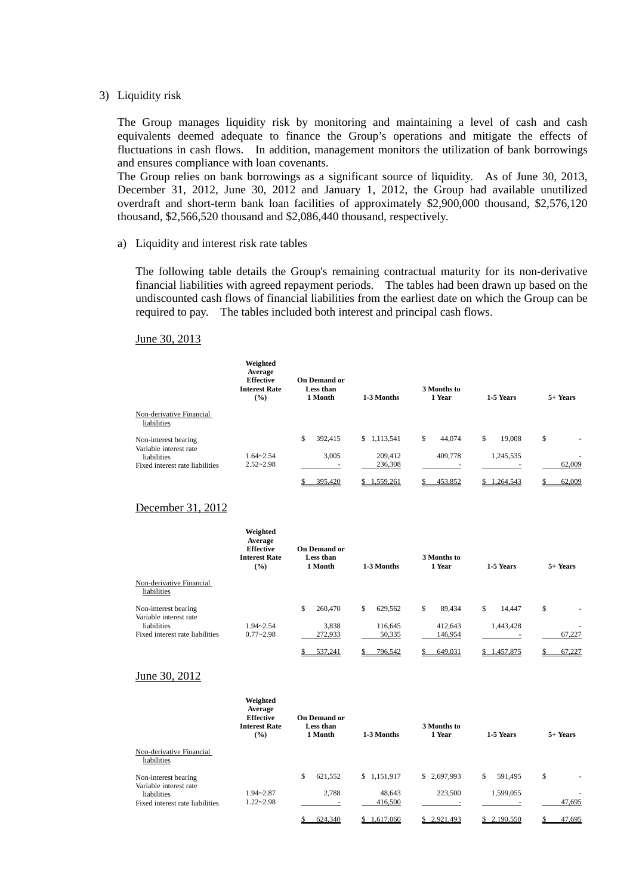3) Liquidity risk

The Group manages liquidity risk by monitoring and maintaining a level of cash and cash equivalents deemed adequate to finance the Group's operations and mitigate the effects of fluctuations in cash flows. In addition, management monitors the utilization of bank borrowings and ensures compliance with loan covenants.

The Group relies on bank borrowings as a significant source of liquidity. As of June 30, 2013, December 31, 2012, June 30, 2012 and January 1, 2012, the Group had available unutilized overdraft and short-term bank loan facilities of approximately $2,900,000 thousand, $2,576,120 thousand, $2,566,520 thousand and $2,086,440 thousand, respectively.

a) Liquidity and interest risk rate tables

The following table details the Group's remaining contractual maturity for its non-derivative financial liabilities with agreed repayment periods. The tables had been drawn up based on the undiscounted cash flows of financial liabilities from the earliest date on which the Group can be required to pay. The tables included both interest and principal cash flows.

June 30, 2013

| | Weighted Average Effective Interest Rate (%) | On Demand or Less than 1 Month | 1-3 Months | 3 Months to 1 Year | 1-5 Years | 5+ Years |
|---|---|---|---|---|---|---|
| Non-derivative Financial liabilities | | | | | | |
| Non-interest bearing | | $ 392,415 | $ 1,113,541 | $ 44,074 | $ 19,008 | $ - |
| Variable interest rate liabilities | 1.64~2.54 | 3,005 | 209,412 | 409,778 | 1,245,535 | - |
| Fixed interest rate liabilities | 2.52~2.98 | - | 236,308 | - | - | 62,009 |
| | | $ 395,420 | $ 1,559,261 | $ 453,852 | $ 1,264,543 | $ 62,009 |

December 31, 2012

| | Weighted Average Effective Interest Rate (%) | On Demand or Less than 1 Month | 1-3 Months | 3 Months to 1 Year | 1-5 Years | 5+ Years |
|---|---|---|---|---|---|---|
| Non-derivative Financial liabilities | | | | | | |
| Non-interest bearing | | $ 260,470 | $ 629,562 | $ 89,434 | $ 14,447 | $ - |
| Variable interest rate liabilities | 1.94~2.54 | 3,838 | 116,645 | 412,643 | 1,443,428 | - |
| Fixed interest rate liabilities | 0.77~2.98 | 272,933 | 50,335 | 146,954 | - | 67,227 |
| | | $ 537,241 | $ 796,542 | $ 649,031 | $ 1,457,875 | $ 67,227 |

June 30, 2012

| | Weighted Average Effective Interest Rate (%) | On Demand or Less than 1 Month | 1-3 Months | 3 Months to 1 Year | 1-5 Years | 5+ Years |
|---|---|---|---|---|---|---|
| Non-derivative Financial liabilities | | | | | | |
| Non-interest bearing | | $ 621,552 | $ 1,151,917 | $ 2,697,993 | $ 591,495 | $ - |
| Variable interest rate liabilities | 1.94~2.87 | 2,788 | 48,643 | 223,500 | 1,599,055 | - |
| Fixed interest rate liabilities | 1.22~2.98 | - | 416,500 | - | - | 47,695 |
| | | $ 624,340 | $ 1,617,060 | $ 2,921,493 | $ 2,190,550 | $ 47,695 |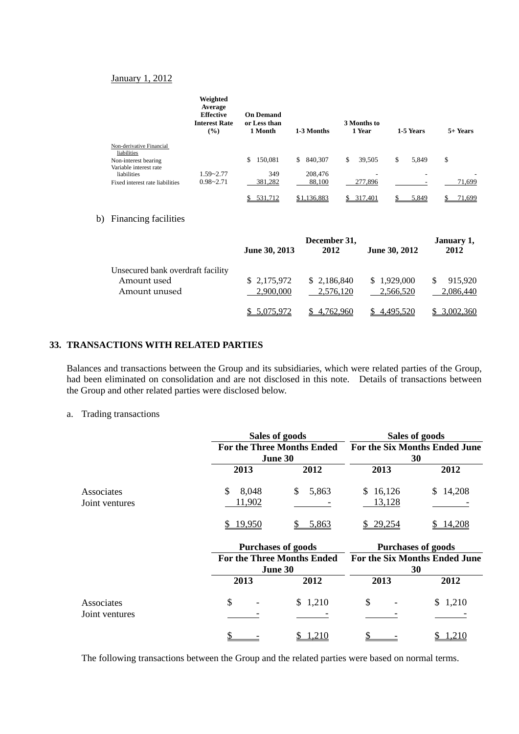January 1, 2012

| | Weighted Average Effective Interest Rate (%) | On Demand or Less than 1 Month | 1-3 Months | 3 Months to 1 Year | 1-5 Years | 5+ Years |
|---|---|---|---|---|---|---|
| Non-derivative Financial liabilities | | | | | | |
| Non-interest bearing | | $ 150,081 | $ 840,307 | $ 39,505 | $ 5,849 | $ |
| Variable interest rate liabilities | 1.59~2.77 | 349 | 208,476 | - | - | - |
| Fixed interest rate liabilities | 0.98~2.71 | 381,282 | 88,100 | 277,896 | - | 71,699 |
| | | $ 531,712 | $ 1,136,883 | $ 317,401 | $ 5,849 | $ 71,699 |

b) Financing facilities

| | June 30, 2013 | December 31, 2012 | June 30, 2012 | January 1, 2012 |
|---|---|---|---|---|
| Unsecured bank overdraft facility | | | | |
| Amount used | $ 2,175,972 | $ 2,186,840 | $ 1,929,000 | $ 915,920 |
| Amount unused | 2,900,000 | 2,576,120 | 2,566,520 | 2,086,440 |
| | $ 5,075,972 | $ 4,762,960 | $ 4,495,520 | $ 3,002,360 |

## 33. TRANSACTIONS WITH RELATED PARTIES

Balances and transactions between the Group and its subsidiaries, which were related parties of the Group, had been eliminated on consolidation and are not disclosed in this note. Details of transactions between the Group and other related parties were disclosed below.

a. Trading transactions

| | Sales of goods | | Sales of goods | |
|---|---|---|---|---|
| | For the Three Months Ended June 30 | | For the Six Months Ended June 30 | |
| | 2013 | 2012 | 2013 | 2012 |
| Associates | $ 8,048 | $ 5,863 | $ 16,126 | $ 14,208 |
| Joint ventures | 11,902 | - | 13,128 | - |
| | $ 19,950 | $ 5,863 | $ 29,254 | $ 14,208 |

| | Purchases of goods | | Purchases of goods | |
|---|---|---|---|---|
| | For the Three Months Ended June 30 | | For the Six Months Ended June 30 | |
| | 2013 | 2012 | 2013 | 2012 |
| Associates | $ - | $ 1,210 | $ - | $ 1,210 |
| Joint ventures | - | - | - | - |
| | $ - | $ 1,210 | $ - | $ 1,210 |

The following transactions between the Group and the related parties were based on normal terms.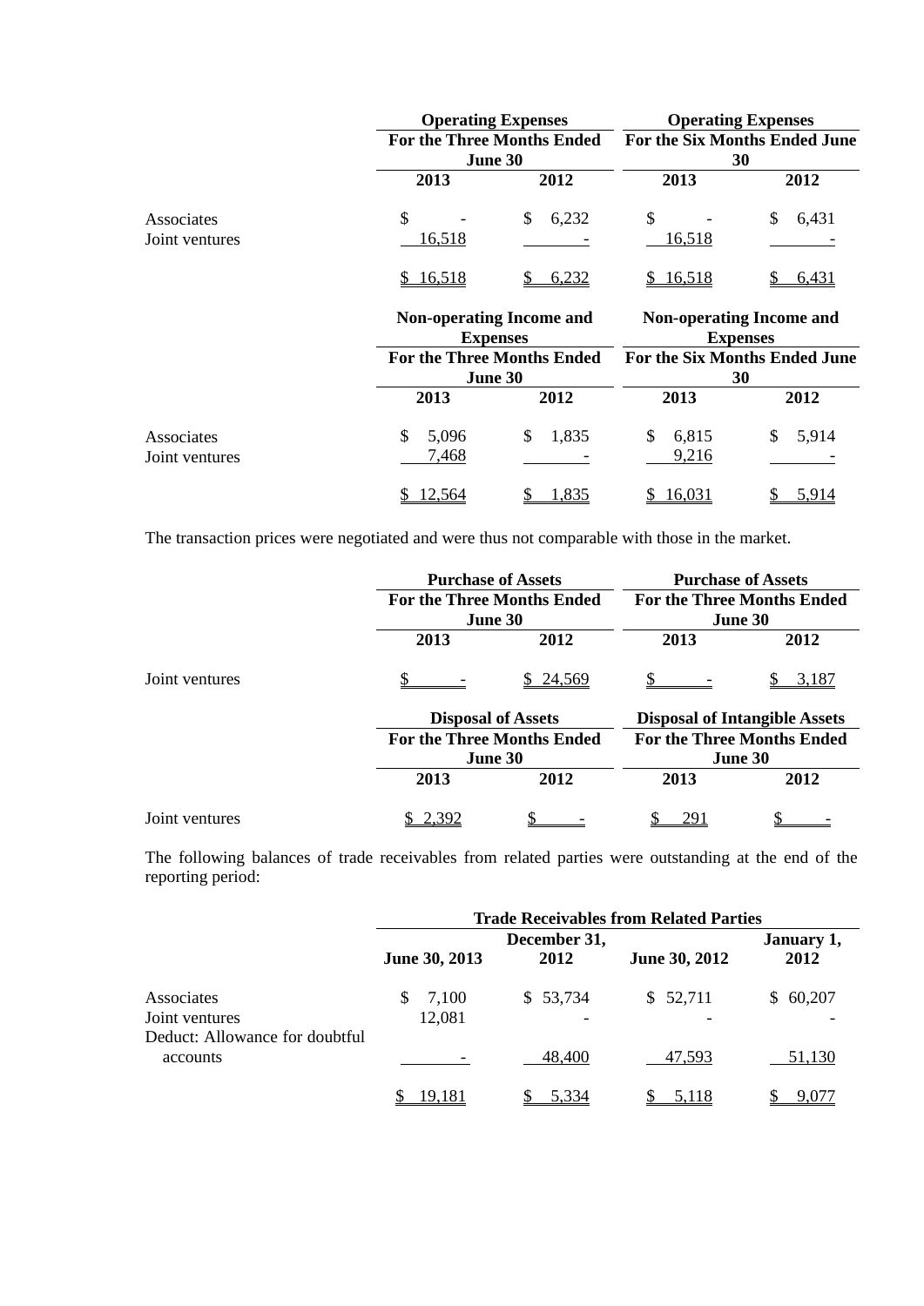| | Operating Expenses | | Operating Expenses | |
|---|---|---|---|---|
| | For the Three Months Ended June 30 | | For the Six Months Ended June 30 | |
| | 2013 | 2012 | 2013 | 2012 |
| Associates | $ - | $ 6,232 | $ - | $ 6,431 |
| Joint ventures | 16,518 | - | 16,518 | - |
| | $ 16,518 | $ 6,232 | $ 16,518 | $ 6,431 |

| | Non-operating Income and Expenses | | Non-operating Income and Expenses | |
|---|---|---|---|---|
| | For the Three Months Ended June 30 | | For the Six Months Ended June 30 | |
| | 2013 | 2012 | 2013 | 2012 |
| Associates | $ 5,096 | $ 1,835 | $ 6,815 | $ 5,914 |
| Joint ventures | 7,468 | - | 9,216 | - |
| | $ 12,564 | $ 1,835 | $ 16,031 | $ 5,914 |

The transaction prices were negotiated and were thus not comparable with those in the market.

| | Purchase of Assets | | Purchase of Assets | |
|---|---|---|---|---|
| | For the Three Months Ended June 30 | | For the Three Months Ended June 30 | |
| | 2013 | 2012 | 2013 | 2012 |
| Joint ventures | $ - | $ 24,569 | $ - | $ 3,187 |

| | Disposal of Assets | | Disposal of Intangible Assets | |
|---|---|---|---|---|
| | For the Three Months Ended June 30 | | For the Three Months Ended June 30 | |
| | 2013 | 2012 | 2013 | 2012 |
| Joint ventures | $ 2,392 | $ - | $ 291 | $ - |

The following balances of trade receivables from related parties were outstanding at the end of the reporting period:

| | Trade Receivables from Related Parties | | | |
|---|---|---|---|---|
| | June 30, 2013 | December 31, 2012 | June 30, 2012 | January 1, 2012 |
| Associates | $ 7,100 | $ 53,734 | $ 52,711 | $ 60,207 |
| Joint ventures | 12,081 | - | - | - |
| Deduct: Allowance for doubtful accounts | - | 48,400 | 47,593 | 51,130 |
| | $ 19,181 | $ 5,334 | $ 5,118 | $ 9,077 |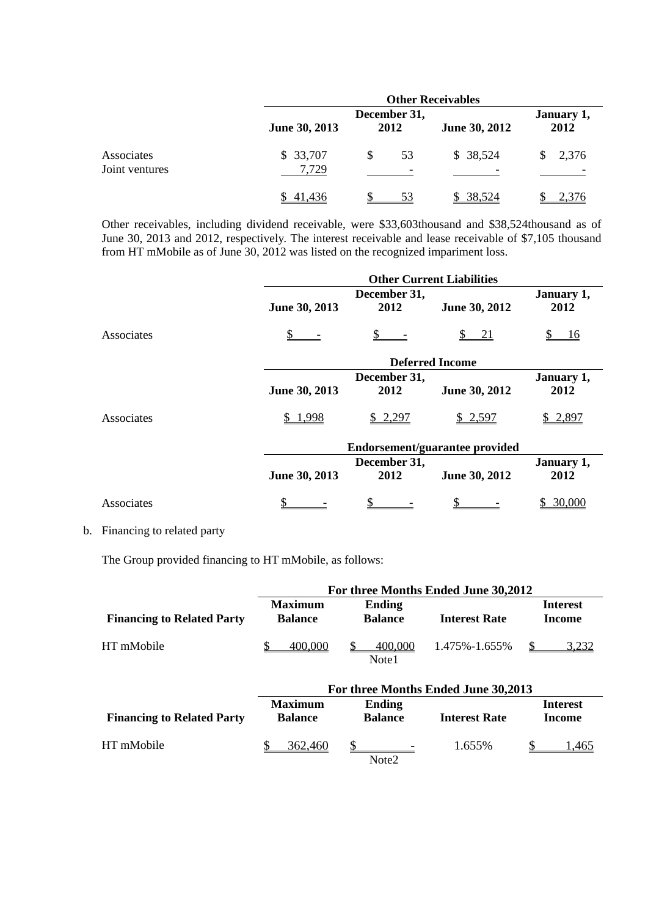| | Other Receivables | | | |
|---|---|---|---|---|
| | June 30, 2013 | December 31, 2012 | June 30, 2012 | January 1, 2012 |
| Associates | $ 33,707 | $ 53 | $ 38,524 | $ 2,376 |
| Joint ventures | 7,729 | - | - | - |
| | $ 41,436 | $ 53 | $ 38,524 | $ 2,376 |

Other receivables, including dividend receivable, were $33,603thousand and $38,524thousand as of June 30, 2013 and 2012, respectively. The interest receivable and lease receivable of $7,105 thousand from HT mMobile as of June 30, 2012 was listed on the recognized impariment loss.

| | Other Current Liabilities | | | |
|---|---|---|---|---|
| | June 30, 2013 | December 31, 2012 | June 30, 2012 | January 1, 2012 |
| Associates | $ - | $ - | $ 21 | $ 16 |

| | Deferred Income | | | |
|---|---|---|---|---|
| | June 30, 2013 | December 31, 2012 | June 30, 2012 | January 1, 2012 |
| Associates | $ 1,998 | $ 2,297 | $ 2,597 | $ 2,897 |

| | Endorsement/guarantee provided | | | |
|---|---|---|---|---|
| | June 30, 2013 | December 31, 2012 | June 30, 2012 | January 1, 2012 |
| Associates | $ - | $ - | $ - | $ 30,000 |

b. Financing to related party

The Group provided financing to HT mMobile, as follows:

| | For three Months Ended June 30,2012 | | | |
|---|---|---|---|---|
| Financing to Related Party | Maximum Balance | Ending Balance | Interest Rate | Interest Income |
| HT mMobile | $ 400,000 | $ 400,000 Note1 | 1.475%-1.655% | $ 3,232 |

| | For three Months Ended June 30,2013 | | | |
|---|---|---|---|---|
| Financing to Related Party | Maximum Balance | Ending Balance | Interest Rate | Interest Income |
| HT mMobile | $ 362,460 | $ - Note2 | 1.655% | $ 1,465 |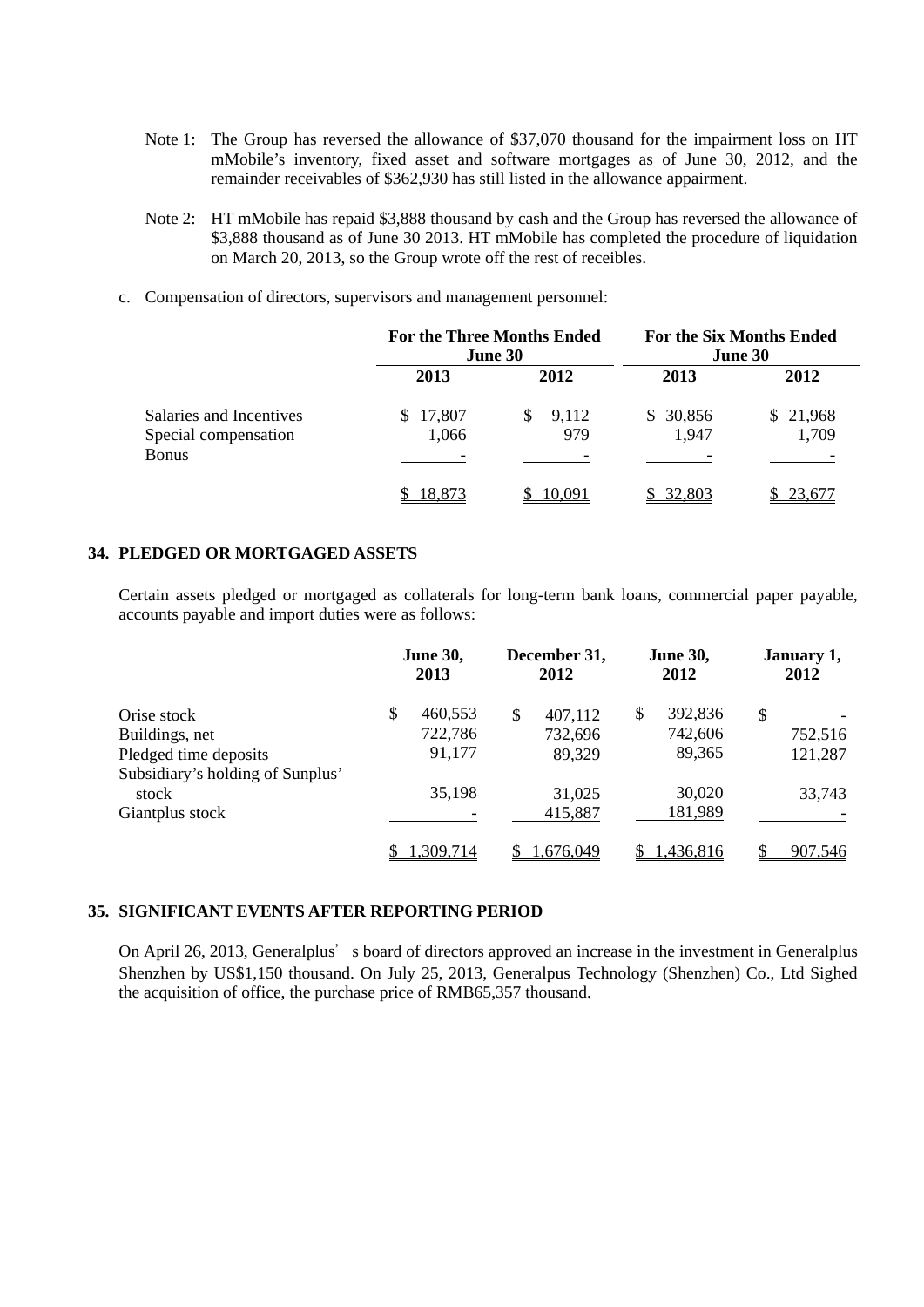Note 1: The Group has reversed the allowance of $37,070 thousand for the impairment loss on HT mMobile's inventory, fixed asset and software mortgages as of June 30, 2012, and the remainder receivables of $362,930 has still listed in the allowance appairment.

Note 2: HT mMobile has repaid $3,888 thousand by cash and the Group has reversed the allowance of $3,888 thousand as of June 30 2013. HT mMobile has completed the procedure of liquidation on March 20, 2013, so the Group wrote off the rest of receibles.

c. Compensation of directors, supervisors and management personnel:

| | For the Three Months Ended June 30 | | For the Six Months Ended June 30 | |
|---|---|---|---|---|
| | 2013 | 2012 | 2013 | 2012 |
| Salaries and Incentives | $ 17,807 | $ 9,112 | $ 30,856 | $ 21,968 |
| Special compensation | 1,066 | 979 | 1,947 | 1,709 |
| Bonus | - | - | - | - |
| | $ 18,873 | $ 10,091 | $ 32,803 | $ 23,677 |

## 34. PLEDGED OR MORTGAGED ASSETS

Certain assets pledged or mortgaged as collaterals for long-term bank loans, commercial paper payable, accounts payable and import duties were as follows:

| | June 30, 2013 | December 31, 2012 | June 30, 2012 | January 1, 2012 |
|---|---|---|---|---|
| Orise stock | $ 460,553 | $ 407,112 | $ 392,836 | $ - |
| Buildings, net | 722,786 | 732,696 | 742,606 | 752,516 |
| Pledged time deposits | 91,177 | 89,329 | 89,365 | 121,287 |
| Subsidiary's holding of Sunplus' stock | 35,198 | 31,025 | 30,020 | 33,743 |
| Giantplus stock | - | 415,887 | 181,989 | - |
| | $ 1,309,714 | $ 1,676,049 | $ 1,436,816 | $ 907,546 |

## 35. SIGNIFICANT EVENTS AFTER REPORTING PERIOD

On April 26, 2013, Generalplus' s board of directors approved an increase in the investment in Generalplus Shenzhen by US$1,150 thousand. On July 25, 2013, Generalpus Technology (Shenzhen) Co., Ltd Sighed the acquisition of office, the purchase price of RMB65,357 thousand.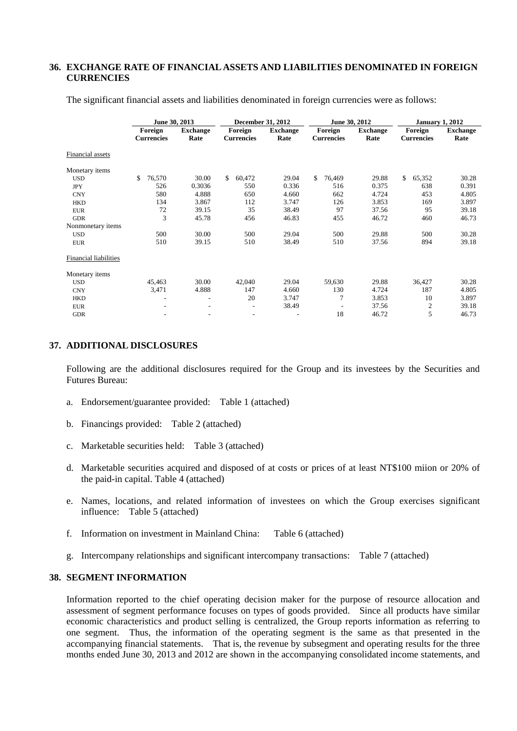## 36. EXCHANGE RATE OF FINANCIAL ASSETS AND LIABILITIES DENOMINATED IN FOREIGN CURRENCIES

The significant financial assets and liabilities denominated in foreign currencies were as follows:

| | June 30, 2013 | | December 31, 2012 | | June 30, 2012 | | January 1, 2012 | |
|---|---|---|---|---|---|---|---|---|
| | Foreign Currencies | Exchange Rate | Foreign Currencies | Exchange Rate | Foreign Currencies | Exchange Rate | Foreign Currencies | Exchange Rate |
| Financial assets | | | | | | | | |
| Monetary items | | | | | | | | |
| USD | $ 76,570 | 30.00 | $ 60,472 | 29.04 | $ 76,469 | 29.88 | $ 65,352 | 30.28 |
| JPY | 526 | 0.3036 | 550 | 0.336 | 516 | 0.375 | 638 | 0.391 |
| CNY | 580 | 4.888 | 650 | 4.660 | 662 | 4.724 | 453 | 4.805 |
| HKD | 134 | 3.867 | 112 | 3.747 | 126 | 3.853 | 169 | 3.897 |
| EUR | 72 | 39.15 | 35 | 38.49 | 97 | 37.56 | 95 | 39.18 |
| GDR | 3 | 45.78 | 456 | 46.83 | 455 | 46.72 | 460 | 46.73 |
| Nonmonetary items | | | | | | | | |
| USD | 500 | 30.00 | 500 | 29.04 | 500 | 29.88 | 500 | 30.28 |
| EUR | 510 | 39.15 | 510 | 38.49 | 510 | 37.56 | 894 | 39.18 |
| Financial liabilities | | | | | | | | |
| Monetary items | | | | | | | | |
| USD | 45,463 | 30.00 | 42,040 | 29.04 | 59,630 | 29.88 | 36,427 | 30.28 |
| CNY | 3,471 | 4.888 | 147 | 4.660 | 130 | 4.724 | 187 | 4.805 |
| HKD | - | - | 20 | 3.747 | 7 | 3.853 | 10 | 3.897 |
| EUR | - | - | - | 38.49 | - | 37.56 | 2 | 39.18 |
| GDR | - | - | - | - | 18 | 46.72 | 5 | 46.73 |

## 37. ADDITIONAL DISCLOSURES

Following are the additional disclosures required for the Group and its investees by the Securities and Futures Bureau:

a. Endorsement/guarantee provided: Table 1 (attached)

b. Financings provided: Table 2 (attached)

c. Marketable securities held: Table 3 (attached)

d. Marketable securities acquired and disposed of at costs or prices of at least NT$100 miion or 20% of the paid-in capital. Table 4 (attached)

e. Names, locations, and related information of investees on which the Group exercises significant influence: Table 5 (attached)

f. Information on investment in Mainland China: Table 6 (attached)

g. Intercompany relationships and significant intercompany transactions: Table 7 (attached)

## 38. SEGMENT INFORMATION

Information reported to the chief operating decision maker for the purpose of resource allocation and assessment of segment performance focuses on types of goods provided. Since all products have similar economic characteristics and product selling is centralized, the Group reports information as referring to one segment. Thus, the information of the operating segment is the same as that presented in the accompanying financial statements. That is, the revenue by subsegment and operating results for the three months ended June 30, 2013 and 2012 are shown in the accompanying consolidated income statements, and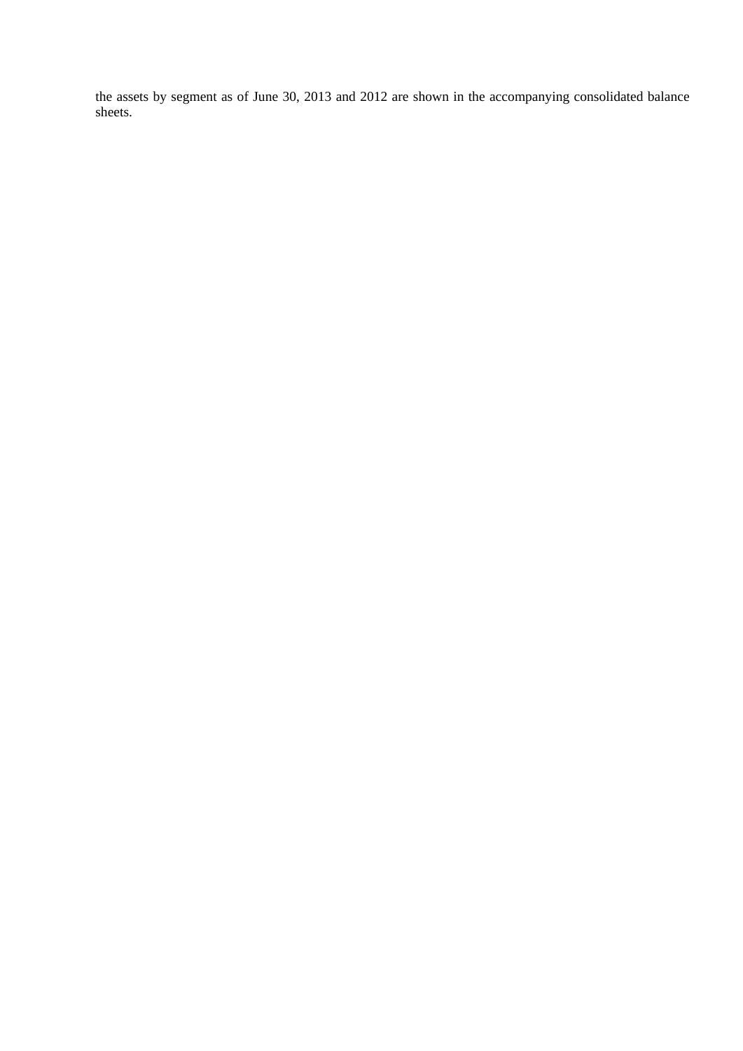the assets by segment as of June 30, 2013 and 2012 are shown in the accompanying consolidated balance sheets.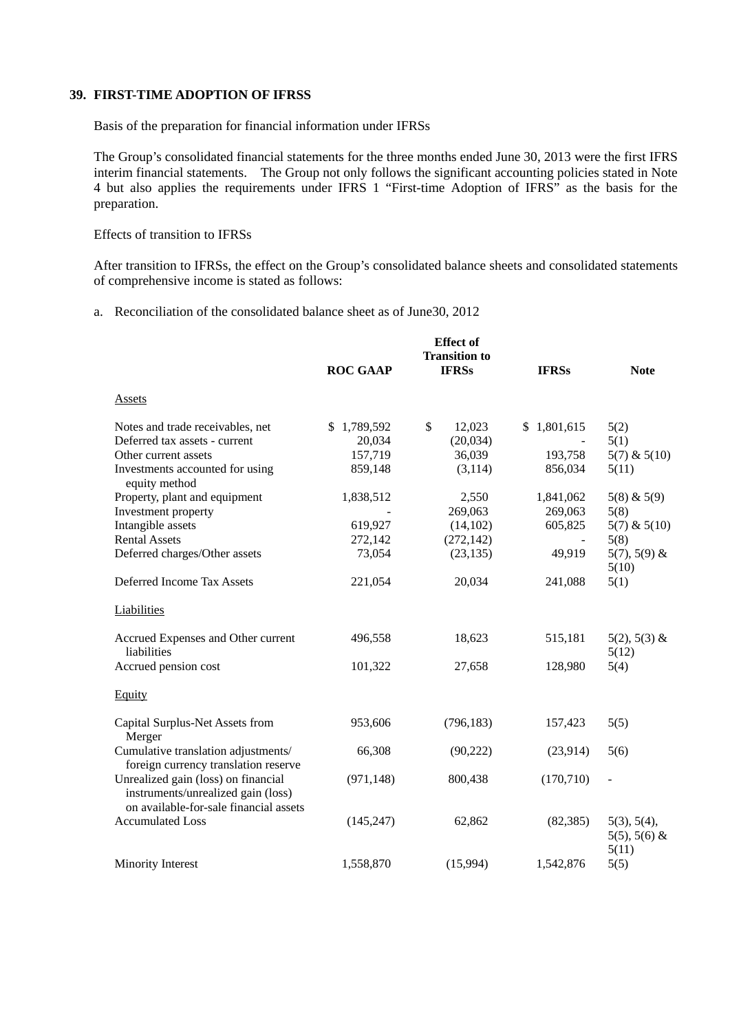## 39. FIRST-TIME ADOPTION OF IFRSS

Basis of the preparation for financial information under IFRSs

The Group's consolidated financial statements for the three months ended June 30, 2013 were the first IFRS interim financial statements. The Group not only follows the significant accounting policies stated in Note 4 but also applies the requirements under IFRS 1 "First-time Adoption of IFRS" as the basis for the preparation.

Effects of transition to IFRSs

After transition to IFRSs, the effect on the Group's consolidated balance sheets and consolidated statements of comprehensive income is stated as follows:

a. Reconciliation of the consolidated balance sheet as of June30, 2012

| | ROC GAAP | Effect of Transition to IFRSs | IFRSs | Note |
|---|---|---|---|---|
| Assets | | | | |
| Notes and trade receivables, net | $ 1,789,592 | $ 12,023 | $ 1,801,615 | 5(2) |
| Deferred tax assets - current | 20,034 | (20,034) | - | 5(1) |
| Other current assets | 157,719 | 36,039 | 193,758 | 5(7) & 5(10) |
| Investments accounted for using equity method | 859,148 | (3,114) | 856,034 | 5(11) |
| Property, plant and equipment | 1,838,512 | 2,550 | 1,841,062 | 5(8) & 5(9) |
| Investment property | - | 269,063 | 269,063 | 5(8) |
| Intangible assets | 619,927 | (14,102) | 605,825 | 5(7) & 5(10) |
| Rental Assets | 272,142 | (272,142) | - | 5(8) |
| Deferred charges/Other assets | 73,054 | (23,135) | 49,919 | 5(7), 5(9) & 5(10) |
| Deferred Income Tax Assets | 221,054 | 20,034 | 241,088 | 5(1) |
| Liabilities | | | | |
| Accrued Expenses and Other current liabilities | 496,558 | 18,623 | 515,181 | 5(2), 5(3) & 5(12) |
| Accrued pension cost | 101,322 | 27,658 | 128,980 | 5(4) |
| Equity | | | | |
| Capital Surplus-Net Assets from Merger | 953,606 | (796,183) | 157,423 | 5(5) |
| Cumulative translation adjustments/ foreign currency translation reserve | 66,308 | (90,222) | (23,914) | 5(6) |
| Unrealized gain (loss) on financial instruments/unrealized gain (loss) on available-for-sale financial assets | (971,148) | 800,438 | (170,710) | - |
| Accumulated Loss | (145,247) | 62,862 | (82,385) | 5(3), 5(4), 5(5), 5(6) & 5(11) |
| Minority Interest | 1,558,870 | (15,994) | 1,542,876 | 5(5) |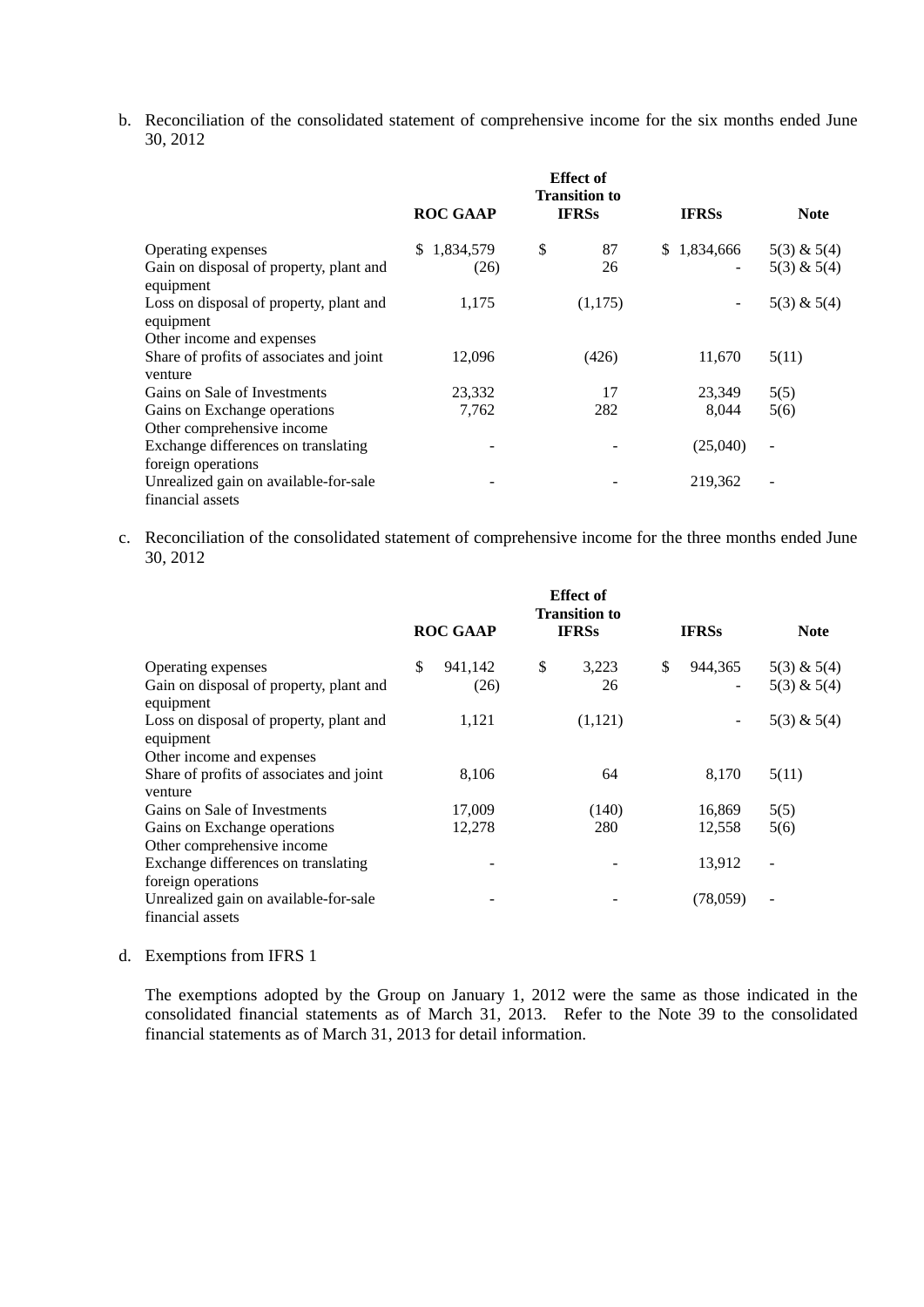b. Reconciliation of the consolidated statement of comprehensive income for the six months ended June 30, 2012

| | ROC GAAP | Effect of Transition to IFRSs | IFRSs | Note |
|---|---|---|---|---|
| Operating expenses | $ 1,834,579 | $ 87 | $ 1,834,666 | 5(3) & 5(4) |
| Gain on disposal of property, plant and equipment | (26) | 26 | - | 5(3) & 5(4) |
| Loss on disposal of property, plant and equipment | 1,175 | (1,175) | - | 5(3) & 5(4) |
| Other income and expenses | | | | |
| Share of profits of associates and joint venture | 12,096 | (426) | 11,670 | 5(11) |
| Gains on Sale of Investments | 23,332 | 17 | 23,349 | 5(5) |
| Gains on Exchange operations | 7,762 | 282 | 8,044 | 5(6) |
| Other comprehensive income | | | | |
| Exchange differences on translating foreign operations | - | - | (25,040) | - |
| Unrealized gain on available-for-sale financial assets | - | - | 219,362 | - |

c. Reconciliation of the consolidated statement of comprehensive income for the three months ended June 30, 2012

| | ROC GAAP | Effect of Transition to IFRSs | IFRSs | Note |
|---|---|---|---|---|
| Operating expenses | $ 941,142 | $ 3,223 | $ 944,365 | 5(3) & 5(4) |
| Gain on disposal of property, plant and equipment | (26) | 26 | - | 5(3) & 5(4) |
| Loss on disposal of property, plant and equipment | 1,121 | (1,121) | - | 5(3) & 5(4) |
| Other income and expenses | | | | |
| Share of profits of associates and joint venture | 8,106 | 64 | 8,170 | 5(11) |
| Gains on Sale of Investments | 17,009 | (140) | 16,869 | 5(5) |
| Gains on Exchange operations | 12,278 | 280 | 12,558 | 5(6) |
| Other comprehensive income | | | | |
| Exchange differences on translating foreign operations | - | - | 13,912 | - |
| Unrealized gain on available-for-sale financial assets | - | - | (78,059) | - |

d. Exemptions from IFRS 1

The exemptions adopted by the Group on January 1, 2012 were the same as those indicated in the consolidated financial statements as of March 31, 2013. Refer to the Note 39 to the consolidated financial statements as of March 31, 2013 for detail information.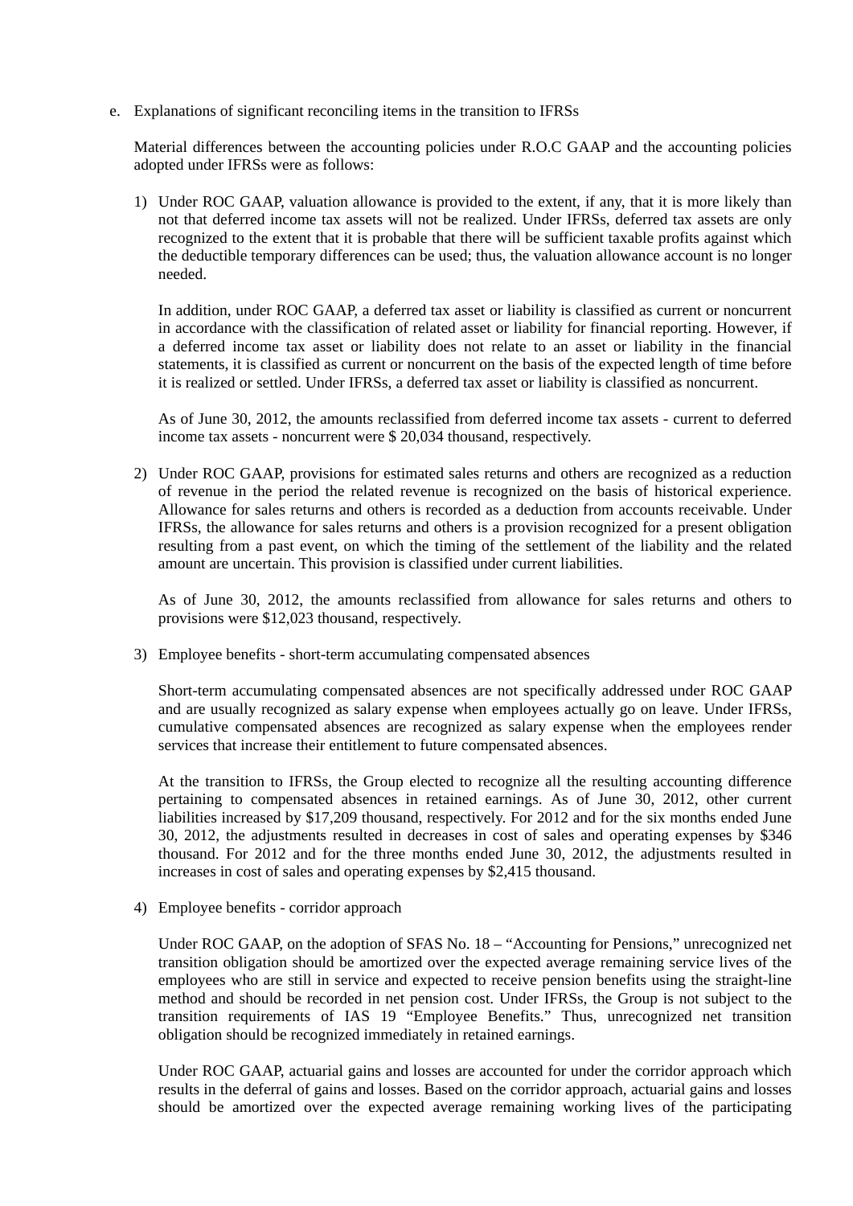e. Explanations of significant reconciling items in the transition to IFRSs

   Material differences between the accounting policies under R.O.C GAAP and the accounting policies adopted under IFRSs were as follows:

   1) Under ROC GAAP, valuation allowance is provided to the extent, if any, that it is more likely than not that deferred income tax assets will not be realized. Under IFRSs, deferred tax assets are only recognized to the extent that it is probable that there will be sufficient taxable profits against which the deductible temporary differences can be used; thus, the valuation allowance account is no longer needed.

      In addition, under ROC GAAP, a deferred tax asset or liability is classified as current or noncurrent in accordance with the classification of related asset or liability for financial reporting. However, if a deferred income tax asset or liability does not relate to an asset or liability in the financial statements, it is classified as current or noncurrent on the basis of the expected length of time before it is realized or settled. Under IFRSs, a deferred tax asset or liability is classified as noncurrent.

      As of June 30, 2012, the amounts reclassified from deferred income tax assets - current to deferred income tax assets - noncurrent were $ 20,034 thousand, respectively.

   2) Under ROC GAAP, provisions for estimated sales returns and others are recognized as a reduction of revenue in the period the related revenue is recognized on the basis of historical experience. Allowance for sales returns and others is recorded as a deduction from accounts receivable. Under IFRSs, the allowance for sales returns and others is a provision recognized for a present obligation resulting from a past event, on which the timing of the settlement of the liability and the related amount are uncertain. This provision is classified under current liabilities.

      As of June 30, 2012, the amounts reclassified from allowance for sales returns and others to provisions were $12,023 thousand, respectively.

   3) Employee benefits - short-term accumulating compensated absences

      Short-term accumulating compensated absences are not specifically addressed under ROC GAAP and are usually recognized as salary expense when employees actually go on leave. Under IFRSs, cumulative compensated absences are recognized as salary expense when the employees render services that increase their entitlement to future compensated absences.

      At the transition to IFRSs, the Group elected to recognize all the resulting accounting difference pertaining to compensated absences in retained earnings. As of June 30, 2012, other current liabilities increased by $17,209 thousand, respectively. For 2012 and for the six months ended June 30, 2012, the adjustments resulted in decreases in cost of sales and operating expenses by $346 thousand. For 2012 and for the three months ended June 30, 2012, the adjustments resulted in increases in cost of sales and operating expenses by $2,415 thousand.

   4) Employee benefits - corridor approach

      Under ROC GAAP, on the adoption of SFAS No. 18 – "Accounting for Pensions," unrecognized net transition obligation should be amortized over the expected average remaining service lives of the employees who are still in service and expected to receive pension benefits using the straight-line method and should be recorded in net pension cost. Under IFRSs, the Group is not subject to the transition requirements of IAS 19 "Employee Benefits." Thus, unrecognized net transition obligation should be recognized immediately in retained earnings.

      Under ROC GAAP, actuarial gains and losses are accounted for under the corridor approach which results in the deferral of gains and losses. Based on the corridor approach, actuarial gains and losses should be amortized over the expected average remaining working lives of the participating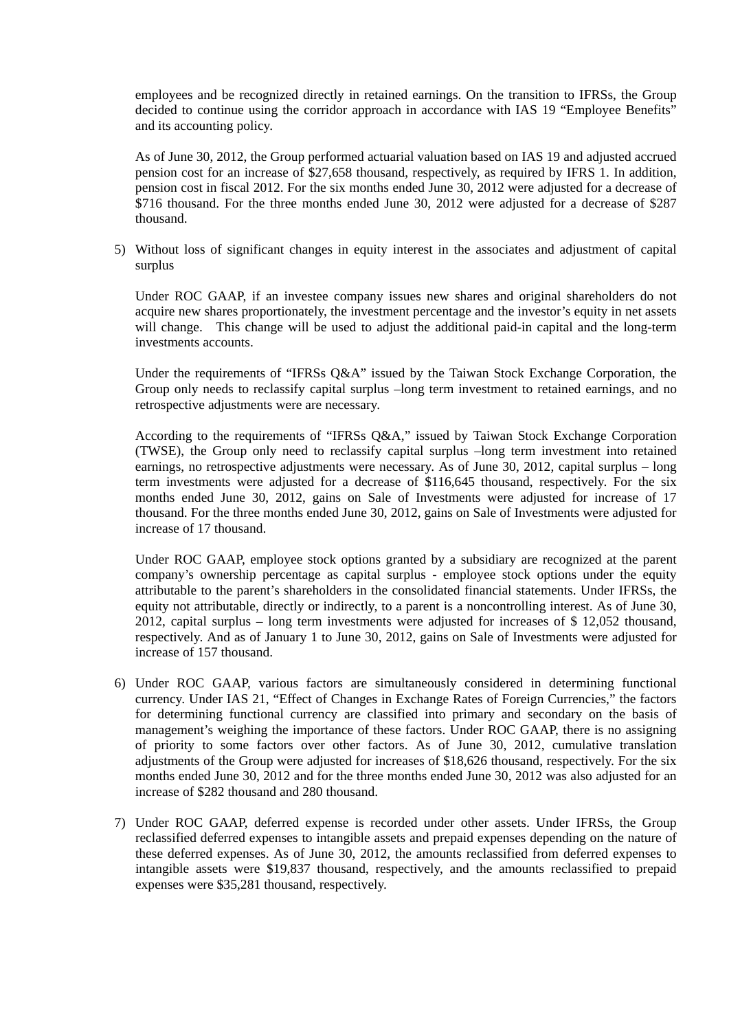employees and be recognized directly in retained earnings. On the transition to IFRSs, the Group decided to continue using the corridor approach in accordance with IAS 19 “Employee Benefits” and its accounting policy.

As of June 30, 2012, the Group performed actuarial valuation based on IAS 19 and adjusted accrued pension cost for an increase of $27,658 thousand, respectively, as required by IFRS 1. In addition, pension cost in fiscal 2012. For the six months ended June 30, 2012 were adjusted for a decrease of $716 thousand. For the three months ended June 30, 2012 were adjusted for a decrease of $287 thousand.

5) Without loss of significant changes in equity interest in the associates and adjustment of capital surplus

   Under ROC GAAP, if an investee company issues new shares and original shareholders do not acquire new shares proportionately, the investment percentage and the investor’s equity in net assets will change. This change will be used to adjust the additional paid-in capital and the long-term investments accounts.

   Under the requirements of “IFRSs Q&A” issued by the Taiwan Stock Exchange Corporation, the Group only needs to reclassify capital surplus –long term investment to retained earnings, and no retrospective adjustments were are necessary.

   According to the requirements of “IFRSs Q&A,” issued by Taiwan Stock Exchange Corporation (TWSE), the Group only need to reclassify capital surplus –long term investment into retained earnings, no retrospective adjustments were necessary. As of June 30, 2012, capital surplus – long term investments were adjusted for a decrease of $116,645 thousand, respectively. For the six months ended June 30, 2012, gains on Sale of Investments were adjusted for increase of 17 thousand. For the three months ended June 30, 2012, gains on Sale of Investments were adjusted for increase of 17 thousand.

   Under ROC GAAP, employee stock options granted by a subsidiary are recognized at the parent company’s ownership percentage as capital surplus - employee stock options under the equity attributable to the parent’s shareholders in the consolidated financial statements. Under IFRSs, the equity not attributable, directly or indirectly, to a parent is a noncontrolling interest. As of June 30, 2012, capital surplus – long term investments were adjusted for increases of $ 12,052 thousand, respectively. And as of January 1 to June 30, 2012, gains on Sale of Investments were adjusted for increase of 157 thousand.

6) Under ROC GAAP, various factors are simultaneously considered in determining functional currency. Under IAS 21, “Effect of Changes in Exchange Rates of Foreign Currencies,” the factors for determining functional currency are classified into primary and secondary on the basis of management’s weighing the importance of these factors. Under ROC GAAP, there is no assigning of priority to some factors over other factors. As of June 30, 2012, cumulative translation adjustments of the Group were adjusted for increases of $18,626 thousand, respectively. For the six months ended June 30, 2012 and for the three months ended June 30, 2012 was also adjusted for an increase of $282 thousand and 280 thousand.

7) Under ROC GAAP, deferred expense is recorded under other assets. Under IFRSs, the Group reclassified deferred expenses to intangible assets and prepaid expenses depending on the nature of these deferred expenses. As of June 30, 2012, the amounts reclassified from deferred expenses to intangible assets were $19,837 thousand, respectively, and the amounts reclassified to prepaid expenses were $35,281 thousand, respectively.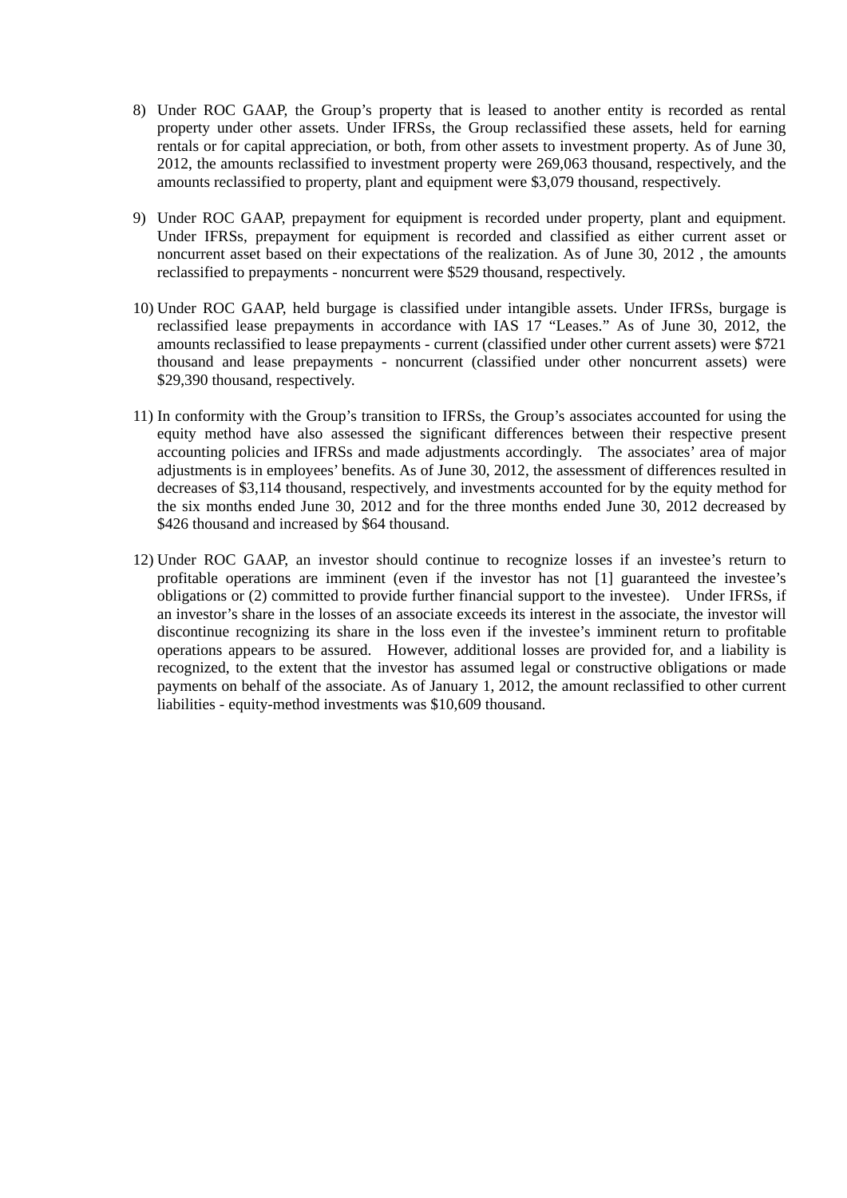8) Under ROC GAAP, the Group's property that is leased to another entity is recorded as rental property under other assets. Under IFRSs, the Group reclassified these assets, held for earning rentals or for capital appreciation, or both, from other assets to investment property. As of June 30, 2012, the amounts reclassified to investment property were 269,063 thousand, respectively, and the amounts reclassified to property, plant and equipment were $3,079 thousand, respectively.

9) Under ROC GAAP, prepayment for equipment is recorded under property, plant and equipment. Under IFRSs, prepayment for equipment is recorded and classified as either current asset or noncurrent asset based on their expectations of the realization. As of June 30, 2012 , the amounts reclassified to prepayments - noncurrent were $529 thousand, respectively.

10) Under ROC GAAP, held burgage is classified under intangible assets. Under IFRSs, burgage is reclassified lease prepayments in accordance with IAS 17 "Leases." As of June 30, 2012, the amounts reclassified to lease prepayments - current (classified under other current assets) were $721 thousand and lease prepayments - noncurrent (classified under other noncurrent assets) were $29,390 thousand, respectively.

11) In conformity with the Group's transition to IFRSs, the Group's associates accounted for using the equity method have also assessed the significant differences between their respective present accounting policies and IFRSs and made adjustments accordingly. The associates' area of major adjustments is in employees' benefits. As of June 30, 2012, the assessment of differences resulted in decreases of $3,114 thousand, respectively, and investments accounted for by the equity method for the six months ended June 30, 2012 and for the three months ended June 30, 2012 decreased by $426 thousand and increased by $64 thousand.

12) Under ROC GAAP, an investor should continue to recognize losses if an investee's return to profitable operations are imminent (even if the investor has not [1] guaranteed the investee's obligations or (2) committed to provide further financial support to the investee). Under IFRSs, if an investor's share in the losses of an associate exceeds its interest in the associate, the investor will discontinue recognizing its share in the loss even if the investee's imminent return to profitable operations appears to be assured. However, additional losses are provided for, and a liability is recognized, to the extent that the investor has assumed legal or constructive obligations or made payments on behalf of the associate. As of January 1, 2012, the amount reclassified to other current liabilities - equity-method investments was $10,609 thousand.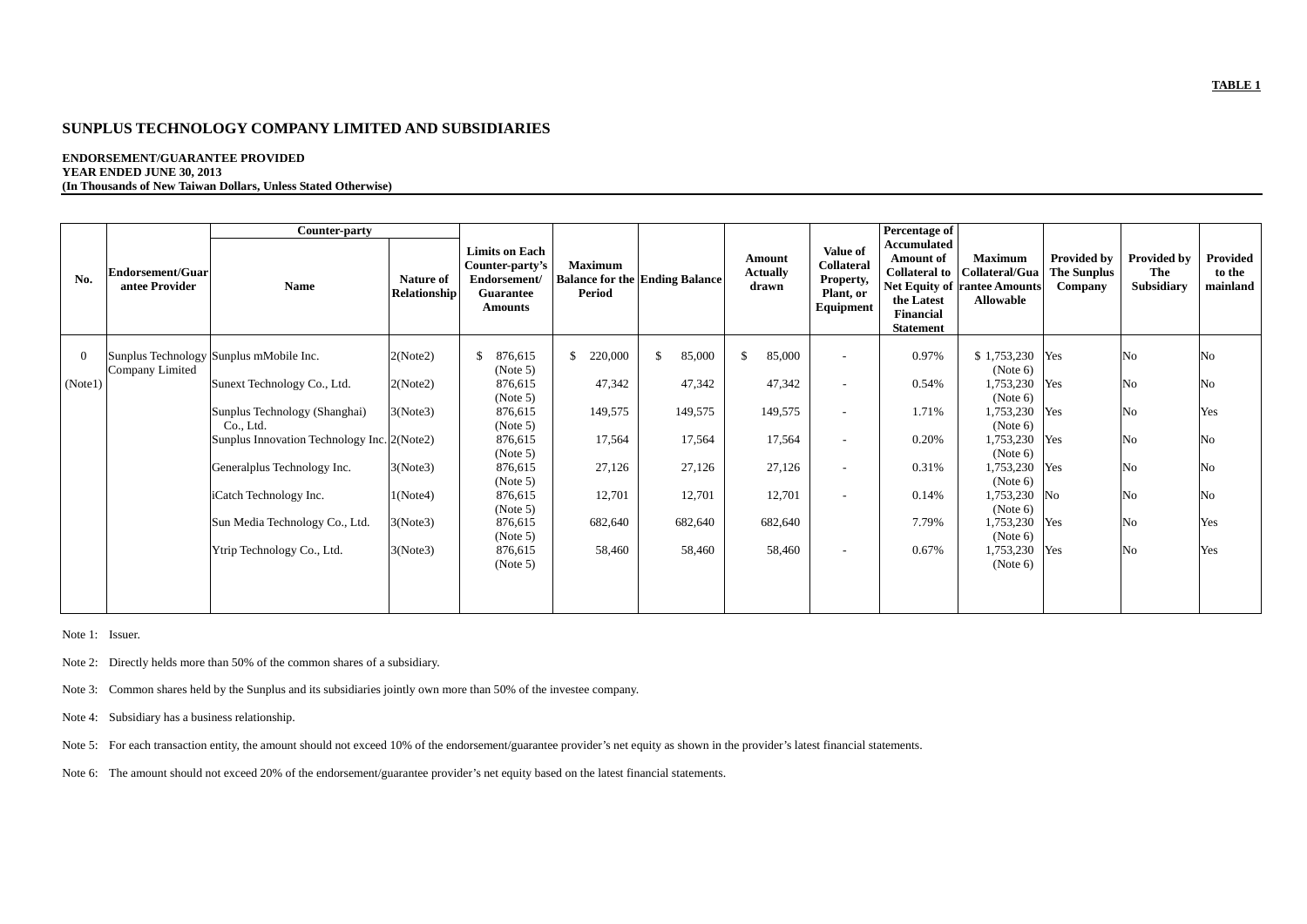**TABLE 1**

## SUNPLUS TECHNOLOGY COMPANY LIMITED AND SUBSIDIARIES

**ENDORSEMENT/GUARANTEE PROVIDED**
**YEAR ENDED JUNE 30, 2013**
**(In Thousands of New Taiwan Dollars, Unless Stated Otherwise)**

| No. | Endorsement/Guarantee Provider | Counter-party Name | Counter-party Nature of Relationship | Limits on Each Counter-party's Endorsement/ Guarantee Amounts | Maximum Balance for the Period | Ending Balance | Amount Actually drawn | Value of Collateral Property, Plant, or Equipment | Percentage of Accumulated Amount of Collateral to Net Equity of the Latest Financial Statement | Maximum Collateral/Guarantee Amounts Allowable | Provided by The Sunplus Company | Provided by The Subsidiary | Provided to the mainland |
|---|---|---|---|---|---|---|---|---|---|---|---|---|---|
| 0 (Note1) | Sunplus Technology Company Limited | Sunplus mMobile Inc. | 2(Note2) | $ 876,615 (Note 5) | $ 220,000 | $ 85,000 | $ 85,000 | - | 0.97% | $ 1,753,230 (Note 6) | Yes | No | No |
| | | Sunext Technology Co., Ltd. | 2(Note2) | 876,615 (Note 5) | 47,342 | 47,342 | 47,342 | - | 0.54% | 1,753,230 (Note 6) | Yes | No | No |
| | | Sunplus Technology (Shanghai) Co., Ltd. | 3(Note3) | 876,615 (Note 5) | 149,575 | 149,575 | 149,575 | - | 1.71% | 1,753,230 (Note 6) | Yes | No | Yes |
| | | Sunplus Innovation Technology Inc. | 2(Note2) | 876,615 (Note 5) | 17,564 | 17,564 | 17,564 | - | 0.20% | 1,753,230 (Note 6) | Yes | No | No |
| | | Generalplus Technology Inc. | 3(Note3) | 876,615 (Note 5) | 27,126 | 27,126 | 27,126 | - | 0.31% | 1,753,230 (Note 6) | Yes | No | No |
| | | iCatch Technology Inc. | 1(Note4) | 876,615 (Note 5) | 12,701 | 12,701 | 12,701 | - | 0.14% | 1,753,230 (Note 6) | No | No | No |
| | | Sun Media Technology Co., Ltd. | 3(Note3) | 876,615 (Note 5) | 682,640 | 682,640 | 682,640 | | 7.79% | 1,753,230 (Note 6) | Yes | No | Yes |
| | | Ytrip Technology Co., Ltd. | 3(Note3) | 876,615 (Note 5) | 58,460 | 58,460 | 58,460 | - | 0.67% | 1,753,230 (Note 6) | Yes | No | Yes |

Note 1: Issuer.

Note 2: Directly helds more than 50% of the common shares of a subsidiary.

Note 3: Common shares held by the Sunplus and its subsidiaries jointly own more than 50% of the investee company.

Note 4: Subsidiary has a business relationship.

Note 5: For each transaction entity, the amount should not exceed 10% of the endorsement/guarantee provider's net equity as shown in the provider's latest financial statements.

Note 6: The amount should not exceed 20% of the endorsement/guarantee provider's net equity based on the latest financial statements.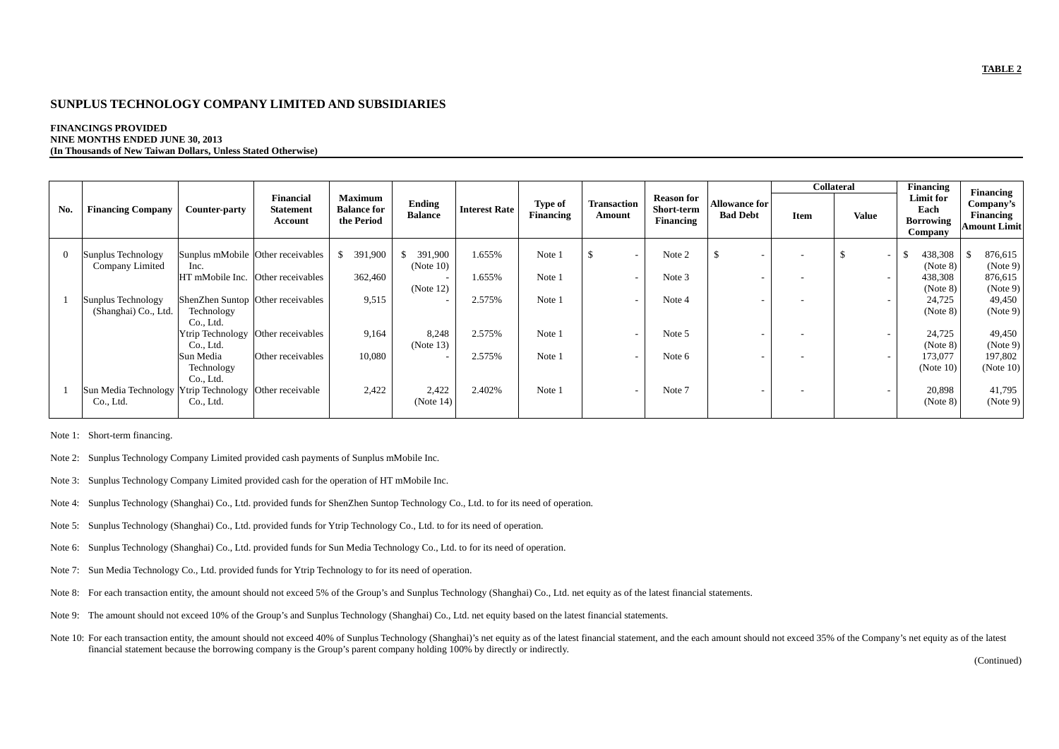**TABLE 2**

## SUNPLUS TECHNOLOGY COMPANY LIMITED AND SUBSIDIARIES

**FINANCINGS PROVIDED**
**NINE MONTHS ENDED JUNE 30, 2013**
**(In Thousands of New Taiwan Dollars, Unless Stated Otherwise)**

| No. | Financing Company | Counter-party | Financial Statement Account | Maximum Balance for the Period | Ending Balance | Interest Rate | Type of Financing | Transaction Amount | Reason for Short-term Financing | Allowance for Bad Debt | Collateral | | Financing Limit for Each Borrowing Company | Financing Company's Financing Amount Limit |
|---|---|---|---|---|---|---|---|---|---|---|---|---|---|---|
| | | | | | | | | | | | Item | Value | | |
| 0 | Sunplus Technology Company Limited | Sunplus mMobile Inc. | Other receivables | $ 391,900 | $ 391,900 (Note 10) | 1.655% | Note 1 | $ - | Note 2 | $ - | - | $ - | $ 438,308 (Note 8) | $ 876,615 (Note 9) |
| | | HT mMobile Inc. | Other receivables | 362,460 | - (Note 12) | 1.655% | Note 1 | - | Note 3 | - | - | - | 438,308 (Note 8) | 876,615 (Note 9) |
| 1 | Sunplus Technology (Shanghai) Co., Ltd. | ShenZhen Suntop Technology Co., Ltd. | Other receivables | 9,515 | - | 2.575% | Note 1 | - | Note 4 | - | - | - | 24,725 (Note 8) | 49,450 (Note 9) |
| | | Ytrip Technology Co., Ltd. | Other receivables | 9,164 | 8,248 (Note 13) | 2.575% | Note 1 | - | Note 5 | - | - | - | 24,725 (Note 8) | 49,450 (Note 9) |
| | | Sun Media Technology Co., Ltd. | Other receivables | 10,080 | - | 2.575% | Note 1 | - | Note 6 | - | - | - | 173,077 (Note 10) | 197,802 (Note 10) |
| 1 | Sun Media Technology Co., Ltd. | Ytrip Technology Co., Ltd. | Other receivable | 2,422 | 2,422 (Note 14) | 2.402% | Note 1 | - | Note 7 | - | - | - | 20,898 (Note 8) | 41,795 (Note 9) |

Note 1: Short-term financing.

Note 2: Sunplus Technology Company Limited provided cash payments of Sunplus mMobile Inc.

Note 3: Sunplus Technology Company Limited provided cash for the operation of HT mMobile Inc.

Note 4: Sunplus Technology (Shanghai) Co., Ltd. provided funds for ShenZhen Suntop Technology Co., Ltd. to for its need of operation.

Note 5: Sunplus Technology (Shanghai) Co., Ltd. provided funds for Ytrip Technology Co., Ltd. to for its need of operation.

Note 6: Sunplus Technology (Shanghai) Co., Ltd. provided funds for Sun Media Technology Co., Ltd. to for its need of operation.

Note 7: Sun Media Technology Co., Ltd. provided funds for Ytrip Technology to for its need of operation.

Note 8: For each transaction entity, the amount should not exceed 5% of the Group's and Sunplus Technology (Shanghai) Co., Ltd. net equity as of the latest financial statements.

Note 9: The amount should not exceed 10% of the Group's and Sunplus Technology (Shanghai) Co., Ltd. net equity based on the latest financial statements.

Note 10: For each transaction entity, the amount should not exceed 40% of Sunplus Technology (Shanghai)'s net equity as of the latest financial statement, and the each amount should not exceed 35% of the Company's net equity as of the latest financial statement because the borrowing company is the Group's parent company holding 100% by directly or indirectly.

(Continued)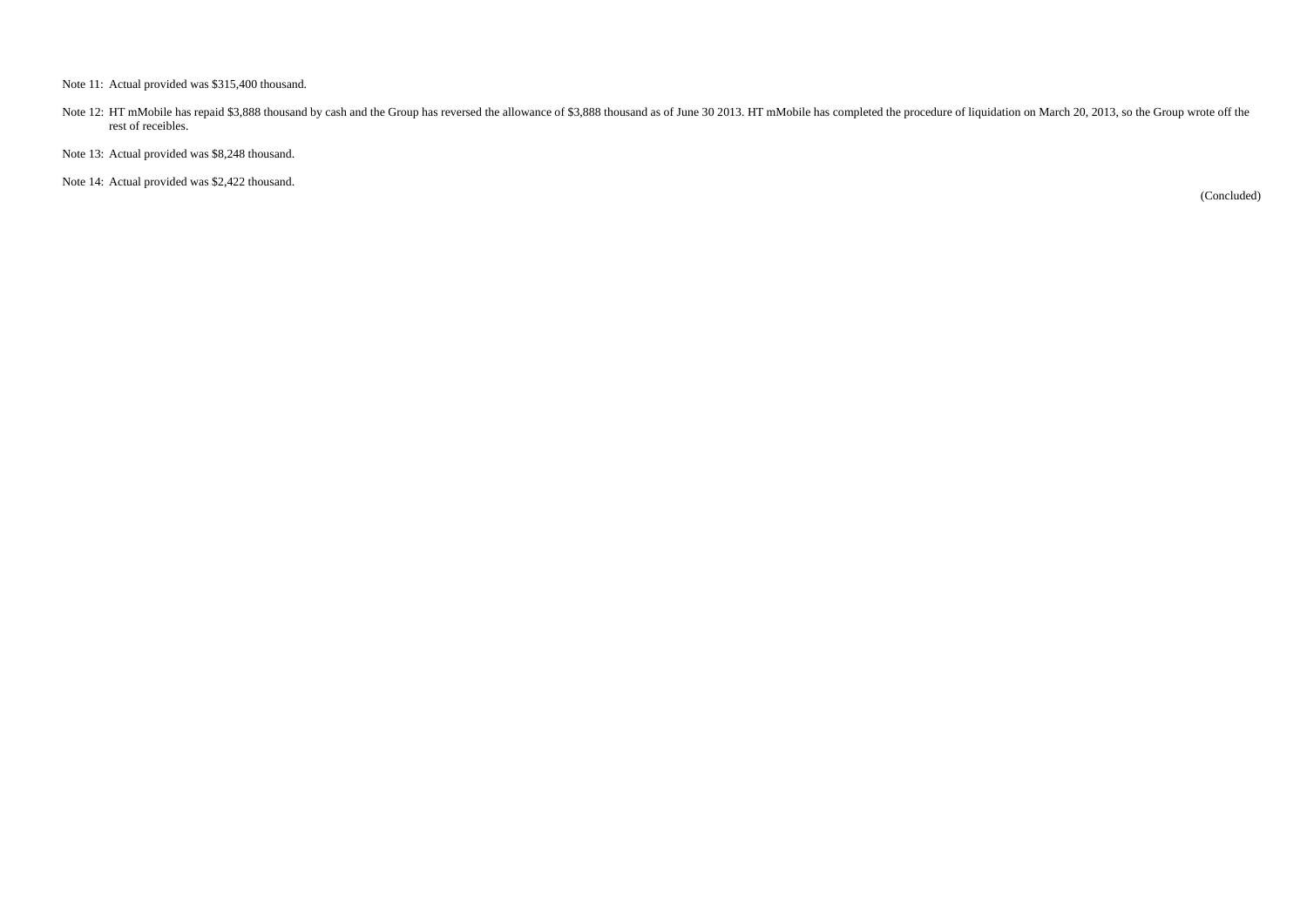Note 11: Actual provided was $315,400 thousand.

Note 12: HT mMobile has repaid $3,888 thousand by cash and the Group has reversed the allowance of $3,888 thousand as of June 30 2013. HT mMobile has completed the procedure of liquidation on March 20, 2013, so the Group wrote off the rest of receibles.

Note 13: Actual provided was $8,248 thousand.

Note 14: Actual provided was $2,422 thousand.

(Concluded)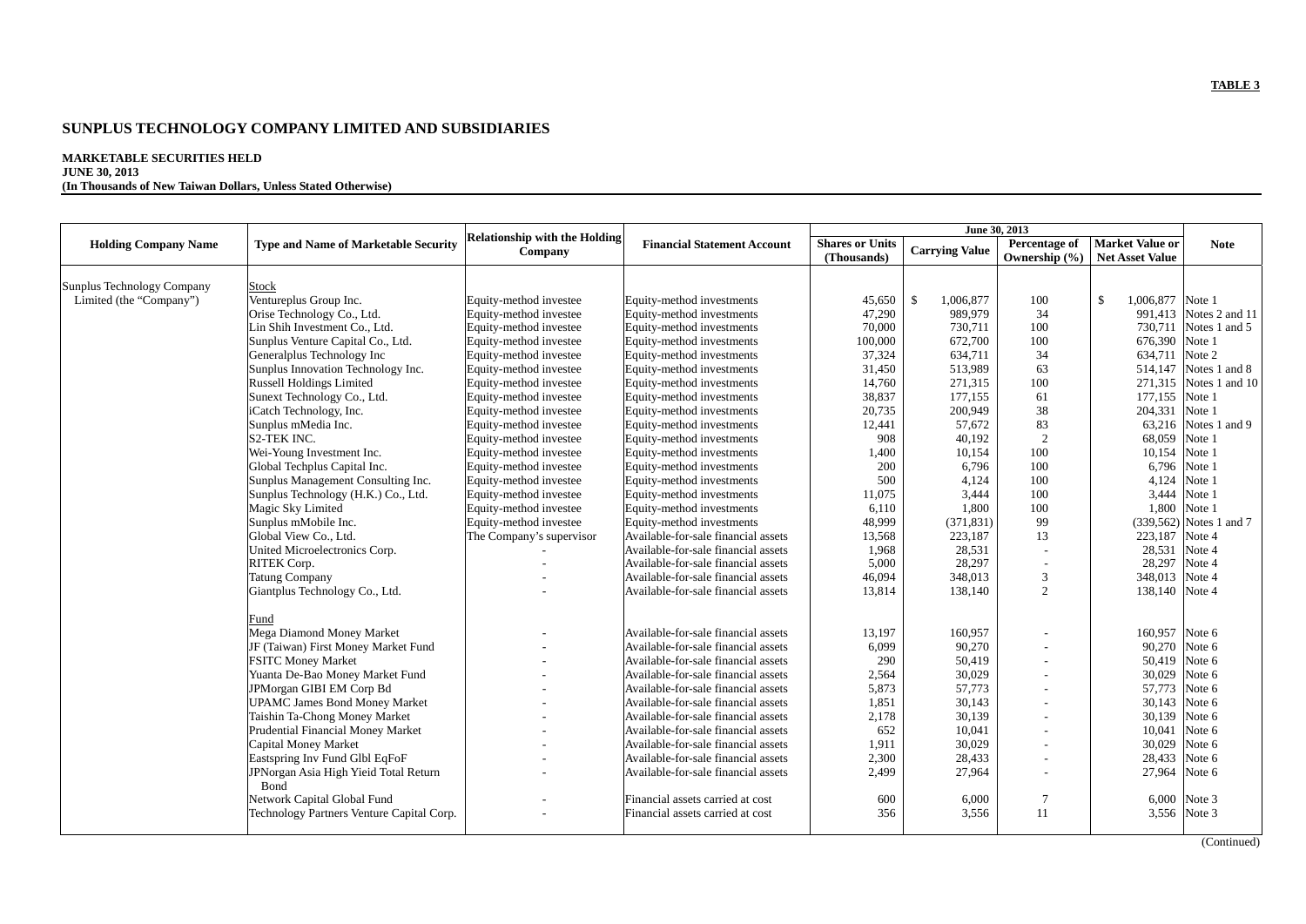**TABLE 3**

# SUNPLUS TECHNOLOGY COMPANY LIMITED AND SUBSIDIARIES

**MARKETABLE SECURITIES HELD**
**JUNE 30, 2013**
**(In Thousands of New Taiwan Dollars, Unless Stated Otherwise)**

| Holding Company Name | Type and Name of Marketable Security | Relationship with the Holding Company | Financial Statement Account | June 30, 2013 | | | | Note |
|---|---|---|---|---|---|---|---|---|
| | | | | Shares or Units (Thousands) | Carrying Value | Percentage of Ownership (%) | Market Value or Net Asset Value | |
| Sunplus Technology Company Limited (the "Company") | Stock | | | | | | | |
| | Ventureplus Group Inc. | Equity-method investee | Equity-method investments | 45,650 | $ 1,006,877 | 100 | $ 1,006,877 | Note 1 |
| | Orise Technology Co., Ltd. | Equity-method investee | Equity-method investments | 47,290 | 989,979 | 34 | 991,413 | Notes 2 and 11 |
| | Lin Shih Investment Co., Ltd. | Equity-method investee | Equity-method investments | 70,000 | 730,711 | 100 | 730,711 | Notes 1 and 5 |
| | Sunplus Venture Capital Co., Ltd. | Equity-method investee | Equity-method investments | 100,000 | 672,700 | 100 | 676,390 | Note 1 |
| | Generalplus Technology Inc | Equity-method investee | Equity-method investments | 37,324 | 634,711 | 34 | 634,711 | Note 2 |
| | Sunplus Innovation Technology Inc. | Equity-method investee | Equity-method investments | 31,450 | 513,989 | 63 | 514,147 | Notes 1 and 8 |
| | Russell Holdings Limited | Equity-method investee | Equity-method investments | 14,760 | 271,315 | 100 | 271,315 | Notes 1 and 10 |
| | Sunext Technology Co., Ltd. | Equity-method investee | Equity-method investments | 38,837 | 177,155 | 61 | 177,155 | Note 1 |
| | iCatch Technology, Inc. | Equity-method investee | Equity-method investments | 20,735 | 200,949 | 38 | 204,331 | Note 1 |
| | Sunplus mMedia Inc. | Equity-method investee | Equity-method investments | 12,441 | 57,672 | 83 | 63,216 | Notes 1 and 9 |
| | S2-TEK INC. | Equity-method investee | Equity-method investments | 908 | 40,192 | 2 | 68,059 | Note 1 |
| | Wei-Young Investment Inc. | Equity-method investee | Equity-method investments | 1,400 | 10,154 | 100 | 10,154 | Note 1 |
| | Global Techplus Capital Inc. | Equity-method investee | Equity-method investments | 200 | 6,796 | 100 | 6,796 | Note 1 |
| | Sunplus Management Consulting Inc. | Equity-method investee | Equity-method investments | 500 | 4,124 | 100 | 4,124 | Note 1 |
| | Sunplus Technology (H.K.) Co., Ltd. | Equity-method investee | Equity-method investments | 11,075 | 3,444 | 100 | 3,444 | Note 1 |
| | Magic Sky Limited | Equity-method investee | Equity-method investments | 6,110 | 1,800 | 100 | 1,800 | Note 1 |
| | Sunplus mMobile Inc. | Equity-method investee | Equity-method investments | 48,999 | (371,831) | 99 | (339,562) | Notes 1 and 7 |
| | Global View Co., Ltd. | The Company's supervisor | Available-for-sale financial assets | 13,568 | 223,187 | 13 | 223,187 | Note 4 |
| | United Microelectronics Corp. | - | Available-for-sale financial assets | 1,968 | 28,531 | - | 28,531 | Note 4 |
| | RITEK Corp. | - | Available-for-sale financial assets | 5,000 | 28,297 | - | 28,297 | Note 4 |
| | Tatung Company | - | Available-for-sale financial assets | 46,094 | 348,013 | 3 | 348,013 | Note 4 |
| | Giantplus Technology Co., Ltd. | - | Available-for-sale financial assets | 13,814 | 138,140 | 2 | 138,140 | Note 4 |
| | Fund | | | | | | | |
| | Mega Diamond Money Market | - | Available-for-sale financial assets | 13,197 | 160,957 | - | 160,957 | Note 6 |
| | JF (Taiwan) First Money Market Fund | - | Available-for-sale financial assets | 6,099 | 90,270 | - | 90,270 | Note 6 |
| | FSITC Money Market | - | Available-for-sale financial assets | 290 | 50,419 | - | 50,419 | Note 6 |
| | Yuanta De-Bao Money Market Fund | - | Available-for-sale financial assets | 2,564 | 30,029 | - | 30,029 | Note 6 |
| | JPMorgan GIBI EM Corp Bd | - | Available-for-sale financial assets | 5,873 | 57,773 | - | 57,773 | Note 6 |
| | UPAMC James Bond Money Market | - | Available-for-sale financial assets | 1,851 | 30,143 | - | 30,143 | Note 6 |
| | Taishin Ta-Chong Money Market | - | Available-for-sale financial assets | 2,178 | 30,139 | - | 30,139 | Note 6 |
| | Prudential Financial Money Market | - | Available-for-sale financial assets | 652 | 10,041 | - | 10,041 | Note 6 |
| | Capital Money Market | - | Available-for-sale financial assets | 1,911 | 30,029 | - | 30,029 | Note 6 |
| | Eastspring Inv Fund Glbl EqFoF | - | Available-for-sale financial assets | 2,300 | 28,433 | - | 28,433 | Note 6 |
| | JPNorgan Asia High Yieid Total Return Bond | - | Available-for-sale financial assets | 2,499 | 27,964 | - | 27,964 | Note 6 |
| | Network Capital Global Fund | - | Financial assets carried at cost | 600 | 6,000 | 7 | 6,000 | Note 3 |
| | Technology Partners Venture Capital Corp. | - | Financial assets carried at cost | 356 | 3,556 | 11 | 3,556 | Note 3 |

(Continued)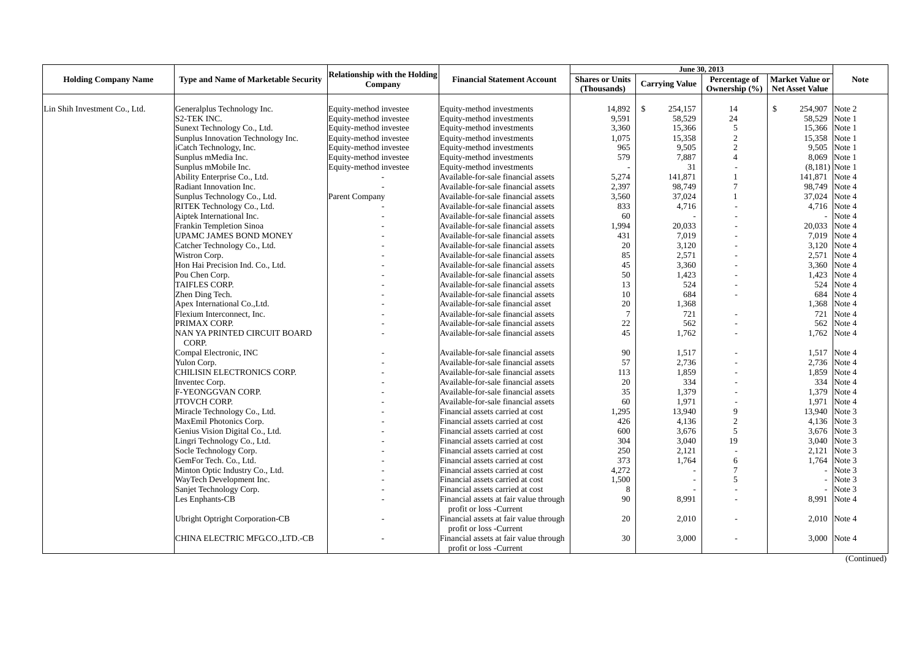| Holding Company Name | Type and Name of Marketable Security | Relationship with the Holding Company | Financial Statement Account | June 30, 2013 | | | | Note |
|---|---|---|---|---|---|---|---|---|
| | | | | Shares or Units (Thousands) | Carrying Value | Percentage of Ownership (%) | Market Value or Net Asset Value | |
| Lin Shih Investment Co., Ltd. | Generalplus Technology Inc. | Equity-method investee | Equity-method investments | 14,892 | $ 254,157 | 14 | $ 254,907 | Note 2 |
| | S2-TEK INC. | Equity-method investee | Equity-method investments | 9,591 | 58,529 | 24 | 58,529 | Note 1 |
| | Sunext Technology Co., Ltd. | Equity-method investee | Equity-method investments | 3,360 | 15,366 | 5 | 15,366 | Note 1 |
| | Sunplus Innovation Technology Inc. | Equity-method investee | Equity-method investments | 1,075 | 15,358 | 2 | 15,358 | Note 1 |
| | iCatch Technology, Inc. | Equity-method investee | Equity-method investments | 965 | 9,505 | 2 | 9,505 | Note 1 |
| | Sunplus mMedia Inc. | Equity-method investee | Equity-method investments | 579 | 7,887 | 4 | 8,069 | Note 1 |
| | Sunplus mMobile Inc. | Equity-method investee | Equity-method investments | - | 31 | - | (8,181) | Note 1 |
| | Ability Enterprise Co., Ltd. | - | Available-for-sale financial assets | 5,274 | 141,871 | 1 | 141,871 | Note 4 |
| | Radiant Innovation Inc. | - | Available-for-sale financial assets | 2,397 | 98,749 | 7 | 98,749 | Note 4 |
| | Sunplus Technology Co., Ltd. | Parent Company | Available-for-sale financial assets | 3,560 | 37,024 | 1 | 37,024 | Note 4 |
| | RITEK Technology Co., Ltd. | - | Available-for-sale financial assets | 833 | 4,716 | - | 4,716 | Note 4 |
| | Aiptek International Inc. | - | Available-for-sale financial assets | 60 | - | - | - | Note 4 |
| | Frankin Templetion Sinoa | - | Available-for-sale financial assets | 1,994 | 20,033 | - | 20,033 | Note 4 |
| | UPAMC JAMES BOND MONEY | - | Available-for-sale financial assets | 431 | 7,019 | - | 7,019 | Note 4 |
| | Catcher Technology Co., Ltd. | - | Available-for-sale financial assets | 20 | 3,120 | - | 3,120 | Note 4 |
| | Wistron Corp. | - | Available-for-sale financial assets | 85 | 2,571 | - | 2,571 | Note 4 |
| | Hon Hai Precision Ind. Co., Ltd. | - | Available-for-sale financial assets | 45 | 3,360 | - | 3,360 | Note 4 |
| | Pou Chen Corp. | - | Available-for-sale financial assets | 50 | 1,423 | - | 1,423 | Note 4 |
| | TAIFLES CORP. | - | Available-for-sale financial assets | 13 | 524 | - | 524 | Note 4 |
| | Zhen Ding Tech. | - | Available-for-sale financial assets | 10 | 684 | - | 684 | Note 4 |
| | Apex International Co.,Ltd. | - | Available-for-sale financial asset | 20 | 1,368 | | 1,368 | Note 4 |
| | Flexium Interconnect, Inc. | - | Available-for-sale financial assets | 7 | 721 | - | 721 | Note 4 |
| | PRIMAX CORP. | - | Available-for-sale financial assets | 22 | 562 | - | 562 | Note 4 |
| | NAN YA PRINTED CIRCUIT BOARD CORP. | - | Available-for-sale financial assets | 45 | 1,762 | - | 1,762 | Note 4 |
| | Compal Electronic, INC | - | Available-for-sale financial assets | 90 | 1,517 | - | 1,517 | Note 4 |
| | Yulon Corp. | - | Available-for-sale financial assets | 57 | 2,736 | - | 2,736 | Note 4 |
| | CHILISIN ELECTRONICS CORP. | - | Available-for-sale financial assets | 113 | 1,859 | - | 1,859 | Note 4 |
| | Inventec Corp. | - | Available-for-sale financial assets | 20 | 334 | - | 334 | Note 4 |
| | F-YEONGGVAN CORP. | - | Available-for-sale financial assets | 35 | 1,379 | - | 1,379 | Note 4 |
| | JTOVCH CORP. | - | Available-for-sale financial assets | 60 | 1,971 | - | 1,971 | Note 4 |
| | Miracle Technology Co., Ltd. | - | Financial assets carried at cost | 1,295 | 13,940 | 9 | 13,940 | Note 3 |
| | MaxEmil Photonics Corp. | - | Financial assets carried at cost | 426 | 4,136 | 2 | 4,136 | Note 3 |
| | Genius Vision Digital Co., Ltd. | - | Financial assets carried at cost | 600 | 3,676 | 5 | 3,676 | Note 3 |
| | Lingri Technology Co., Ltd. | - | Financial assets carried at cost | 304 | 3,040 | 19 | 3,040 | Note 3 |
| | Socle Technology Corp. | - | Financial assets carried at cost | 250 | 2,121 | - | 2,121 | Note 3 |
| | GemFor Tech. Co., Ltd. | - | Financial assets carried at cost | 373 | 1,764 | 6 | 1,764 | Note 3 |
| | Minton Optic Industry Co., Ltd. | - | Financial assets carried at cost | 4,272 | - | 7 | - | Note 3 |
| | WayTech Development Inc. | - | Financial assets carried at cost | 1,500 | - | 5 | - | Note 3 |
| | Sanjet Technology Corp. | - | Financial assets carried at cost | 8 | - | - | - | Note 3 |
| | Les Enphants-CB | - | Financial assets at fair value through profit or loss -Current | 90 | 8,991 | - | 8,991 | Note 4 |
| | Ubright Optright Corporation-CB | - | Financial assets at fair value through profit or loss -Current | 20 | 2,010 | - | 2,010 | Note 4 |
| | CHINA ELECTRIC MFG.CO.,LTD.-CB | - | Financial assets at fair value through profit or loss -Current | 30 | 3,000 | - | 3,000 | Note 4 |

(Continued)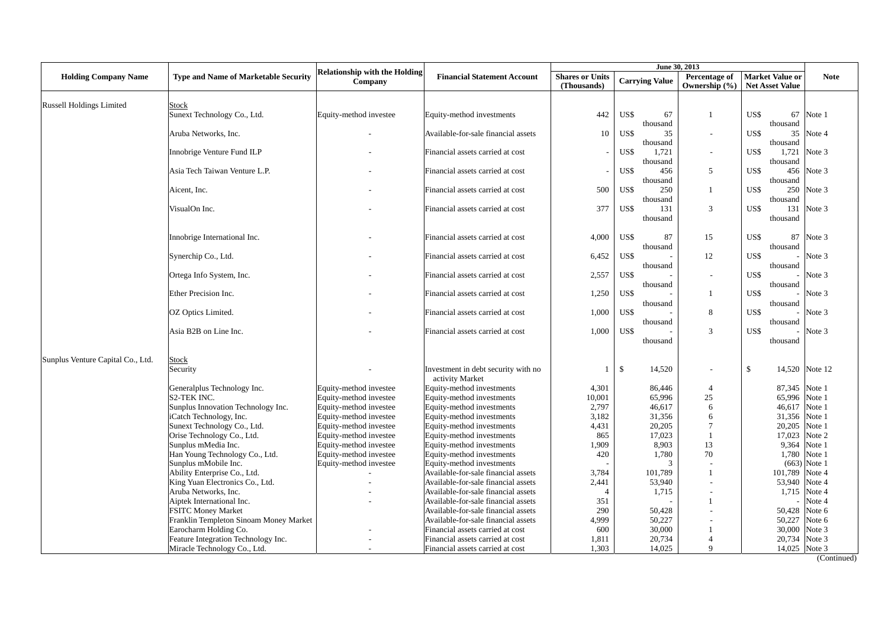| Holding Company Name | Type and Name of Marketable Security | Relationship with the Holding Company | Financial Statement Account | June 30, 2013 | | | | Note |
|---|---|---|---|---|---|---|---|---|
| | | | | Shares or Units (Thousands) | Carrying Value | Percentage of Ownership (%) | Market Value or Net Asset Value | |
| Russell Holdings Limited | Stock | | | | | | | |
| | Sunext Technology Co., Ltd. | Equity-method investee | Equity-method investments | 442 | US$ 67 thousand | 1 | US$ 67 thousand | Note 1 |
| | Aruba Networks, Inc. | - | Available-for-sale financial assets | 10 | US$ 35 thousand | - | US$ 35 thousand | Note 4 |
| | Innobrige Venture Fund ILP | - | Financial assets carried at cost | - | US$ 1,721 thousand | - | US$ 1,721 thousand | Note 3 |
| | Asia Tech Taiwan Venture L.P. | - | Financial assets carried at cost | - | US$ 456 thousand | 5 | US$ 456 thousand | Note 3 |
| | Aicent, Inc. | - | Financial assets carried at cost | 500 | US$ 250 thousand | 1 | US$ 250 thousand | Note 3 |
| | VisualOn Inc. | - | Financial assets carried at cost | 377 | US$ 131 thousand | 3 | US$ 131 thousand | Note 3 |
| | Innobrige International Inc. | - | Financial assets carried at cost | 4,000 | US$ 87 thousand | 15 | US$ 87 thousand | Note 3 |
| | Synerchip Co., Ltd. | - | Financial assets carried at cost | 6,452 | US$ - thousand | 12 | US$ - thousand | Note 3 |
| | Ortega Info System, Inc. | - | Financial assets carried at cost | 2,557 | US$ - thousand | - | US$ - thousand | Note 3 |
| | Ether Precision Inc. | - | Financial assets carried at cost | 1,250 | US$ - thousand | 1 | US$ - thousand | Note 3 |
| | OZ Optics Limited. | - | Financial assets carried at cost | 1,000 | US$ - thousand | 8 | US$ - thousand | Note 3 |
| | Asia B2B on Line Inc. | - | Financial assets carried at cost | 1,000 | US$ - thousand | 3 | US$ - thousand | Note 3 |
| Sunplus Venture Capital Co., Ltd. | Stock | | | | | | | |
| | Security | - | Investment in debt security with no activity Market | 1 | $ 14,520 | - | $ 14,520 | Note 12 |
| | Generalplus Technology Inc. | Equity-method investee | Equity-method investments | 4,301 | 86,446 | 4 | 87,345 | Note 1 |
| | S2-TEK INC. | Equity-method investee | Equity-method investments | 10,001 | 65,996 | 25 | 65,996 | Note 1 |
| | Sunplus Innovation Technology Inc. | Equity-method investee | Equity-method investments | 2,797 | 46,617 | 6 | 46,617 | Note 1 |
| | iCatch Technology, Inc. | Equity-method investee | Equity-method investments | 3,182 | 31,356 | 6 | 31,356 | Note 1 |
| | Sunext Technology Co., Ltd. | Equity-method investee | Equity-method investments | 4,431 | 20,205 | 7 | 20,205 | Note 1 |
| | Orise Technology Co., Ltd. | Equity-method investee | Equity-method investments | 865 | 17,023 | 1 | 17,023 | Note 2 |
| | Sunplus mMedia Inc. | Equity-method investee | Equity-method investments | 1,909 | 8,903 | 13 | 9,364 | Note 1 |
| | Han Young Technology Co., Ltd. | Equity-method investee | Equity-method investments | 420 | 1,780 | 70 | 1,780 | Note 1 |
| | Sunplus mMobile Inc. | Equity-method investee | Equity-method investments | - | 3 | - | (663) | Note 1 |
| | Ability Enterprise Co., Ltd. | - | Available-for-sale financial assets | 3,784 | 101,789 | 1 | 101,789 | Note 4 |
| | King Yuan Electronics Co., Ltd. | - | Available-for-sale financial assets | 2,441 | 53,940 | - | 53,940 | Note 4 |
| | Aruba Networks, Inc. | - | Available-for-sale financial assets | 4 | 1,715 | - | 1,715 | Note 4 |
| | Aiptek International Inc. | - | Available-for-sale financial assets | 351 | - | 1 | - | Note 4 |
| | FSITC Money Market | | Available-for-sale financial assets | 290 | 50,428 | - | 50,428 | Note 6 |
| | Franklin Templeton Sinoam Money Market | | Available-for-sale financial assets | 4,999 | 50,227 | - | 50,227 | Note 6 |
| | Earocharm Holding Co. | - | Financial assets carried at cost | 600 | 30,000 | 1 | 30,000 | Note 3 |
| | Feature Integration Technology Inc. | - | Financial assets carried at cost | 1,811 | 20,734 | 4 | 20,734 | Note 3 |
| | Miracle Technology Co., Ltd. | - | Financial assets carried at cost | 1,303 | 14,025 | 9 | 14,025 | Note 3 |

(Continued)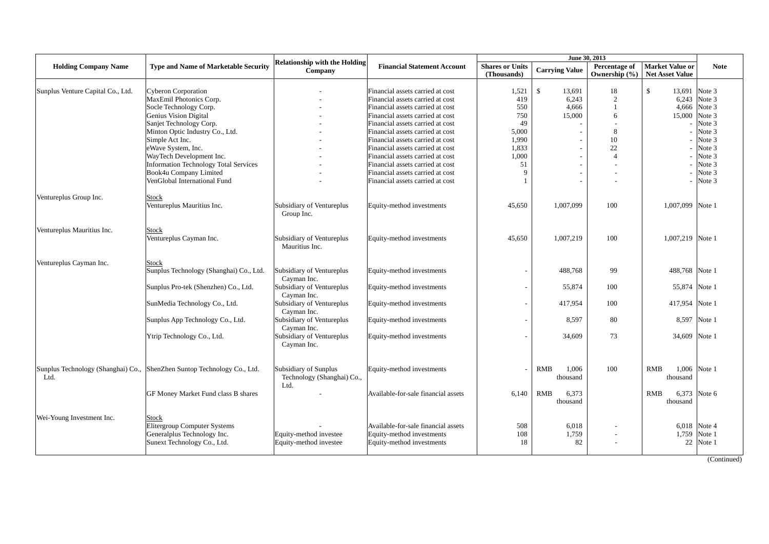| Holding Company Name | Type and Name of Marketable Security | Relationship with the Holding Company | Financial Statement Account | June 30, 2013 | | | | Note |
|---|---|---|---|---|---|---|---|---|
| | | | | Shares or Units (Thousands) | Carrying Value | Percentage of Ownership (%) | Market Value or Net Asset Value | |
| Sunplus Venture Capital Co., Ltd. | Cyberon Corporation | - | Financial assets carried at cost | 1,521 | $ 13,691 | 18 | $ 13,691 | Note 3 |
| | MaxEmil Photonics Corp. | - | Financial assets carried at cost | 419 | 6,243 | 2 | 6,243 | Note 3 |
| | Socle Technology Corp. | - | Financial assets carried at cost | 550 | 4,666 | 1 | 4,666 | Note 3 |
| | Genius Vision Digital | - | Financial assets carried at cost | 750 | 15,000 | 6 | 15,000 | Note 3 |
| | Sanjet Technology Corp. | - | Financial assets carried at cost | 49 | - | - | - | Note 3 |
| | Minton Optic Industry Co., Ltd. | - | Financial assets carried at cost | 5,000 | - | 8 | - | Note 3 |
| | Simple Act Inc. | - | Financial assets carried at cost | 1,990 | - | 10 | - | Note 3 |
| | eWave System, Inc. | - | Financial assets carried at cost | 1,833 | - | 22 | - | Note 3 |
| | WayTech Development Inc. | - | Financial assets carried at cost | 1,000 | - | 4 | - | Note 3 |
| | Information Technology Total Services | - | Financial assets carried at cost | 51 | - | - | - | Note 3 |
| | Book4u Company Limited | - | Financial assets carried at cost | 9 | - | - | - | Note 3 |
| | VenGlobal International Fund | - | Financial assets carried at cost | 1 | - | - | - | Note 3 |
| Ventureplus Group Inc. | Stock | | | | | | | |
| | Ventureplus Mauritius Inc. | Subsidiary of Ventureplus Group Inc. | Equity-method investments | 45,650 | 1,007,099 | 100 | 1,007,099 | Note 1 |
| Ventureplus Mauritius Inc. | Stock | | | | | | | |
| | Ventureplus Cayman Inc. | Subsidiary of Ventureplus Mauritius Inc. | Equity-method investments | 45,650 | 1,007,219 | 100 | 1,007,219 | Note 1 |
| Ventureplus Cayman Inc. | Stock | | | | | | | |
| | Sunplus Technology (Shanghai) Co., Ltd. | Subsidiary of Ventureplus Cayman Inc. | Equity-method investments | - | 488,768 | 99 | 488,768 | Note 1 |
| | Sunplus Pro-tek (Shenzhen) Co., Ltd. | Subsidiary of Ventureplus Cayman Inc. | Equity-method investments | - | 55,874 | 100 | 55,874 | Note 1 |
| | SunMedia Technology Co., Ltd. | Subsidiary of Ventureplus Cayman Inc. | Equity-method investments | - | 417,954 | 100 | 417,954 | Note 1 |
| | Sunplus App Technology Co., Ltd. | Subsidiary of Ventureplus Cayman Inc. | Equity-method investments | - | 8,597 | 80 | 8,597 | Note 1 |
| | Ytrip Technology Co., Ltd. | Subsidiary of Ventureplus Cayman Inc. | Equity-method investments | - | 34,609 | 73 | 34,609 | Note 1 |
| Sunplus Technology (Shanghai) Co., Ltd. | ShenZhen Suntop Technology Co., Ltd. | Subsidiary of Sunplus Technology (Shanghai) Co., Ltd. | Equity-method investments | - | RMB 1,006 thousand | 100 | RMB 1,006 thousand | Note 1 |
| | GF Money Market Fund class B shares | - | Available-for-sale financial assets | 6,140 | RMB 6,373 thousand | | RMB 6,373 thousand | Note 6 |
| Wei-Young Investment Inc. | Stock | | | | | | | |
| | Elitergroup Computer Systems | - | Available-for-sale financial assets | 508 | 6,018 | - | 6,018 | Note 4 |
| | Generalplus Technology Inc. | Equity-method investee | Equity-method investments | 108 | 1,759 | - | 1,759 | Note 1 |
| | Sunext Technology Co., Ltd. | Equity-method investee | Equity-method investments | 18 | 82 | - | 22 | Note 1 |

(Continued)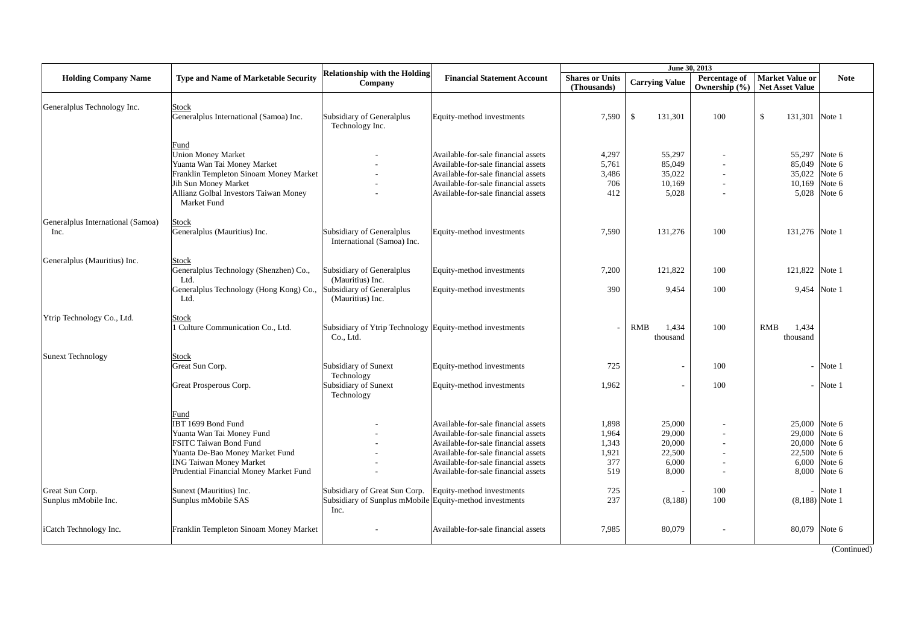| Holding Company Name | Type and Name of Marketable Security | Relationship with the Holding Company | Financial Statement Account | June 30, 2013 | | | | Note |
|---|---|---|---|---|---|---|---|---|
| | | | | Shares or Units (Thousands) | Carrying Value | Percentage of Ownership (%) | Market Value or Net Asset Value | |
| Generalplus Technology Inc. | Stock | | | | | | | |
| | Generalplus International (Samoa) Inc. | Subsidiary of Generalplus Technology Inc. | Equity-method investments | 7,590 | $ 131,301 | 100 | $ 131,301 | Note 1 |
| | Fund | | | | | | | |
| | Union Money Market | - | Available-for-sale financial assets | 4,297 | 55,297 | - | 55,297 | Note 6 |
| | Yuanta Wan Tai Money Market | - | Available-for-sale financial assets | 5,761 | 85,049 | - | 85,049 | Note 6 |
| | Franklin Templeton Sinoam Money Market | - | Available-for-sale financial assets | 3,486 | 35,022 | - | 35,022 | Note 6 |
| | Jih Sun Money Market | - | Available-for-sale financial assets | 706 | 10,169 | - | 10,169 | Note 6 |
| | Allianz Golbal Investors Taiwan Money Market Fund | - | Available-for-sale financial assets | 412 | 5,028 | - | 5,028 | Note 6 |
| Generalplus International (Samoa) Inc. | Stock | | | | | | | |
| | Generalplus (Mauritius) Inc. | Subsidiary of Generalplus International (Samoa) Inc. | Equity-method investments | 7,590 | 131,276 | 100 | 131,276 | Note 1 |
| Generalplus (Mauritius) Inc. | Stock | | | | | | | |
| | Generalplus Technology (Shenzhen) Co., Ltd. | Subsidiary of Generalplus (Mauritius) Inc. | Equity-method investments | 7,200 | 121,822 | 100 | 121,822 | Note 1 |
| | Generalplus Technology (Hong Kong) Co., Ltd. | Subsidiary of Generalplus (Mauritius) Inc. | Equity-method investments | 390 | 9,454 | 100 | 9,454 | Note 1 |
| Ytrip Technology Co., Ltd. | Stock | | | | | | | |
| | 1 Culture Communication Co., Ltd. | Subsidiary of Ytrip Technology Co., Ltd. | Equity-method investments | - | RMB 1,434 thousand | 100 | RMB 1,434 thousand | |
| Sunext Technology | Stock | | | | | | | |
| | Great Sun Corp. | Subsidiary of Sunext Technology | Equity-method investments | 725 | - | 100 | - | Note 1 |
| | Great Prosperous Corp. | Subsidiary of Sunext Technology | Equity-method investments | 1,962 | - | 100 | - | Note 1 |
| | Fund | | | | | | | |
| | IBT 1699 Bond Fund | - | Available-for-sale financial assets | 1,898 | 25,000 | - | 25,000 | Note 6 |
| | Yuanta Wan Tai Money Fund | - | Available-for-sale financial assets | 1,964 | 29,000 | - | 29,000 | Note 6 |
| | FSITC Taiwan Bond Fund | - | Available-for-sale financial assets | 1,343 | 20,000 | - | 20,000 | Note 6 |
| | Yuanta De-Bao Money Market Fund | - | Available-for-sale financial assets | 1,921 | 22,500 | - | 22,500 | Note 6 |
| | ING Taiwan Money Market | - | Available-for-sale financial assets | 377 | 6,000 | - | 6,000 | Note 6 |
| | Prudential Financial Money Market Fund | - | Available-for-sale financial assets | 519 | 8,000 | - | 8,000 | Note 6 |
| Great Sun Corp. | Sunext (Mauritius) Inc. | Subsidiary of Great Sun Corp. | Equity-method investments | 725 | - | 100 | - | Note 1 |
| Sunplus mMobile Inc. | Sunplus mMobile SAS | Subsidiary of Sunplus mMobile Inc. | Equity-method investments | 237 | (8,188) | 100 | (8,188) | Note 1 |
| iCatch Technology Inc. | Franklin Templeton Sinoam Money Market | - | Available-for-sale financial assets | 7,985 | 80,079 | - | 80,079 | Note 6 |

(Continued)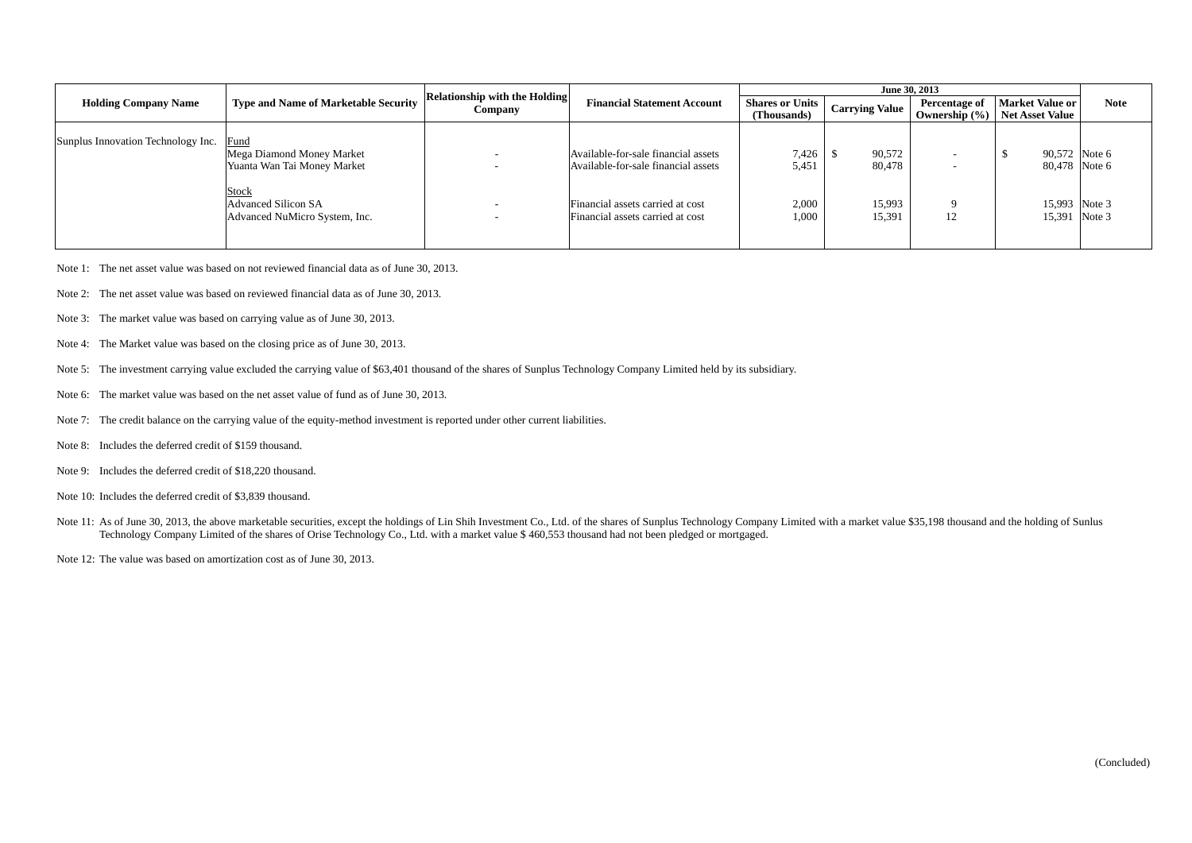| Holding Company Name | Type and Name of Marketable Security | Relationship with the Holding Company | Financial Statement Account | June 30, 2013 | | | | Note |
|---|---|---|---|---|---|---|---|---|
| | | | | Shares or Units (Thousands) | Carrying Value | Percentage of Ownership (%) | Market Value or Net Asset Value | |
| Sunplus Innovation Technology Inc. | Fund | | | | | | | |
| | Mega Diamond Money Market | - | Available-for-sale financial assets | 7,426 | $ 90,572 | - | $ 90,572 | Note 6 |
| | Yuanta Wan Tai Money Market | - | Available-for-sale financial assets | 5,451 | 80,478 | - | 80,478 | Note 6 |
| | Stock | | | | | | | |
| | Advanced Silicon SA | - | Financial assets carried at cost | 2,000 | 15,993 | 9 | 15,993 | Note 3 |
| | Advanced NuMicro System, Inc. | - | Financial assets carried at cost | 1,000 | 15,391 | 12 | 15,391 | Note 3 |

Note 1: The net asset value was based on not reviewed financial data as of June 30, 2013.

Note 2: The net asset value was based on reviewed financial data as of June 30, 2013.

Note 3: The market value was based on carrying value as of June 30, 2013.

Note 4: The Market value was based on the closing price as of June 30, 2013.

Note 5: The investment carrying value excluded the carrying value of $63,401 thousand of the shares of Sunplus Technology Company Limited held by its subsidiary.

Note 6: The market value was based on the net asset value of fund as of June 30, 2013.

Note 7: The credit balance on the carrying value of the equity-method investment is reported under other current liabilities.

Note 8: Includes the deferred credit of $159 thousand.

Note 9: Includes the deferred credit of $18,220 thousand.

Note 10: Includes the deferred credit of $3,839 thousand.

Note 11: As of June 30, 2013, the above marketable securities, except the holdings of Lin Shih Investment Co., Ltd. of the shares of Sunplus Technology Company Limited with a market value $35,198 thousand and the holding of Sunlus Technology Company Limited of the shares of Orise Technology Co., Ltd. with a market value $ 460,553 thousand had not been pledged or mortgaged.

Note 12: The value was based on amortization cost as of June 30, 2013.

(Concluded)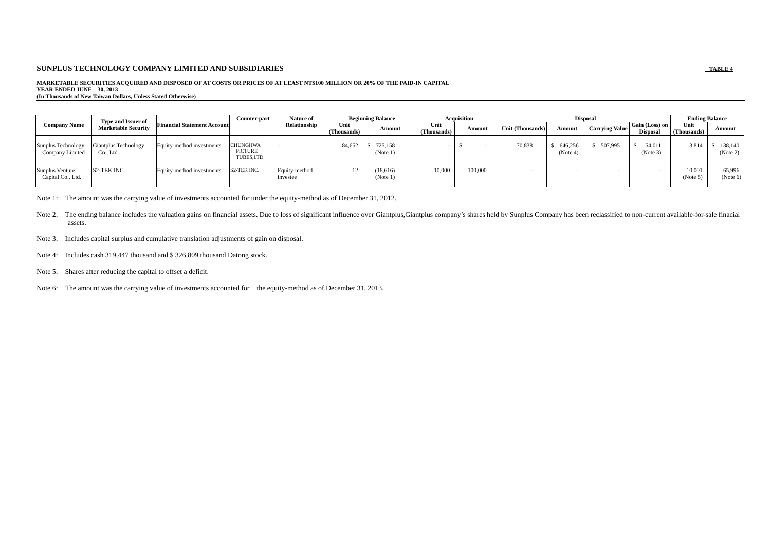**SUNPLUS TECHNOLOGY COMPANY LIMITED AND SUBSIDIARIES**

**TABLE 4**

**MARKETABLE SECURITIES ACQUIRED AND DISPOSED OF AT COSTS OR PRICES OF AT LEAST NT$100 MILLION OR 20% OF THE PAID-IN CAPITAL**
**YEAR ENDED JUNE 30, 2013**
**(In Thousands of New Taiwan Dollars, Unless Stated Otherwise)**

| Company Name | Type and Issuer of Marketable Security | Financial Statement Account | Counter-part | Nature of Relationship | Beginning Balance | | Acquisition | | Disposal | | | | Ending Balance | |
|---|---|---|---|---|---|---|---|---|---|---|---|---|---|---|
| | | | | | Unit (Thousands) | Amount | Unit (Thousands) | Amount | Unit (Thousands) | Amount | Carrying Value | Gain (Loss) on Disposal | Unit (Thousands) | Amount |
| Sunplus Technology Company Limited | Giantplus Technology Co., Ltd. | Equity-method investments | CHUNGHWA PICTURE TUBES,LTD. | - | 84,652 | $ 725,158 (Note 1) | - | $ - | 70,838 | $ 646,256 (Note 4) | $ 507,995 | $ 54,011 (Note 3) | 13,814 | $ 138,140 (Note 2) |
| Sunplus Venture Capital Co., Ltd. | S2-TEK INC. | Equity-method investments | S2-TEK INC. | Equity-method investee | 12 | (18,616) (Note 1) | 10,000 | 100,000 | - | - | - | - | 10,001 (Note 5) | 65,996 (Note 6) |

Note 1: The amount was the carrying value of investments accounted for under the equity-method as of December 31, 2012.

Note 2: The ending balance includes the valuation gains on financial assets. Due to loss of significant influence over Giantplus,Giantplus company's shares held by Sunplus Company has been reclassified to non-current available-for-sale finacial assets.

Note 3: Includes capital surplus and cumulative translation adjustments of gain on disposal.

Note 4: Includes cash 319,447 thousand and $ 326,809 thousand Datong stock.

Note 5: Shares after reducing the capital to offset a deficit.

Note 6: The amount was the carrying value of investments accounted for the equity-method as of December 31, 2013.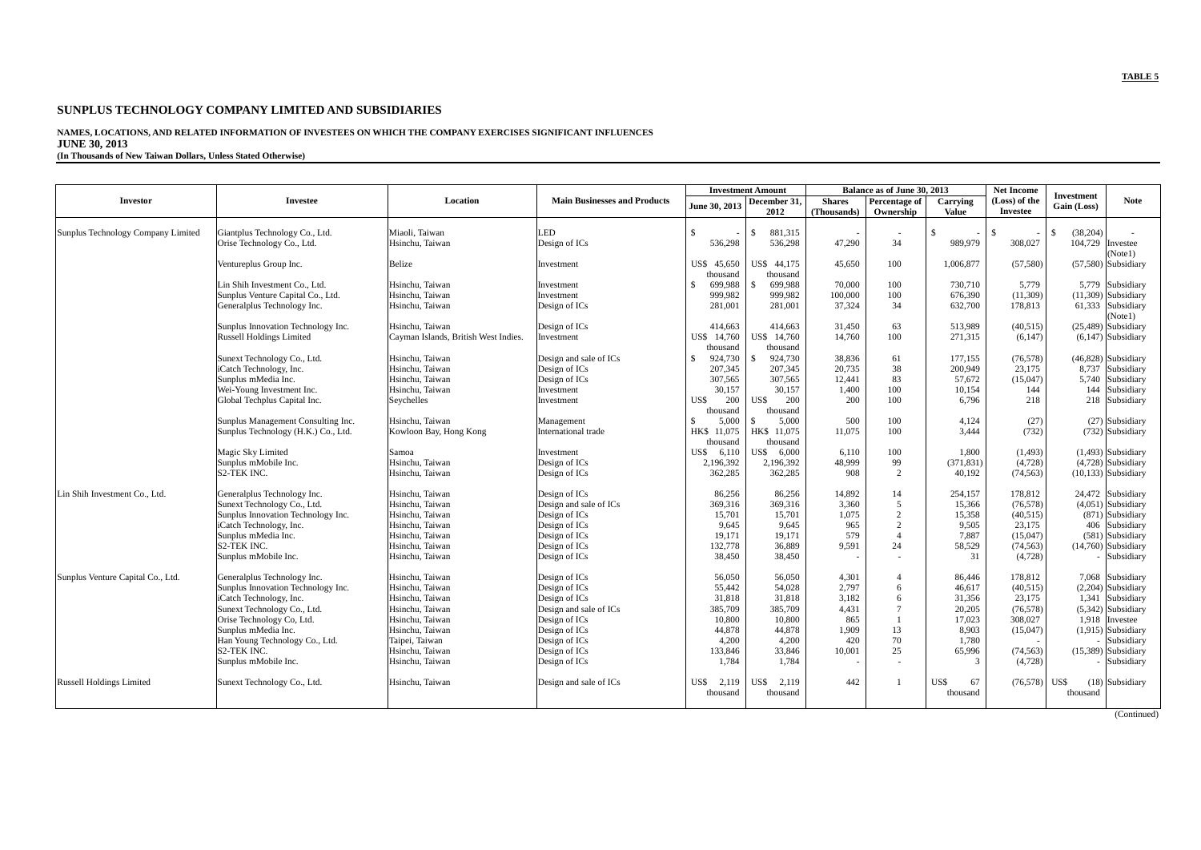**TABLE 5**

# SUNPLUS TECHNOLOGY COMPANY LIMITED AND SUBSIDIARIES

**NAMES, LOCATIONS, AND RELATED INFORMATION OF INVESTEES ON WHICH THE COMPANY EXERCISES SIGNIFICANT INFLUENCES**
**JUNE 30, 2013**
**(In Thousands of New Taiwan Dollars, Unless Stated Otherwise)**

| Investor | Investee | Location | Main Businesses and Products | Investment Amount | | Balance as of June 30, 2013 | | | Net Income (Loss) of the Investee | Investment Gain (Loss) | Note |
|---|---|---|---|---|---|---|---|---|---|---|---|
| | | | | June 30, 2013 | December 31, 2012 | Shares (Thousands) | Percentage of Ownership | Carrying Value | | | |
| Sunplus Technology Company Limited | Giantplus Technology Co., Ltd. | Miaoli, Taiwan | LED | $ - | $ 881,315 | - | - | $ - | $ - | $ (38,204) | - |
| | Orise Technology Co., Ltd. | Hsinchu, Taiwan | Design of ICs | 536,298 | 536,298 | 47,290 | 34 | 989,979 | 308,027 | 104,729 | Investee (Note1) |
| | Ventureplus Group Inc. | Belize | Investment | US$ 45,650 thousand | US$ 44,175 thousand | 45,650 | 100 | 1,006,877 | (57,580) | (57,580) | Subsidiary |
| | Lin Shih Investment Co., Ltd. | Hsinchu, Taiwan | Investment | $ 699,988 | $ 699,988 | 70,000 | 100 | 730,710 | 5,779 | 5,779 | Subsidiary |
| | Sunplus Venture Capital Co., Ltd. | Hsinchu, Taiwan | Investment | 999,982 | 999,982 | 100,000 | 100 | 676,390 | (11,309) | (11,309) | Subsidiary |
| | Generalplus Technology Inc. | Hsinchu, Taiwan | Design of ICs | 281,001 | 281,001 | 37,324 | 34 | 632,700 | 178,813 | 61,333 | Subsidiary (Note1) |
| | Sunplus Innovation Technology Inc. | Hsinchu, Taiwan | Design of ICs | 414,663 | 414,663 | 31,450 | 63 | 513,989 | (40,515) | (25,489) | Subsidiary |
| | Russell Holdings Limited | Cayman Islands, British West Indies. | Investment | US$ 14,760 thousand | US$ 14,760 thousand | 14,760 | 100 | 271,315 | (6,147) | (6,147) | Subsidiary |
| | Sunext Technology Co., Ltd. | Hsinchu, Taiwan | Design and sale of ICs | $ 924,730 | $ 924,730 | 38,836 | 61 | 177,155 | (76,578) | (46,828) | Subsidiary |
| | iCatch Technology, Inc. | Hsinchu, Taiwan | Design of ICs | 207,345 | 207,345 | 20,735 | 38 | 200,949 | 23,175 | 8,737 | Subsidiary |
| | Sunplus mMedia Inc. | Hsinchu, Taiwan | Design of ICs | 307,565 | 307,565 | 12,441 | 83 | 57,672 | (15,047) | 5,740 | Subsidiary |
| | Wei-Young Investment Inc. | Hsinchu, Taiwan | Investment | 30,157 | 30,157 | 1,400 | 100 | 10,154 | 144 | 144 | Subsidiary |
| | Global Techplus Capital Inc. | Seychelles | Investment | US$ 200 thousand | US$ 200 thousand | 200 | 100 | 6,796 | 218 | 218 | Subsidiary |
| | Sunplus Management Consulting Inc. | Hsinchu, Taiwan | Management | $ 5,000 | $ 5,000 | 500 | 100 | 4,124 | (27) | (27) | Subsidiary |
| | Sunplus Technology (H.K.) Co., Ltd. | Kowloon Bay, Hong Kong | International trade | HK$ 11,075 thousand | HK$ 11,075 thousand | 11,075 | 100 | 3,444 | (732) | (732) | Subsidiary |
| | Magic Sky Limited | Samoa | Investment | US$ 6,110 | US$ 6,000 | 6,110 | 100 | 1,800 | (1,493) | (1,493) | Subsidiary |
| | Sunplus mMobile Inc. | Hsinchu, Taiwan | Design of ICs | 2,196,392 | 2,196,392 | 48,999 | 99 | (371,831) | (4,728) | (4,728) | Subsidiary |
| | S2-TEK INC. | Hsinchu, Taiwan | Design of ICs | 362,285 | 362,285 | 908 | 2 | 40,192 | (74,563) | (10,133) | Subsidiary |
| Lin Shih Investment Co., Ltd. | Generalplus Technology Inc. | Hsinchu, Taiwan | Design of ICs | 86,256 | 86,256 | 14,892 | 14 | 254,157 | 178,812 | 24,472 | Subsidiary |
| | Sunext Technology Co., Ltd. | Hsinchu, Taiwan | Design and sale of ICs | 369,316 | 369,316 | 3,360 | 5 | 15,366 | (76,578) | (4,051) | Subsidiary |
| | Sunplus Innovation Technology Inc. | Hsinchu, Taiwan | Design of ICs | 15,701 | 15,701 | 1,075 | 2 | 15,358 | (40,515) | (871) | Subsidiary |
| | iCatch Technology, Inc. | Hsinchu, Taiwan | Design of ICs | 9,645 | 9,645 | 965 | 2 | 9,505 | 23,175 | 406 | Subsidiary |
| | Sunplus mMedia Inc. | Hsinchu, Taiwan | Design of ICs | 19,171 | 19,171 | 579 | 4 | 7,887 | (15,047) | (581) | Subsidiary |
| | S2-TEK INC. | Hsinchu, Taiwan | Design of ICs | 132,778 | 36,889 | 9,591 | 24 | 58,529 | (74,563) | (14,760) | Subsidiary |
| | Sunplus mMobile Inc. | Hsinchu, Taiwan | Design of ICs | 38,450 | 38,450 | - | - | 31 | (4,728) | - | Subsidiary |
| Sunplus Venture Capital Co., Ltd. | Generalplus Technology Inc. | Hsinchu, Taiwan | Design of ICs | 56,050 | 56,050 | 4,301 | 4 | 86,446 | 178,812 | 7,068 | Subsidiary |
| | Sunplus Innovation Technology Inc. | Hsinchu, Taiwan | Design of ICs | 55,442 | 54,028 | 2,797 | 6 | 46,617 | (40,515) | (2,204) | Subsidiary |
| | iCatch Technology, Inc. | Hsinchu, Taiwan | Design of ICs | 31,818 | 31,818 | 3,182 | 6 | 31,356 | 23,175 | 1,341 | Subsidiary |
| | Sunext Technology Co., Ltd. | Hsinchu, Taiwan | Design and sale of ICs | 385,709 | 385,709 | 4,431 | 7 | 20,205 | (76,578) | (5,342) | Subsidiary |
| | Orise Technology Co, Ltd. | Hsinchu, Taiwan | Design of ICs | 10,800 | 10,800 | 865 | 1 | 17,023 | 308,027 | 1,918 | Investee |
| | Sunplus mMedia Inc. | Hsinchu, Taiwan | Design of ICs | 44,878 | 44,878 | 1,909 | 13 | 8,903 | (15,047) | (1,915) | Subsidiary |
| | Han Young Technology Co., Ltd. | Taipei, Taiwan | Design of ICs | 4,200 | 4,200 | 420 | 70 | 1,780 | - | - | Subsidiary |
| | S2-TEK INC. | Hsinchu, Taiwan | Design of ICs | 133,846 | 33,846 | 10,001 | 25 | 65,996 | (74,563) | (15,389) | Subsidiary |
| | Sunplus mMobile Inc. | Hsinchu, Taiwan | Design of ICs | 1,784 | 1,784 | - | - | 3 | (4,728) | - | Subsidiary |
| Russell Holdings Limited | Sunext Technology Co., Ltd. | Hsinchu, Taiwan | Design and sale of ICs | US$ 2,119 thousand | US$ 2,119 thousand | 442 | 1 | US$ 67 thousand | (76,578) | US$ (18) thousand | Subsidiary |

(Continued)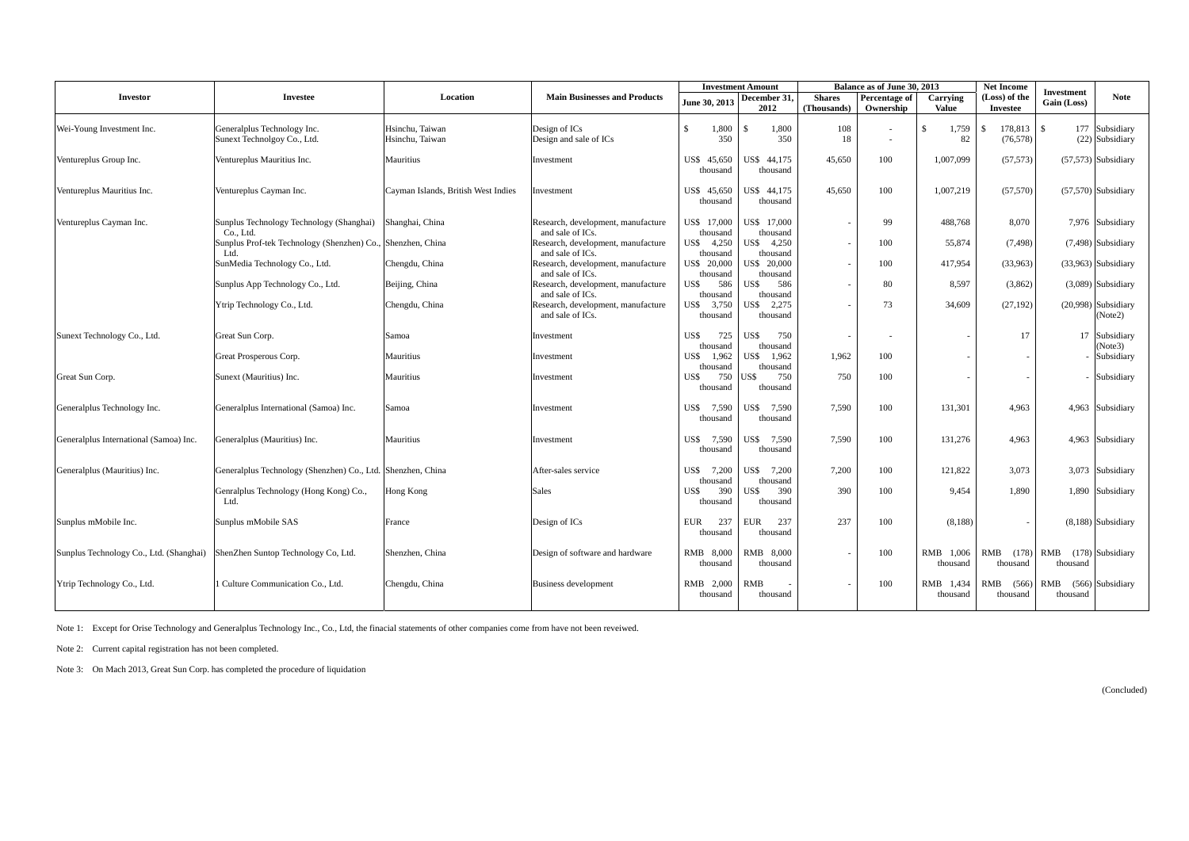| Investor | Investee | Location | Main Businesses and Products | Investment Amount | | Balance as of June 30, 2013 | | | Net Income (Loss) of the Investee | Investment Gain (Loss) | Note |
|---|---|---|---|---|---|---|---|---|---|---|---|
| | | | | June 30, 2013 | December 31, 2012 | Shares (Thousands) | Percentage of Ownership | Carrying Value | | | |
| Wei-Young Investment Inc. | Generalplus Technology Inc. | Hsinchu, Taiwan | Design of ICs | $ 1,800 | $ 1,800 | 108 | - | $ 1,759 | $ 178,813 | $ 177 | Subsidiary |
| | Sunext Technolgoy Co., Ltd. | Hsinchu, Taiwan | Design and sale of ICs | 350 | 350 | 18 | - | 82 | (76,578) | (22) | Subsidiary |
| Ventureplus Group Inc. | Ventureplus Mauritius Inc. | Mauritius | Investment | US$ 45,650 thousand | US$ 44,175 thousand | 45,650 | 100 | 1,007,099 | (57,573) | (57,573) | Subsidiary |
| Ventureplus Mauritius Inc. | Ventureplus Cayman Inc. | Cayman Islands, British West Indies | Investment | US$ 45,650 thousand | US$ 44,175 thousand | 45,650 | 100 | 1,007,219 | (57,570) | (57,570) | Subsidiary |
| Ventureplus Cayman Inc. | Sunplus Technology Technology (Shanghai) Co., Ltd. | Shanghai, China | Research, development, manufacture and sale of ICs. | US$ 17,000 thousand | US$ 17,000 thousand | - | 99 | 488,768 | 8,070 | 7,976 | Subsidiary |
| | Sunplus Prof-tek Technology (Shenzhen) Co., Ltd. | Shenzhen, China | Research, development, manufacture and sale of ICs. | US$ 4,250 thousand | US$ 4,250 thousand | - | 100 | 55,874 | (7,498) | (7,498) | Subsidiary |
| | SunMedia Technology Co., Ltd. | Chengdu, China | Research, development, manufacture and sale of ICs. | US$ 20,000 thousand | US$ 20,000 thousand | - | 100 | 417,954 | (33,963) | (33,963) | Subsidiary |
| | Sunplus App Technology Co., Ltd. | Beijing, China | Research, development, manufacture and sale of ICs. | US$ 586 thousand | US$ 586 thousand | - | 80 | 8,597 | (3,862) | (3,089) | Subsidiary |
| | Ytrip Technology Co., Ltd. | Chengdu, China | Research, development, manufacture and sale of ICs. | US$ 3,750 thousand | US$ 2,275 thousand | - | 73 | 34,609 | (27,192) | (20,998) | Subsidiary (Note2) |
| Sunext Technology Co., Ltd. | Great Sun Corp. | Samoa | Investment | US$ 725 thousand | US$ 750 thousand | - | - | - | 17 | 17 | Subsidiary (Note3) |
| | Great Prosperous Corp. | Mauritius | Investment | US$ 1,962 thousand | US$ 1,962 thousand | 1,962 | 100 | - | - | - | Subsidiary |
| Great Sun Corp. | Sunext (Mauritius) Inc. | Mauritius | Investment | US$ 750 thousand | US$ 750 thousand | 750 | 100 | - | - | - | Subsidiary |
| Generalplus Technology Inc. | Generalplus International (Samoa) Inc. | Samoa | Investment | US$ 7,590 thousand | US$ 7,590 thousand | 7,590 | 100 | 131,301 | 4,963 | 4,963 | Subsidiary |
| Generalplus International (Samoa) Inc. | Generalplus (Mauritius) Inc. | Mauritius | Investment | US$ 7,590 thousand | US$ 7,590 thousand | 7,590 | 100 | 131,276 | 4,963 | 4,963 | Subsidiary |
| Generalplus (Mauritius) Inc. | Generalplus Technology (Shenzhen) Co., Ltd. | Shenzhen, China | After-sales service | US$ 7,200 thousand | US$ 7,200 thousand | 7,200 | 100 | 121,822 | 3,073 | 3,073 | Subsidiary |
| | Genralplus Technology (Hong Kong) Co., Ltd. | Hong Kong | Sales | US$ 390 thousand | US$ 390 thousand | 390 | 100 | 9,454 | 1,890 | 1,890 | Subsidiary |
| Sunplus mMobile Inc. | Sunplus mMobile SAS | France | Design of ICs | EUR 237 thousand | EUR 237 thousand | 237 | 100 | (8,188) | - | (8,188) | Subsidiary |
| Sunplus Technology Co., Ltd. (Shanghai) | ShenZhen Suntop Technology Co, Ltd. | Shenzhen, China | Design of software and hardware | RMB 8,000 thousand | RMB 8,000 thousand | - | 100 | RMB 1,006 thousand | RMB (178) thousand | RMB (178) thousand | Subsidiary |
| Ytrip Technology Co., Ltd. | 1 Culture Communication Co., Ltd. | Chengdu, China | Business development | RMB 2,000 thousand | RMB - thousand | - | 100 | RMB 1,434 thousand | RMB (566) thousand | RMB (566) thousand | Subsidiary |

Note 1: Except for Orise Technology and Generalplus Technology Inc., Co., Ltd, the finacial statements of other companies come from have not been reveiwed.

Note 2: Current capital registration has not been completed.

Note 3: On Mach 2013, Great Sun Corp. has completed the procedure of liquidation

(Concluded)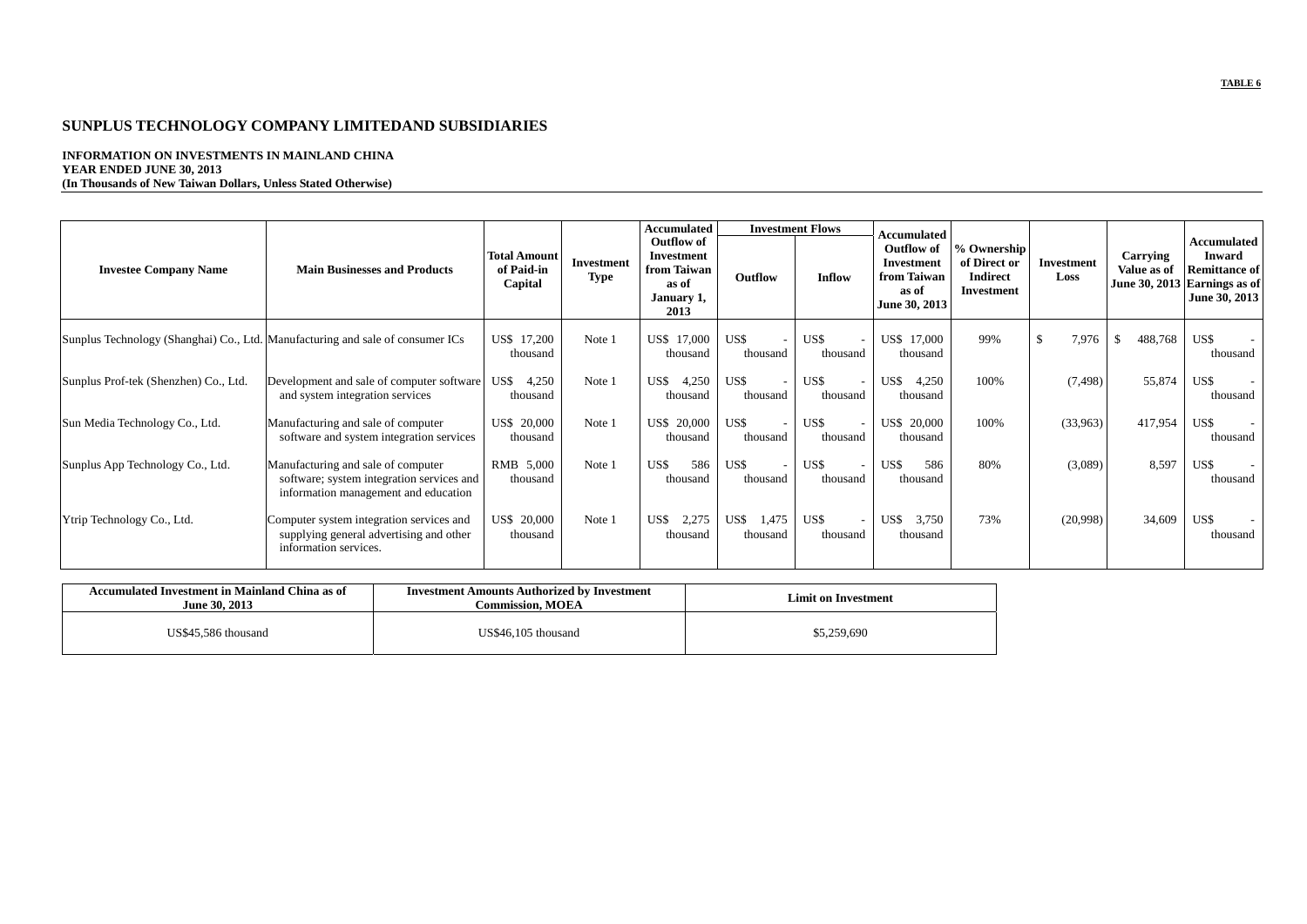**TABLE 6**

## SUNPLUS TECHNOLOGY COMPANY LIMITEDAND SUBSIDIARIES

**INFORMATION ON INVESTMENTS IN MAINLAND CHINA**
**YEAR ENDED JUNE 30, 2013**
**(In Thousands of New Taiwan Dollars, Unless Stated Otherwise)**

| Investee Company Name | Main Businesses and Products | Total Amount of Paid-in Capital | Investment Type | Accumulated Outflow of Investment from Taiwan as of January 1, 2013 | Investment Flows | | Accumulated Outflow of Investment from Taiwan as of June 30, 2013 | % Ownership of Direct or Indirect Investment | Investment Loss | Carrying Value as of June 30, 2013 | Accumulated Inward Remittance of Earnings as of June 30, 2013 |
|---|---|---|---|---|---|---|---|---|---|---|---|
| | | | | | Outflow | Inflow | | | | | |
| Sunplus Technology (Shanghai) Co., Ltd. | Manufacturing and sale of consumer ICs | US$ 17,200 thousand | Note 1 | US$ 17,000 thousand | US$ - thousand | US$ - thousand | US$ 17,000 thousand | 99% | $ 7,976 | $ 488,768 | US$ - thousand |
| Sunplus Prof-tek (Shenzhen) Co., Ltd. | Development and sale of computer software and system integration services | US$ 4,250 thousand | Note 1 | US$ 4,250 thousand | US$ - thousand | US$ - thousand | US$ 4,250 thousand | 100% | (7,498) | 55,874 | US$ - thousand |
| Sun Media Technology Co., Ltd. | Manufacturing and sale of computer software and system integration services | US$ 20,000 thousand | Note 1 | US$ 20,000 thousand | US$ - thousand | US$ - thousand | US$ 20,000 thousand | 100% | (33,963) | 417,954 | US$ - thousand |
| Sunplus App Technology Co., Ltd. | Manufacturing and sale of computer software; system integration services and information management and education | RMB 5,000 thousand | Note 1 | US$ 586 thousand | US$ - thousand | US$ - thousand | US$ 586 thousand | 80% | (3,089) | 8,597 | US$ - thousand |
| Ytrip Technology Co., Ltd. | Computer system integration services and supplying general advertising and other information services. | US$ 20,000 thousand | Note 1 | US$ 2,275 thousand | US$ 1,475 thousand | US$ - thousand | US$ 3,750 thousand | 73% | (20,998) | 34,609 | US$ - thousand |

| Accumulated Investment in Mainland China as of June 30, 2013 | Investment Amounts Authorized by Investment Commission, MOEA | Limit on Investment |
|---|---|---|
| US$45,586 thousand | US$46,105 thousand | $5,259,690 |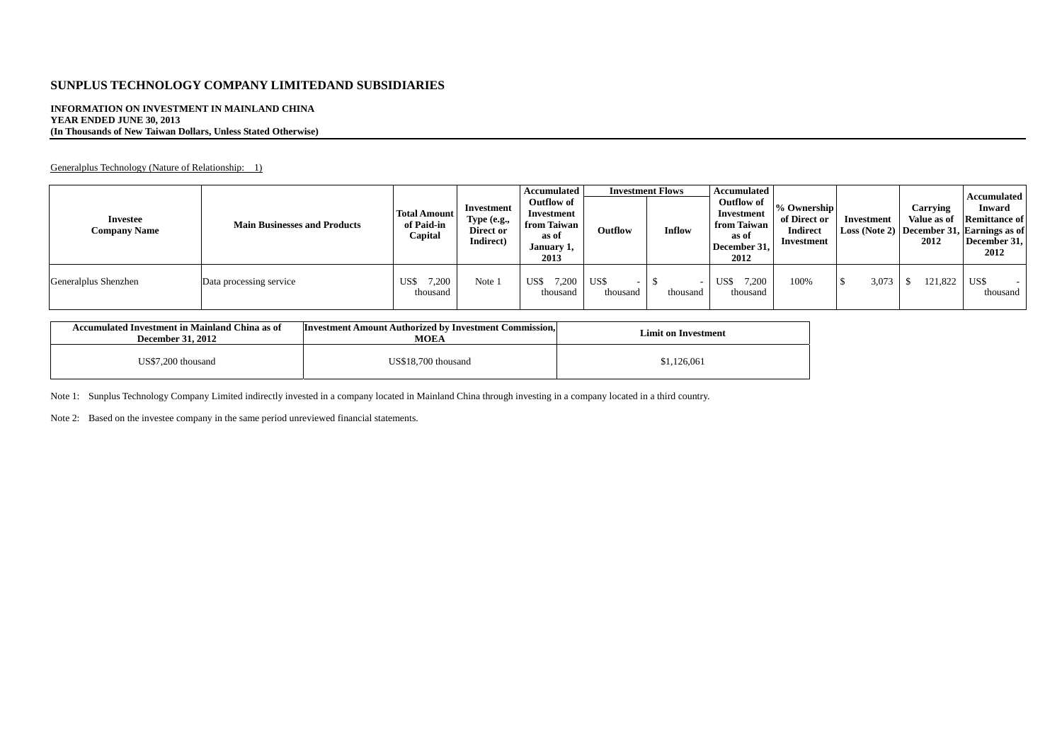**SUNPLUS TECHNOLOGY COMPANY LIMITEDAND SUBSIDIARIES**

**INFORMATION ON INVESTMENT IN MAINLAND CHINA**
**YEAR ENDED JUNE 30, 2013**
**(In Thousands of New Taiwan Dollars, Unless Stated Otherwise)**

Generalplus Technology (Nature of Relationship: 1)

| Investee Company Name | Main Businesses and Products | Total Amount of Paid-in Capital | Investment Type (e.g., Direct or Indirect) | Accumulated Outflow of Investment from Taiwan as of January 1, 2013 | Investment Flows | | Accumulated Outflow of Investment from Taiwan as of December 31, 2012 | % Ownership of Direct or Indirect Investment | Investment Loss (Note 2) | Carrying Value as of December 31, 2012 | Accumulated Inward Remittance of Earnings as of December 31, 2012 |
|---|---|---|---|---|---|---|---|---|---|---|---|
| | | | | | Outflow | Inflow | | | | | |
| Generalplus Shenzhen | Data processing service | US$ 7,200 thousand | Note 1 | US$ 7,200 thousand | US$ - thousand | $ - thousand | US$ 7,200 thousand | 100% | $ 3,073 | $ 121,822 | US$ - thousand |

| Accumulated Investment in Mainland China as of December 31, 2012 | Investment Amount Authorized by Investment Commission, MOEA | Limit on Investment |
|---|---|---|
| US$7,200 thousand | US$18,700 thousand | $1,126,061 |

Note 1: Sunplus Technology Company Limited indirectly invested in a company located in Mainland China through investing in a company located in a third country.

Note 2: Based on the investee company in the same period unreviewed financial statements.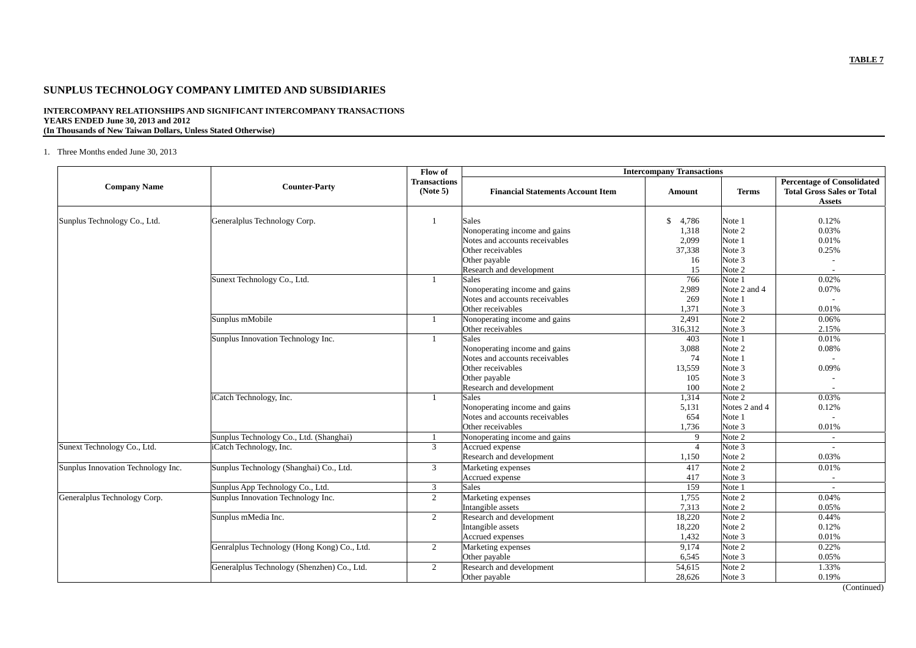**TABLE 7**

# SUNPLUS TECHNOLOGY COMPANY LIMITED AND SUBSIDIARIES

**INTERCOMPANY RELATIONSHIPS AND SIGNIFICANT INTERCOMPANY TRANSACTIONS**
**YEARS ENDED June 30, 2013 and 2012**
**(In Thousands of New Taiwan Dollars, Unless Stated Otherwise)**

1. Three Months ended June 30, 2013

| Company Name | Counter-Party | Flow of Transactions (Note 5) | Intercompany Transactions | | | |
|---|---|---|---|---|---|---|
| | | | Financial Statements Account Item | Amount | Terms | Percentage of Consolidated Total Gross Sales or Total Assets |
| Sunplus Technology Co., Ltd. | Generalplus Technology Corp. | 1 | Sales | $ 4,786 | Note 1 | 0.12% |
| | | | Nonoperating income and gains | 1,318 | Note 2 | 0.03% |
| | | | Notes and accounts receivables | 2,099 | Note 1 | 0.01% |
| | | | Other receivables | 37,338 | Note 3 | 0.25% |
| | | | Other payable | 16 | Note 3 | - |
| | | | Research and development | 15 | Note 2 | - |
| | Sunext Technology Co., Ltd. | 1 | Sales | 766 | Note 1 | 0.02% |
| | | | Nonoperating income and gains | 2,989 | Note 2 and 4 | 0.07% |
| | | | Notes and accounts receivables | 269 | Note 1 | - |
| | | | Other receivables | 1,371 | Note 3 | 0.01% |
| | Sunplus mMobile | 1 | Nonoperating income and gains | 2,491 | Note 2 | 0.06% |
| | | | Other receivables | 316,312 | Note 3 | 2.15% |
| | Sunplus Innovation Technology Inc. | 1 | Sales | 403 | Note 1 | 0.01% |
| | | | Nonoperating income and gains | 3,088 | Note 2 | 0.08% |
| | | | Notes and accounts receivables | 74 | Note 1 | - |
| | | | Other receivables | 13,559 | Note 3 | 0.09% |
| | | | Other payable | 105 | Note 3 | - |
| | | | Research and development | 100 | Note 2 | - |
| | iCatch Technology, Inc. | 1 | Sales | 1,314 | Note 2 | 0.03% |
| | | | Nonoperating income and gains | 5,131 | Notes 2 and 4 | 0.12% |
| | | | Notes and accounts receivables | 654 | Note 1 | - |
| | | | Other receivables | 1,736 | Note 3 | 0.01% |
| | Sunplus Technology Co., Ltd. (Shanghai) | 1 | Nonoperating income and gains | 9 | Note 2 | - |
| Sunext Technology Co., Ltd. | iCatch Technology, Inc. | 3 | Accrued expense | 4 | Note 3 | - |
| | | | Research and development | 1,150 | Note 2 | 0.03% |
| Sunplus Innovation Technology Inc. | Sunplus Technology (Shanghai) Co., Ltd. | 3 | Marketing expenses | 417 | Note 2 | 0.01% |
| | | | Accrued expense | 417 | Note 3 | - |
| | Sunplus App Technology Co., Ltd. | 3 | Sales | 159 | Note 1 | - |
| Generalplus Technology Corp. | Sunplus Innovation Technology Inc. | 2 | Marketing expenses | 1,755 | Note 2 | 0.04% |
| | | | Intangible assets | 7,313 | Note 2 | 0.05% |
| | Sunplus mMedia Inc. | 2 | Research and development | 18,220 | Note 2 | 0.44% |
| | | | Intangible assets | 18,220 | Note 2 | 0.12% |
| | | | Accrued expenses | 1,432 | Note 3 | 0.01% |
| | Genralplus Technology (Hong Kong) Co., Ltd. | 2 | Marketing expenses | 9,174 | Note 2 | 0.22% |
| | | | Other payable | 6,545 | Note 3 | 0.05% |
| | Generalplus Technology (Shenzhen) Co., Ltd. | 2 | Research and development | 54,615 | Note 2 | 1.33% |
| | | | Other payable | 28,626 | Note 3 | 0.19% |

(Continued)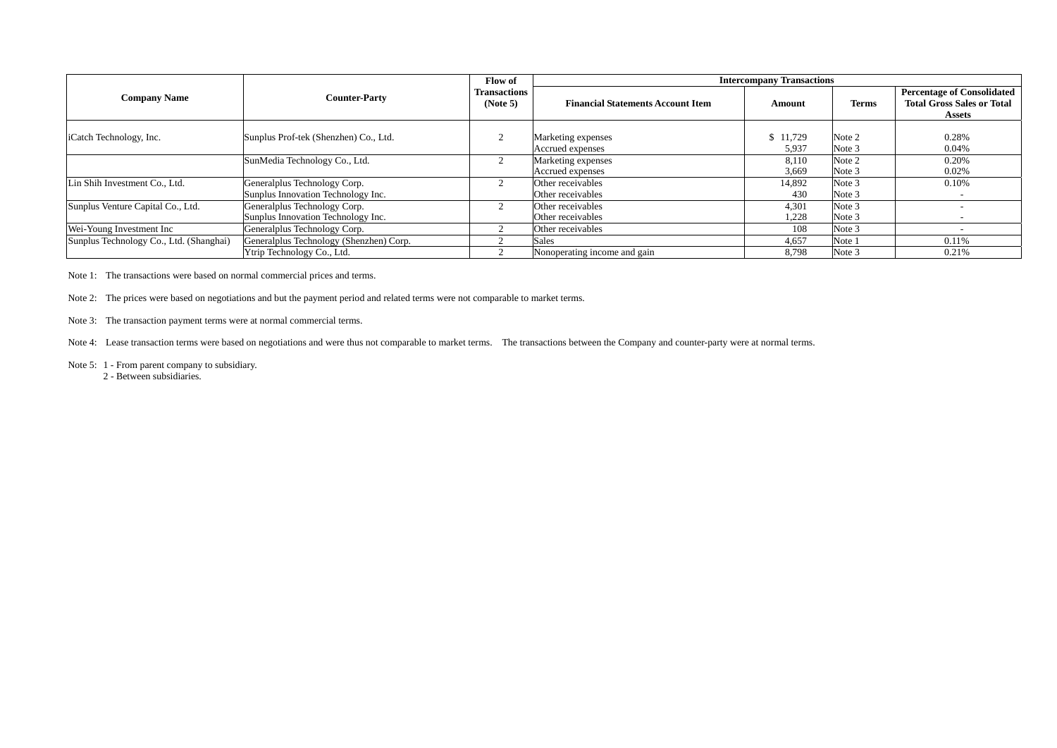| Company Name | Counter-Party | Flow of Transactions (Note 5) | Intercompany Transactions | | | |
|---|---|---|---|---|---|---|
| | | | Financial Statements Account Item | Amount | Terms | Percentage of Consolidated Total Gross Sales or Total Assets |
| iCatch Technology, Inc. | Sunplus Prof-tek (Shenzhen) Co., Ltd. | 2 | Marketing expenses | $ 11,729 | Note 2 | 0.28% |
| | | | Accrued expenses | 5,937 | Note 3 | 0.04% |
| | SunMedia Technology Co., Ltd. | 2 | Marketing expenses | 8,110 | Note 2 | 0.20% |
| | | | Accrued expenses | 3,669 | Note 3 | 0.02% |
| Lin Shih Investment Co., Ltd. | Generalplus Technology Corp. | 2 | Other receivables | 14,892 | Note 3 | 0.10% |
| | Sunplus Innovation Technology Inc. | | Other receivables | 430 | Note 3 | - |
| Sunplus Venture Capital Co., Ltd. | Generalplus Technology Corp. | 2 | Other receivables | 4,301 | Note 3 | - |
| | Sunplus Innovation Technology Inc. | | Other receivables | 1,228 | Note 3 | - |
| Wei-Young Investment Inc | Generalplus Technology Corp. | 2 | Other receivables | 108 | Note 3 | - |
| Sunplus Technology Co., Ltd. (Shanghai) | Generalplus Technology (Shenzhen) Corp. | 2 | Sales | 4,657 | Note 1 | 0.11% |
| | Ytrip Technology Co., Ltd. | 2 | Nonoperating income and gain | 8,798 | Note 3 | 0.21% |

Note 1: The transactions were based on normal commercial prices and terms.

Note 2: The prices were based on negotiations and but the payment period and related terms were not comparable to market terms.

Note 3: The transaction payment terms were at normal commercial terms.

Note 4: Lease transaction terms were based on negotiations and were thus not comparable to market terms. The transactions between the Company and counter-party were at normal terms.

Note 5: 1 - From parent company to subsidiary.
2 - Between subsidiaries.